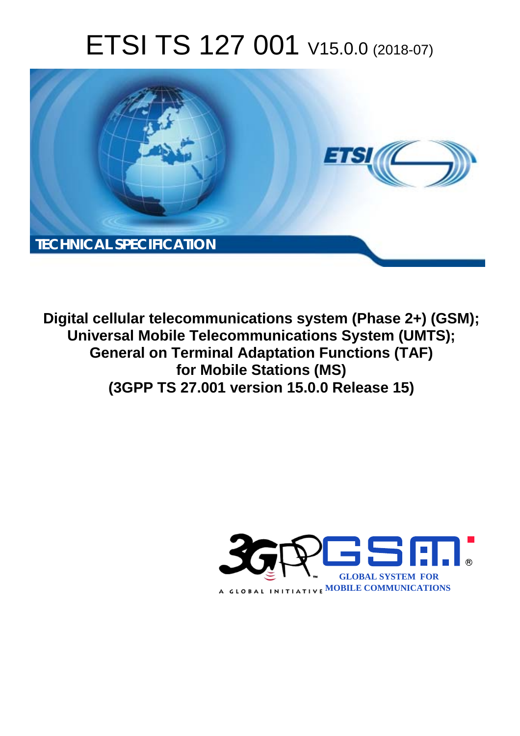# ETSI TS 127 001 V15.0.0 (2018-07)

TECHNICAL SPECIFICATION

**Digital cellular telecommunications system (Phase 2+) (GSM);**
**Universal Mobile Telecommunications System (UMTS);**
**General on Terminal Adaptation Functions (TAF)**
**for Mobile Stations (MS)**
**(3GPP TS 27.001 version 15.0.0 Release 15)**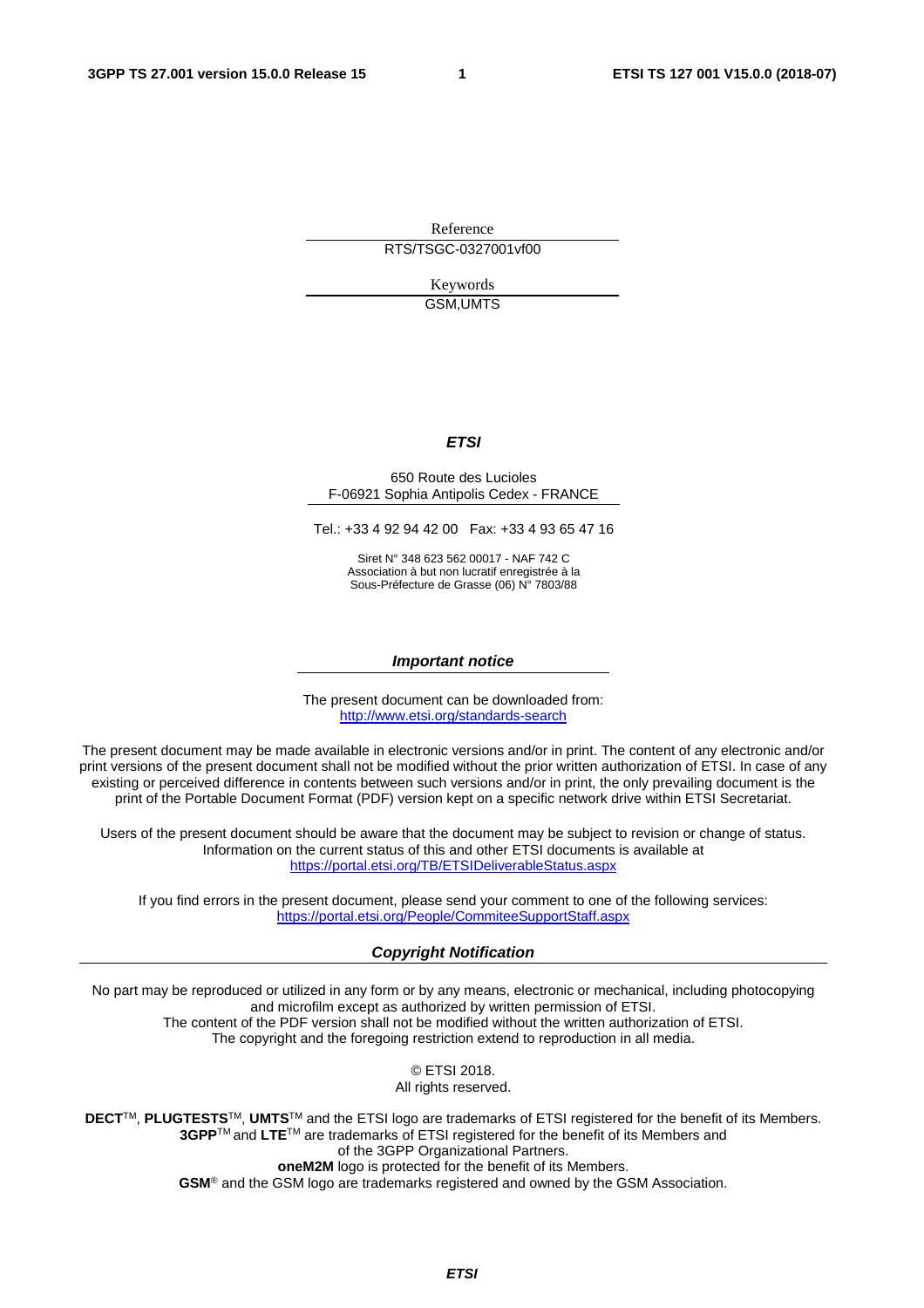Reference

RTS/TSGC-0327001vf00

Keywords

GSM,UMTS

***ETSI***

650 Route des Lucioles
F-06921 Sophia Antipolis Cedex - FRANCE

Tel.: +33 4 92 94 42 00   Fax: +33 4 93 65 47 16

Siret N° 348 623 562 00017 - NAF 742 C
Association à but non lucratif enregistrée à la
Sous-Préfecture de Grasse (06) N° 7803/88

***Important notice***

The present document can be downloaded from:
http://www.etsi.org/standards-search

The present document may be made available in electronic versions and/or in print. The content of any electronic and/or print versions of the present document shall not be modified without the prior written authorization of ETSI. In case of any existing or perceived difference in contents between such versions and/or in print, the only prevailing document is the print of the Portable Document Format (PDF) version kept on a specific network drive within ETSI Secretariat.

Users of the present document should be aware that the document may be subject to revision or change of status. Information on the current status of this and other ETSI documents is available at
https://portal.etsi.org/TB/ETSIDeliverableStatus.aspx

If you find errors in the present document, please send your comment to one of the following services:
https://portal.etsi.org/People/CommiteeSupportStaff.aspx

***Copyright Notification***

No part may be reproduced or utilized in any form or by any means, electronic or mechanical, including photocopying and microfilm except as authorized by written permission of ETSI.
The content of the PDF version shall not be modified without the written authorization of ETSI.
The copyright and the foregoing restriction extend to reproduction in all media.

© ETSI 2018.
All rights reserved.

**DECT**TM, **PLUGTESTS**TM, **UMTS**TM and the ETSI logo are trademarks of ETSI registered for the benefit of its Members.
**3GPP**TM and **LTE**TM are trademarks of ETSI registered for the benefit of its Members and of the 3GPP Organizational Partners.
**oneM2M** logo is protected for the benefit of its Members.
**GSM**® and the GSM logo are trademarks registered and owned by the GSM Association.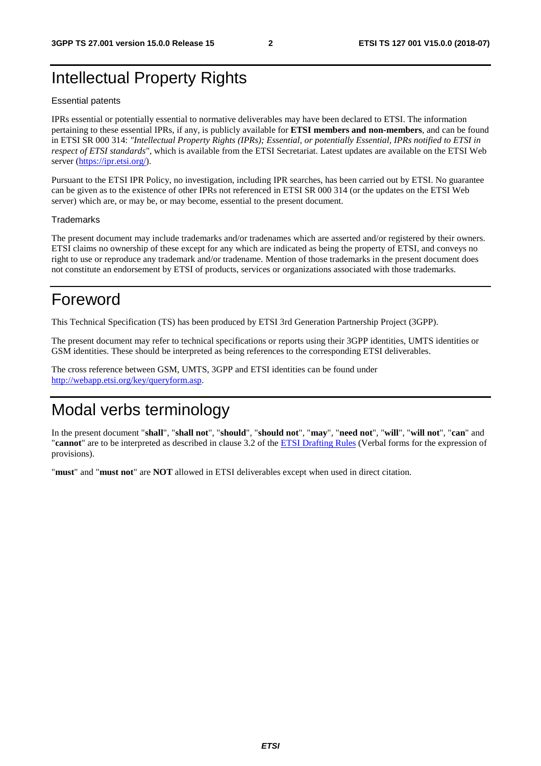# Intellectual Property Rights

Essential patents

IPRs essential or potentially essential to normative deliverables may have been declared to ETSI. The information pertaining to these essential IPRs, if any, is publicly available for **ETSI members and non-members**, and can be found in ETSI SR 000 314: *"Intellectual Property Rights (IPRs); Essential, or potentially Essential, IPRs notified to ETSI in respect of ETSI standards"*, which is available from the ETSI Secretariat. Latest updates are available on the ETSI Web server (https://ipr.etsi.org/).

Pursuant to the ETSI IPR Policy, no investigation, including IPR searches, has been carried out by ETSI. No guarantee can be given as to the existence of other IPRs not referenced in ETSI SR 000 314 (or the updates on the ETSI Web server) which are, or may be, or may become, essential to the present document.

Trademarks

The present document may include trademarks and/or tradenames which are asserted and/or registered by their owners. ETSI claims no ownership of these except for any which are indicated as being the property of ETSI, and conveys no right to use or reproduce any trademark and/or tradename. Mention of those trademarks in the present document does not constitute an endorsement by ETSI of products, services or organizations associated with those trademarks.

# Foreword

This Technical Specification (TS) has been produced by ETSI 3rd Generation Partnership Project (3GPP).

The present document may refer to technical specifications or reports using their 3GPP identities, UMTS identities or GSM identities. These should be interpreted as being references to the corresponding ETSI deliverables.

The cross reference between GSM, UMTS, 3GPP and ETSI identities can be found under http://webapp.etsi.org/key/queryform.asp.

# Modal verbs terminology

In the present document "**shall**", "**shall not**", "**should**", "**should not**", "**may**", "**need not**", "**will**", "**will not**", "**can**" and "**cannot**" are to be interpreted as described in clause 3.2 of the ETSI Drafting Rules (Verbal forms for the expression of provisions).

"**must**" and "**must not**" are **NOT** allowed in ETSI deliverables except when used in direct citation.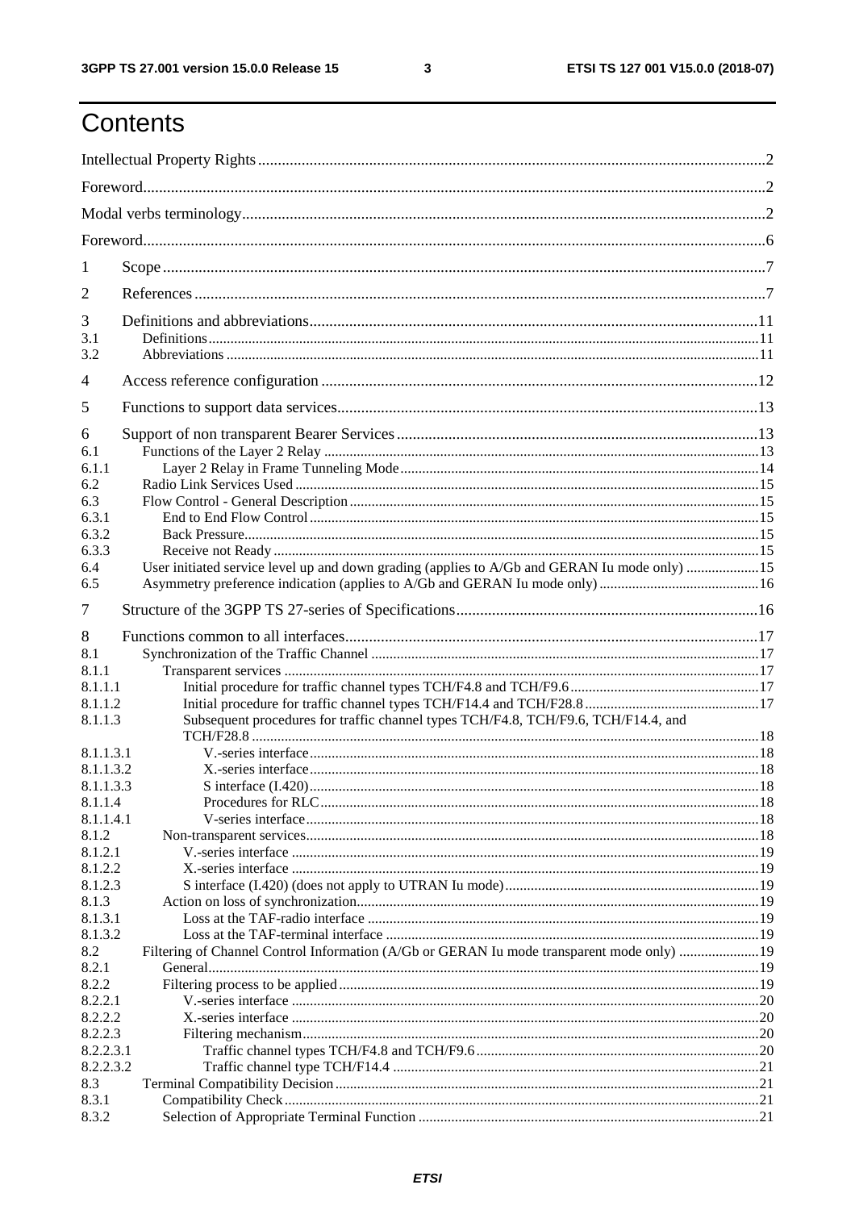# Contents

Intellectual Property Rights ..... 2
Foreword ..... 2
Modal verbs terminology ..... 2
Foreword ..... 6
1 Scope ..... 7
2 References ..... 7
3 Definitions and abbreviations ..... 11
3.1 Definitions ..... 11
3.2 Abbreviations ..... 11
4 Access reference configuration ..... 12
5 Functions to support data services ..... 13
6 Support of non transparent Bearer Services ..... 13
6.1 Functions of the Layer 2 Relay ..... 13
6.1.1 Layer 2 Relay in Frame Tunneling Mode ..... 14
6.2 Radio Link Services Used ..... 15
6.3 Flow Control - General Description ..... 15
6.3.1 End to End Flow Control ..... 15
6.3.2 Back Pressure ..... 15
6.3.3 Receive not Ready ..... 15
6.4 User initiated service level up and down grading (applies to A/Gb and GERAN Iu mode only) ..... 15
6.5 Asymmetry preference indication (applies to A/Gb and GERAN Iu mode only) ..... 16
7 Structure of the 3GPP TS 27-series of Specifications ..... 16
8 Functions common to all interfaces ..... 17
8.1 Synchronization of the Traffic Channel ..... 17
8.1.1 Transparent services ..... 17
8.1.1.1 Initial procedure for traffic channel types TCH/F4.8 and TCH/F9.6 ..... 17
8.1.1.2 Initial procedure for traffic channel types TCH/F14.4 and TCH/F28.8 ..... 17
8.1.1.3 Subsequent procedures for traffic channel types TCH/F4.8, TCH/F9.6, TCH/F14.4, and TCH/F28.8 ..... 18
8.1.1.3.1 V.-series interface ..... 18
8.1.1.3.2 X.-series interface ..... 18
8.1.1.3.3 S interface (I.420) ..... 18
8.1.1.4 Procedures for RLC ..... 18
8.1.1.4.1 V-series interface ..... 18
8.1.2 Non-transparent services ..... 18
8.1.2.1 V.-series interface ..... 19
8.1.2.2 X.-series interface ..... 19
8.1.2.3 S interface (I.420) (does not apply to UTRAN Iu mode) ..... 19
8.1.3 Action on loss of synchronization ..... 19
8.1.3.1 Loss at the TAF-radio interface ..... 19
8.1.3.2 Loss at the TAF-terminal interface ..... 19
8.2 Filtering of Channel Control Information (A/Gb or GERAN Iu mode transparent mode only) ..... 19
8.2.1 General ..... 19
8.2.2 Filtering process to be applied ..... 19
8.2.2.1 V.-series interface ..... 20
8.2.2.2 X.-series interface ..... 20
8.2.2.3 Filtering mechanism ..... 20
8.2.2.3.1 Traffic channel types TCH/F4.8 and TCH/F9.6 ..... 20
8.2.2.3.2 Traffic channel type TCH/F14.4 ..... 21
8.3 Terminal Compatibility Decision ..... 21
8.3.1 Compatibility Check ..... 21
8.3.2 Selection of Appropriate Terminal Function ..... 21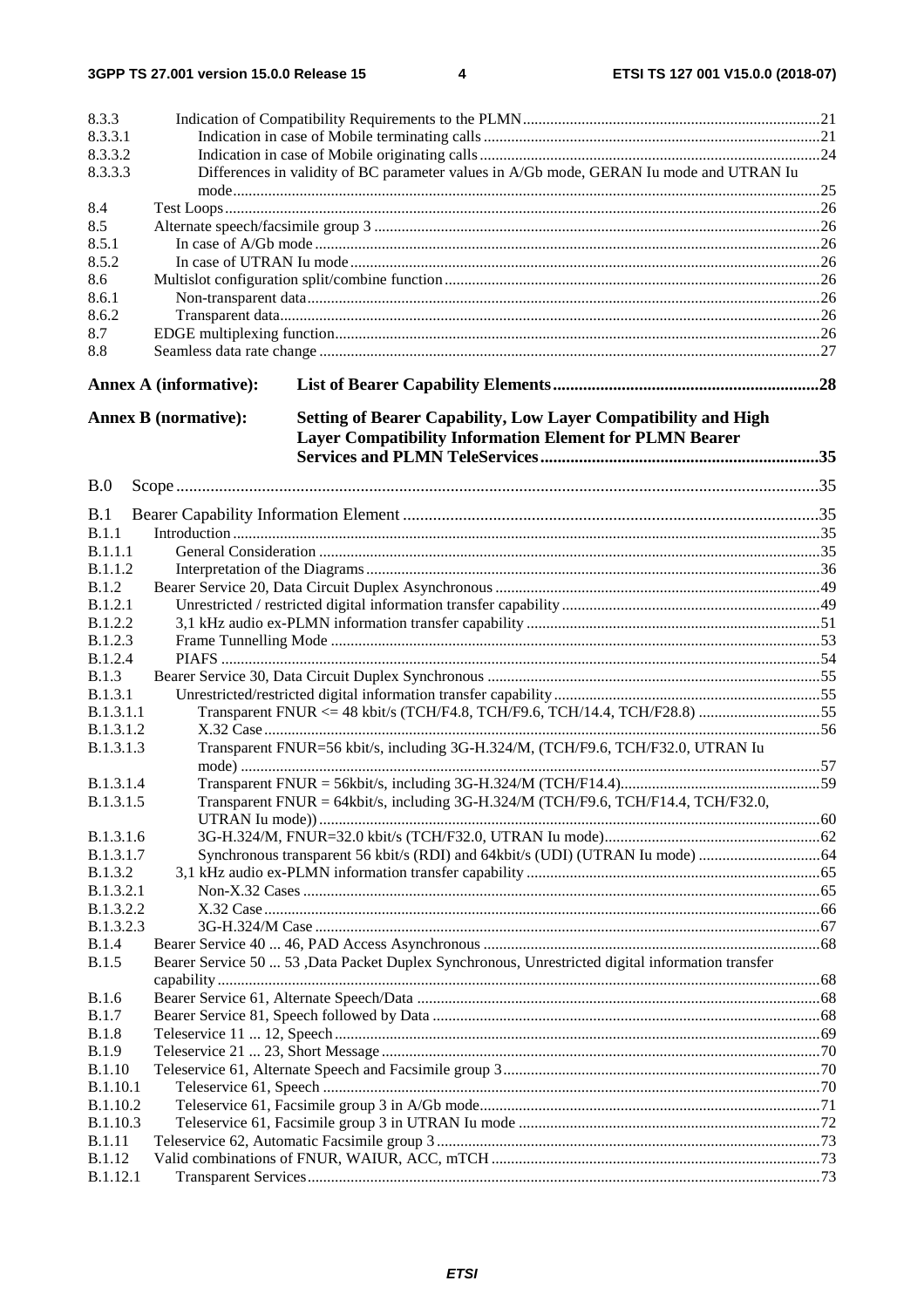8.3.3 Indication of Compatibility Requirements to the PLMN ....21
8.3.3.1 Indication in case of Mobile terminating calls ....21
8.3.3.2 Indication in case of Mobile originating calls ....24
8.3.3.3 Differences in validity of BC parameter values in A/Gb mode, GERAN Iu mode and UTRAN Iu mode ....25
8.4 Test Loops ....26
8.5 Alternate speech/facsimile group 3 ....26
8.5.1 In case of A/Gb mode ....26
8.5.2 In case of UTRAN Iu mode ....26
8.6 Multislot configuration split/combine function ....26
8.6.1 Non-transparent data ....26
8.6.2 Transparent data ....26
8.7 EDGE multiplexing function ....26
8.8 Seamless data rate change ....27

**Annex A (informative): List of Bearer Capability Elements ....28**

**Annex B (normative): Setting of Bearer Capability, Low Layer Compatibility and High Layer Compatibility Information Element for PLMN Bearer Services and PLMN TeleServices ....35**

B.0 Scope ....35

B.1 Bearer Capability Information Element ....35
B.1.1 Introduction ....35
B.1.1.1 General Consideration ....35
B.1.1.2 Interpretation of the Diagrams ....36
B.1.2 Bearer Service 20, Data Circuit Duplex Asynchronous ....49
B.1.2.1 Unrestricted / restricted digital information transfer capability ....49
B.1.2.2 3,1 kHz audio ex-PLMN information transfer capability ....51
B.1.2.3 Frame Tunnelling Mode ....53
B.1.2.4 PIAFS ....54
B.1.3 Bearer Service 30, Data Circuit Duplex Synchronous ....55
B.1.3.1 Unrestricted/restricted digital information transfer capability ....55
B.1.3.1.1 Transparent FNUR <= 48 kbit/s (TCH/F4.8, TCH/F9.6, TCH/14.4, TCH/F28.8) ....55
B.1.3.1.2 X.32 Case ....56
B.1.3.1.3 Transparent FNUR=56 kbit/s, including 3G-H.324/M, (TCH/F9.6, TCH/F32.0, UTRAN Iu mode) ....57
B.1.3.1.4 Transparent FNUR = 56kbit/s, including 3G-H.324/M (TCH/F14.4) ....59
B.1.3.1.5 Transparent FNUR = 64kbit/s, including 3G-H.324/M (TCH/F9.6, TCH/F14.4, TCH/F32.0, UTRAN Iu mode)) ....60
B.1.3.1.6 3G-H.324/M, FNUR=32.0 kbit/s (TCH/F32.0, UTRAN Iu mode) ....62
B.1.3.1.7 Synchronous transparent 56 kbit/s (RDI) and 64kbit/s (UDI) (UTRAN Iu mode) ....64
B.1.3.2 3,1 kHz audio ex-PLMN information transfer capability ....65
B.1.3.2.1 Non-X.32 Cases ....65
B.1.3.2.2 X.32 Case ....66
B.1.3.2.3 3G-H.324/M Case ....67
B.1.4 Bearer Service 40 ... 46, PAD Access Asynchronous ....68
B.1.5 Bearer Service 50 ... 53 ,Data Packet Duplex Synchronous, Unrestricted digital information transfer capability ....68
B.1.6 Bearer Service 61, Alternate Speech/Data ....68
B.1.7 Bearer Service 81, Speech followed by Data ....68
B.1.8 Teleservice 11 ... 12, Speech ....69
B.1.9 Teleservice 21 ... 23, Short Message ....70
B.1.10 Teleservice 61, Alternate Speech and Facsimile group 3 ....70
B.1.10.1 Teleservice 61, Speech ....70
B.1.10.2 Teleservice 61, Facsimile group 3 in A/Gb mode ....71
B.1.10.3 Teleservice 61, Facsimile group 3 in UTRAN Iu mode ....72
B.1.11 Teleservice 62, Automatic Facsimile group 3 ....73
B.1.12 Valid combinations of FNUR, WAIUR, ACC, mTCH ....73
B.1.12.1 Transparent Services ....73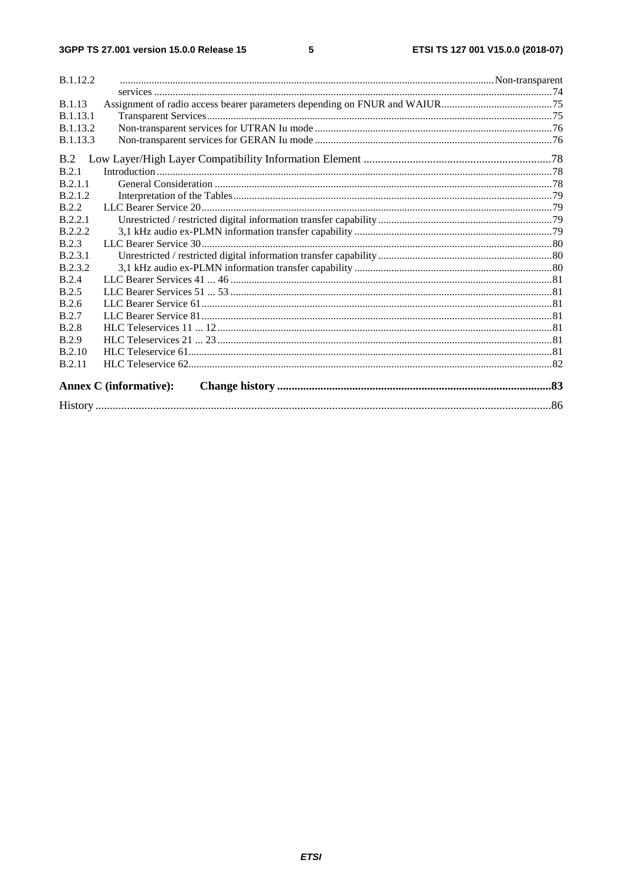B.1.12.2 Non-transparent services .....74
B.1.13 Assignment of radio access bearer parameters depending on FNUR and WAIUR.....75
B.1.13.1 Transparent Services.....75
B.1.13.2 Non-transparent services for UTRAN Iu mode.....76
B.1.13.3 Non-transparent services for GERAN Iu mode.....76

B.2 Low Layer/High Layer Compatibility Information Element.....78
B.2.1 Introduction.....78
B.2.1.1 General Consideration.....78
B.2.1.2 Interpretation of the Tables.....79
B.2.2 LLC Bearer Service 20.....79
B.2.2.1 Unrestricted / restricted digital information transfer capability.....79
B.2.2.2 3,1 kHz audio ex-PLMN information transfer capability.....79
B.2.3 LLC Bearer Service 30.....80
B.2.3.1 Unrestricted / restricted digital information transfer capability.....80
B.2.3.2 3,1 kHz audio ex-PLMN information transfer capability.....80
B.2.4 LLC Bearer Services 41 ... 46.....81
B.2.5 LLC Bearer Services 51 ... 53.....81
B.2.6 LLC Bearer Service 61.....81
B.2.7 LLC Bearer Service 81.....81
B.2.8 HLC Teleservices 11 ... 12.....81
B.2.9 HLC Teleservices 21 ... 23.....81
B.2.10 HLC Teleservice 61.....81
B.2.11 HLC Teleservice 62.....82

**Annex C (informative): Change history.....83**

History.....86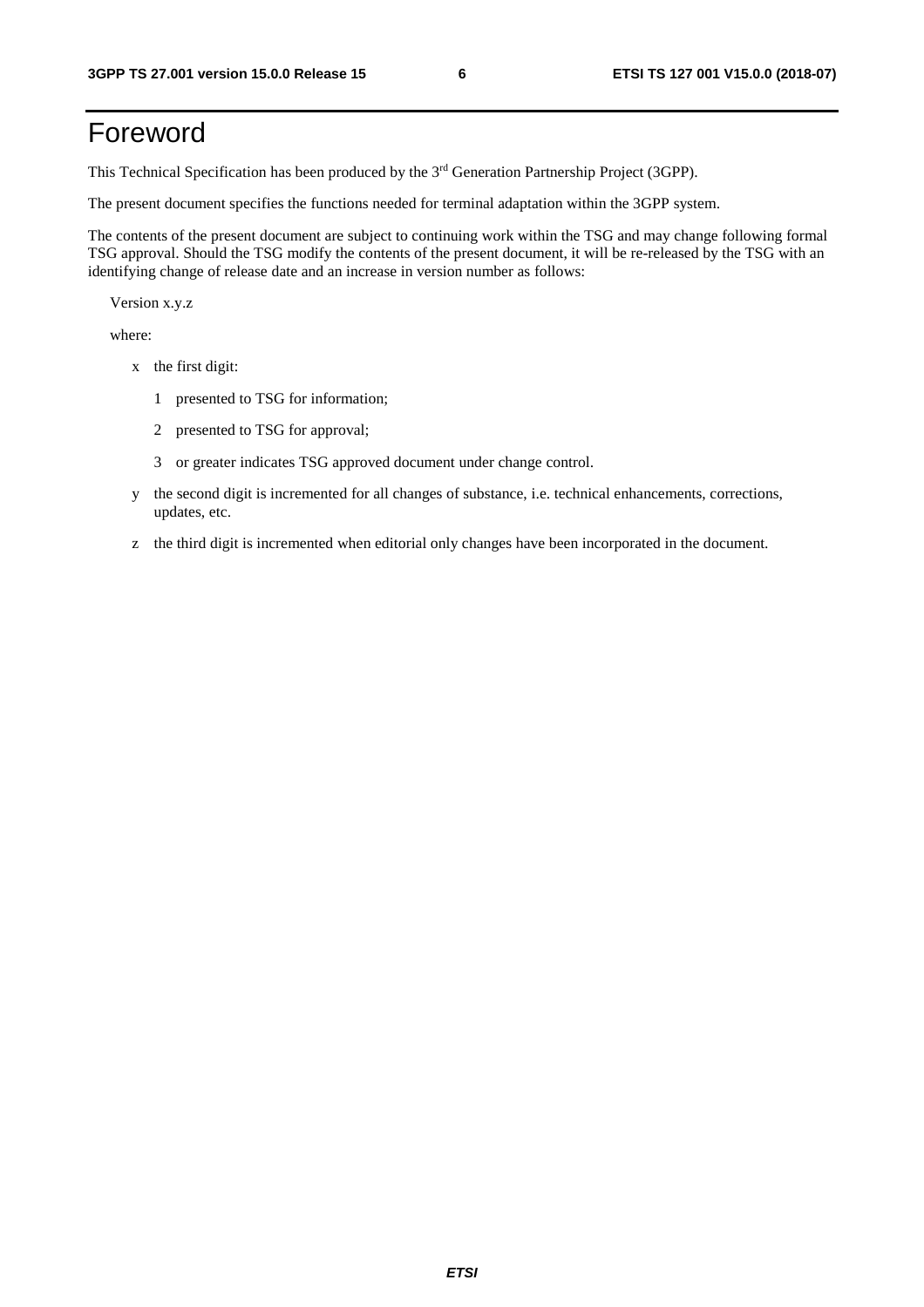# Foreword

This Technical Specification has been produced by the 3rd Generation Partnership Project (3GPP).

The present document specifies the functions needed for terminal adaptation within the 3GPP system.

The contents of the present document are subject to continuing work within the TSG and may change following formal TSG approval. Should the TSG modify the contents of the present document, it will be re-released by the TSG with an identifying change of release date and an increase in version number as follows:

Version x.y.z

where:

- x the first digit:
  - 1 presented to TSG for information;
  - 2 presented to TSG for approval;
  - 3 or greater indicates TSG approved document under change control.
- y the second digit is incremented for all changes of substance, i.e. technical enhancements, corrections, updates, etc.
- z the third digit is incremented when editorial only changes have been incorporated in the document.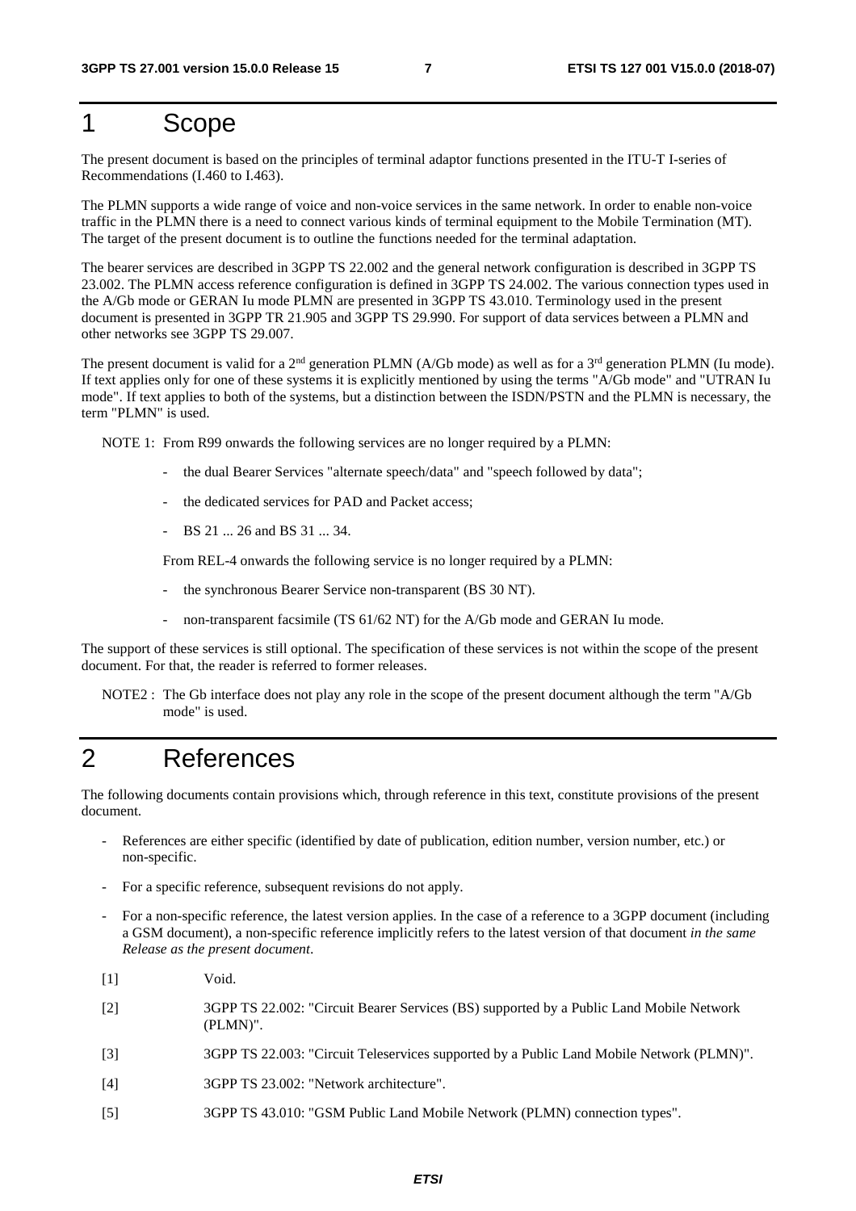# 1 Scope

The present document is based on the principles of terminal adaptor functions presented in the ITU-T I-series of Recommendations (I.460 to I.463).

The PLMN supports a wide range of voice and non-voice services in the same network. In order to enable non-voice traffic in the PLMN there is a need to connect various kinds of terminal equipment to the Mobile Termination (MT). The target of the present document is to outline the functions needed for the terminal adaptation.

The bearer services are described in 3GPP TS 22.002 and the general network configuration is described in 3GPP TS 23.002. The PLMN access reference configuration is defined in 3GPP TS 24.002. The various connection types used in the A/Gb mode or GERAN Iu mode PLMN are presented in 3GPP TS 43.010. Terminology used in the present document is presented in 3GPP TR 21.905 and 3GPP TS 29.990. For support of data services between a PLMN and other networks see 3GPP TS 29.007.

The present document is valid for a 2nd generation PLMN (A/Gb mode) as well as for a 3rd generation PLMN (Iu mode). If text applies only for one of these systems it is explicitly mentioned by using the terms "A/Gb mode" and "UTRAN Iu mode". If text applies to both of the systems, but a distinction between the ISDN/PSTN and the PLMN is necessary, the term "PLMN" is used.

NOTE 1: From R99 onwards the following services are no longer required by a PLMN:

- the dual Bearer Services "alternate speech/data" and "speech followed by data";
- the dedicated services for PAD and Packet access;
- BS 21 ... 26 and BS 31 ... 34.

From REL-4 onwards the following service is no longer required by a PLMN:

- the synchronous Bearer Service non-transparent (BS 30 NT).
- non-transparent facsimile (TS 61/62 NT) for the A/Gb mode and GERAN Iu mode.

The support of these services is still optional. The specification of these services is not within the scope of the present document. For that, the reader is referred to former releases.

NOTE2 : The Gb interface does not play any role in the scope of the present document although the term "A/Gb mode" is used.

# 2 References

The following documents contain provisions which, through reference in this text, constitute provisions of the present document.

- References are either specific (identified by date of publication, edition number, version number, etc.) or non-specific.
- For a specific reference, subsequent revisions do not apply.
- For a non-specific reference, the latest version applies. In the case of a reference to a 3GPP document (including a GSM document), a non-specific reference implicitly refers to the latest version of that document *in the same Release as the present document*.

[1] Void.

[2] 3GPP TS 22.002: "Circuit Bearer Services (BS) supported by a Public Land Mobile Network (PLMN)".

[3] 3GPP TS 22.003: "Circuit Teleservices supported by a Public Land Mobile Network (PLMN)".

[4] 3GPP TS 23.002: "Network architecture".

[5] 3GPP TS 43.010: "GSM Public Land Mobile Network (PLMN) connection types".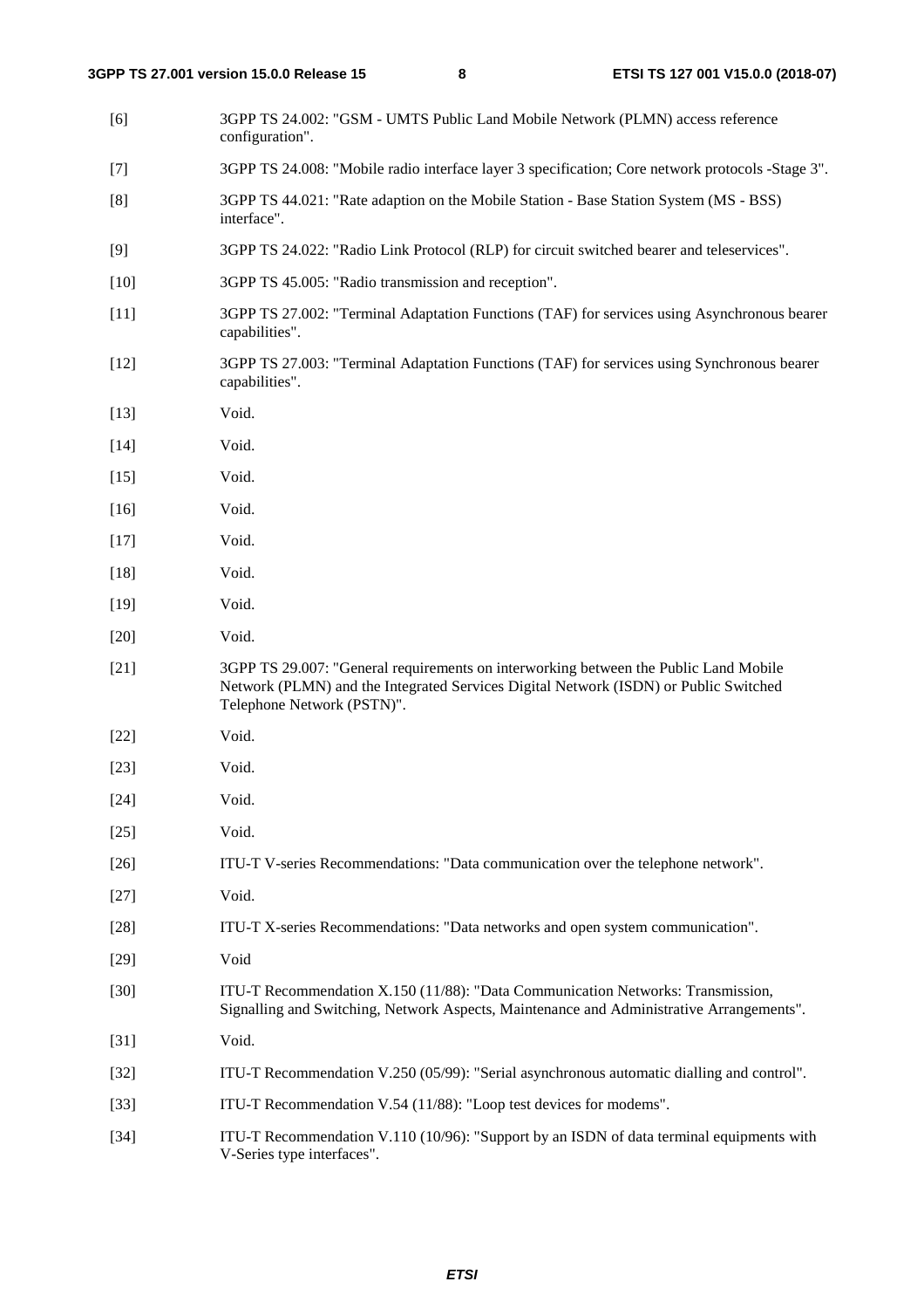[6] 3GPP TS 24.002: "GSM - UMTS Public Land Mobile Network (PLMN) access reference configuration".

[7] 3GPP TS 24.008: "Mobile radio interface layer 3 specification; Core network protocols -Stage 3".

[8] 3GPP TS 44.021: "Rate adaption on the Mobile Station - Base Station System (MS - BSS) interface".

[9] 3GPP TS 24.022: "Radio Link Protocol (RLP) for circuit switched bearer and teleservices".

[10] 3GPP TS 45.005: "Radio transmission and reception".

[11] 3GPP TS 27.002: "Terminal Adaptation Functions (TAF) for services using Asynchronous bearer capabilities".

[12] 3GPP TS 27.003: "Terminal Adaptation Functions (TAF) for services using Synchronous bearer capabilities".

[13] Void.

[14] Void.

[15] Void.

[16] Void.

[17] Void.

[18] Void.

[19] Void.

[20] Void.

[21] 3GPP TS 29.007: "General requirements on interworking between the Public Land Mobile Network (PLMN) and the Integrated Services Digital Network (ISDN) or Public Switched Telephone Network (PSTN)".

[22] Void.

[23] Void.

[24] Void.

[25] Void.

[26] ITU-T V-series Recommendations: "Data communication over the telephone network".

[27] Void.

[28] ITU-T X-series Recommendations: "Data networks and open system communication".

[29] Void

[30] ITU-T Recommendation X.150 (11/88): "Data Communication Networks: Transmission, Signalling and Switching, Network Aspects, Maintenance and Administrative Arrangements".

[31] Void.

[32] ITU-T Recommendation V.250 (05/99): "Serial asynchronous automatic dialling and control".

[33] ITU-T Recommendation V.54 (11/88): "Loop test devices for modems".

[34] ITU-T Recommendation V.110 (10/96): "Support by an ISDN of data terminal equipments with V-Series type interfaces".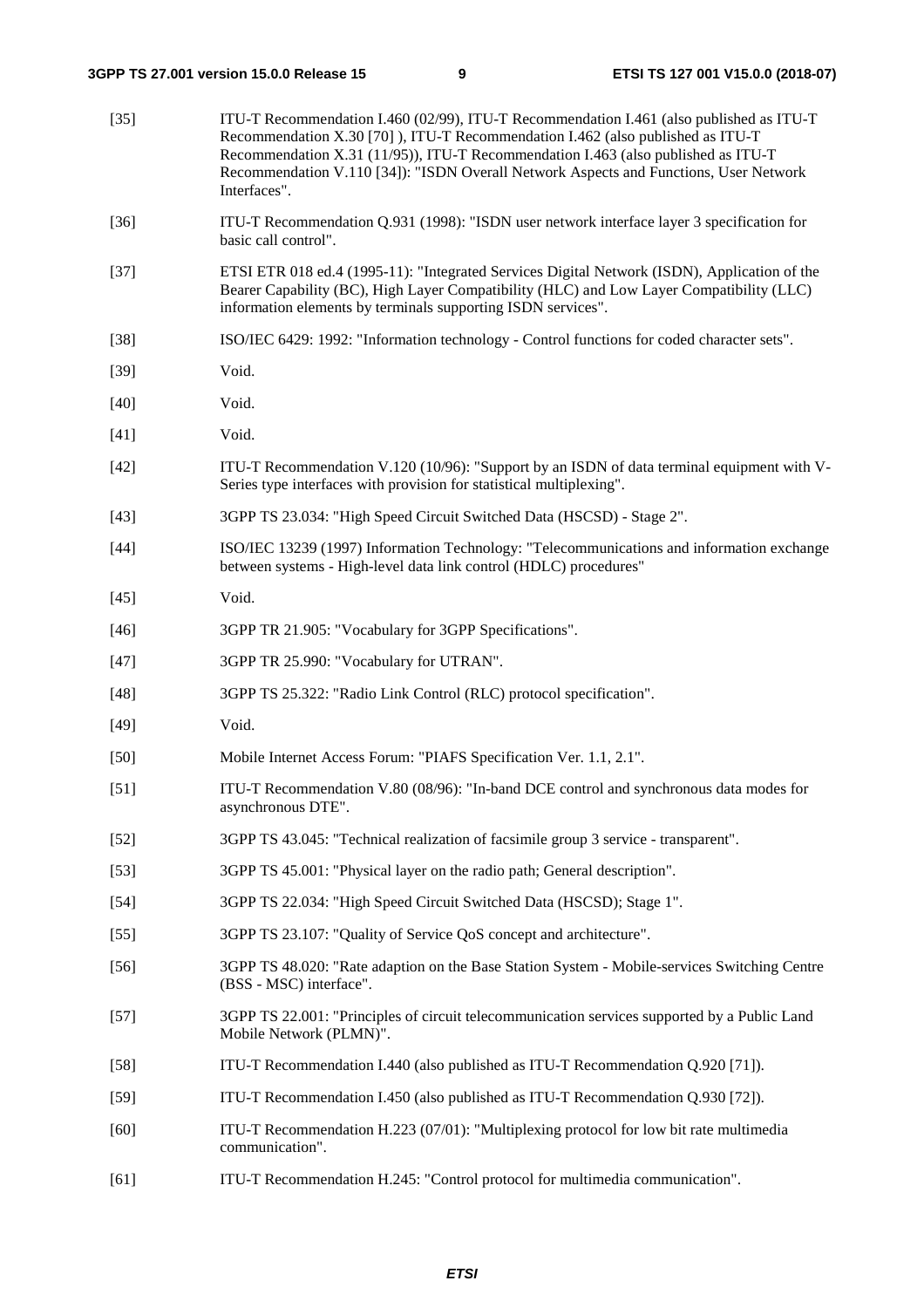[35] ITU-T Recommendation I.460 (02/99), ITU-T Recommendation I.461 (also published as ITU-T Recommendation X.30 [70] ), ITU-T Recommendation I.462 (also published as ITU-T Recommendation X.31 (11/95)), ITU-T Recommendation I.463 (also published as ITU-T Recommendation V.110 [34]): "ISDN Overall Network Aspects and Functions, User Network Interfaces".

[36] ITU-T Recommendation Q.931 (1998): "ISDN user network interface layer 3 specification for basic call control".

[37] ETSI ETR 018 ed.4 (1995-11): "Integrated Services Digital Network (ISDN), Application of the Bearer Capability (BC), High Layer Compatibility (HLC) and Low Layer Compatibility (LLC) information elements by terminals supporting ISDN services".

[38] ISO/IEC 6429: 1992: "Information technology - Control functions for coded character sets".

[39] Void.

[40] Void.

[41] Void.

[42] ITU-T Recommendation V.120 (10/96): "Support by an ISDN of data terminal equipment with V-Series type interfaces with provision for statistical multiplexing".

[43] 3GPP TS 23.034: "High Speed Circuit Switched Data (HSCSD) - Stage 2".

[44] ISO/IEC 13239 (1997) Information Technology: "Telecommunications and information exchange between systems - High-level data link control (HDLC) procedures"

[45] Void.

[46] 3GPP TR 21.905: "Vocabulary for 3GPP Specifications".

[47] 3GPP TR 25.990: "Vocabulary for UTRAN".

[48] 3GPP TS 25.322: "Radio Link Control (RLC) protocol specification".

[49] Void.

[50] Mobile Internet Access Forum: "PIAFS Specification Ver. 1.1, 2.1".

[51] ITU-T Recommendation V.80 (08/96): "In-band DCE control and synchronous data modes for asynchronous DTE".

[52] 3GPP TS 43.045: "Technical realization of facsimile group 3 service - transparent".

[53] 3GPP TS 45.001: "Physical layer on the radio path; General description".

[54] 3GPP TS 22.034: "High Speed Circuit Switched Data (HSCSD); Stage 1".

[55] 3GPP TS 23.107: "Quality of Service QoS concept and architecture".

[56] 3GPP TS 48.020: "Rate adaption on the Base Station System - Mobile-services Switching Centre (BSS - MSC) interface".

[57] 3GPP TS 22.001: "Principles of circuit telecommunication services supported by a Public Land Mobile Network (PLMN)".

[58] ITU-T Recommendation I.440 (also published as ITU-T Recommendation Q.920 [71]).

[59] ITU-T Recommendation I.450 (also published as ITU-T Recommendation Q.930 [72]).

[60] ITU-T Recommendation H.223 (07/01): "Multiplexing protocol for low bit rate multimedia communication".

[61] ITU-T Recommendation H.245: "Control protocol for multimedia communication".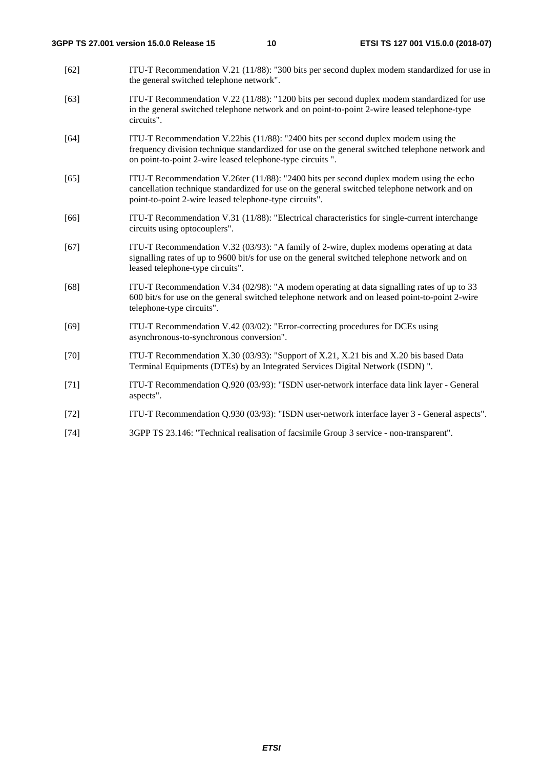[62] ITU-T Recommendation V.21 (11/88): "300 bits per second duplex modem standardized for use in the general switched telephone network".

[63] ITU-T Recommendation V.22 (11/88): "1200 bits per second duplex modem standardized for use in the general switched telephone network and on point-to-point 2-wire leased telephone-type circuits".

[64] ITU-T Recommendation V.22bis (11/88): "2400 bits per second duplex modem using the frequency division technique standardized for use on the general switched telephone network and on point-to-point 2-wire leased telephone-type circuits ".

[65] ITU-T Recommendation V.26ter (11/88): "2400 bits per second duplex modem using the echo cancellation technique standardized for use on the general switched telephone network and on point-to-point 2-wire leased telephone-type circuits".

[66] ITU-T Recommendation V.31 (11/88): "Electrical characteristics for single-current interchange circuits using optocouplers".

[67] ITU-T Recommendation V.32 (03/93): "A family of 2-wire, duplex modems operating at data signalling rates of up to 9600 bit/s for use on the general switched telephone network and on leased telephone-type circuits".

[68] ITU-T Recommendation V.34 (02/98): "A modem operating at data signalling rates of up to 33 600 bit/s for use on the general switched telephone network and on leased point-to-point 2-wire telephone-type circuits".

[69] ITU-T Recommendation V.42 (03/02): "Error-correcting procedures for DCEs using asynchronous-to-synchronous conversion".

[70] ITU-T Recommendation X.30 (03/93): "Support of X.21, X.21 bis and X.20 bis based Data Terminal Equipments (DTEs) by an Integrated Services Digital Network (ISDN) ".

[71] ITU-T Recommendation Q.920 (03/93): "ISDN user-network interface data link layer - General aspects".

[72] ITU-T Recommendation Q.930 (03/93): "ISDN user-network interface layer 3 - General aspects".

[74] 3GPP TS 23.146: "Technical realisation of facsimile Group 3 service - non-transparent".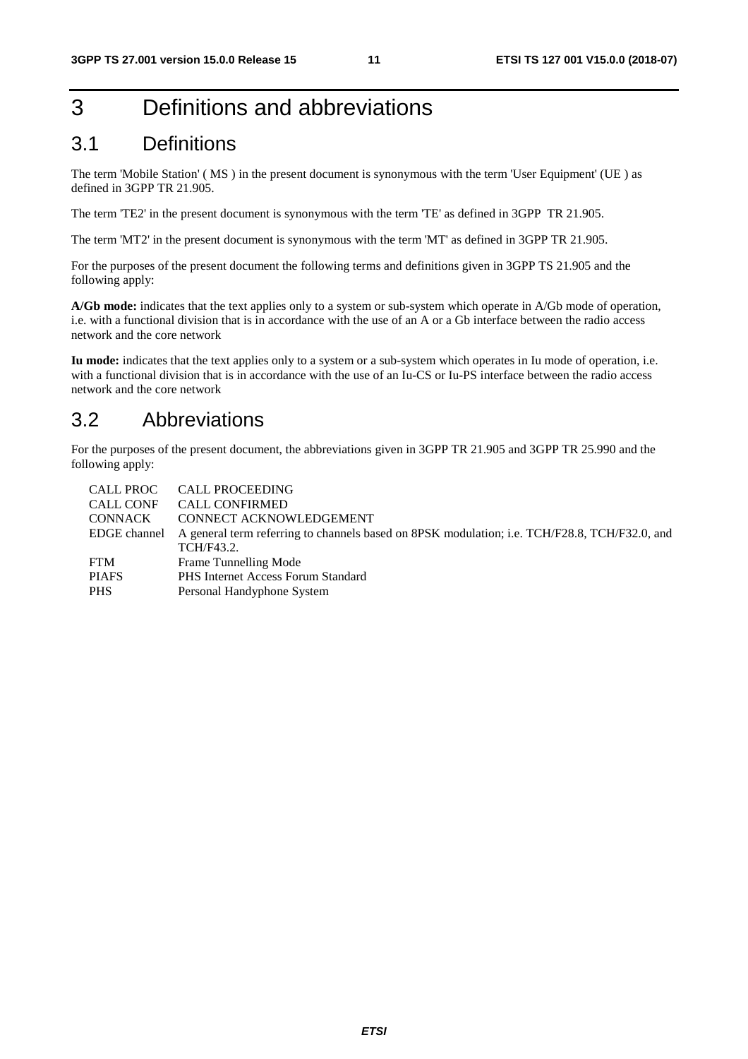# 3 Definitions and abbreviations

## 3.1 Definitions

The term 'Mobile Station' ( MS ) in the present document is synonymous with the term 'User Equipment' (UE ) as defined in 3GPP TR 21.905.

The term 'TE2' in the present document is synonymous with the term 'TE' as defined in 3GPP TR 21.905.

The term 'MT2' in the present document is synonymous with the term 'MT' as defined in 3GPP TR 21.905.

For the purposes of the present document the following terms and definitions given in 3GPP TS 21.905 and the following apply:

**A/Gb mode:** indicates that the text applies only to a system or sub-system which operate in A/Gb mode of operation, i.e. with a functional division that is in accordance with the use of an A or a Gb interface between the radio access network and the core network

**Iu mode:** indicates that the text applies only to a system or a sub-system which operates in Iu mode of operation, i.e. with a functional division that is in accordance with the use of an Iu-CS or Iu-PS interface between the radio access network and the core network

## 3.2 Abbreviations

For the purposes of the present document, the abbreviations given in 3GPP TR 21.905 and 3GPP TR 25.990 and the following apply:

| | |
|---|---|
| CALL PROC | CALL PROCEEDING |
| CALL CONF | CALL CONFIRMED |
| CONNACK | CONNECT ACKNOWLEDGEMENT |
| EDGE channel | A general term referring to channels based on 8PSK modulation; i.e. TCH/F28.8, TCH/F32.0, and TCH/F43.2. |
| FTM | Frame Tunnelling Mode |
| PIAFS | PHS Internet Access Forum Standard |
| PHS | Personal Handyphone System |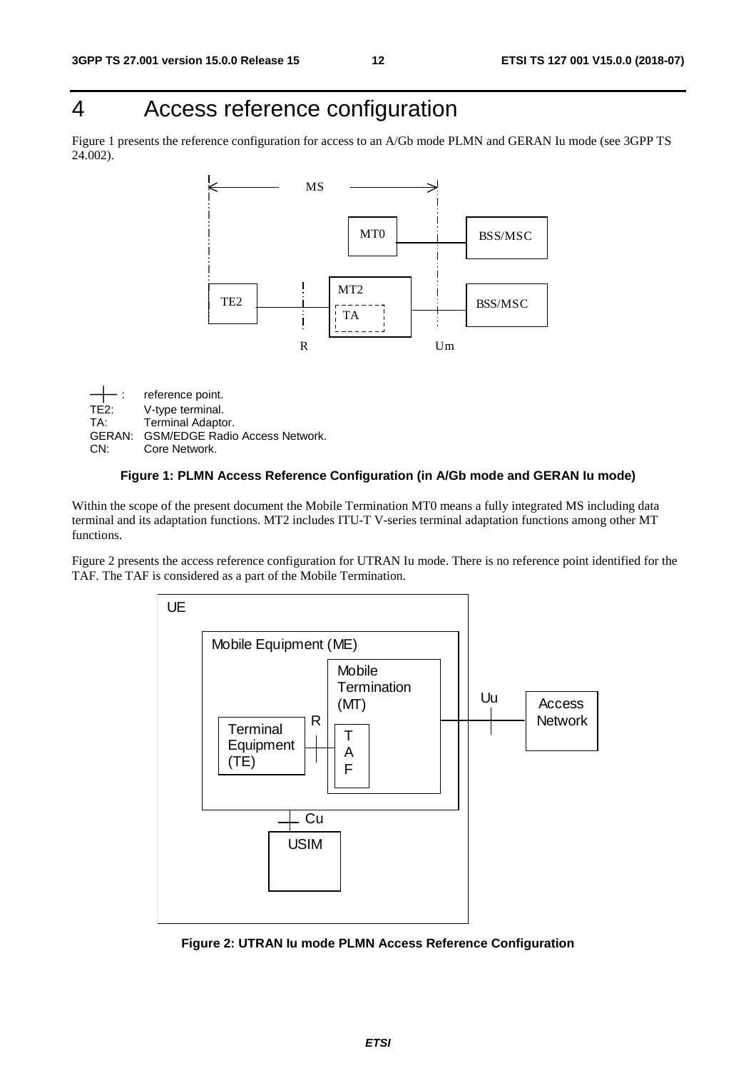# 4 Access reference configuration

Figure 1 presents the reference configuration for access to an A/Gb mode PLMN and GERAN Iu mode (see 3GPP TS 24.002).

—|— : reference point.
TE2: V-type terminal.
TA: Terminal Adaptor.
GERAN: GSM/EDGE Radio Access Network.
CN: Core Network.

**Figure 1: PLMN Access Reference Configuration (in A/Gb mode and GERAN Iu mode)**

Within the scope of the present document the Mobile Termination MT0 means a fully integrated MS including data terminal and its adaptation functions. MT2 includes ITU-T V-series terminal adaptation functions among other MT functions.

Figure 2 presents the access reference configuration for UTRAN Iu mode. There is no reference point identified for the TAF. The TAF is considered as a part of the Mobile Termination.

**Figure 2: UTRAN Iu mode PLMN Access Reference Configuration**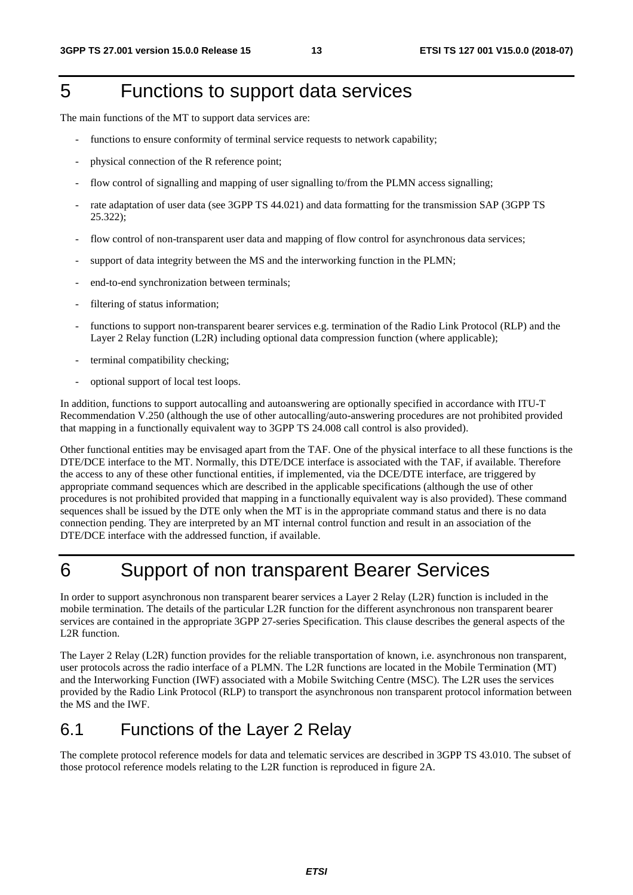# 5 Functions to support data services

The main functions of the MT to support data services are:

- functions to ensure conformity of terminal service requests to network capability;
- physical connection of the R reference point;
- flow control of signalling and mapping of user signalling to/from the PLMN access signalling;
- rate adaptation of user data (see 3GPP TS 44.021) and data formatting for the transmission SAP (3GPP TS 25.322);
- flow control of non-transparent user data and mapping of flow control for asynchronous data services;
- support of data integrity between the MS and the interworking function in the PLMN;
- end-to-end synchronization between terminals;
- filtering of status information;
- functions to support non-transparent bearer services e.g. termination of the Radio Link Protocol (RLP) and the Layer 2 Relay function (L2R) including optional data compression function (where applicable);
- terminal compatibility checking;
- optional support of local test loops.

In addition, functions to support autocalling and autoanswering are optionally specified in accordance with ITU-T Recommendation V.250 (although the use of other autocalling/auto-answering procedures are not prohibited provided that mapping in a functionally equivalent way to 3GPP TS 24.008 call control is also provided).

Other functional entities may be envisaged apart from the TAF. One of the physical interface to all these functions is the DTE/DCE interface to the MT. Normally, this DTE/DCE interface is associated with the TAF, if available. Therefore the access to any of these other functional entities, if implemented, via the DCE/DTE interface, are triggered by appropriate command sequences which are described in the applicable specifications (although the use of other procedures is not prohibited provided that mapping in a functionally equivalent way is also provided). These command sequences shall be issued by the DTE only when the MT is in the appropriate command status and there is no data connection pending. They are interpreted by an MT internal control function and result in an association of the DTE/DCE interface with the addressed function, if available.

# 6 Support of non transparent Bearer Services

In order to support asynchronous non transparent bearer services a Layer 2 Relay (L2R) function is included in the mobile termination. The details of the particular L2R function for the different asynchronous non transparent bearer services are contained in the appropriate 3GPP 27-series Specification. This clause describes the general aspects of the L2R function.

The Layer 2 Relay (L2R) function provides for the reliable transportation of known, i.e. asynchronous non transparent, user protocols across the radio interface of a PLMN. The L2R functions are located in the Mobile Termination (MT) and the Interworking Function (IWF) associated with a Mobile Switching Centre (MSC). The L2R uses the services provided by the Radio Link Protocol (RLP) to transport the asynchronous non transparent protocol information between the MS and the IWF.

## 6.1 Functions of the Layer 2 Relay

The complete protocol reference models for data and telematic services are described in 3GPP TS 43.010. The subset of those protocol reference models relating to the L2R function is reproduced in figure 2A.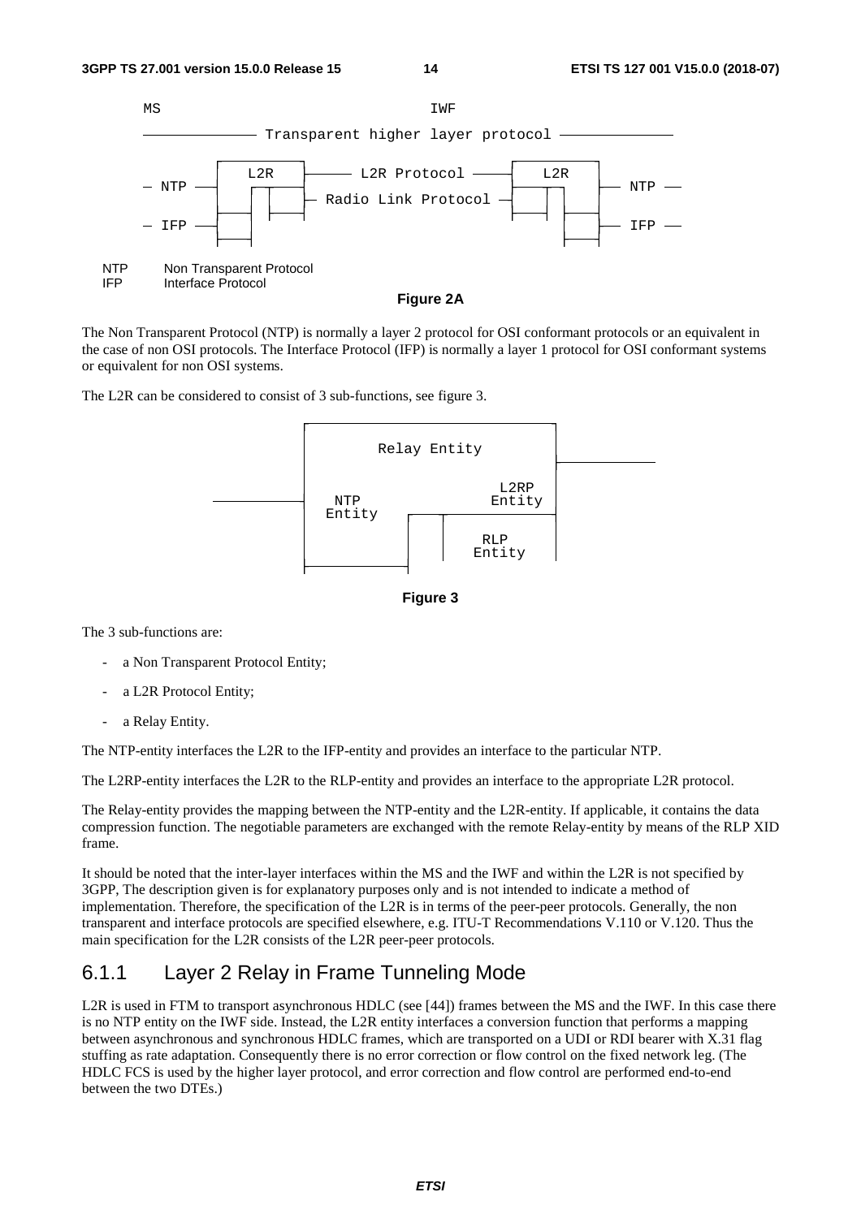```
MS                                        IWF
 ─────────────── Transparent higher layer protocol ───────────────

                  L2R      ──── L2R Protocol ────      L2R
 ─ NTP ──                  ── Radio Link Protocol ─                ── NTP ──

 ─ IFP ──                                                          ── IFP ──
```

NTP Non Transparent Protocol
IFP Interface Protocol

**Figure 2A**

The Non Transparent Protocol (NTP) is normally a layer 2 protocol for OSI conformant protocols or an equivalent in the case of non OSI protocols. The Interface Protocol (IFP) is normally a layer 1 protocol for OSI conformant systems or equivalent for non OSI systems.

The L2R can be considered to consist of 3 sub-functions, see figure 3.

```
            ┌──────────────────────────┐
            │       Relay Entity       │────────
            │                          │
            │                   L2RP   │
 ───────────│  NTP             Entity  │
            │ Entity                   │
            │                    RLP   │
            │                  Entity  │
            └──────────────────────────┘
```

**Figure 3**

The 3 sub-functions are:

- a Non Transparent Protocol Entity;
- a L2R Protocol Entity;
- a Relay Entity.

The NTP-entity interfaces the L2R to the IFP-entity and provides an interface to the particular NTP.

The L2RP-entity interfaces the L2R to the RLP-entity and provides an interface to the appropriate L2R protocol.

The Relay-entity provides the mapping between the NTP-entity and the L2R-entity. If applicable, it contains the data compression function. The negotiable parameters are exchanged with the remote Relay-entity by means of the RLP XID frame.

It should be noted that the inter-layer interfaces within the MS and the IWF and within the L2R is not specified by 3GPP, The description given is for explanatory purposes only and is not intended to indicate a method of implementation. Therefore, the specification of the L2R is in terms of the peer-peer protocols. Generally, the non transparent and interface protocols are specified elsewhere, e.g. ITU-T Recommendations V.110 or V.120. Thus the main specification for the L2R consists of the L2R peer-peer protocols.

### 6.1.1 Layer 2 Relay in Frame Tunneling Mode

L2R is used in FTM to transport asynchronous HDLC (see [44]) frames between the MS and the IWF. In this case there is no NTP entity on the IWF side. Instead, the L2R entity interfaces a conversion function that performs a mapping between asynchronous and synchronous HDLC frames, which are transported on a UDI or RDI bearer with X.31 flag stuffing as rate adaptation. Consequently there is no error correction or flow control on the fixed network leg. (The HDLC FCS is used by the higher layer protocol, and error correction and flow control are performed end-to-end between the two DTEs.)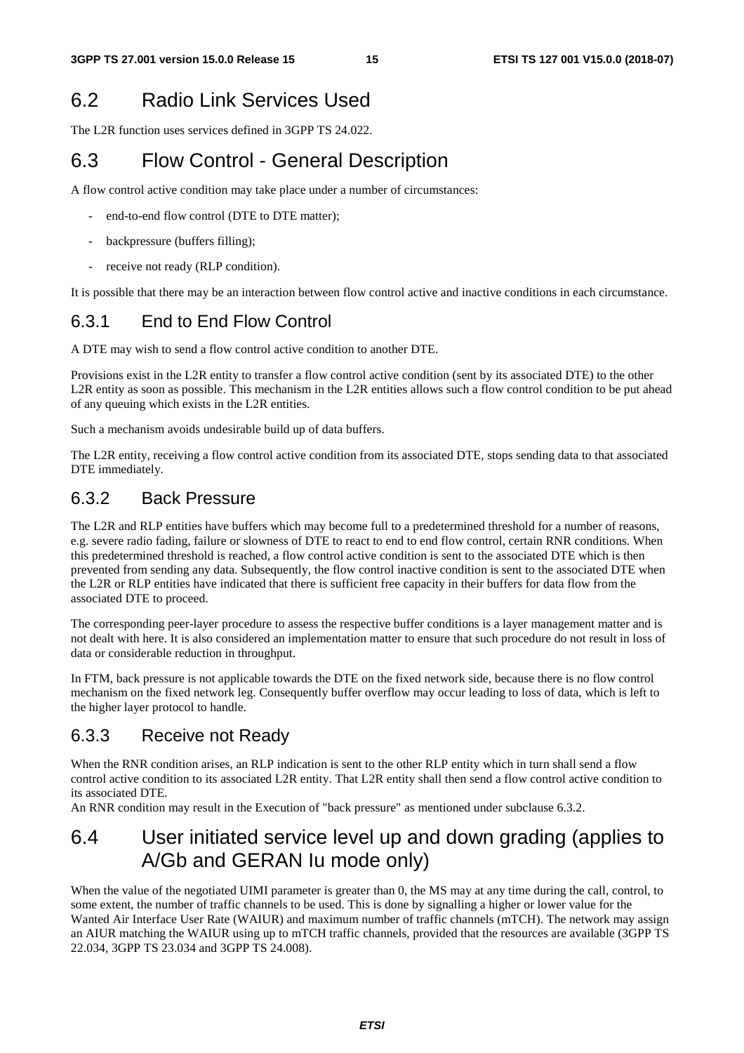## 6.2 Radio Link Services Used

The L2R function uses services defined in 3GPP TS 24.022.

## 6.3 Flow Control - General Description

A flow control active condition may take place under a number of circumstances:

- end-to-end flow control (DTE to DTE matter);
- backpressure (buffers filling);
- receive not ready (RLP condition).

It is possible that there may be an interaction between flow control active and inactive conditions in each circumstance.

### 6.3.1 End to End Flow Control

A DTE may wish to send a flow control active condition to another DTE.

Provisions exist in the L2R entity to transfer a flow control active condition (sent by its associated DTE) to the other L2R entity as soon as possible. This mechanism in the L2R entities allows such a flow control condition to be put ahead of any queuing which exists in the L2R entities.

Such a mechanism avoids undesirable build up of data buffers.

The L2R entity, receiving a flow control active condition from its associated DTE, stops sending data to that associated DTE immediately.

### 6.3.2 Back Pressure

The L2R and RLP entities have buffers which may become full to a predetermined threshold for a number of reasons, e.g. severe radio fading, failure or slowness of DTE to react to end to end flow control, certain RNR conditions. When this predetermined threshold is reached, a flow control active condition is sent to the associated DTE which is then prevented from sending any data. Subsequently, the flow control inactive condition is sent to the associated DTE when the L2R or RLP entities have indicated that there is sufficient free capacity in their buffers for data flow from the associated DTE to proceed.

The corresponding peer-layer procedure to assess the respective buffer conditions is a layer management matter and is not dealt with here. It is also considered an implementation matter to ensure that such procedure do not result in loss of data or considerable reduction in throughput.

In FTM, back pressure is not applicable towards the DTE on the fixed network side, because there is no flow control mechanism on the fixed network leg. Consequently buffer overflow may occur leading to loss of data, which is left to the higher layer protocol to handle.

### 6.3.3 Receive not Ready

When the RNR condition arises, an RLP indication is sent to the other RLP entity which in turn shall send a flow control active condition to its associated L2R entity. That L2R entity shall then send a flow control active condition to its associated DTE.
An RNR condition may result in the Execution of "back pressure" as mentioned under subclause 6.3.2.

## 6.4 User initiated service level up and down grading (applies to A/Gb and GERAN Iu mode only)

When the value of the negotiated UIMI parameter is greater than 0, the MS may at any time during the call, control, to some extent, the number of traffic channels to be used. This is done by signalling a higher or lower value for the Wanted Air Interface User Rate (WAIUR) and maximum number of traffic channels (mTCH). The network may assign an AIUR matching the WAIUR using up to mTCH traffic channels, provided that the resources are available (3GPP TS 22.034, 3GPP TS 23.034 and 3GPP TS 24.008).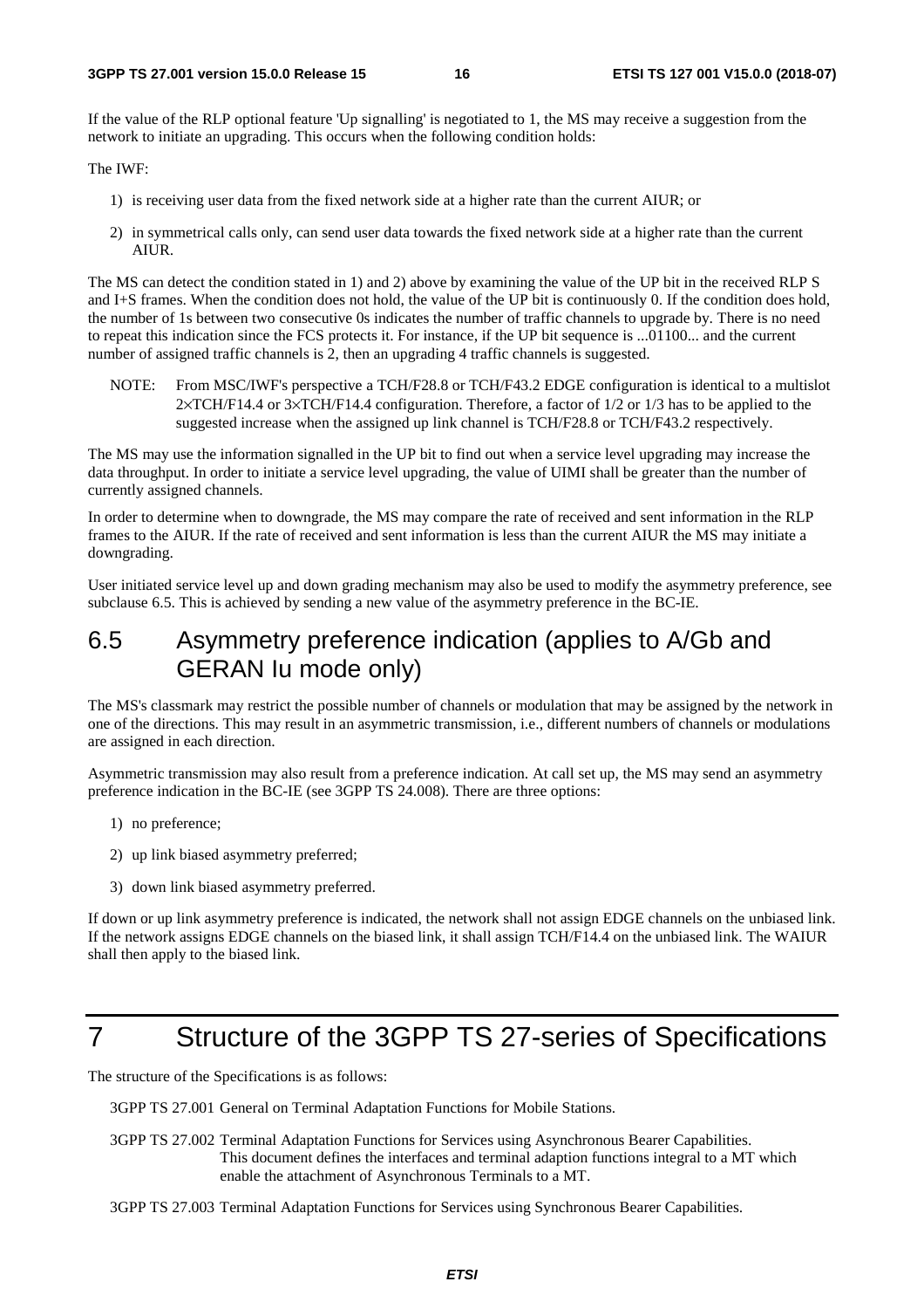If the value of the RLP optional feature 'Up signalling' is negotiated to 1, the MS may receive a suggestion from the network to initiate an upgrading. This occurs when the following condition holds:

The IWF:

1) is receiving user data from the fixed network side at a higher rate than the current AIUR; or

2) in symmetrical calls only, can send user data towards the fixed network side at a higher rate than the current AIUR.

The MS can detect the condition stated in 1) and 2) above by examining the value of the UP bit in the received RLP S and I+S frames. When the condition does not hold, the value of the UP bit is continuously 0. If the condition does hold, the number of 1s between two consecutive 0s indicates the number of traffic channels to upgrade by. There is no need to repeat this indication since the FCS protects it. For instance, if the UP bit sequence is ...01100... and the current number of assigned traffic channels is 2, then an upgrading 4 traffic channels is suggested.

NOTE: From MSC/IWF's perspective a TCH/F28.8 or TCH/F43.2 EDGE configuration is identical to a multislot 2×TCH/F14.4 or 3×TCH/F14.4 configuration. Therefore, a factor of 1/2 or 1/3 has to be applied to the suggested increase when the assigned up link channel is TCH/F28.8 or TCH/F43.2 respectively.

The MS may use the information signalled in the UP bit to find out when a service level upgrading may increase the data throughput. In order to initiate a service level upgrading, the value of UIMI shall be greater than the number of currently assigned channels.

In order to determine when to downgrade, the MS may compare the rate of received and sent information in the RLP frames to the AIUR. If the rate of received and sent information is less than the current AIUR the MS may initiate a downgrading.

User initiated service level up and down grading mechanism may also be used to modify the asymmetry preference, see subclause 6.5. This is achieved by sending a new value of the asymmetry preference in the BC-IE.

## 6.5 Asymmetry preference indication (applies to A/Gb and GERAN Iu mode only)

The MS's classmark may restrict the possible number of channels or modulation that may be assigned by the network in one of the directions. This may result in an asymmetric transmission, i.e., different numbers of channels or modulations are assigned in each direction.

Asymmetric transmission may also result from a preference indication. At call set up, the MS may send an asymmetry preference indication in the BC-IE (see 3GPP TS 24.008). There are three options:

1) no preference;

2) up link biased asymmetry preferred;

3) down link biased asymmetry preferred.

If down or up link asymmetry preference is indicated, the network shall not assign EDGE channels on the unbiased link. If the network assigns EDGE channels on the biased link, it shall assign TCH/F14.4 on the unbiased link. The WAIUR shall then apply to the biased link.

# 7 Structure of the 3GPP TS 27-series of Specifications

The structure of the Specifications is as follows:

3GPP TS 27.001 General on Terminal Adaptation Functions for Mobile Stations.

3GPP TS 27.002 Terminal Adaptation Functions for Services using Asynchronous Bearer Capabilities. This document defines the interfaces and terminal adaption functions integral to a MT which enable the attachment of Asynchronous Terminals to a MT.

3GPP TS 27.003 Terminal Adaptation Functions for Services using Synchronous Bearer Capabilities.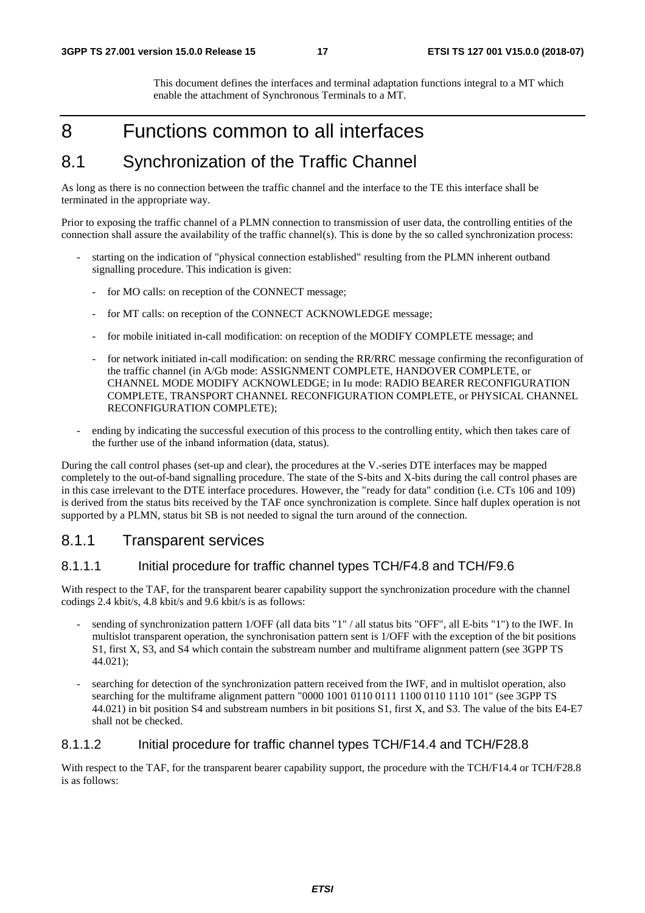This document defines the interfaces and terminal adaptation functions integral to a MT which enable the attachment of Synchronous Terminals to a MT.

# 8 Functions common to all interfaces

## 8.1 Synchronization of the Traffic Channel

As long as there is no connection between the traffic channel and the interface to the TE this interface shall be terminated in the appropriate way.

Prior to exposing the traffic channel of a PLMN connection to transmission of user data, the controlling entities of the connection shall assure the availability of the traffic channel(s). This is done by the so called synchronization process:

- starting on the indication of "physical connection established" resulting from the PLMN inherent outband signalling procedure. This indication is given:
  - for MO calls: on reception of the CONNECT message;
  - for MT calls: on reception of the CONNECT ACKNOWLEDGE message;
  - for mobile initiated in-call modification: on reception of the MODIFY COMPLETE message; and
  - for network initiated in-call modification: on sending the RR/RRC message confirming the reconfiguration of the traffic channel (in A/Gb mode: ASSIGNMENT COMPLETE, HANDOVER COMPLETE, or CHANNEL MODE MODIFY ACKNOWLEDGE; in Iu mode: RADIO BEARER RECONFIGURATION COMPLETE, TRANSPORT CHANNEL RECONFIGURATION COMPLETE, or PHYSICAL CHANNEL RECONFIGURATION COMPLETE);
- ending by indicating the successful execution of this process to the controlling entity, which then takes care of the further use of the inband information (data, status).

During the call control phases (set-up and clear), the procedures at the V.-series DTE interfaces may be mapped completely to the out-of-band signalling procedure. The state of the S-bits and X-bits during the call control phases are in this case irrelevant to the DTE interface procedures. However, the "ready for data" condition (i.e. CTs 106 and 109) is derived from the status bits received by the TAF once synchronization is complete. Since half duplex operation is not supported by a PLMN, status bit SB is not needed to signal the turn around of the connection.

### 8.1.1 Transparent services

#### 8.1.1.1 Initial procedure for traffic channel types TCH/F4.8 and TCH/F9.6

With respect to the TAF, for the transparent bearer capability support the synchronization procedure with the channel codings 2.4 kbit/s, 4.8 kbit/s and 9.6 kbit/s is as follows:

- sending of synchronization pattern 1/OFF (all data bits "1" / all status bits "OFF", all E-bits "1") to the IWF. In multislot transparent operation, the synchronisation pattern sent is 1/OFF with the exception of the bit positions S1, first X, S3, and S4 which contain the substream number and multiframe alignment pattern (see 3GPP TS 44.021);
- searching for detection of the synchronization pattern received from the IWF, and in multislot operation, also searching for the multiframe alignment pattern "0000 1001 0110 0111 1100 0110 1110 101" (see 3GPP TS 44.021) in bit position S4 and substream numbers in bit positions S1, first X, and S3. The value of the bits E4-E7 shall not be checked.

#### 8.1.1.2 Initial procedure for traffic channel types TCH/F14.4 and TCH/F28.8

With respect to the TAF, for the transparent bearer capability support, the procedure with the TCH/F14.4 or TCH/F28.8 is as follows: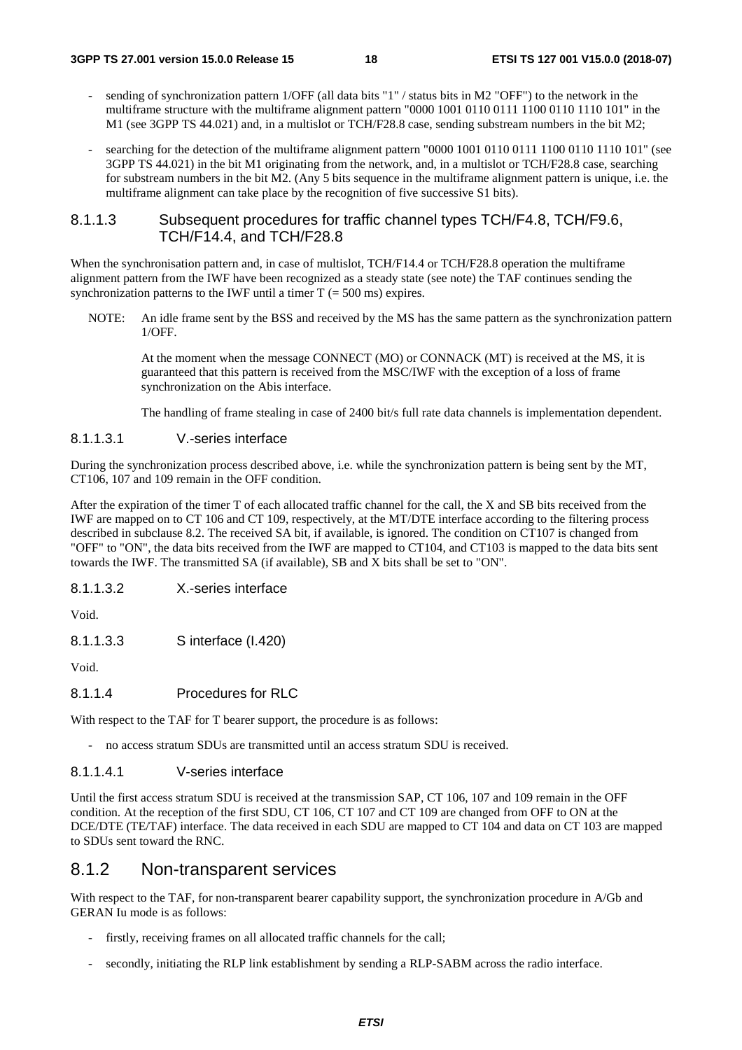- sending of synchronization pattern 1/OFF (all data bits "1" / status bits in M2 "OFF") to the network in the multiframe structure with the multiframe alignment pattern "0000 1001 0110 0111 1100 0110 1110 101" in the M1 (see 3GPP TS 44.021) and, in a multislot or TCH/F28.8 case, sending substream numbers in the bit M2;
- searching for the detection of the multiframe alignment pattern "0000 1001 0110 0111 1100 0110 1110 101" (see 3GPP TS 44.021) in the bit M1 originating from the network, and, in a multislot or TCH/F28.8 case, searching for substream numbers in the bit M2. (Any 5 bits sequence in the multiframe alignment pattern is unique, i.e. the multiframe alignment can take place by the recognition of five successive S1 bits).

#### 8.1.1.3 Subsequent procedures for traffic channel types TCH/F4.8, TCH/F9.6, TCH/F14.4, and TCH/F28.8

When the synchronisation pattern and, in case of multislot, TCH/F14.4 or TCH/F28.8 operation the multiframe alignment pattern from the IWF have been recognized as a steady state (see note) the TAF continues sending the synchronization patterns to the IWF until a timer T (= 500 ms) expires.

NOTE: An idle frame sent by the BSS and received by the MS has the same pattern as the synchronization pattern 1/OFF.

At the moment when the message CONNECT (MO) or CONNACK (MT) is received at the MS, it is guaranteed that this pattern is received from the MSC/IWF with the exception of a loss of frame synchronization on the Abis interface.

The handling of frame stealing in case of 2400 bit/s full rate data channels is implementation dependent.

##### 8.1.1.3.1 V.-series interface

During the synchronization process described above, i.e. while the synchronization pattern is being sent by the MT, CT106, 107 and 109 remain in the OFF condition.

After the expiration of the timer T of each allocated traffic channel for the call, the X and SB bits received from the IWF are mapped on to CT 106 and CT 109, respectively, at the MT/DTE interface according to the filtering process described in subclause 8.2. The received SA bit, if available, is ignored. The condition on CT107 is changed from "OFF" to "ON", the data bits received from the IWF are mapped to CT104, and CT103 is mapped to the data bits sent towards the IWF. The transmitted SA (if available), SB and X bits shall be set to "ON".

##### 8.1.1.3.2 X.-series interface

Void.

##### 8.1.1.3.3 S interface (I.420)

Void.

#### 8.1.1.4 Procedures for RLC

With respect to the TAF for T bearer support, the procedure is as follows:

- no access stratum SDUs are transmitted until an access stratum SDU is received.

##### 8.1.1.4.1 V-series interface

Until the first access stratum SDU is received at the transmission SAP, CT 106, 107 and 109 remain in the OFF condition. At the reception of the first SDU, CT 106, CT 107 and CT 109 are changed from OFF to ON at the DCE/DTE (TE/TAF) interface. The data received in each SDU are mapped to CT 104 and data on CT 103 are mapped to SDUs sent toward the RNC.

### 8.1.2 Non-transparent services

With respect to the TAF, for non-transparent bearer capability support, the synchronization procedure in A/Gb and GERAN Iu mode is as follows:

- firstly, receiving frames on all allocated traffic channels for the call;
- secondly, initiating the RLP link establishment by sending a RLP-SABM across the radio interface.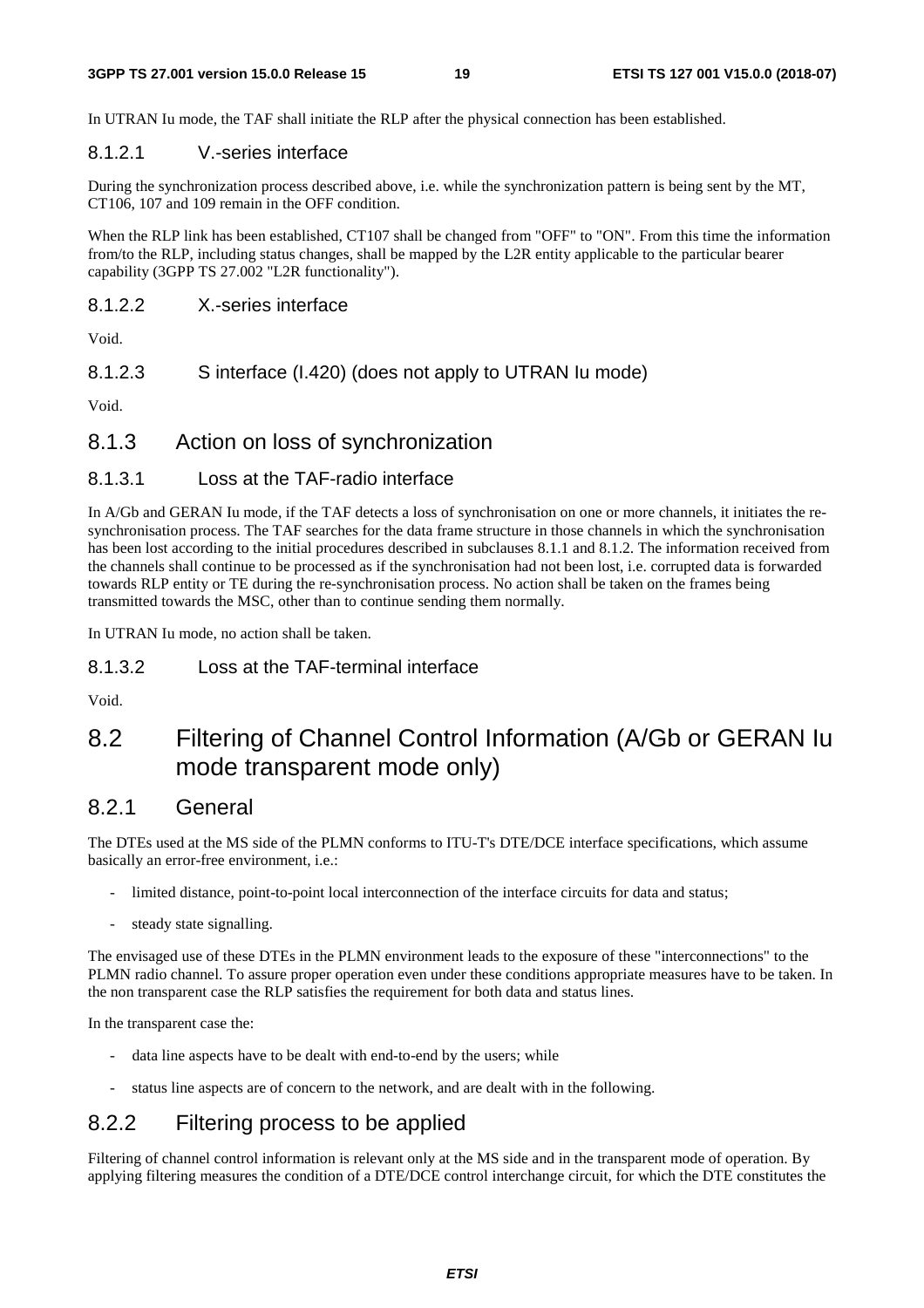In UTRAN Iu mode, the TAF shall initiate the RLP after the physical connection has been established.

#### 8.1.2.1 V.-series interface

During the synchronization process described above, i.e. while the synchronization pattern is being sent by the MT, CT106, 107 and 109 remain in the OFF condition.

When the RLP link has been established, CT107 shall be changed from "OFF" to "ON". From this time the information from/to the RLP, including status changes, shall be mapped by the L2R entity applicable to the particular bearer capability (3GPP TS 27.002 "L2R functionality").

#### 8.1.2.2 X.-series interface

Void.

#### 8.1.2.3 S interface (I.420) (does not apply to UTRAN Iu mode)

Void.

### 8.1.3 Action on loss of synchronization

#### 8.1.3.1 Loss at the TAF-radio interface

In A/Gb and GERAN Iu mode, if the TAF detects a loss of synchronisation on one or more channels, it initiates the re-synchronisation process. The TAF searches for the data frame structure in those channels in which the synchronisation has been lost according to the initial procedures described in subclauses 8.1.1 and 8.1.2. The information received from the channels shall continue to be processed as if the synchronisation had not been lost, i.e. corrupted data is forwarded towards RLP entity or TE during the re-synchronisation process. No action shall be taken on the frames being transmitted towards the MSC, other than to continue sending them normally.

In UTRAN Iu mode, no action shall be taken.

#### 8.1.3.2 Loss at the TAF-terminal interface

Void.

## 8.2 Filtering of Channel Control Information (A/Gb or GERAN Iu mode transparent mode only)

### 8.2.1 General

The DTEs used at the MS side of the PLMN conforms to ITU-T's DTE/DCE interface specifications, which assume basically an error-free environment, i.e.:

- limited distance, point-to-point local interconnection of the interface circuits for data and status;
- steady state signalling.

The envisaged use of these DTEs in the PLMN environment leads to the exposure of these "interconnections" to the PLMN radio channel. To assure proper operation even under these conditions appropriate measures have to be taken. In the non transparent case the RLP satisfies the requirement for both data and status lines.

In the transparent case the:

- data line aspects have to be dealt with end-to-end by the users; while
- status line aspects are of concern to the network, and are dealt with in the following.

### 8.2.2 Filtering process to be applied

Filtering of channel control information is relevant only at the MS side and in the transparent mode of operation. By applying filtering measures the condition of a DTE/DCE control interchange circuit, for which the DTE constitutes the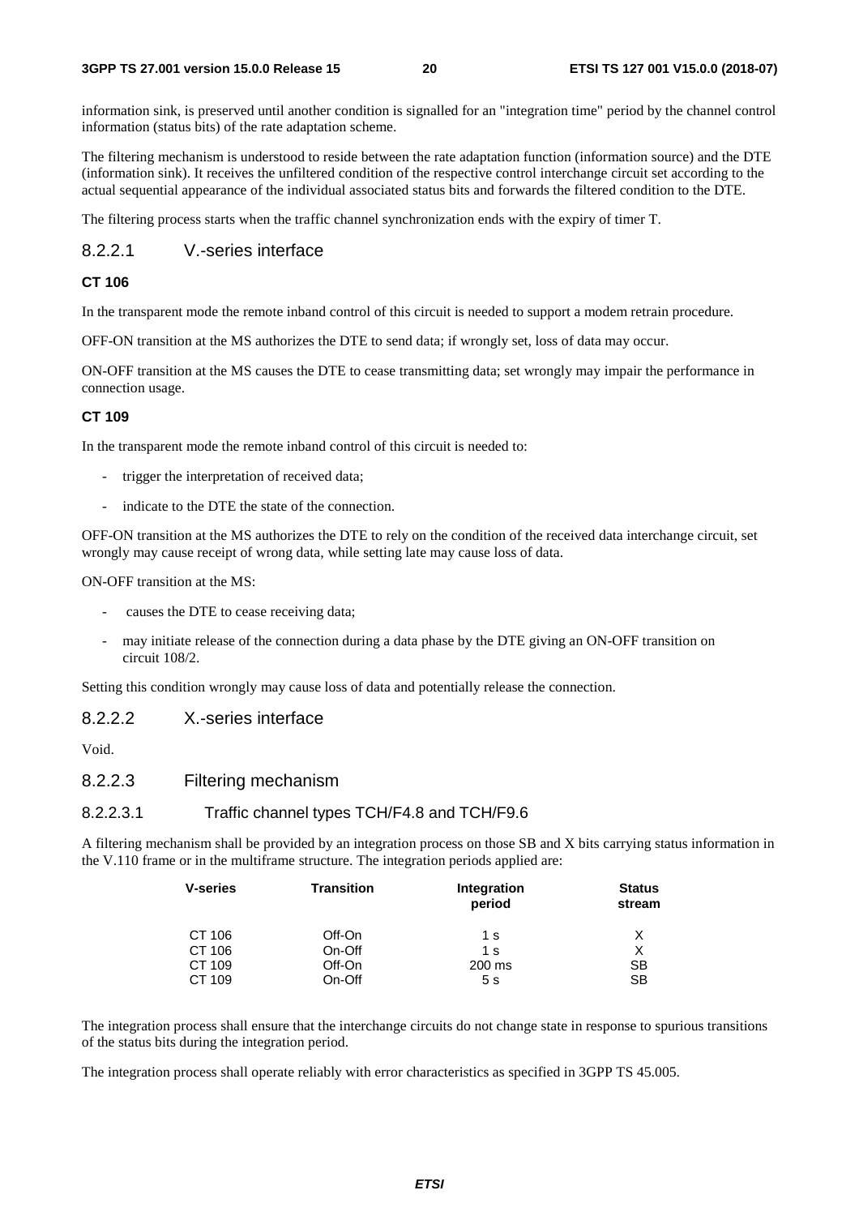information sink, is preserved until another condition is signalled for an "integration time" period by the channel control information (status bits) of the rate adaptation scheme.

The filtering mechanism is understood to reside between the rate adaptation function (information source) and the DTE (information sink). It receives the unfiltered condition of the respective control interchange circuit set according to the actual sequential appearance of the individual associated status bits and forwards the filtered condition to the DTE.

The filtering process starts when the traffic channel synchronization ends with the expiry of timer T.

#### 8.2.2.1 V.-series interface

**CT 106**

In the transparent mode the remote inband control of this circuit is needed to support a modem retrain procedure.

OFF-ON transition at the MS authorizes the DTE to send data; if wrongly set, loss of data may occur.

ON-OFF transition at the MS causes the DTE to cease transmitting data; set wrongly may impair the performance in connection usage.

**CT 109**

In the transparent mode the remote inband control of this circuit is needed to:

- trigger the interpretation of received data;
- indicate to the DTE the state of the connection.

OFF-ON transition at the MS authorizes the DTE to rely on the condition of the received data interchange circuit, set wrongly may cause receipt of wrong data, while setting late may cause loss of data.

ON-OFF transition at the MS:

- causes the DTE to cease receiving data;
- may initiate release of the connection during a data phase by the DTE giving an ON-OFF transition on circuit 108/2.

Setting this condition wrongly may cause loss of data and potentially release the connection.

#### 8.2.2.2 X.-series interface

Void.

#### 8.2.2.3 Filtering mechanism

##### 8.2.2.3.1 Traffic channel types TCH/F4.8 and TCH/F9.6

A filtering mechanism shall be provided by an integration process on those SB and X bits carrying status information in the V.110 frame or in the multiframe structure. The integration periods applied are:

| V-series | Transition | Integration period | Status stream |
|---|---|---|---|
| CT 106 | Off-On | 1 s | X |
| CT 106 | On-Off | 1 s | X |
| CT 109 | Off-On | 200 ms | SB |
| CT 109 | On-Off | 5 s | SB |

The integration process shall ensure that the interchange circuits do not change state in response to spurious transitions of the status bits during the integration period.

The integration process shall operate reliably with error characteristics as specified in 3GPP TS 45.005.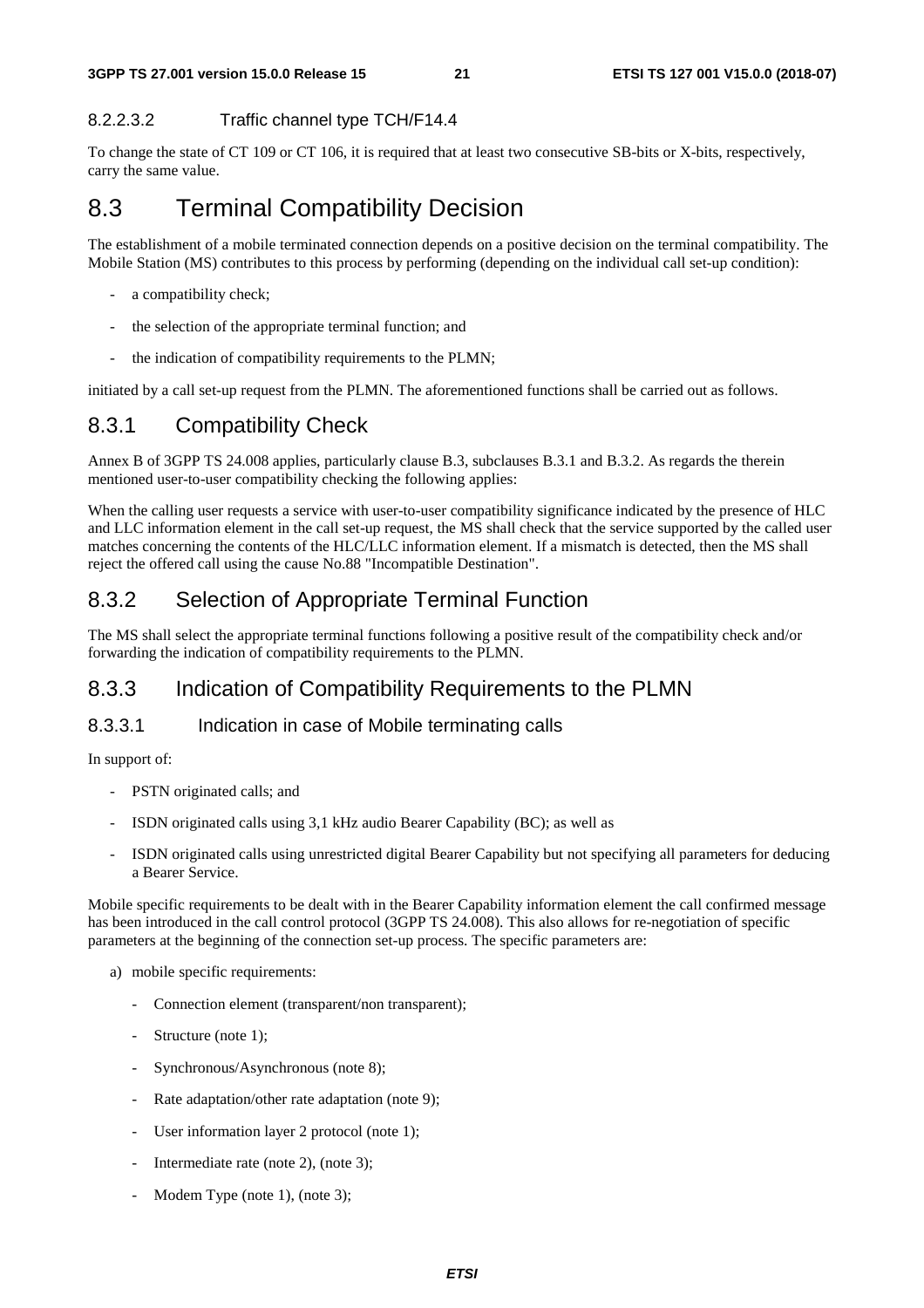#### 8.2.2.3.2 Traffic channel type TCH/F14.4

To change the state of CT 109 or CT 106, it is required that at least two consecutive SB-bits or X-bits, respectively, carry the same value.

## 8.3 Terminal Compatibility Decision

The establishment of a mobile terminated connection depends on a positive decision on the terminal compatibility. The Mobile Station (MS) contributes to this process by performing (depending on the individual call set-up condition):

- a compatibility check;
- the selection of the appropriate terminal function; and
- the indication of compatibility requirements to the PLMN;

initiated by a call set-up request from the PLMN. The aforementioned functions shall be carried out as follows.

### 8.3.1 Compatibility Check

Annex B of 3GPP TS 24.008 applies, particularly clause B.3, subclauses B.3.1 and B.3.2. As regards the therein mentioned user-to-user compatibility checking the following applies:

When the calling user requests a service with user-to-user compatibility significance indicated by the presence of HLC and LLC information element in the call set-up request, the MS shall check that the service supported by the called user matches concerning the contents of the HLC/LLC information element. If a mismatch is detected, then the MS shall reject the offered call using the cause No.88 "Incompatible Destination".

### 8.3.2 Selection of Appropriate Terminal Function

The MS shall select the appropriate terminal functions following a positive result of the compatibility check and/or forwarding the indication of compatibility requirements to the PLMN.

### 8.3.3 Indication of Compatibility Requirements to the PLMN

#### 8.3.3.1 Indication in case of Mobile terminating calls

In support of:

- PSTN originated calls; and
- ISDN originated calls using 3,1 kHz audio Bearer Capability (BC); as well as
- ISDN originated calls using unrestricted digital Bearer Capability but not specifying all parameters for deducing a Bearer Service.

Mobile specific requirements to be dealt with in the Bearer Capability information element the call confirmed message has been introduced in the call control protocol (3GPP TS 24.008). This also allows for re-negotiation of specific parameters at the beginning of the connection set-up process. The specific parameters are:

a) mobile specific requirements:
   - Connection element (transparent/non transparent);
   - Structure (note 1);
   - Synchronous/Asynchronous (note 8);
   - Rate adaptation/other rate adaptation (note 9);
   - User information layer 2 protocol (note 1);
   - Intermediate rate (note 2), (note 3);
   - Modem Type (note 1), (note 3);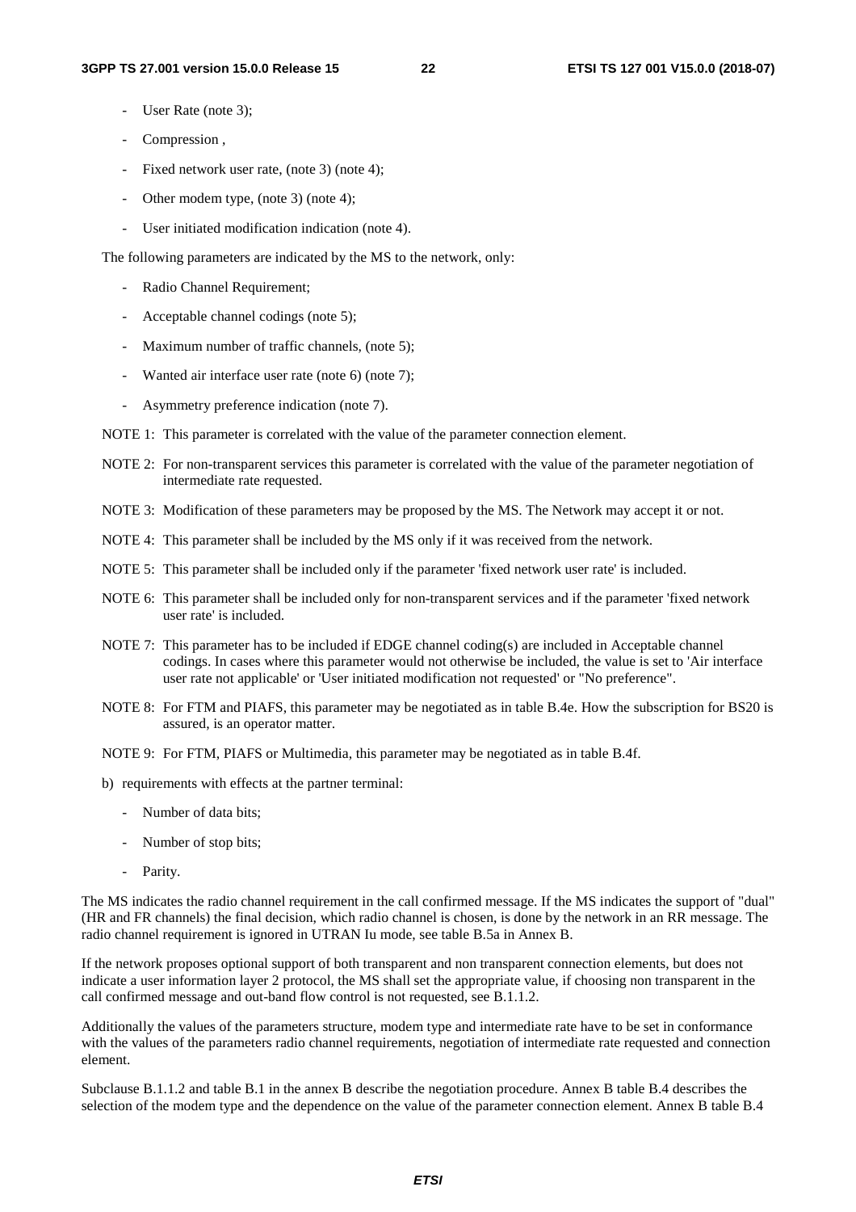- User Rate (note 3);
- Compression ,
- Fixed network user rate, (note 3) (note 4);
- Other modem type, (note 3) (note 4);
- User initiated modification indication (note 4).

The following parameters are indicated by the MS to the network, only:

- Radio Channel Requirement;
- Acceptable channel codings (note 5);
- Maximum number of traffic channels, (note 5);
- Wanted air interface user rate (note 6) (note 7);
- Asymmetry preference indication (note 7).

NOTE 1: This parameter is correlated with the value of the parameter connection element.

NOTE 2: For non-transparent services this parameter is correlated with the value of the parameter negotiation of intermediate rate requested.

NOTE 3: Modification of these parameters may be proposed by the MS. The Network may accept it or not.

NOTE 4: This parameter shall be included by the MS only if it was received from the network.

NOTE 5: This parameter shall be included only if the parameter 'fixed network user rate' is included.

NOTE 6: This parameter shall be included only for non-transparent services and if the parameter 'fixed network user rate' is included.

NOTE 7: This parameter has to be included if EDGE channel coding(s) are included in Acceptable channel codings. In cases where this parameter would not otherwise be included, the value is set to 'Air interface user rate not applicable' or 'User initiated modification not requested' or "No preference".

NOTE 8: For FTM and PIAFS, this parameter may be negotiated as in table B.4e. How the subscription for BS20 is assured, is an operator matter.

NOTE 9: For FTM, PIAFS or Multimedia, this parameter may be negotiated as in table B.4f.

b) requirements with effects at the partner terminal:

- Number of data bits;
- Number of stop bits;
- Parity.

The MS indicates the radio channel requirement in the call confirmed message. If the MS indicates the support of "dual" (HR and FR channels) the final decision, which radio channel is chosen, is done by the network in an RR message. The radio channel requirement is ignored in UTRAN Iu mode, see table B.5a in Annex B.

If the network proposes optional support of both transparent and non transparent connection elements, but does not indicate a user information layer 2 protocol, the MS shall set the appropriate value, if choosing non transparent in the call confirmed message and out-band flow control is not requested, see B.1.1.2.

Additionally the values of the parameters structure, modem type and intermediate rate have to be set in conformance with the values of the parameters radio channel requirements, negotiation of intermediate rate requested and connection element.

Subclause B.1.1.2 and table B.1 in the annex B describe the negotiation procedure. Annex B table B.4 describes the selection of the modem type and the dependence on the value of the parameter connection element. Annex B table B.4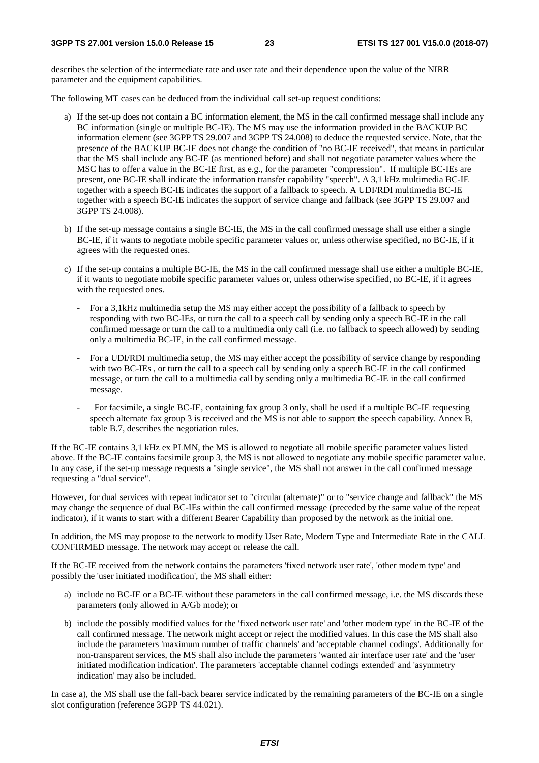describes the selection of the intermediate rate and user rate and their dependence upon the value of the NIRR parameter and the equipment capabilities.

The following MT cases can be deduced from the individual call set-up request conditions:

a) If the set-up does not contain a BC information element, the MS in the call confirmed message shall include any BC information (single or multiple BC-IE). The MS may use the information provided in the BACKUP BC information element (see 3GPP TS 29.007 and 3GPP TS 24.008) to deduce the requested service. Note, that the presence of the BACKUP BC-IE does not change the condition of "no BC-IE received", that means in particular that the MS shall include any BC-IE (as mentioned before) and shall not negotiate parameter values where the MSC has to offer a value in the BC-IE first, as e.g., for the parameter "compression". If multiple BC-IEs are present, one BC-IE shall indicate the information transfer capability "speech". A 3,1 kHz multimedia BC-IE together with a speech BC-IE indicates the support of a fallback to speech. A UDI/RDI multimedia BC-IE together with a speech BC-IE indicates the support of service change and fallback (see 3GPP TS 29.007 and 3GPP TS 24.008).

b) If the set-up message contains a single BC-IE, the MS in the call confirmed message shall use either a single BC-IE, if it wants to negotiate mobile specific parameter values or, unless otherwise specified, no BC-IE, if it agrees with the requested ones.

c) If the set-up contains a multiple BC-IE, the MS in the call confirmed message shall use either a multiple BC-IE, if it wants to negotiate mobile specific parameter values or, unless otherwise specified, no BC-IE, if it agrees with the requested ones.

   - For a 3,1kHz multimedia setup the MS may either accept the possibility of a fallback to speech by responding with two BC-IEs, or turn the call to a speech call by sending only a speech BC-IE in the call confirmed message or turn the call to a multimedia only call (i.e. no fallback to speech allowed) by sending only a multimedia BC-IE, in the call confirmed message.

   - For a UDI/RDI multimedia setup, the MS may either accept the possibility of service change by responding with two BC-IEs , or turn the call to a speech call by sending only a speech BC-IE in the call confirmed message, or turn the call to a multimedia call by sending only a multimedia BC-IE in the call confirmed message.

   - For facsimile, a single BC-IE, containing fax group 3 only, shall be used if a multiple BC-IE requesting speech alternate fax group 3 is received and the MS is not able to support the speech capability. Annex B, table B.7, describes the negotiation rules.

If the BC-IE contains 3,1 kHz ex PLMN, the MS is allowed to negotiate all mobile specific parameter values listed above. If the BC-IE contains facsimile group 3, the MS is not allowed to negotiate any mobile specific parameter value. In any case, if the set-up message requests a "single service", the MS shall not answer in the call confirmed message requesting a "dual service".

However, for dual services with repeat indicator set to "circular (alternate)" or to "service change and fallback" the MS may change the sequence of dual BC-IEs within the call confirmed message (preceded by the same value of the repeat indicator), if it wants to start with a different Bearer Capability than proposed by the network as the initial one.

In addition, the MS may propose to the network to modify User Rate, Modem Type and Intermediate Rate in the CALL CONFIRMED message. The network may accept or release the call.

If the BC-IE received from the network contains the parameters 'fixed network user rate', 'other modem type' and possibly the 'user initiated modification', the MS shall either:

a) include no BC-IE or a BC-IE without these parameters in the call confirmed message, i.e. the MS discards these parameters (only allowed in A/Gb mode); or

b) include the possibly modified values for the 'fixed network user rate' and 'other modem type' in the BC-IE of the call confirmed message. The network might accept or reject the modified values. In this case the MS shall also include the parameters 'maximum number of traffic channels' and 'acceptable channel codings'. Additionally for non-transparent services, the MS shall also include the parameters 'wanted air interface user rate' and the 'user initiated modification indication'. The parameters 'acceptable channel codings extended' and 'asymmetry indication' may also be included.

In case a), the MS shall use the fall-back bearer service indicated by the remaining parameters of the BC-IE on a single slot configuration (reference 3GPP TS 44.021).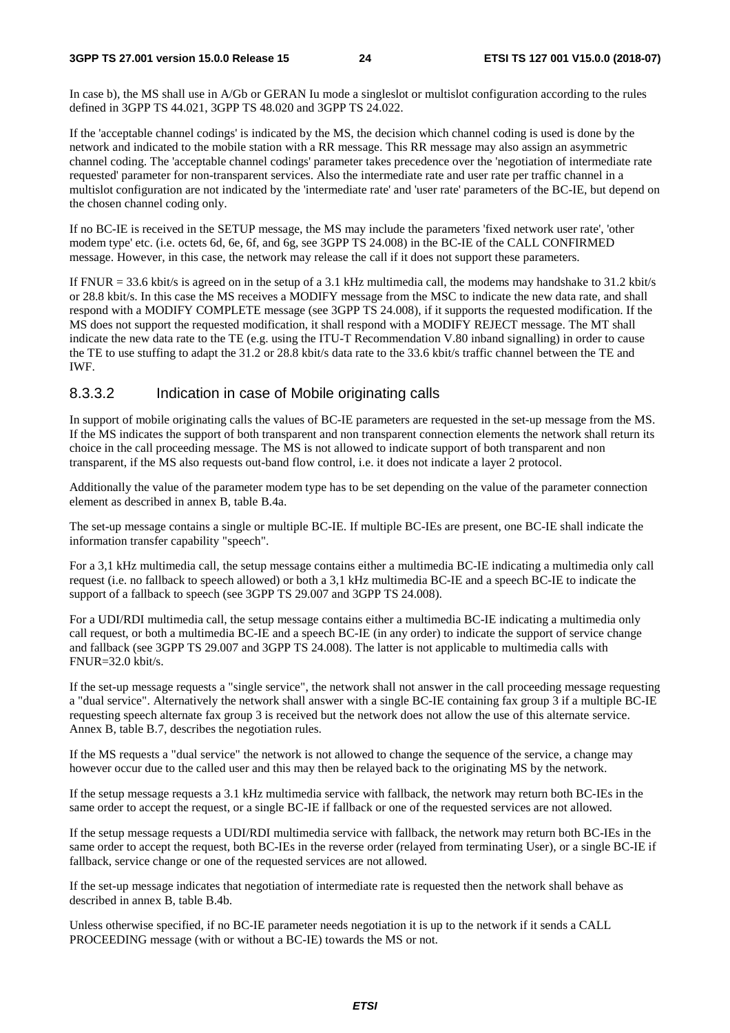In case b), the MS shall use in A/Gb or GERAN Iu mode a singleslot or multislot configuration according to the rules defined in 3GPP TS 44.021, 3GPP TS 48.020 and 3GPP TS 24.022.

If the 'acceptable channel codings' is indicated by the MS, the decision which channel coding is used is done by the network and indicated to the mobile station with a RR message. This RR message may also assign an asymmetric channel coding. The 'acceptable channel codings' parameter takes precedence over the 'negotiation of intermediate rate requested' parameter for non-transparent services. Also the intermediate rate and user rate per traffic channel in a multislot configuration are not indicated by the 'intermediate rate' and 'user rate' parameters of the BC-IE, but depend on the chosen channel coding only.

If no BC-IE is received in the SETUP message, the MS may include the parameters 'fixed network user rate', 'other modem type' etc. (i.e. octets 6d, 6e, 6f, and 6g, see 3GPP TS 24.008) in the BC-IE of the CALL CONFIRMED message. However, in this case, the network may release the call if it does not support these parameters.

If FNUR = 33.6 kbit/s is agreed on in the setup of a 3.1 kHz multimedia call, the modems may handshake to 31.2 kbit/s or 28.8 kbit/s. In this case the MS receives a MODIFY message from the MSC to indicate the new data rate, and shall respond with a MODIFY COMPLETE message (see 3GPP TS 24.008), if it supports the requested modification. If the MS does not support the requested modification, it shall respond with a MODIFY REJECT message. The MT shall indicate the new data rate to the TE (e.g. using the ITU-T Recommendation V.80 inband signalling) in order to cause the TE to use stuffing to adapt the 31.2 or 28.8 kbit/s data rate to the 33.6 kbit/s traffic channel between the TE and IWF.

### 8.3.3.2 Indication in case of Mobile originating calls

In support of mobile originating calls the values of BC-IE parameters are requested in the set-up message from the MS. If the MS indicates the support of both transparent and non transparent connection elements the network shall return its choice in the call proceeding message. The MS is not allowed to indicate support of both transparent and non transparent, if the MS also requests out-band flow control, i.e. it does not indicate a layer 2 protocol.

Additionally the value of the parameter modem type has to be set depending on the value of the parameter connection element as described in annex B, table B.4a.

The set-up message contains a single or multiple BC-IE. If multiple BC-IEs are present, one BC-IE shall indicate the information transfer capability "speech".

For a 3,1 kHz multimedia call, the setup message contains either a multimedia BC-IE indicating a multimedia only call request (i.e. no fallback to speech allowed) or both a 3,1 kHz multimedia BC-IE and a speech BC-IE to indicate the support of a fallback to speech (see 3GPP TS 29.007 and 3GPP TS 24.008).

For a UDI/RDI multimedia call, the setup message contains either a multimedia BC-IE indicating a multimedia only call request, or both a multimedia BC-IE and a speech BC-IE (in any order) to indicate the support of service change and fallback (see 3GPP TS 29.007 and 3GPP TS 24.008). The latter is not applicable to multimedia calls with FNUR=32.0 kbit/s.

If the set-up message requests a "single service", the network shall not answer in the call proceeding message requesting a "dual service". Alternatively the network shall answer with a single BC-IE containing fax group 3 if a multiple BC-IE requesting speech alternate fax group 3 is received but the network does not allow the use of this alternate service. Annex B, table B.7, describes the negotiation rules.

If the MS requests a "dual service" the network is not allowed to change the sequence of the service, a change may however occur due to the called user and this may then be relayed back to the originating MS by the network.

If the setup message requests a 3.1 kHz multimedia service with fallback, the network may return both BC-IEs in the same order to accept the request, or a single BC-IE if fallback or one of the requested services are not allowed.

If the setup message requests a UDI/RDI multimedia service with fallback, the network may return both BC-IEs in the same order to accept the request, both BC-IEs in the reverse order (relayed from terminating User), or a single BC-IE if fallback, service change or one of the requested services are not allowed.

If the set-up message indicates that negotiation of intermediate rate is requested then the network shall behave as described in annex B, table B.4b.

Unless otherwise specified, if no BC-IE parameter needs negotiation it is up to the network if it sends a CALL PROCEEDING message (with or without a BC-IE) towards the MS or not.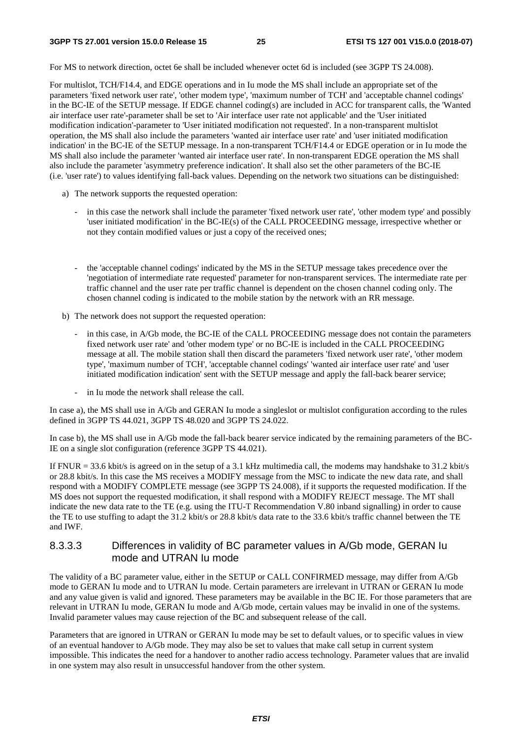For MS to network direction, octet 6e shall be included whenever octet 6d is included (see 3GPP TS 24.008).

For multislot, TCH/F14.4, and EDGE operations and in Iu mode the MS shall include an appropriate set of the parameters 'fixed network user rate', 'other modem type', 'maximum number of TCH' and 'acceptable channel codings' in the BC-IE of the SETUP message. If EDGE channel coding(s) are included in ACC for transparent calls, the 'Wanted air interface user rate'-parameter shall be set to 'Air interface user rate not applicable' and the 'User initiated modification indication'-parameter to 'User initiated modification not requested'. In a non-transparent multislot operation, the MS shall also include the parameters 'wanted air interface user rate' and 'user initiated modification indication' in the BC-IE of the SETUP message. In a non-transparent TCH/F14.4 or EDGE operation or in Iu mode the MS shall also include the parameter 'wanted air interface user rate'. In non-transparent EDGE operation the MS shall also include the parameter 'asymmetry preference indication'. It shall also set the other parameters of the BC-IE (i.e. 'user rate') to values identifying fall-back values. Depending on the network two situations can be distinguished:

a) The network supports the requested operation:

   - in this case the network shall include the parameter 'fixed network user rate', 'other modem type' and possibly 'user initiated modification' in the BC-IE(s) of the CALL PROCEEDING message, irrespective whether or not they contain modified values or just a copy of the received ones;

   - the 'acceptable channel codings' indicated by the MS in the SETUP message takes precedence over the 'negotiation of intermediate rate requested' parameter for non-transparent services. The intermediate rate per traffic channel and the user rate per traffic channel is dependent on the chosen channel coding only. The chosen channel coding is indicated to the mobile station by the network with an RR message.

b) The network does not support the requested operation:

   - in this case, in A/Gb mode, the BC-IE of the CALL PROCEEDING message does not contain the parameters fixed network user rate' and 'other modem type' or no BC-IE is included in the CALL PROCEEDING message at all. The mobile station shall then discard the parameters 'fixed network user rate', 'other modem type', 'maximum number of TCH', 'acceptable channel codings' 'wanted air interface user rate' and 'user initiated modification indication' sent with the SETUP message and apply the fall-back bearer service;

   - in Iu mode the network shall release the call.

In case a), the MS shall use in A/Gb and GERAN Iu mode a singleslot or multislot configuration according to the rules defined in 3GPP TS 44.021, 3GPP TS 48.020 and 3GPP TS 24.022.

In case b), the MS shall use in A/Gb mode the fall-back bearer service indicated by the remaining parameters of the BC-IE on a single slot configuration (reference 3GPP TS 44.021).

If FNUR = 33.6 kbit/s is agreed on in the setup of a 3.1 kHz multimedia call, the modems may handshake to 31.2 kbit/s or 28.8 kbit/s. In this case the MS receives a MODIFY message from the MSC to indicate the new data rate, and shall respond with a MODIFY COMPLETE message (see 3GPP TS 24.008), if it supports the requested modification. If the MS does not support the requested modification, it shall respond with a MODIFY REJECT message. The MT shall indicate the new data rate to the TE (e.g. using the ITU-T Recommendation V.80 inband signalling) in order to cause the TE to use stuffing to adapt the 31.2 kbit/s or 28.8 kbit/s data rate to the 33.6 kbit/s traffic channel between the TE and IWF.

### 8.3.3.3 Differences in validity of BC parameter values in A/Gb mode, GERAN Iu mode and UTRAN Iu mode

The validity of a BC parameter value, either in the SETUP or CALL CONFIRMED message, may differ from A/Gb mode to GERAN Iu mode and to UTRAN Iu mode. Certain parameters are irrelevant in UTRAN or GERAN Iu mode and any value given is valid and ignored. These parameters may be available in the BC IE. For those parameters that are relevant in UTRAN Iu mode, GERAN Iu mode and A/Gb mode, certain values may be invalid in one of the systems. Invalid parameter values may cause rejection of the BC and subsequent release of the call.

Parameters that are ignored in UTRAN or GERAN Iu mode may be set to default values, or to specific values in view of an eventual handover to A/Gb mode. They may also be set to values that make call setup in current system impossible. This indicates the need for a handover to another radio access technology. Parameter values that are invalid in one system may also result in unsuccessful handover from the other system.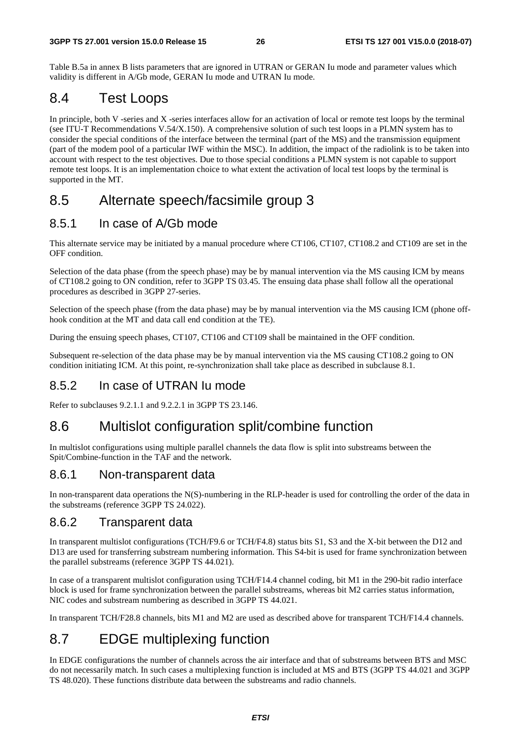Table B.5a in annex B lists parameters that are ignored in UTRAN or GERAN Iu mode and parameter values which validity is different in A/Gb mode, GERAN Iu mode and UTRAN Iu mode.

## 8.4 Test Loops

In principle, both V -series and X -series interfaces allow for an activation of local or remote test loops by the terminal (see ITU-T Recommendations V.54/X.150). A comprehensive solution of such test loops in a PLMN system has to consider the special conditions of the interface between the terminal (part of the MS) and the transmission equipment (part of the modem pool of a particular IWF within the MSC). In addition, the impact of the radiolink is to be taken into account with respect to the test objectives. Due to those special conditions a PLMN system is not capable to support remote test loops. It is an implementation choice to what extent the activation of local test loops by the terminal is supported in the MT.

## 8.5 Alternate speech/facsimile group 3

### 8.5.1 In case of A/Gb mode

This alternate service may be initiated by a manual procedure where CT106, CT107, CT108.2 and CT109 are set in the OFF condition.

Selection of the data phase (from the speech phase) may be by manual intervention via the MS causing ICM by means of CT108.2 going to ON condition, refer to 3GPP TS 03.45. The ensuing data phase shall follow all the operational procedures as described in 3GPP 27-series.

Selection of the speech phase (from the data phase) may be by manual intervention via the MS causing ICM (phone off-hook condition at the MT and data call end condition at the TE).

During the ensuing speech phases, CT107, CT106 and CT109 shall be maintained in the OFF condition.

Subsequent re-selection of the data phase may be by manual intervention via the MS causing CT108.2 going to ON condition initiating ICM. At this point, re-synchronization shall take place as described in subclause 8.1.

### 8.5.2 In case of UTRAN Iu mode

Refer to subclauses 9.2.1.1 and 9.2.2.1 in 3GPP TS 23.146.

## 8.6 Multislot configuration split/combine function

In multislot configurations using multiple parallel channels the data flow is split into substreams between the Spit/Combine-function in the TAF and the network.

### 8.6.1 Non-transparent data

In non-transparent data operations the N(S)-numbering in the RLP-header is used for controlling the order of the data in the substreams (reference 3GPP TS 24.022).

### 8.6.2 Transparent data

In transparent multislot configurations (TCH/F9.6 or TCH/F4.8) status bits S1, S3 and the X-bit between the D12 and D13 are used for transferring substream numbering information. This S4-bit is used for frame synchronization between the parallel substreams (reference 3GPP TS 44.021).

In case of a transparent multislot configuration using TCH/F14.4 channel coding, bit M1 in the 290-bit radio interface block is used for frame synchronization between the parallel substreams, whereas bit M2 carries status information, NIC codes and substream numbering as described in 3GPP TS 44.021.

In transparent TCH/F28.8 channels, bits M1 and M2 are used as described above for transparent TCH/F14.4 channels.

## 8.7 EDGE multiplexing function

In EDGE configurations the number of channels across the air interface and that of substreams between BTS and MSC do not necessarily match. In such cases a multiplexing function is included at MS and BTS (3GPP TS 44.021 and 3GPP TS 48.020). These functions distribute data between the substreams and radio channels.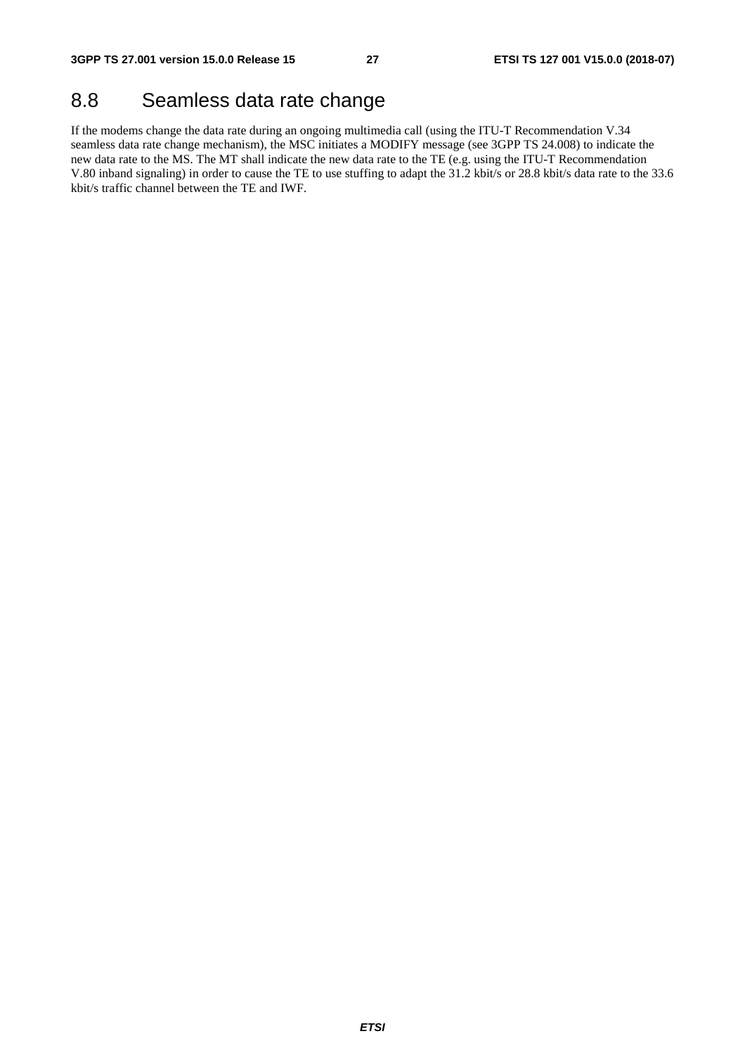## 8.8 Seamless data rate change

If the modems change the data rate during an ongoing multimedia call (using the ITU-T Recommendation V.34 seamless data rate change mechanism), the MSC initiates a MODIFY message (see 3GPP TS 24.008) to indicate the new data rate to the MS. The MT shall indicate the new data rate to the TE (e.g. using the ITU-T Recommendation V.80 inband signaling) in order to cause the TE to use stuffing to adapt the 31.2 kbit/s or 28.8 kbit/s data rate to the 33.6 kbit/s traffic channel between the TE and IWF.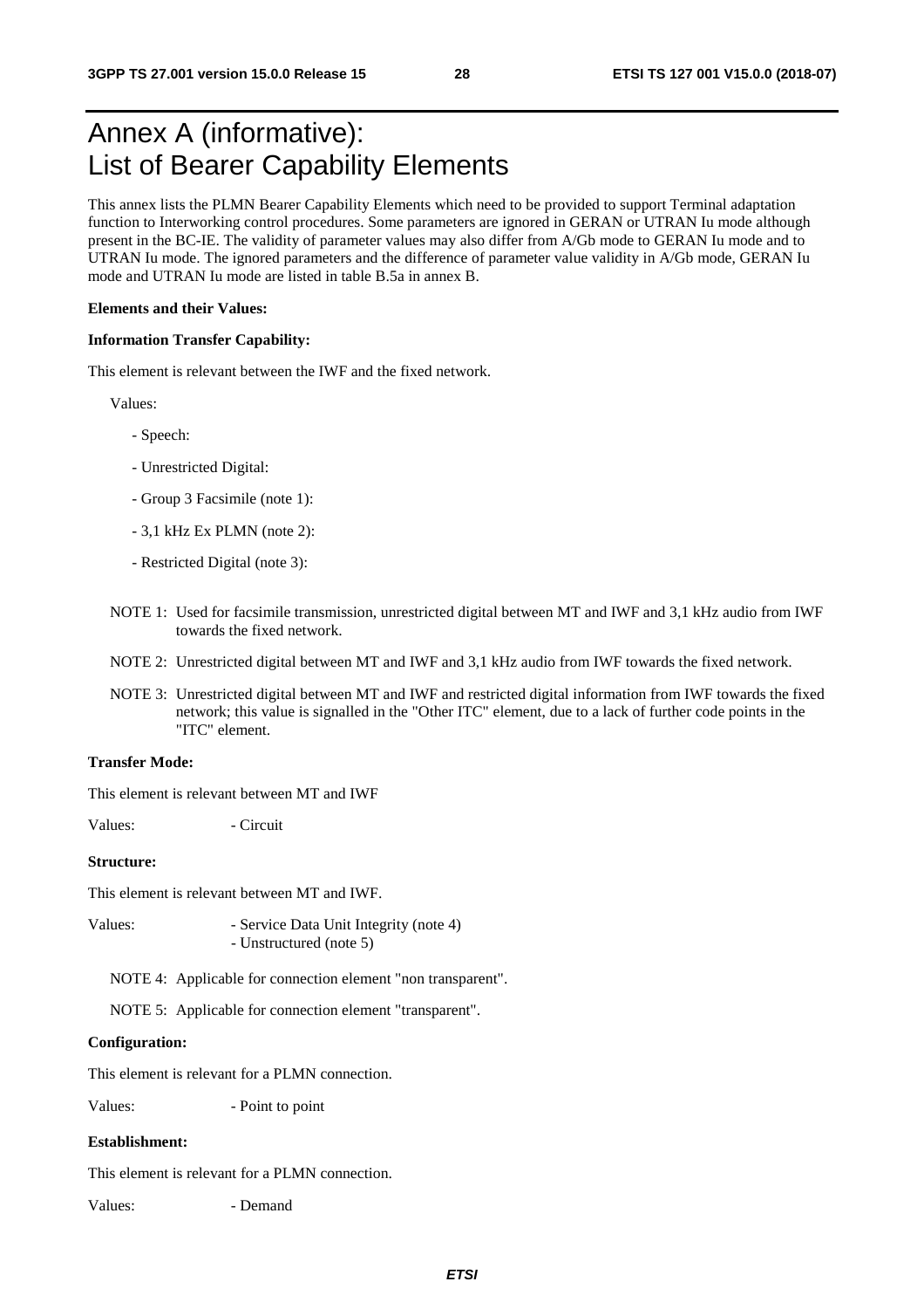# Annex A (informative): List of Bearer Capability Elements

This annex lists the PLMN Bearer Capability Elements which need to be provided to support Terminal adaptation function to Interworking control procedures. Some parameters are ignored in GERAN or UTRAN Iu mode although present in the BC-IE. The validity of parameter values may also differ from A/Gb mode to GERAN Iu mode and to UTRAN Iu mode. The ignored parameters and the difference of parameter value validity in A/Gb mode, GERAN Iu mode and UTRAN Iu mode are listed in table B.5a in annex B.

**Elements and their Values:**

**Information Transfer Capability:**

This element is relevant between the IWF and the fixed network.

Values:

- Speech:
- Unrestricted Digital:
- Group 3 Facsimile (note 1):
- 3,1 kHz Ex PLMN (note 2):
- Restricted Digital (note 3):

NOTE 1: Used for facsimile transmission, unrestricted digital between MT and IWF and 3,1 kHz audio from IWF towards the fixed network.

NOTE 2: Unrestricted digital between MT and IWF and 3,1 kHz audio from IWF towards the fixed network.

NOTE 3: Unrestricted digital between MT and IWF and restricted digital information from IWF towards the fixed network; this value is signalled in the "Other ITC" element, due to a lack of further code points in the "ITC" element.

**Transfer Mode:**

This element is relevant between MT and IWF

Values: - Circuit

**Structure:**

This element is relevant between MT and IWF.

Values: - Service Data Unit Integrity (note 4)
- Unstructured (note 5)

NOTE 4: Applicable for connection element "non transparent".

NOTE 5: Applicable for connection element "transparent".

**Configuration:**

This element is relevant for a PLMN connection.

Values: - Point to point

**Establishment:**

This element is relevant for a PLMN connection.

Values: - Demand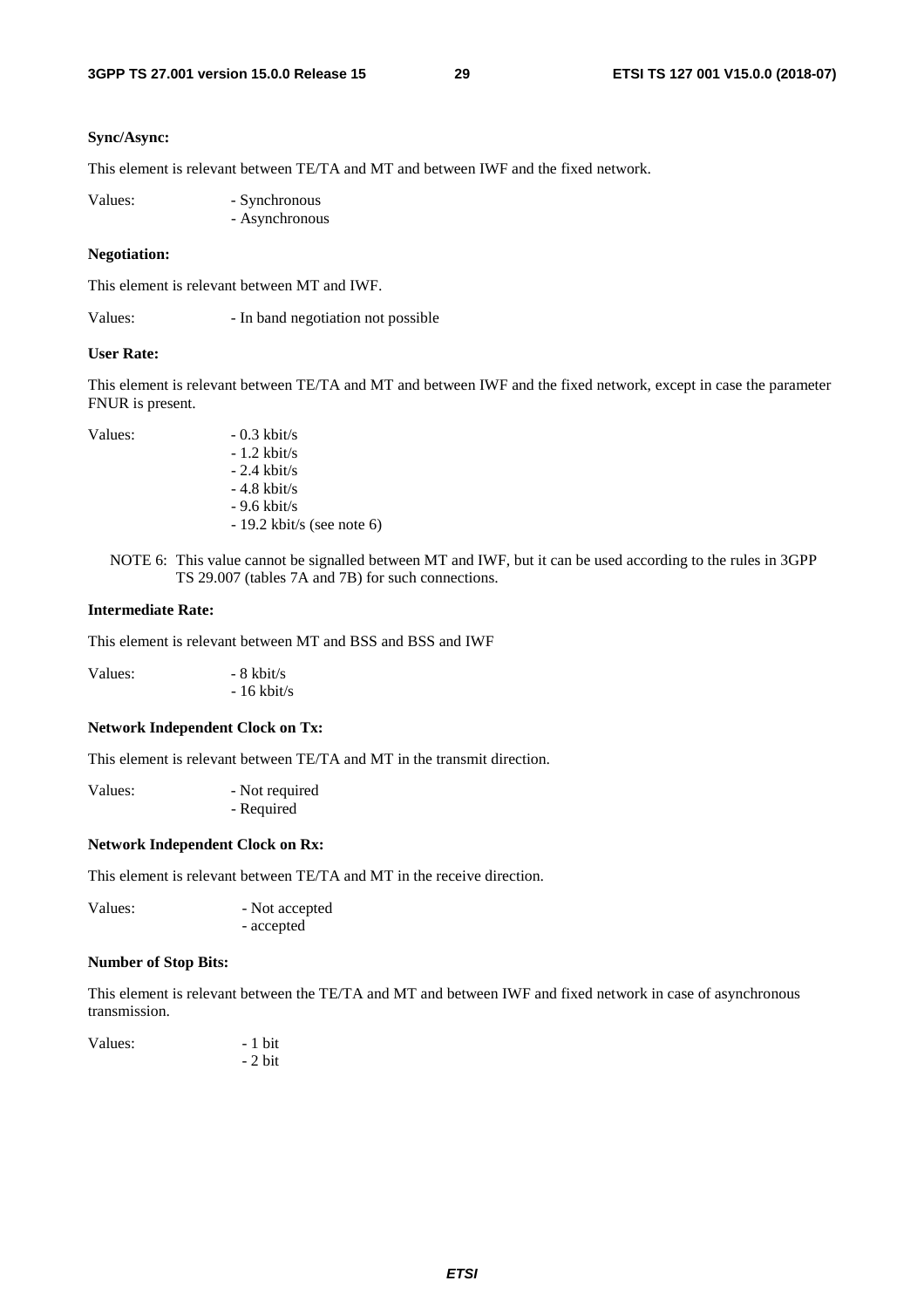**Sync/Async:**

This element is relevant between TE/TA and MT and between IWF and the fixed network.

Values: - Synchronous
- Asynchronous

**Negotiation:**

This element is relevant between MT and IWF.

Values: - In band negotiation not possible

**User Rate:**

This element is relevant between TE/TA and MT and between IWF and the fixed network, except in case the parameter FNUR is present.

Values: - 0.3 kbit/s
- 1.2 kbit/s
- 2.4 kbit/s
- 4.8 kbit/s
- 9.6 kbit/s
- 19.2 kbit/s (see note 6)

NOTE 6: This value cannot be signalled between MT and IWF, but it can be used according to the rules in 3GPP TS 29.007 (tables 7A and 7B) for such connections.

**Intermediate Rate:**

This element is relevant between MT and BSS and BSS and IWF

Values: - 8 kbit/s
- 16 kbit/s

**Network Independent Clock on Tx:**

This element is relevant between TE/TA and MT in the transmit direction.

Values: - Not required
- Required

**Network Independent Clock on Rx:**

This element is relevant between TE/TA and MT in the receive direction.

Values: - Not accepted
- accepted

**Number of Stop Bits:**

This element is relevant between the TE/TA and MT and between IWF and fixed network in case of asynchronous transmission.

Values: - 1 bit
- 2 bit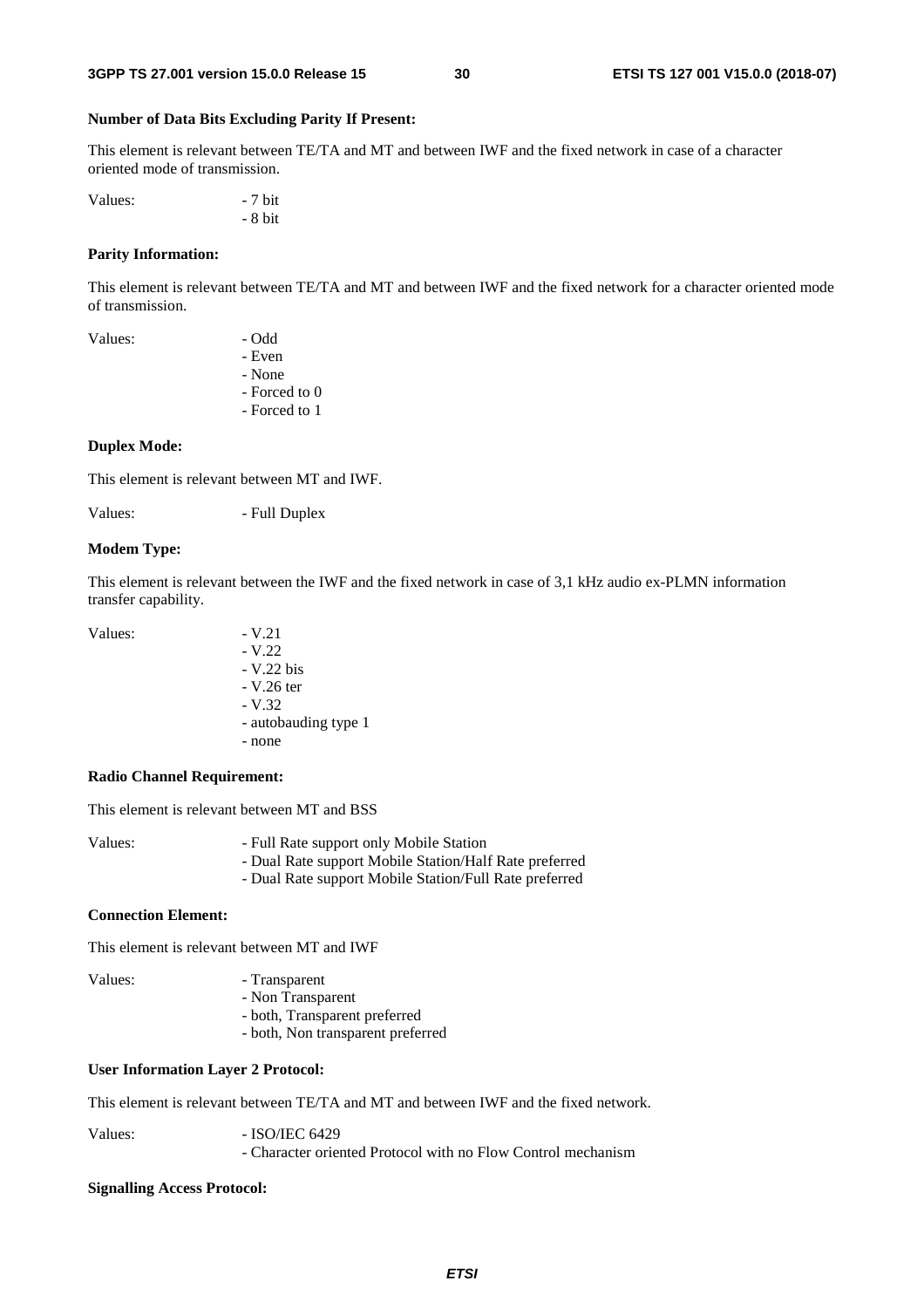**Number of Data Bits Excluding Parity If Present:**

This element is relevant between TE/TA and MT and between IWF and the fixed network in case of a character oriented mode of transmission.

Values:
- 7 bit
- 8 bit

**Parity Information:**

This element is relevant between TE/TA and MT and between IWF and the fixed network for a character oriented mode of transmission.

Values:
- Odd
- Even
- None
- Forced to 0
- Forced to 1

**Duplex Mode:**

This element is relevant between MT and IWF.

Values:
- Full Duplex

**Modem Type:**

This element is relevant between the IWF and the fixed network in case of 3,1 kHz audio ex-PLMN information transfer capability.

Values:
- V.21
- V.22
- V.22 bis
- V.26 ter
- V.32
- autobauding type 1
- none

**Radio Channel Requirement:**

This element is relevant between MT and BSS

Values:
- Full Rate support only Mobile Station
- Dual Rate support Mobile Station/Half Rate preferred
- Dual Rate support Mobile Station/Full Rate preferred

**Connection Element:**

This element is relevant between MT and IWF

Values:
- Transparent
- Non Transparent
- both, Transparent preferred
- both, Non transparent preferred

**User Information Layer 2 Protocol:**

This element is relevant between TE/TA and MT and between IWF and the fixed network.

Values:
- ISO/IEC 6429
- Character oriented Protocol with no Flow Control mechanism

**Signalling Access Protocol:**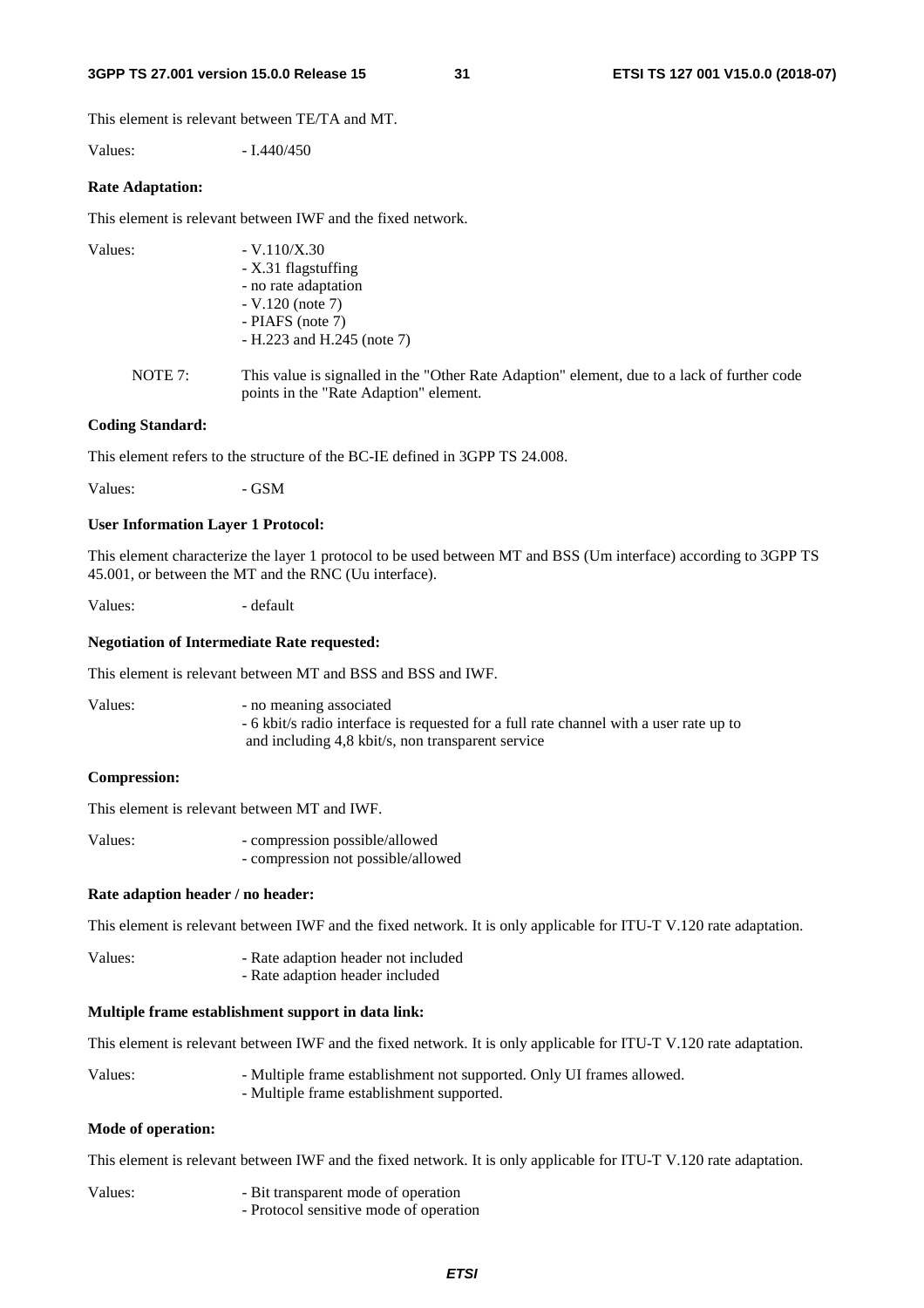This element is relevant between TE/TA and MT.

Values: - I.440/450

**Rate Adaptation:**

This element is relevant between IWF and the fixed network.

Values:
- V.110/X.30
- X.31 flagstuffing
- no rate adaptation
- V.120 (note 7)
- PIAFS (note 7)
- H.223 and H.245 (note 7)

NOTE 7: This value is signalled in the "Other Rate Adaption" element, due to a lack of further code points in the "Rate Adaption" element.

**Coding Standard:**

This element refers to the structure of the BC-IE defined in 3GPP TS 24.008.

Values: - GSM

**User Information Layer 1 Protocol:**

This element characterize the layer 1 protocol to be used between MT and BSS (Um interface) according to 3GPP TS 45.001, or between the MT and the RNC (Uu interface).

Values: - default

**Negotiation of Intermediate Rate requested:**

This element is relevant between MT and BSS and BSS and IWF.

Values:
- no meaning associated
- 6 kbit/s radio interface is requested for a full rate channel with a user rate up to and including 4,8 kbit/s, non transparent service

**Compression:**

This element is relevant between MT and IWF.

Values:
- compression possible/allowed
- compression not possible/allowed

**Rate adaption header / no header:**

This element is relevant between IWF and the fixed network. It is only applicable for ITU-T V.120 rate adaptation.

Values:
- Rate adaption header not included
- Rate adaption header included

**Multiple frame establishment support in data link:**

This element is relevant between IWF and the fixed network. It is only applicable for ITU-T V.120 rate adaptation.

Values:
- Multiple frame establishment not supported. Only UI frames allowed.
- Multiple frame establishment supported.

**Mode of operation:**

This element is relevant between IWF and the fixed network. It is only applicable for ITU-T V.120 rate adaptation.

Values:
- Bit transparent mode of operation
- Protocol sensitive mode of operation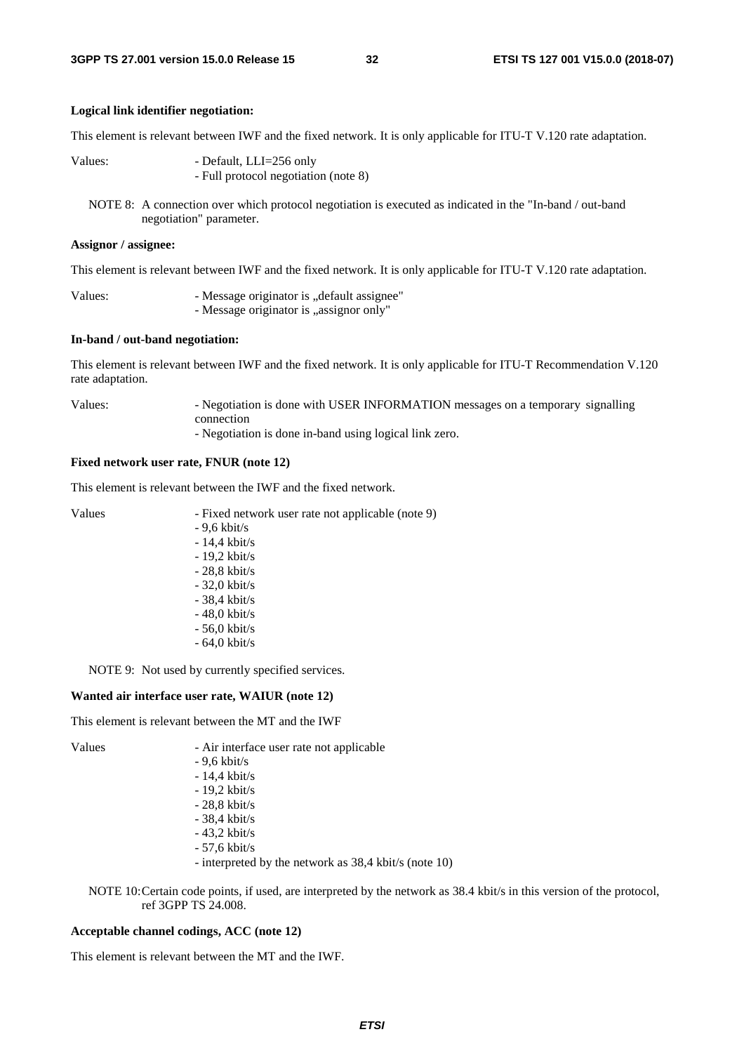**Logical link identifier negotiation:**

This element is relevant between IWF and the fixed network. It is only applicable for ITU-T V.120 rate adaptation.

Values:
- Default, LLI=256 only
- Full protocol negotiation (note 8)

NOTE 8: A connection over which protocol negotiation is executed as indicated in the "In-band / out-band negotiation" parameter.

**Assignor / assignee:**

This element is relevant between IWF and the fixed network. It is only applicable for ITU-T V.120 rate adaptation.

Values:
- Message originator is „default assignee"
- Message originator is „assignor only"

**In-band / out-band negotiation:**

This element is relevant between IWF and the fixed network. It is only applicable for ITU-T Recommendation V.120 rate adaptation.

Values:
- Negotiation is done with USER INFORMATION messages on a temporary signalling connection
- Negotiation is done in-band using logical link zero.

**Fixed network user rate, FNUR (note 12)**

This element is relevant between the IWF and the fixed network.

Values
- Fixed network user rate not applicable (note 9)
- 9,6 kbit/s
- 14,4 kbit/s
- 19,2 kbit/s
- 28,8 kbit/s
- 32,0 kbit/s
- 38,4 kbit/s
- 48,0 kbit/s
- 56,0 kbit/s
- 64,0 kbit/s

NOTE 9: Not used by currently specified services.

**Wanted air interface user rate, WAIUR (note 12)**

This element is relevant between the MT and the IWF

Values
- Air interface user rate not applicable
- 9,6 kbit/s
- 14,4 kbit/s
- 19,2 kbit/s
- 28,8 kbit/s
- 38,4 kbit/s
- 43,2 kbit/s
- 57,6 kbit/s
- interpreted by the network as 38,4 kbit/s (note 10)

NOTE 10: Certain code points, if used, are interpreted by the network as 38.4 kbit/s in this version of the protocol, ref 3GPP TS 24.008.

**Acceptable channel codings, ACC (note 12)**

This element is relevant between the MT and the IWF.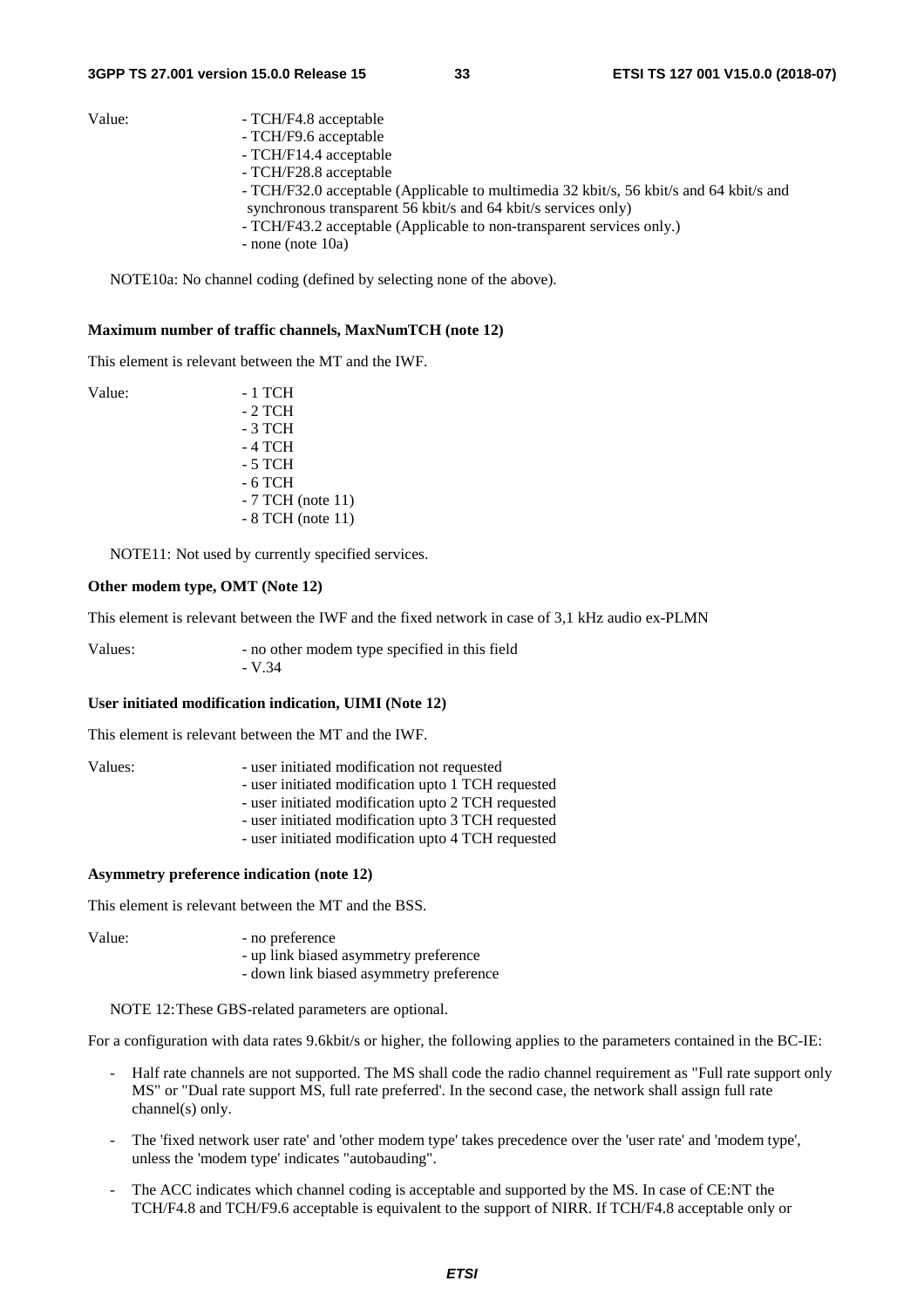Value: 

- TCH/F4.8 acceptable
- TCH/F9.6 acceptable
- TCH/F14.4 acceptable
- TCH/F28.8 acceptable
- TCH/F32.0 acceptable (Applicable to multimedia 32 kbit/s, 56 kbit/s and 64 kbit/s and synchronous transparent 56 kbit/s and 64 kbit/s services only)
- TCH/F43.2 acceptable (Applicable to non-transparent services only.)
- none (note 10a)

NOTE10a: No channel coding (defined by selecting none of the above).

**Maximum number of traffic channels, MaxNumTCH (note 12)**

This element is relevant between the MT and the IWF.

Value: 

- 1 TCH
- 2 TCH
- 3 TCH
- 4 TCH
- 5 TCH
- 6 TCH
- 7 TCH (note 11)
- 8 TCH (note 11)

NOTE11: Not used by currently specified services.

**Other modem type, OMT (Note 12)**

This element is relevant between the IWF and the fixed network in case of 3,1 kHz audio ex-PLMN

Values: 

- no other modem type specified in this field
- V.34

**User initiated modification indication, UIMI (Note 12)**

This element is relevant between the MT and the IWF.

Values: 

- user initiated modification not requested
- user initiated modification upto 1 TCH requested
- user initiated modification upto 2 TCH requested
- user initiated modification upto 3 TCH requested
- user initiated modification upto 4 TCH requested

**Asymmetry preference indication (note 12)**

This element is relevant between the MT and the BSS.

Value: 

- no preference
- up link biased asymmetry preference
- down link biased asymmetry preference

NOTE 12: These GBS-related parameters are optional.

For a configuration with data rates 9.6kbit/s or higher, the following applies to the parameters contained in the BC-IE:

- Half rate channels are not supported. The MS shall code the radio channel requirement as "Full rate support only MS" or "Dual rate support MS, full rate preferred'. In the second case, the network shall assign full rate channel(s) only.
- The 'fixed network user rate' and 'other modem type' takes precedence over the 'user rate' and 'modem type', unless the 'modem type' indicates "autobauding".
- The ACC indicates which channel coding is acceptable and supported by the MS. In case of CE:NT the TCH/F4.8 and TCH/F9.6 acceptable is equivalent to the support of NIRR. If TCH/F4.8 acceptable only or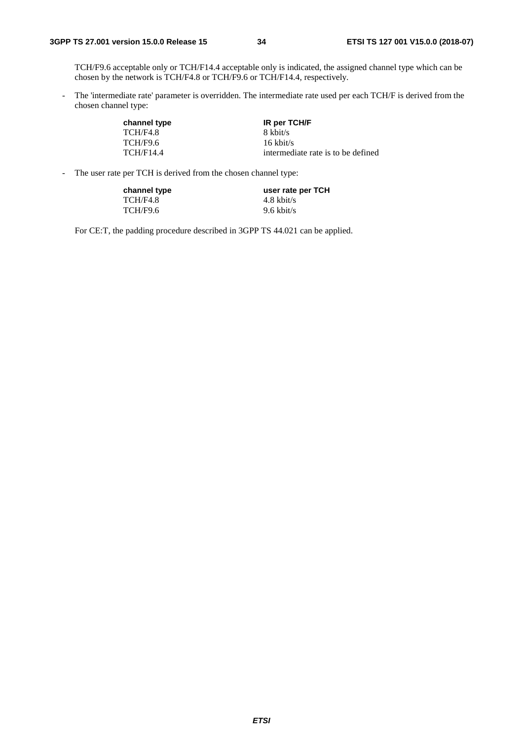TCH/F9.6 acceptable only or TCH/F14.4 acceptable only is indicated, the assigned channel type which can be chosen by the network is TCH/F4.8 or TCH/F9.6 or TCH/F14.4, respectively.

- The 'intermediate rate' parameter is overridden. The intermediate rate used per each TCH/F is derived from the chosen channel type:

| channel type | IR per TCH/F |
|---|---|
| TCH/F4.8 | 8 kbit/s |
| TCH/F9.6 | 16 kbit/s |
| TCH/F14.4 | intermediate rate is to be defined |

- The user rate per TCH is derived from the chosen channel type:

| channel type | user rate per TCH |
|---|---|
| TCH/F4.8 | 4.8 kbit/s |
| TCH/F9.6 | 9.6 kbit/s |

For CE:T, the padding procedure described in 3GPP TS 44.021 can be applied.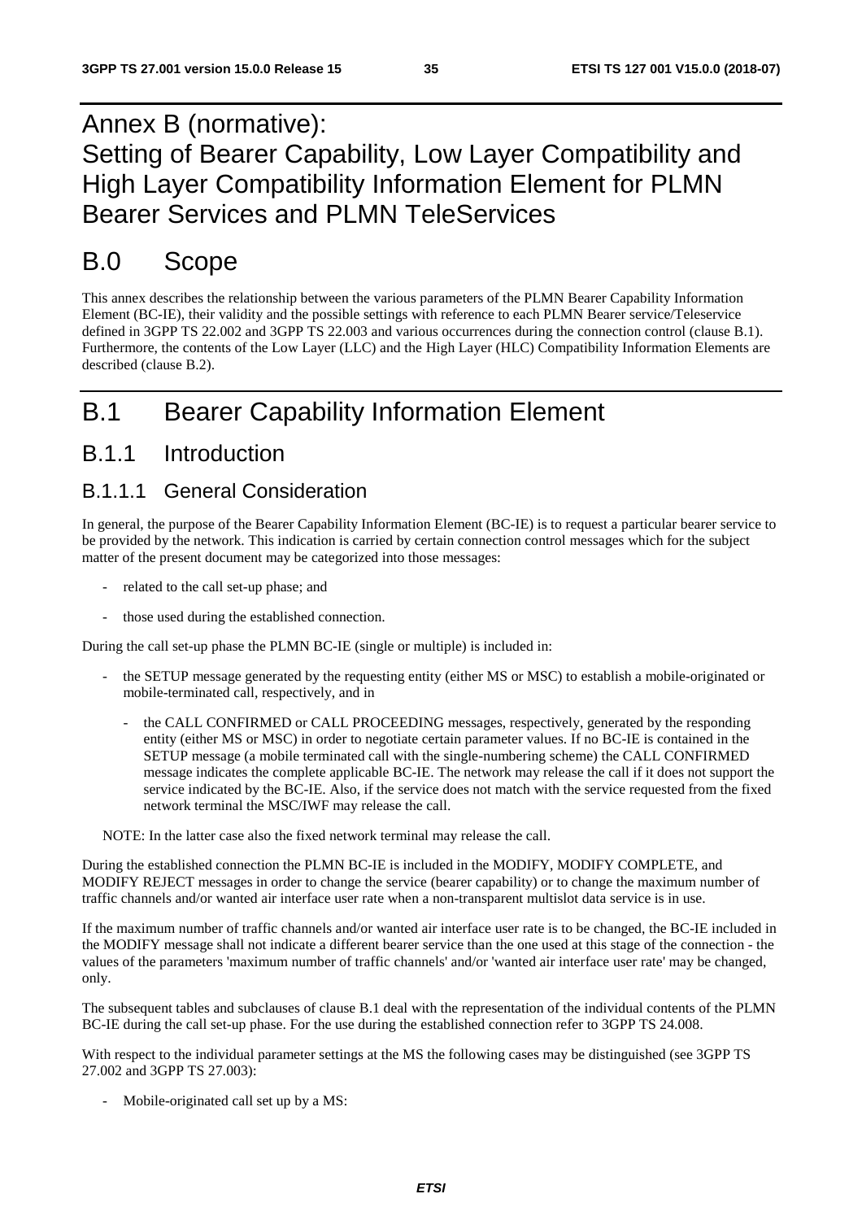# Annex B (normative): Setting of Bearer Capability, Low Layer Compatibility and High Layer Compatibility Information Element for PLMN Bearer Services and PLMN TeleServices

# B.0 Scope

This annex describes the relationship between the various parameters of the PLMN Bearer Capability Information Element (BC-IE), their validity and the possible settings with reference to each PLMN Bearer service/Teleservice defined in 3GPP TS 22.002 and 3GPP TS 22.003 and various occurrences during the connection control (clause B.1). Furthermore, the contents of the Low Layer (LLC) and the High Layer (HLC) Compatibility Information Elements are described (clause B.2).

# B.1 Bearer Capability Information Element

## B.1.1 Introduction

### B.1.1.1 General Consideration

In general, the purpose of the Bearer Capability Information Element (BC-IE) is to request a particular bearer service to be provided by the network. This indication is carried by certain connection control messages which for the subject matter of the present document may be categorized into those messages:

- related to the call set-up phase; and
- those used during the established connection.

During the call set-up phase the PLMN BC-IE (single or multiple) is included in:

- the SETUP message generated by the requesting entity (either MS or MSC) to establish a mobile-originated or mobile-terminated call, respectively, and in
    - the CALL CONFIRMED or CALL PROCEEDING messages, respectively, generated by the responding entity (either MS or MSC) in order to negotiate certain parameter values. If no BC-IE is contained in the SETUP message (a mobile terminated call with the single-numbering scheme) the CALL CONFIRMED message indicates the complete applicable BC-IE. The network may release the call if it does not support the service indicated by the BC-IE. Also, if the service does not match with the service requested from the fixed network terminal the MSC/IWF may release the call.

NOTE: In the latter case also the fixed network terminal may release the call.

During the established connection the PLMN BC-IE is included in the MODIFY, MODIFY COMPLETE, and MODIFY REJECT messages in order to change the service (bearer capability) or to change the maximum number of traffic channels and/or wanted air interface user rate when a non-transparent multislot data service is in use.

If the maximum number of traffic channels and/or wanted air interface user rate is to be changed, the BC-IE included in the MODIFY message shall not indicate a different bearer service than the one used at this stage of the connection - the values of the parameters 'maximum number of traffic channels' and/or 'wanted air interface user rate' may be changed, only.

The subsequent tables and subclauses of clause B.1 deal with the representation of the individual contents of the PLMN BC-IE during the call set-up phase. For the use during the established connection refer to 3GPP TS 24.008.

With respect to the individual parameter settings at the MS the following cases may be distinguished (see 3GPP TS 27.002 and 3GPP TS 27.003):

- Mobile-originated call set up by a MS: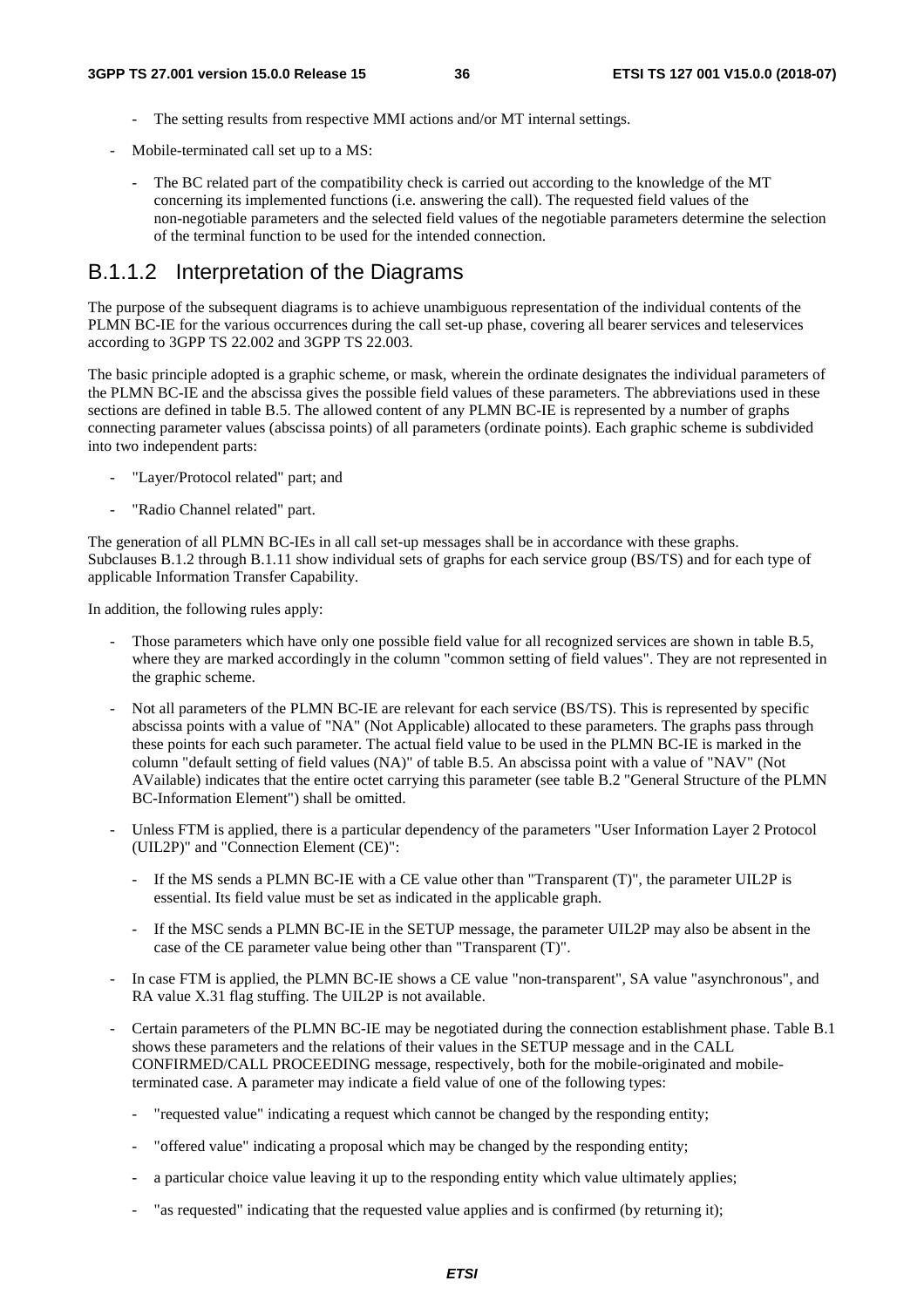- The setting results from respective MMI actions and/or MT internal settings.

- Mobile-terminated call set up to a MS:

  - The BC related part of the compatibility check is carried out according to the knowledge of the MT concerning its implemented functions (i.e. answering the call). The requested field values of the non-negotiable parameters and the selected field values of the negotiable parameters determine the selection of the terminal function to be used for the intended connection.

### B.1.1.2 Interpretation of the Diagrams

The purpose of the subsequent diagrams is to achieve unambiguous representation of the individual contents of the PLMN BC-IE for the various occurrences during the call set-up phase, covering all bearer services and teleservices according to 3GPP TS 22.002 and 3GPP TS 22.003.

The basic principle adopted is a graphic scheme, or mask, wherein the ordinate designates the individual parameters of the PLMN BC-IE and the abscissa gives the possible field values of these parameters. The abbreviations used in these sections are defined in table B.5. The allowed content of any PLMN BC-IE is represented by a number of graphs connecting parameter values (abscissa points) of all parameters (ordinate points). Each graphic scheme is subdivided into two independent parts:

- "Layer/Protocol related" part; and

- "Radio Channel related" part.

The generation of all PLMN BC-IEs in all call set-up messages shall be in accordance with these graphs. Subclauses B.1.2 through B.1.11 show individual sets of graphs for each service group (BS/TS) and for each type of applicable Information Transfer Capability.

In addition, the following rules apply:

- Those parameters which have only one possible field value for all recognized services are shown in table B.5, where they are marked accordingly in the column "common setting of field values". They are not represented in the graphic scheme.

- Not all parameters of the PLMN BC-IE are relevant for each service (BS/TS). This is represented by specific abscissa points with a value of "NA" (Not Applicable) allocated to these parameters. The graphs pass through these points for each such parameter. The actual field value to be used in the PLMN BC-IE is marked in the column "default setting of field values (NA)" of table B.5. An abscissa point with a value of "NAV" (Not AVailable) indicates that the entire octet carrying this parameter (see table B.2 "General Structure of the PLMN BC-Information Element") shall be omitted.

- Unless FTM is applied, there is a particular dependency of the parameters "User Information Layer 2 Protocol (UIL2P)" and "Connection Element (CE)":

  - If the MS sends a PLMN BC-IE with a CE value other than "Transparent (T)", the parameter UIL2P is essential. Its field value must be set as indicated in the applicable graph.

  - If the MSC sends a PLMN BC-IE in the SETUP message, the parameter UIL2P may also be absent in the case of the CE parameter value being other than "Transparent (T)".

- In case FTM is applied, the PLMN BC-IE shows a CE value "non-transparent", SA value "asynchronous", and RA value X.31 flag stuffing. The UIL2P is not available.

- Certain parameters of the PLMN BC-IE may be negotiated during the connection establishment phase. Table B.1 shows these parameters and the relations of their values in the SETUP message and in the CALL CONFIRMED/CALL PROCEEDING message, respectively, both for the mobile-originated and mobile-terminated case. A parameter may indicate a field value of one of the following types:

  - "requested value" indicating a request which cannot be changed by the responding entity;

  - "offered value" indicating a proposal which may be changed by the responding entity;

  - a particular choice value leaving it up to the responding entity which value ultimately applies;

  - "as requested" indicating that the requested value applies and is confirmed (by returning it);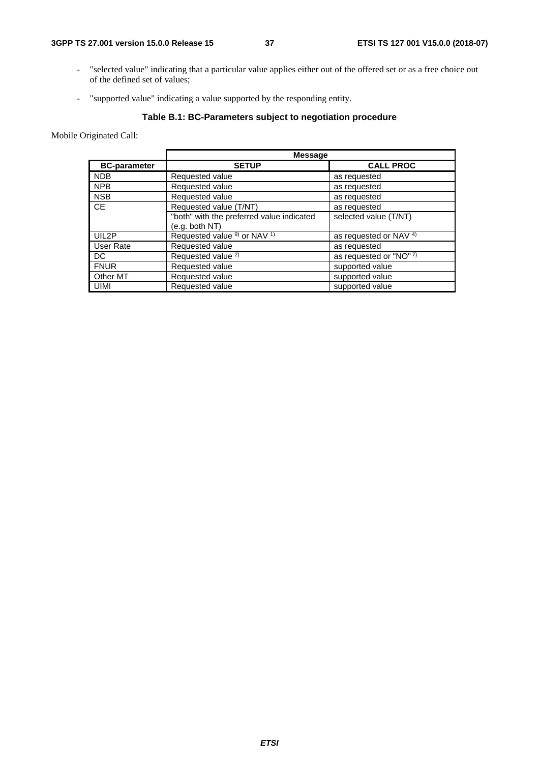- "selected value" indicating that a particular value applies either out of the offered set or as a free choice out of the defined set of values;

- "supported value" indicating a value supported by the responding entity.

**Table B.1: BC-Parameters subject to negotiation procedure**

Mobile Originated Call:

| | **Message** | |
|---|---|---|
| **BC-parameter** | **SETUP** | **CALL PROC** |
| NDB | Requested value | as requested |
| NPB | Requested value | as requested |
| NSB | Requested value | as requested |
| CE | Requested value (T/NT) | as requested |
| | "both" with the preferred value indicated (e.g. both NT) | selected value (T/NT) |
| UIL2P | Requested value [9] or NAV [1] | as requested or NAV [4] |
| User Rate | Requested value | as requested |
| DC | Requested value [2] | as requested or "NO" [7] |
| FNUR | Requested value | supported value |
| Other MT | Requested value | supported value |
| UIMI | Requested value | supported value |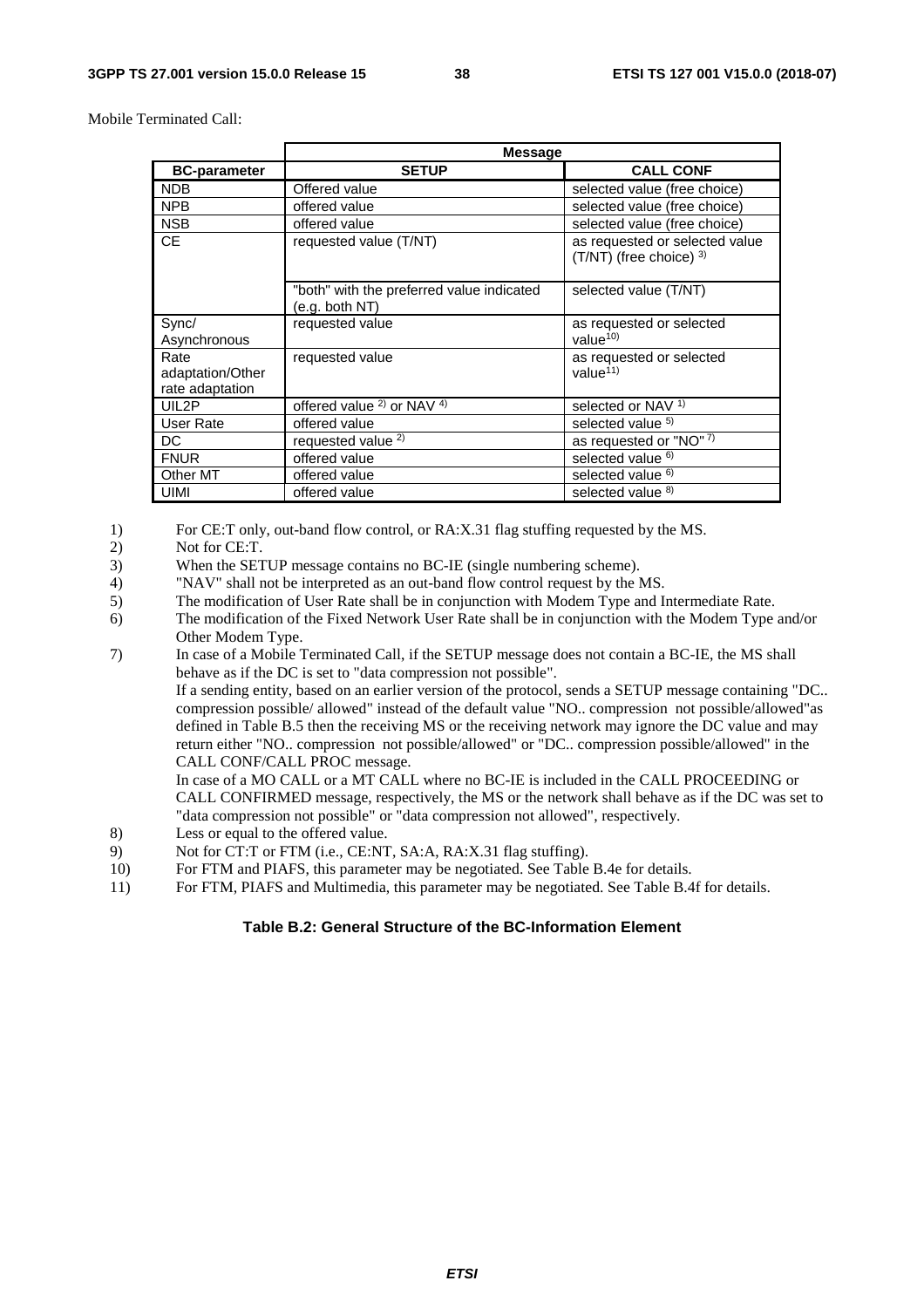Mobile Terminated Call:

| | Message | |
|---|---|---|
| **BC-parameter** | **SETUP** | **CALL CONF** |
| NDB | Offered value | selected value (free choice) |
| NPB | offered value | selected value (free choice) |
| NSB | offered value | selected value (free choice) |
| CE | requested value (T/NT) | as requested or selected value (T/NT) (free choice) [3)] |
| | "both" with the preferred value indicated (e.g. both NT) | selected value (T/NT) |
| Sync/ Asynchronous | requested value | as requested or selected value[10)] |
| Rate adaptation/Other rate adaptation | requested value | as requested or selected value[11)] |
| UIL2P | offered value [2)] or NAV [4)] | selected or NAV [1)] |
| User Rate | offered value | selected value [5)] |
| DC | requested value [2)] | as requested or "NO" [7)] |
| FNUR | offered value | selected value [6)] |
| Other MT | offered value | selected value [6)] |
| UIMI | offered value | selected value [8)] |

1) For CE:T only, out-band flow control, or RA:X.31 flag stuffing requested by the MS.
2) Not for CE:T.
3) When the SETUP message contains no BC-IE (single numbering scheme).
4) "NAV" shall not be interpreted as an out-band flow control request by the MS.
5) The modification of User Rate shall be in conjunction with Modem Type and Intermediate Rate.
6) The modification of the Fixed Network User Rate shall be in conjunction with the Modem Type and/or Other Modem Type.
7) In case of a Mobile Terminated Call, if the SETUP message does not contain a BC-IE, the MS shall behave as if the DC is set to "data compression not possible".
   If a sending entity, based on an earlier version of the protocol, sends a SETUP message containing "DC.. compression possible/ allowed" instead of the default value "NO.. compression not possible/allowed"as defined in Table B.5 then the receiving MS or the receiving network may ignore the DC value and may return either "NO.. compression not possible/allowed" or "DC.. compression possible/allowed" in the CALL CONF/CALL PROC message.
   In case of a MO CALL or a MT CALL where no BC-IE is included in the CALL PROCEEDING or CALL CONFIRMED message, respectively, the MS or the network shall behave as if the DC was set to "data compression not possible" or "data compression not allowed", respectively.
8) Less or equal to the offered value.
9) Not for CT:T or FTM (i.e., CE:NT, SA:A, RA:X.31 flag stuffing).
10) For FTM and PIAFS, this parameter may be negotiated. See Table B.4e for details.
11) For FTM, PIAFS and Multimedia, this parameter may be negotiated. See Table B.4f for details.

**Table B.2: General Structure of the BC-Information Element**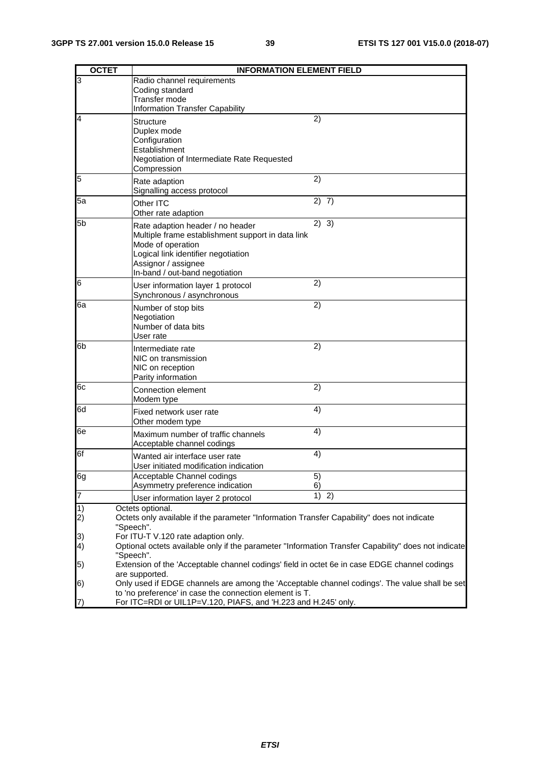| OCTET | INFORMATION ELEMENT FIELD | |
|---|---|---|
| 3 | Radio channel requirements<br>Coding standard<br>Transfer mode<br>Information Transfer Capability | |
| 4 | Structure<br>Duplex mode<br>Configuration<br>Establishment<br>Negotiation of Intermediate Rate Requested<br>Compression | 2) |
| 5 | Rate adaption<br>Signalling access protocol | 2) |
| 5a | Other ITC<br>Other rate adaption | 2) 7) |
| 5b | Rate adaption header / no header<br>Multiple frame establishment support in data link<br>Mode of operation<br>Logical link identifier negotiation<br>Assignor / assignee<br>In-band / out-band negotiation | 2) 3) |
| 6 | User information layer 1 protocol<br>Synchronous / asynchronous | 2) |
| 6a | Number of stop bits<br>Negotiation<br>Number of data bits<br>User rate | 2) |
| 6b | Intermediate rate<br>NIC on transmission<br>NIC on reception<br>Parity information | 2) |
| 6c | Connection element<br>Modem type | 2) |
| 6d | Fixed network user rate<br>Other modem type | 4) |
| 6e | Maximum number of traffic channels<br>Acceptable channel codings | 4) |
| 6f | Wanted air interface user rate<br>User initiated modification indication | 4) |
| 6g | Acceptable Channel codings<br>Asymmetry preference indication | 5)<br>6) |
| 7 | User information layer 2 protocol | 1) 2) |

1) Octets optional.
2) Octets only available if the parameter "Information Transfer Capability" does not indicate "Speech".
3) For ITU-T V.120 rate adaption only.
4) Optional octets available only if the parameter "Information Transfer Capability" does not indicate "Speech".
5) Extension of the 'Acceptable channel codings' field in octet 6e in case EDGE channel codings are supported.
6) Only used if EDGE channels are among the 'Acceptable channel codings'. The value shall be set to 'no preference' in case the connection element is T.
7) For ITC=RDI or UIL1P=V.120, PIAFS, and 'H.223 and H.245' only.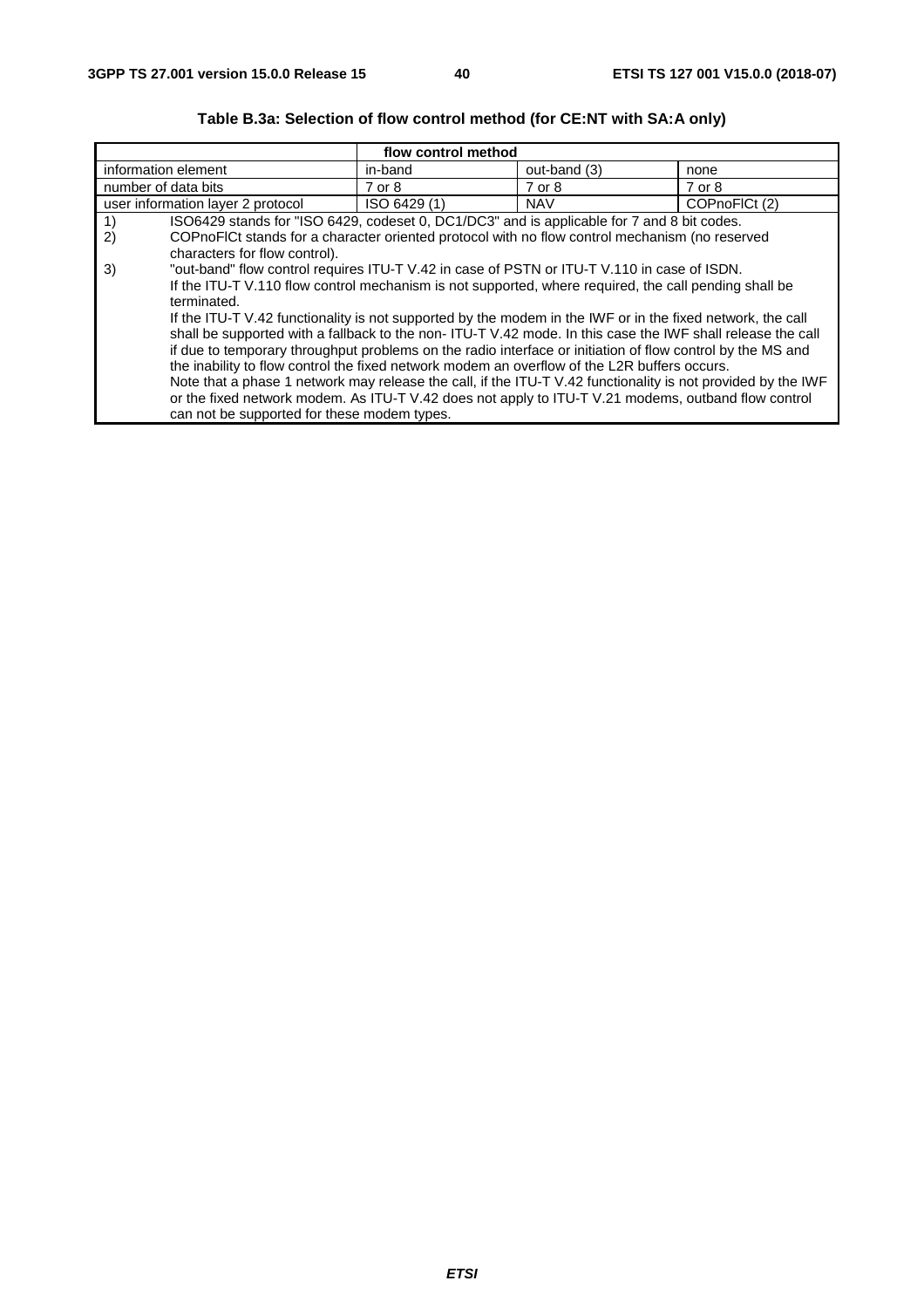**Table B.3a: Selection of flow control method (for CE:NT with SA:A only)**

| | flow control method | | |
|---|---|---|---|
| information element | in-band | out-band (3) | none |
| number of data bits | 7 or 8 | 7 or 8 | 7 or 8 |
| user information layer 2 protocol | ISO 6429 (1) | NAV | COPnoFlCt (2) |

1) ISO6429 stands for "ISO 6429, codeset 0, DC1/DC3" and is applicable for 7 and 8 bit codes.

2) COPnoFlCt stands for a character oriented protocol with no flow control mechanism (no reserved characters for flow control).

3) "out-band" flow control requires ITU-T V.42 in case of PSTN or ITU-T V.110 in case of ISDN.
If the ITU-T V.110 flow control mechanism is not supported, where required, the call pending shall be terminated.
If the ITU-T V.42 functionality is not supported by the modem in the IWF or in the fixed network, the call shall be supported with a fallback to the non- ITU-T V.42 mode. In this case the IWF shall release the call if due to temporary throughput problems on the radio interface or initiation of flow control by the MS and the inability to flow control the fixed network modem an overflow of the L2R buffers occurs.
Note that a phase 1 network may release the call, if the ITU-T V.42 functionality is not provided by the IWF or the fixed network modem. As ITU-T V.42 does not apply to ITU-T V.21 modems, outband flow control can not be supported for these modem types.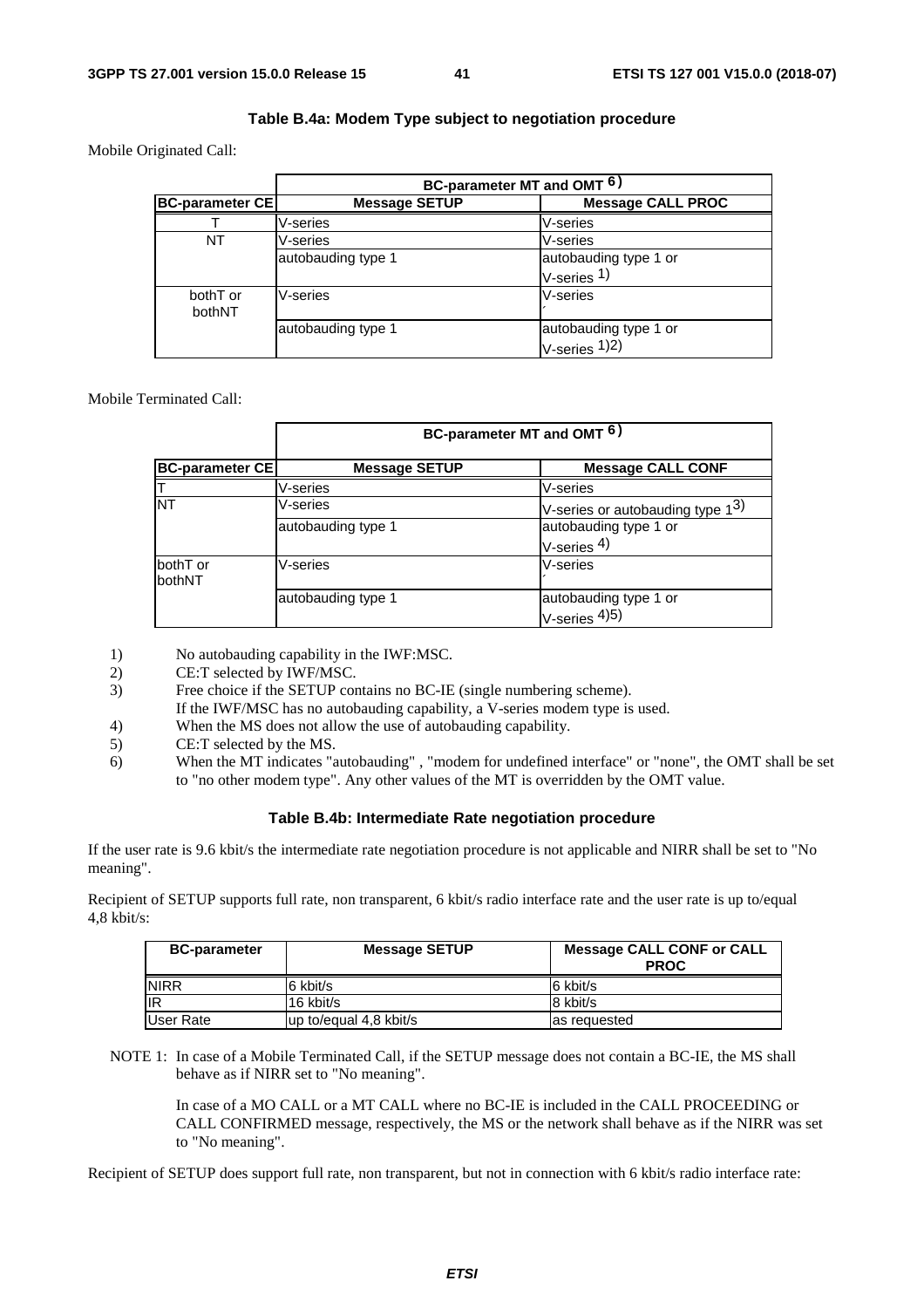#### Table B.4a: Modem Type subject to negotiation procedure

Mobile Originated Call:

| | BC-parameter MT and OMT 6) | |
|---|---|---|
| **BC-parameter CE** | **Message SETUP** | **Message CALL PROC** |
| T | V-series | V-series |
| NT | V-series | V-series |
| | autobauding type 1 | autobauding type 1 or V-series 1) |
| bothT or bothNT | V-series | V-series |
| | autobauding type 1 | autobauding type 1 or V-series 1)2) |

Mobile Terminated Call:

| | BC-parameter MT and OMT 6) | |
|---|---|---|
| **BC-parameter CE** | **Message SETUP** | **Message CALL CONF** |
| T | V-series | V-series |
| NT | V-series | V-series or autobauding type 1 3) |
| | autobauding type 1 | autobauding type 1 or V-series 4) |
| bothT or bothNT | V-series | V-series |
| | autobauding type 1 | autobauding type 1 or V-series 4)5) |

1) No autobauding capability in the IWF:MSC.
2) CE:T selected by IWF/MSC.
3) Free choice if the SETUP contains no BC-IE (single numbering scheme). If the IWF/MSC has no autobauding capability, a V-series modem type is used.
4) When the MS does not allow the use of autobauding capability.
5) CE:T selected by the MS.
6) When the MT indicates "autobauding" , "modem for undefined interface" or "none", the OMT shall be set to "no other modem type". Any other values of the MT is overridden by the OMT value.

#### Table B.4b: Intermediate Rate negotiation procedure

If the user rate is 9.6 kbit/s the intermediate rate negotiation procedure is not applicable and NIRR shall be set to "No meaning".

Recipient of SETUP supports full rate, non transparent, 6 kbit/s radio interface rate and the user rate is up to/equal 4,8 kbit/s:

| BC-parameter | Message SETUP | Message CALL CONF or CALL PROC |
|---|---|---|
| NIRR | 6 kbit/s | 6 kbit/s |
| IR | 16 kbit/s | 8 kbit/s |
| User Rate | up to/equal 4,8 kbit/s | as requested |

NOTE 1: In case of a Mobile Terminated Call, if the SETUP message does not contain a BC-IE, the MS shall behave as if NIRR set to "No meaning".

In case of a MO CALL or a MT CALL where no BC-IE is included in the CALL PROCEEDING or CALL CONFIRMED message, respectively, the MS or the network shall behave as if the NIRR was set to "No meaning".

Recipient of SETUP does support full rate, non transparent, but not in connection with 6 kbit/s radio interface rate: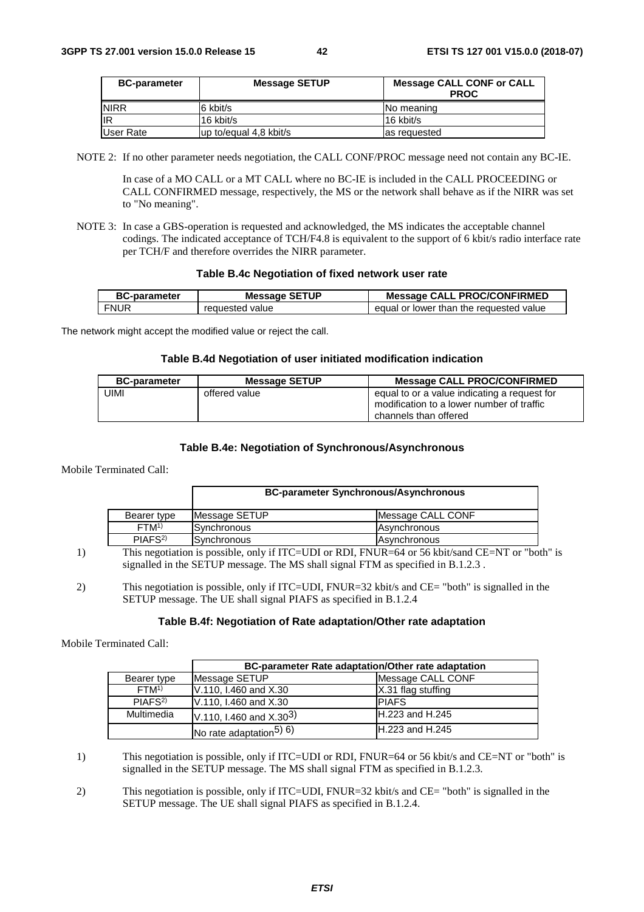| BC-parameter | Message SETUP | Message CALL CONF or CALL PROC |
|---|---|---|
| NIRR | 6 kbit/s | No meaning |
| IR | 16 kbit/s | 16 kbit/s |
| User Rate | up to/equal 4,8 kbit/s | as requested |

NOTE 2: If no other parameter needs negotiation, the CALL CONF/PROC message need not contain any BC-IE.

In case of a MO CALL or a MT CALL where no BC-IE is included in the CALL PROCEEDING or CALL CONFIRMED message, respectively, the MS or the network shall behave as if the NIRR was set to "No meaning".

NOTE 3: In case a GBS-operation is requested and acknowledged, the MS indicates the acceptable channel codings. The indicated acceptance of TCH/F4.8 is equivalent to the support of 6 kbit/s radio interface rate per TCH/F and therefore overrides the NIRR parameter.

**Table B.4c Negotiation of fixed network user rate**

| BC-parameter | Message SETUP | Message CALL PROC/CONFIRMED |
|---|---|---|
| FNUR | requested value | equal or lower than the requested value |

The network might accept the modified value or reject the call.

**Table B.4d Negotiation of user initiated modification indication**

| BC-parameter | Message SETUP | Message CALL PROC/CONFIRMED |
|---|---|---|
| UIMI | offered value | equal to or a value indicating a request for modification to a lower number of traffic channels than offered |

**Table B.4e: Negotiation of Synchronous/Asynchronous**

Mobile Terminated Call:

| | BC-parameter Synchronous/Asynchronous | |
|---|---|---|
| Bearer type | Message SETUP | Message CALL CONF |
| FTM[1)] | Synchronous | Asynchronous |
| PIAFS[2)] | Synchronous | Asynchronous |

1) This negotiation is possible, only if ITC=UDI or RDI, FNUR=64 or 56 kbit/sand CE=NT or "both" is signalled in the SETUP message. The MS shall signal FTM as specified in B.1.2.3 .

2) This negotiation is possible, only if ITC=UDI, FNUR=32 kbit/s and CE= "both" is signalled in the SETUP message. The UE shall signal PIAFS as specified in B.1.2.4

**Table B.4f: Negotiation of Rate adaptation/Other rate adaptation**

Mobile Terminated Call:

| | BC-parameter Rate adaptation/Other rate adaptation | |
|---|---|---|
| Bearer type | Message SETUP | Message CALL CONF |
| FTM[1)] | V.110, I.460 and X.30 | X.31 flag stuffing |
| PIAFS[2)] | V.110, I.460 and X.30 | PIAFS |
| Multimedia | V.110, I.460 and X.30[3)] | H.223 and H.245 |
| | No rate adaptation[5) 6)] | H.223 and H.245 |

1) This negotiation is possible, only if ITC=UDI or RDI, FNUR=64 or 56 kbit/s and CE=NT or "both" is signalled in the SETUP message. The MS shall signal FTM as specified in B.1.2.3.

2) This negotiation is possible, only if ITC=UDI, FNUR=32 kbit/s and CE= "both" is signalled in the SETUP message. The UE shall signal PIAFS as specified in B.1.2.4.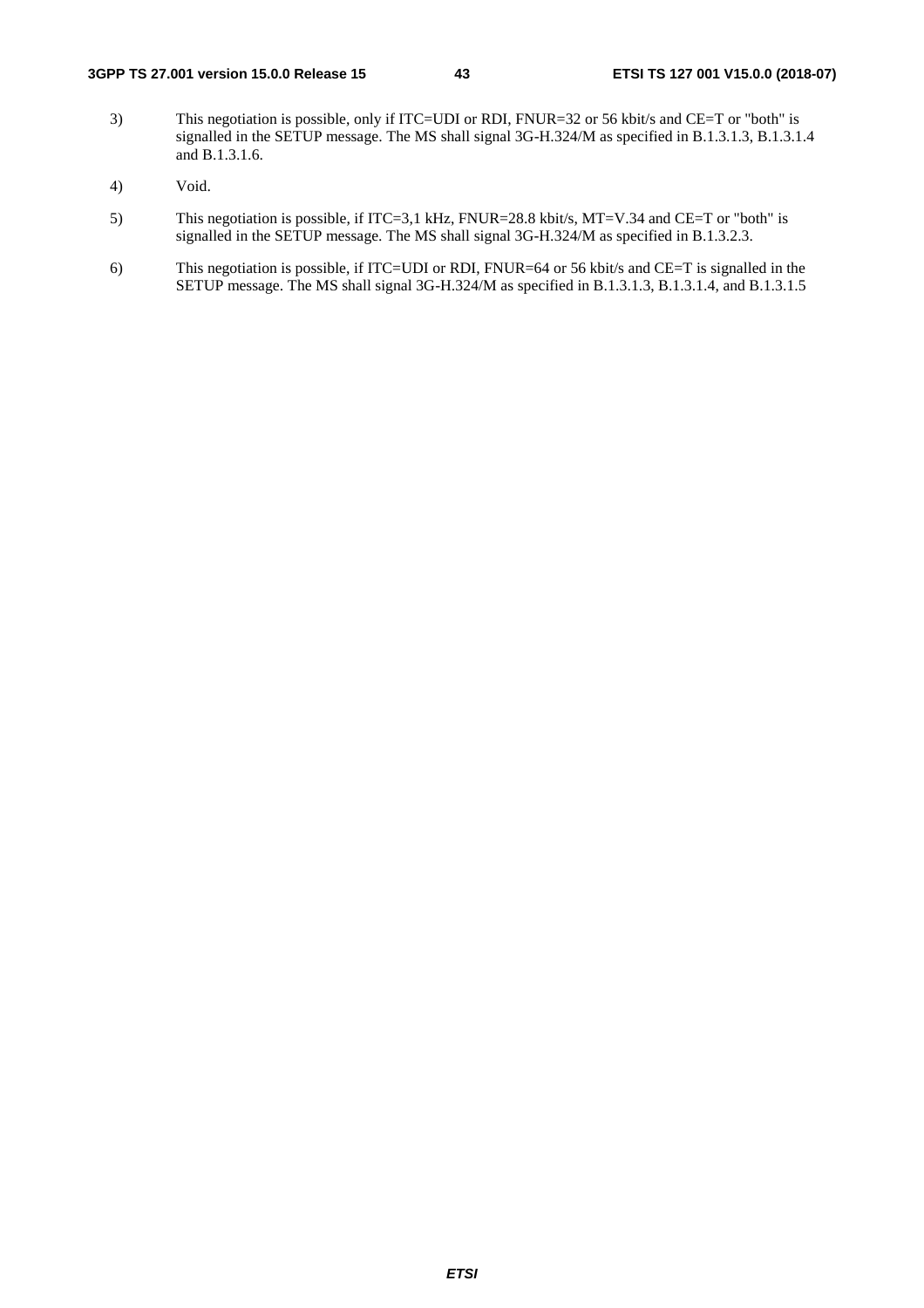3) This negotiation is possible, only if ITC=UDI or RDI, FNUR=32 or 56 kbit/s and CE=T or "both" is signalled in the SETUP message. The MS shall signal 3G-H.324/M as specified in B.1.3.1.3, B.1.3.1.4 and B.1.3.1.6.

4) Void.

5) This negotiation is possible, if ITC=3,1 kHz, FNUR=28.8 kbit/s, MT=V.34 and CE=T or "both" is signalled in the SETUP message. The MS shall signal 3G-H.324/M as specified in B.1.3.2.3.

6) This negotiation is possible, if ITC=UDI or RDI, FNUR=64 or 56 kbit/s and CE=T is signalled in the SETUP message. The MS shall signal 3G-H.324/M as specified in B.1.3.1.3, B.1.3.1.4, and B.1.3.1.5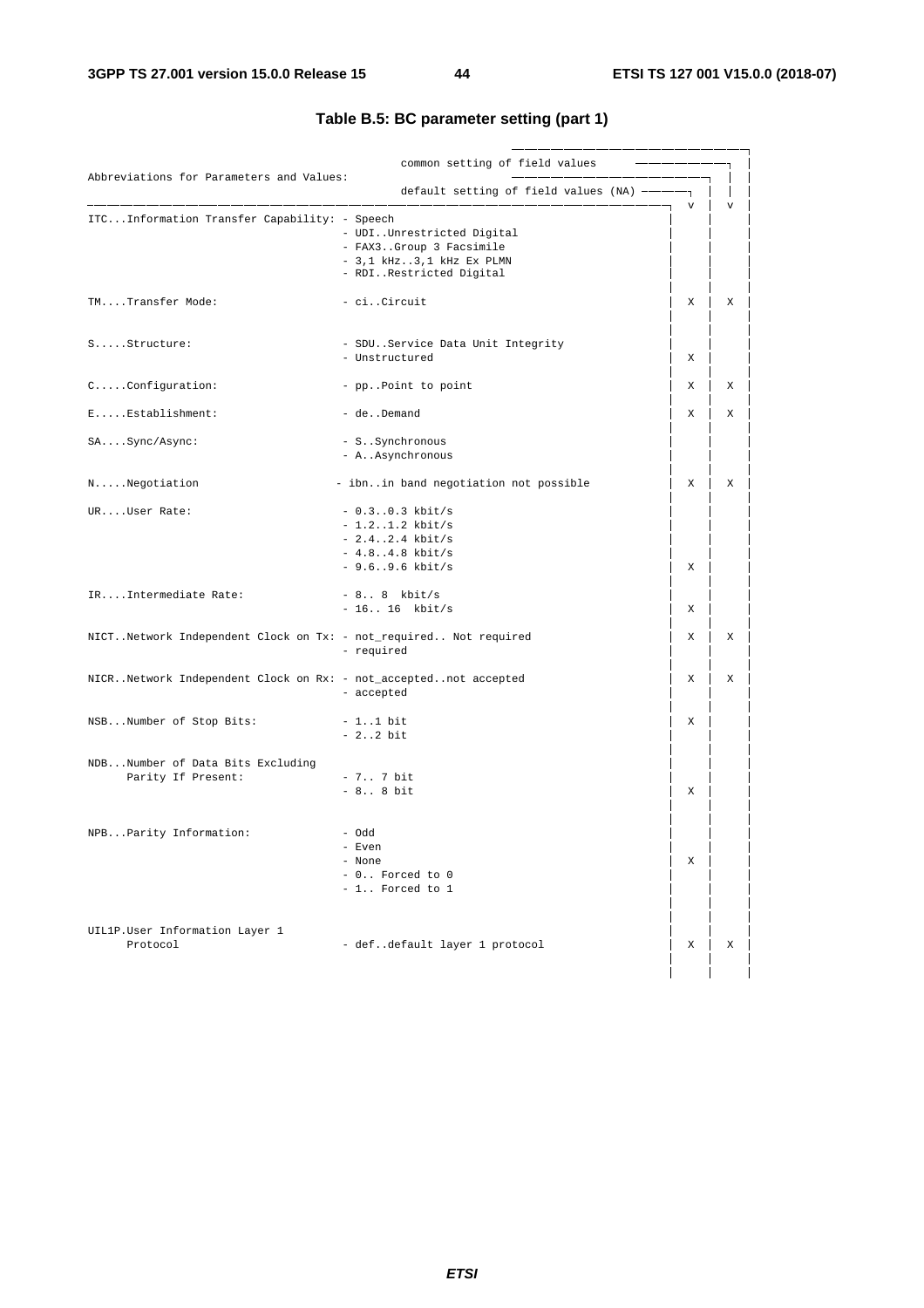## Table B.5: BC parameter setting (part 1)

| Abbreviations for Parameters and Values: | | default setting of field values (NA) | common setting of field values |
|---|---|---|---|
| ITC...Information Transfer Capability: | - Speech | | |
| | - UDI..Unrestricted Digital | | |
| | - FAX3..Group 3 Facsimile | | |
| | - 3,1 kHz..3,1 kHz Ex PLMN | | |
| | - RDI..Restricted Digital | | |
| TM....Transfer Mode: | - ci..Circuit | X | X |
| S.....Structure: | - SDU..Service Data Unit Integrity | | |
| | - Unstructured | X | |
| C.....Configuration: | - pp..Point to point | X | X |
| E.....Establishment: | - de..Demand | X | X |
| SA....Sync/Async: | - S..Synchronous | | |
| | - A..Asynchronous | | |
| N.....Negotiation | - ibn..in band negotiation not possible | X | X |
| UR....User Rate: | - 0.3..0.3 kbit/s | | |
| | - 1.2..1.2 kbit/s | | |
| | - 2.4..2.4 kbit/s | | |
| | - 4.8..4.8 kbit/s | | |
| | - 9.6..9.6 kbit/s | X | |
| IR....Intermediate Rate: | - 8.. 8 kbit/s | | |
| | - 16.. 16 kbit/s | X | |
| NICT..Network Independent Clock on Tx: | - not_required.. Not required | X | X |
| | - required | | |
| NICR..Network Independent Clock on Rx: | - not_accepted..not accepted | X | X |
| | - accepted | | |
| NSB...Number of Stop Bits: | - 1..1 bit | X | |
| | - 2..2 bit | | |
| NDB...Number of Data Bits Excluding Parity If Present: | - 7.. 7 bit | | |
| | - 8.. 8 bit | X | |
| NPB...Parity Information: | - Odd | | |
| | - Even | | |
| | - None | X | |
| | - 0.. Forced to 0 | | |
| | - 1.. Forced to 1 | | |
| UIL1P.User Information Layer 1 Protocol | - def..default layer 1 protocol | X | X |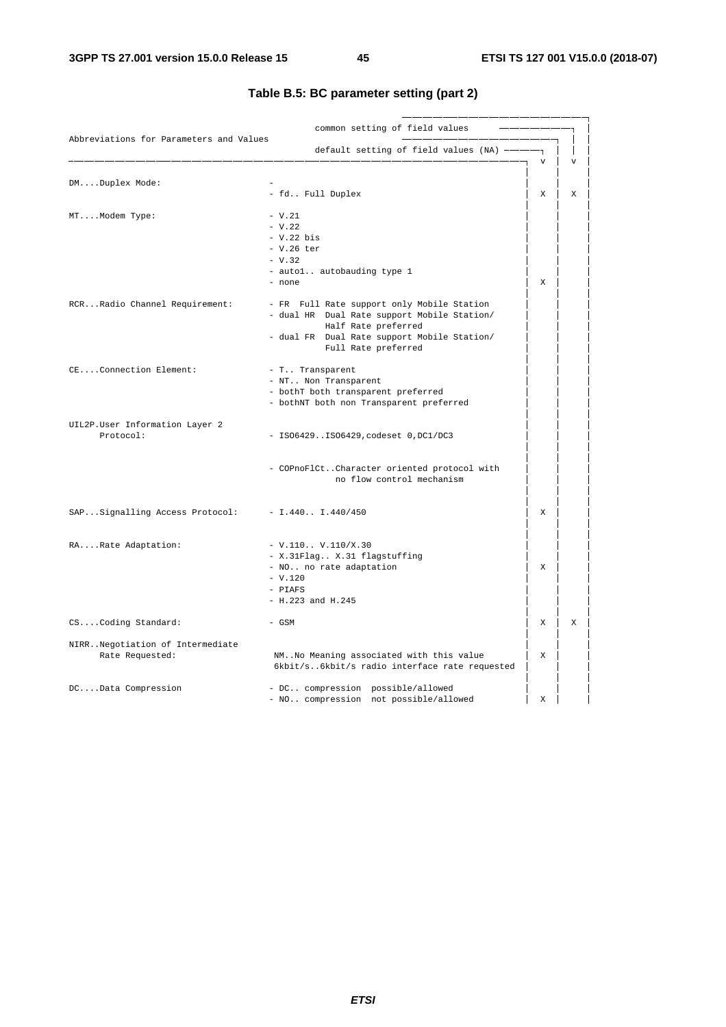## Table B.5: BC parameter setting (part 2)

| Abbreviations for Parameters and Values | | default setting of field values (NA) | common setting of field values |
|---|---|---|---|
| DM....Duplex Mode: | - | | |
| | - fd.. Full Duplex | X | X |
| MT....Modem Type: | - V.21 | | |
| | - V.22 | | |
| | - V.22 bis | | |
| | - V.26 ter | | |
| | - V.32 | | |
| | - auto1.. autobauding type 1 | | |
| | - none | X | |
| RCR...Radio Channel Requirement: | - FR Full Rate support only Mobile Station | | |
| | - dual HR Dual Rate support Mobile Station/ Half Rate preferred | | |
| | - dual FR Dual Rate support Mobile Station/ Full Rate preferred | | |
| CE....Connection Element: | - T.. Transparent | | |
| | - NT.. Non Transparent | | |
| | - bothT both transparent preferred | | |
| | - bothNT both non Transparent preferred | | |
| UIL2P.User Information Layer 2 Protocol: | - ISO6429..ISO6429,codeset 0,DC1/DC3 | | |
| | - COPnoFlCt..Character oriented protocol with no flow control mechanism | | |
| SAP...Signalling Access Protocol: | - I.440.. I.440/450 | X | |
| RA....Rate Adaptation: | - V.110.. V.110/X.30 | | |
| | - X.31Flag.. X.31 flagstuffing | | |
| | - NO.. no rate adaptation | X | |
| | - V.120 | | |
| | - PIAFS | | |
| | - H.223 and H.245 | | |
| CS....Coding Standard: | - GSM | X | X |
| NIRR..Negotiation of Intermediate Rate Requested: | NM..No Meaning associated with this value | X | |
| | 6kbit/s..6kbit/s radio interface rate requested | | |
| DC....Data Compression | - DC.. compression possible/allowed | | |
| | - NO.. compression not possible/allowed | X | |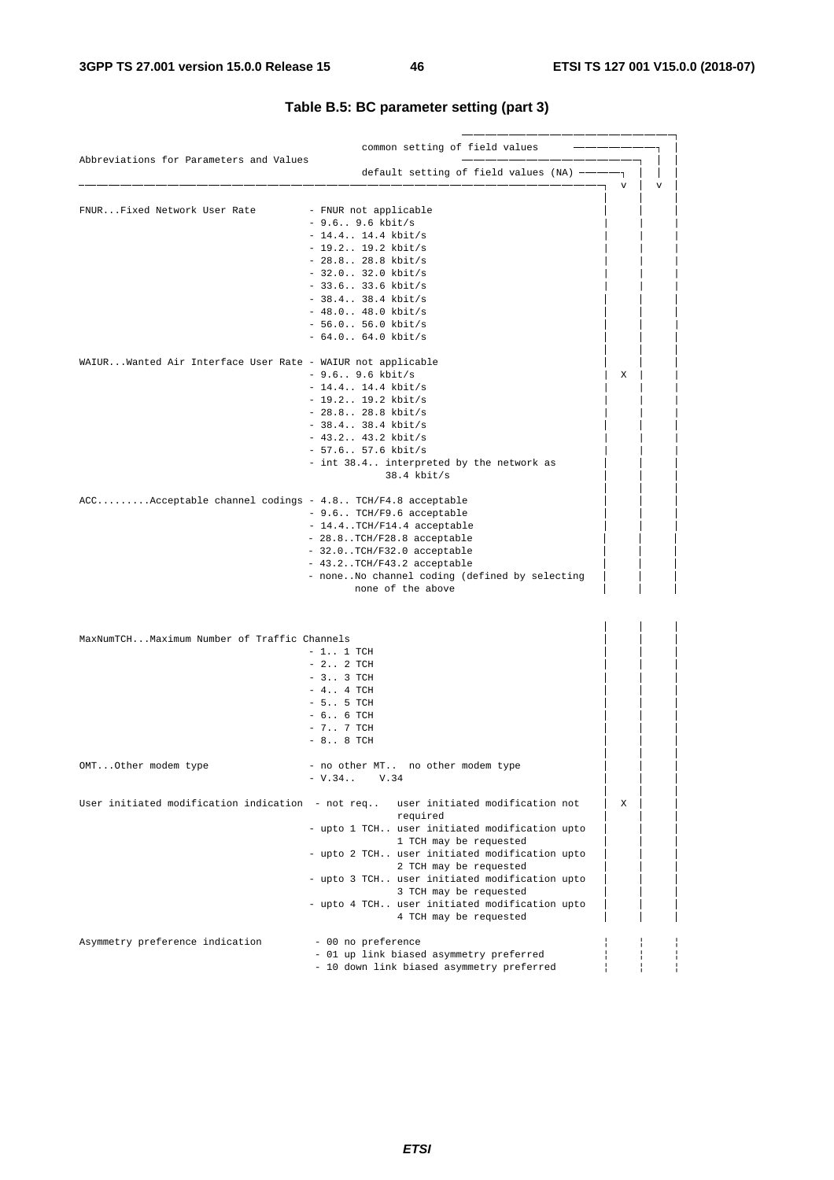**Table B.5: BC parameter setting (part 3)**

```
                                                                                    ─────────────────────────────────┐
                                           common setting of field values      ──────────────┐ │
Abbreviations for Parameters and Values                                                       │ │
                                           default setting of field values (NA) ──────┐       │ │
──────────────────────────────────────────────────────────────────────────────────┐ v   │  v  │
                                                                                    │     │     │
FNUR...Fixed Network User Rate         - FNUR not applicable                        │     │     │
                                       - 9.6.. 9.6 kbit/s                           │     │     │
                                       - 14.4.. 14.4 kbit/s                         │     │     │
                                       - 19.2.. 19.2 kbit/s                         │     │     │
                                       - 28.8.. 28.8 kbit/s                         │     │     │
                                       - 32.0.. 32.0 kbit/s                         │     │     │
                                       - 33.6.. 33.6 kbit/s                         │     │     │
                                       - 38.4.. 38.4 kbit/s                         │     │     │
                                       - 48.0.. 48.0 kbit/s                         │     │     │
                                       - 56.0.. 56.0 kbit/s                         │     │     │
                                       - 64.0.. 64.0 kbit/s                         │     │     │
                                                                                    │     │     │
WAIUR...Wanted Air Interface User Rate - WAIUR not applicable                       │     │     │
                                       - 9.6.. 9.6 kbit/s                           │  X  │     │
                                       - 14.4.. 14.4 kbit/s                         │     │     │
                                       - 19.2.. 19.2 kbit/s                         │     │     │
                                       - 28.8.. 28.8 kbit/s                         │     │     │
                                       - 38.4.. 38.4 kbit/s                         │     │     │
                                       - 43.2.. 43.2 kbit/s                         │     │     │
                                       - 57.6.. 57.6 kbit/s                         │     │     │
                                       - int 38.4.. interpreted by the network as   │     │     │
                                                    38.4 kbit/s                     │     │     │
                                                                                    │     │     │
ACC.........Acceptable channel codings - 4.8.. TCH/F4.8 acceptable                  │     │     │
                                       - 9.6.. TCH/F9.6 acceptable                  │     │     │
                                       - 14.4..TCH/F14.4 acceptable                 │     │     │
                                       - 28.8..TCH/F28.8 acceptable                 │     │     │
                                       - 32.0..TCH/F32.0 acceptable                 │     │     │
                                       - 43.2..TCH/F43.2 acceptable                 │     │     │
                                       - none..No channel coding (defined by selecting │  │     │
                                             none of the above                      │     │     │


                                                                                    │     │     │
MaxNumTCH...Maximum Number of Traffic Channels                                      │     │     │
                                       - 1.. 1 TCH                                  │     │     │
                                       - 2.. 2 TCH                                  │     │     │
                                       - 3.. 3 TCH                                  │     │     │
                                       - 4.. 4 TCH                                  │     │     │
                                       - 5.. 5 TCH                                  │     │     │
                                       - 6.. 6 TCH                                  │     │     │
                                       - 7.. 7 TCH                                  │     │     │
                                       - 8.. 8 TCH                                  │     │     │
                                                                                    │     │     │
OMT...Other modem type                 - no other MT..  no other modem type         │     │     │
                                       - V.34..    V.34                             │     │     │
                                                                                    │     │     │
User initiated modification indication  - not req..  user initiated modification not │ X │     │
                                                     required                       │     │     │
                                       - upto 1 TCH.. user initiated modification upto │  │     │
                                                     1 TCH may be requested         │     │     │
                                       - upto 2 TCH.. user initiated modification upto │  │     │
                                                     2 TCH may be requested         │     │     │
                                       - upto 3 TCH.. user initiated modification upto │  │     │
                                                     3 TCH may be requested         │     │     │
                                       - upto 4 TCH.. user initiated modification upto │  │     │
                                                     4 TCH may be requested         │     │     │

Asymmetry preference indication         - 00 no preference                          ¦     ¦     ¦
                                        - 01 up link biased asymmetry preferred     ¦     ¦     ¦
                                        - 10 down link biased asymmetry preferred   ¦     ¦     ¦
```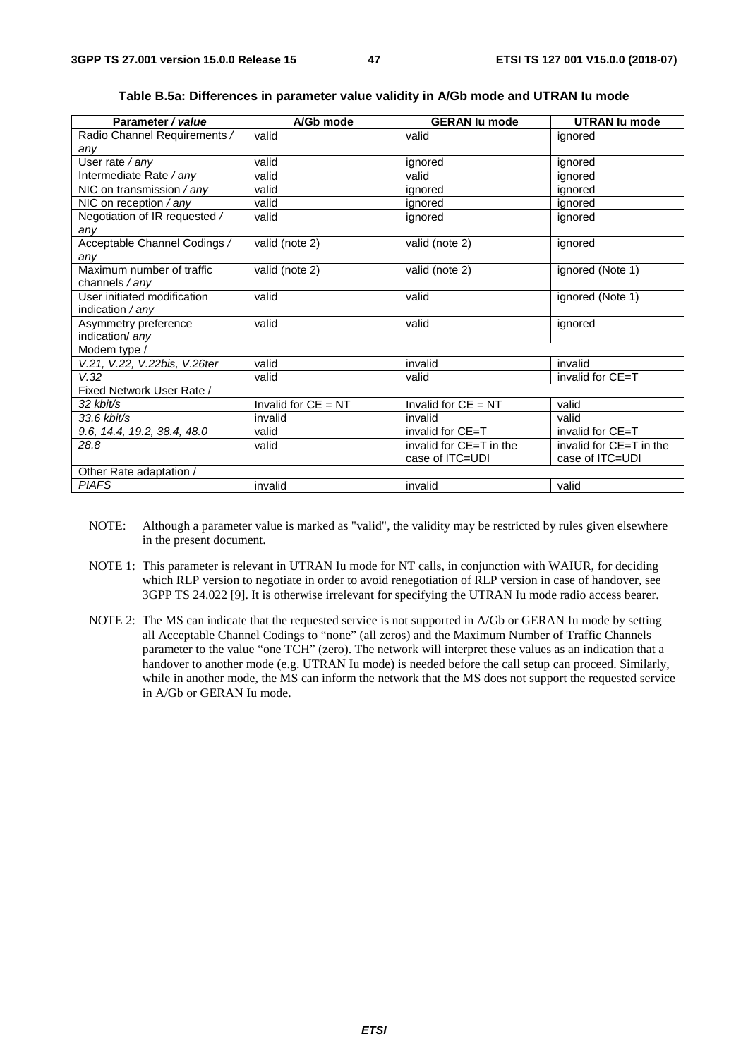**Table B.5a: Differences in parameter value validity in A/Gb mode and UTRAN Iu mode**

| Parameter / *value* | A/Gb mode | GERAN Iu mode | UTRAN Iu mode |
|---|---|---|---|
| Radio Channel Requirements / *any* | valid | valid | ignored |
| User rate / *any* | valid | ignored | ignored |
| Intermediate Rate / *any* | valid | valid | ignored |
| NIC on transmission / *any* | valid | ignored | ignored |
| NIC on reception / *any* | valid | ignored | ignored |
| Negotiation of IR requested / *any* | valid | ignored | ignored |
| Acceptable Channel Codings / *any* | valid (note 2) | valid (note 2) | ignored |
| Maximum number of traffic channels / *any* | valid (note 2) | valid (note 2) | ignored (Note 1) |
| User initiated modification indication / *any* | valid | valid | ignored (Note 1) |
| Asymmetry preference indication/ *any* | valid | valid | ignored |
| Modem type / | | | |
| *V.21, V.22, V.22bis, V.26ter* | valid | invalid | invalid |
| *V.32* | valid | valid | invalid for CE=T |
| Fixed Network User Rate / | | | |
| *32 kbit/s* | Invalid for CE = NT | Invalid for CE = NT | valid |
| *33.6 kbit/s* | invalid | invalid | valid |
| *9.6, 14.4, 19.2, 38.4, 48.0* | valid | invalid for CE=T | invalid for CE=T |
| *28.8* | valid | invalid for CE=T in the case of ITC=UDI | invalid for CE=T in the case of ITC=UDI |
| Other Rate adaptation / | | | |
| *PIAFS* | invalid | invalid | valid |

NOTE: Although a parameter value is marked as "valid", the validity may be restricted by rules given elsewhere in the present document.

NOTE 1: This parameter is relevant in UTRAN Iu mode for NT calls, in conjunction with WAIUR, for deciding which RLP version to negotiate in order to avoid renegotiation of RLP version in case of handover, see 3GPP TS 24.022 [9]. It is otherwise irrelevant for specifying the UTRAN Iu mode radio access bearer.

NOTE 2: The MS can indicate that the requested service is not supported in A/Gb or GERAN Iu mode by setting all Acceptable Channel Codings to "none" (all zeros) and the Maximum Number of Traffic Channels parameter to the value "one TCH" (zero). The network will interpret these values as an indication that a handover to another mode (e.g. UTRAN Iu mode) is needed before the call setup can proceed. Similarly, while in another mode, the MS can inform the network that the MS does not support the requested service in A/Gb or GERAN Iu mode.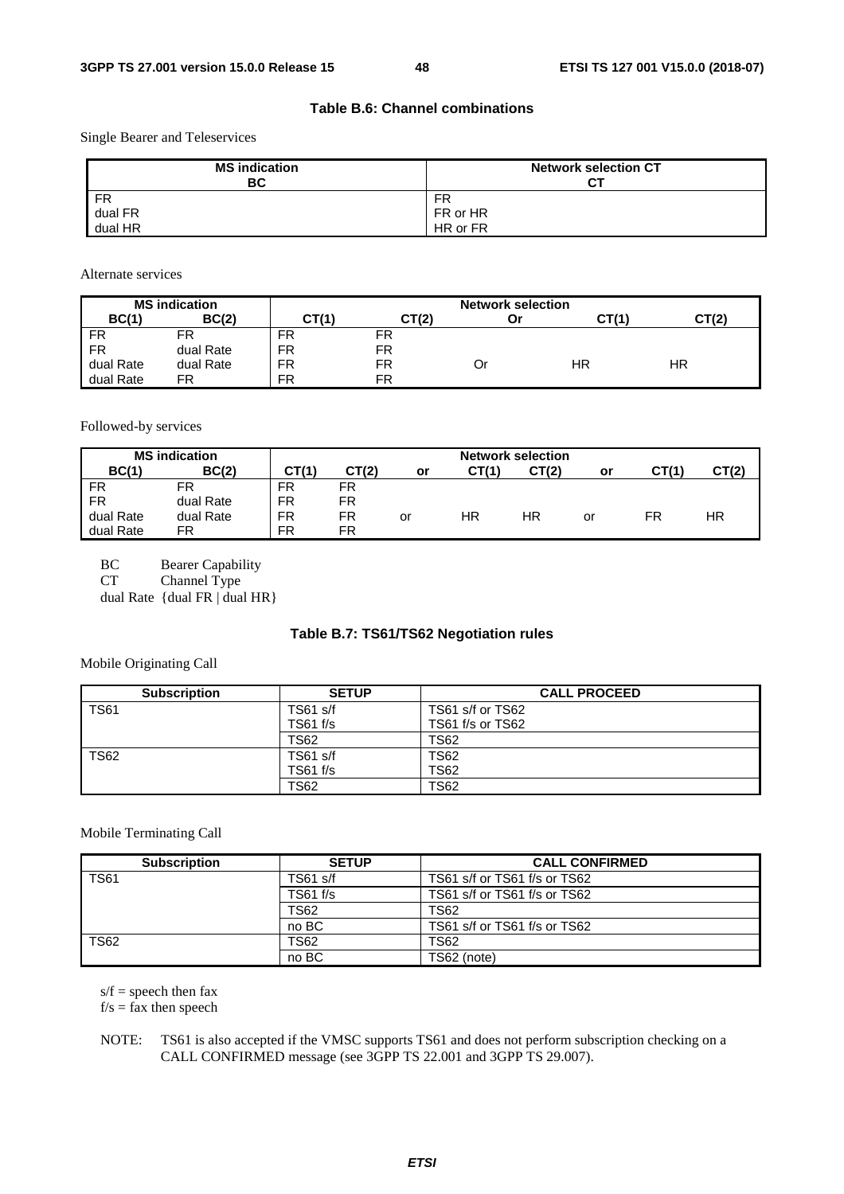**Table B.6: Channel combinations**

Single Bearer and Teleservices

| MS indication BC | Network selection CT |
|---|---|
| FR | FR |
| dual FR | FR or HR |
| dual HR | HR or FR |

Alternate services

| MS indication | | Network selection | | | | |
|---|---|---|---|---|---|---|
| BC(1) | BC(2) | CT(1) | CT(2) | Or | CT(1) | CT(2) |
| FR | FR | FR | FR | | | |
| FR | dual Rate | FR | FR | | | |
| dual Rate | dual Rate | FR | FR | Or | HR | HR |
| dual Rate | FR | FR | FR | | | |

Followed-by services

| MS indication | | Network selection | | | | | | | |
|---|---|---|---|---|---|---|---|---|---|
| BC(1) | BC(2) | CT(1) | CT(2) | or | CT(1) | CT(2) | or | CT(1) | CT(2) |
| FR | FR | FR | FR | | | | | | |
| FR | dual Rate | FR | FR | | | | | | |
| dual Rate | dual Rate | FR | FR | or | HR | HR | or | FR | HR |
| dual Rate | FR | FR | FR | | | | | | |

BC Bearer Capability
CT Channel Type
dual Rate {dual FR | dual HR}

**Table B.7: TS61/TS62 Negotiation rules**

Mobile Originating Call

| Subscription | SETUP | CALL PROCEED |
|---|---|---|
| TS61 | TS61 s/f<br>TS61 f/s | TS61 s/f or TS62<br>TS61 f/s or TS62 |
| | TS62 | TS62 |
| TS62 | TS61 s/f<br>TS61 f/s | TS62<br>TS62 |
| | TS62 | TS62 |

Mobile Terminating Call

| Subscription | SETUP | CALL CONFIRMED |
|---|---|---|
| TS61 | TS61 s/f | TS61 s/f or TS61 f/s or TS62 |
| | TS61 f/s | TS61 s/f or TS61 f/s or TS62 |
| | TS62 | TS62 |
| | no BC | TS61 s/f or TS61 f/s or TS62 |
| TS62 | TS62 | TS62 |
| | no BC | TS62 (note) |

s/f = speech then fax
f/s = fax then speech

NOTE: TS61 is also accepted if the VMSC supports TS61 and does not perform subscription checking on a CALL CONFIRMED message (see 3GPP TS 22.001 and 3GPP TS 29.007).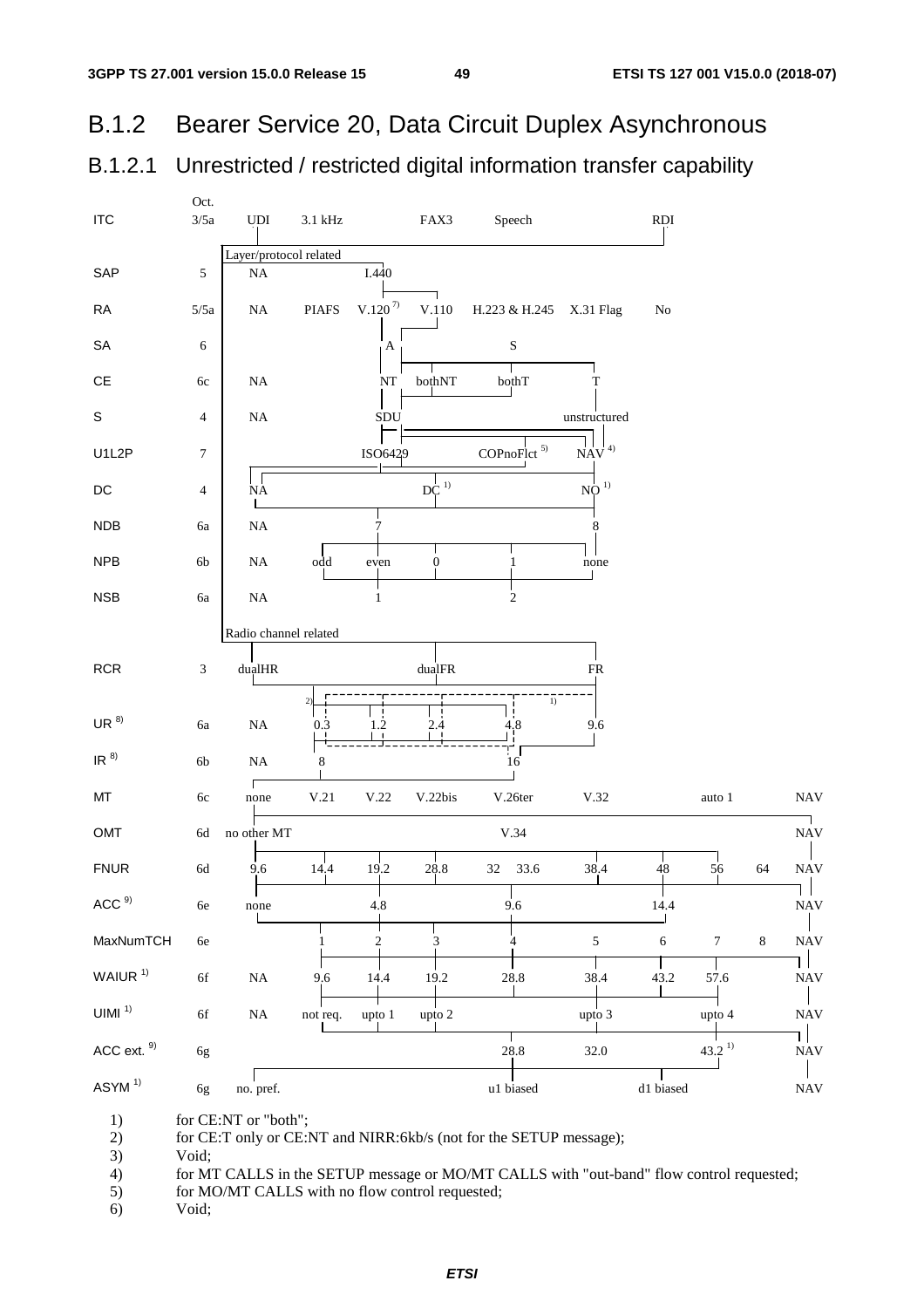## B.1.2 Bearer Service 20, Data Circuit Duplex Asynchronous

### B.1.2.1 Unrestricted / restricted digital information transfer capability

| | Oct. | | | | | | | | | | | |
|---|---|---|---|---|---|---|---|---|---|---|---|---|
| ITC | 3/5a | UDI | 3.1 kHz | | FAX3 | Speech | | RDI | | | | |
| | | Layer/protocol related | | | | | | | | | | |
| SAP | 5 | NA | | I.440 | | | | | | | | |
| RA | 5/5a | NA | PIAFS | V.120 [7)] | V.110 | H.223 & H.245 | X.31 Flag | No | | | | |
| SA | 6 | | | A | | S | | | | | | |
| CE | 6c | NA | | NT | bothNT | bothT | T | | | | | |
| S | 4 | NA | | SDU | | | unstructured | | | | | |
| U1L2P | 7 | | | ISO6429 | | COPnoFlct [5)] | NAV [4)] | | | | | |
| DC | 4 | NA | | | DC [1)] | | NO [1)] | | | | | |
| NDB | 6a | NA | | 7 | | | 8 | | | | | |
| NPB | 6b | NA | odd | even | 0 | 1 | none | | | | | |
| NSB | 6a | NA | | 1 | | 2 | | | | | | |
| | | Radio channel related | | | | | | | | | | |
| RCR | 3 | dualHR | | | dualFR | | FR | | | | | |
| UR [8)] | 6a | NA | 0.3 [2)] | 1.2 | 2.4 | 4.8 | 9.6 [1)] | | | | | |
| IR [8)] | 6b | NA | 8 | | | 16 | | | | | | |
| MT | 6c | none | V.21 | V.22 | V.22bis | V.26ter | V.32 | | auto 1 | | NAV | |
| OMT | 6d | no other MT | | | | V.34 | | | | | NAV | |
| FNUR | 6d | 9.6 | 14.4 | 19.2 | 28.8 | 32 / 33.6 | 38.4 | 48 | 56 | 64 | NAV | |
| ACC [9)] | 6e | none | | 4.8 | | 9.6 | | 14.4 | | | NAV | |
| MaxNumTCH | 6e | | 1 | 2 | 3 | 4 | 5 | 6 | 7 | 8 | NAV | |
| WAIUR [1)] | 6f | NA | 9.6 | 14.4 | 19.2 | 28.8 | 38.4 | 43.2 | 57.6 | | NAV | |
| UIMI [1)] | 6f | NA | not req. | upto 1 | upto 2 | | upto 3 | | upto 4 | | NAV | |
| ACC ext. [9)] | 6g | | | | | 28.8 | 32.0 | | 43.2 [1)] | | NAV | |
| ASYM [1)] | 6g | no. pref. | | | | u1 biased | | d1 biased | | | NAV | |

1) for CE:NT or "both";
2) for CE:T only or CE:NT and NIRR:6kb/s (not for the SETUP message);
3) Void;
4) for MT CALLS in the SETUP message or MO/MT CALLS with "out-band" flow control requested;
5) for MO/MT CALLS with no flow control requested;
6) Void;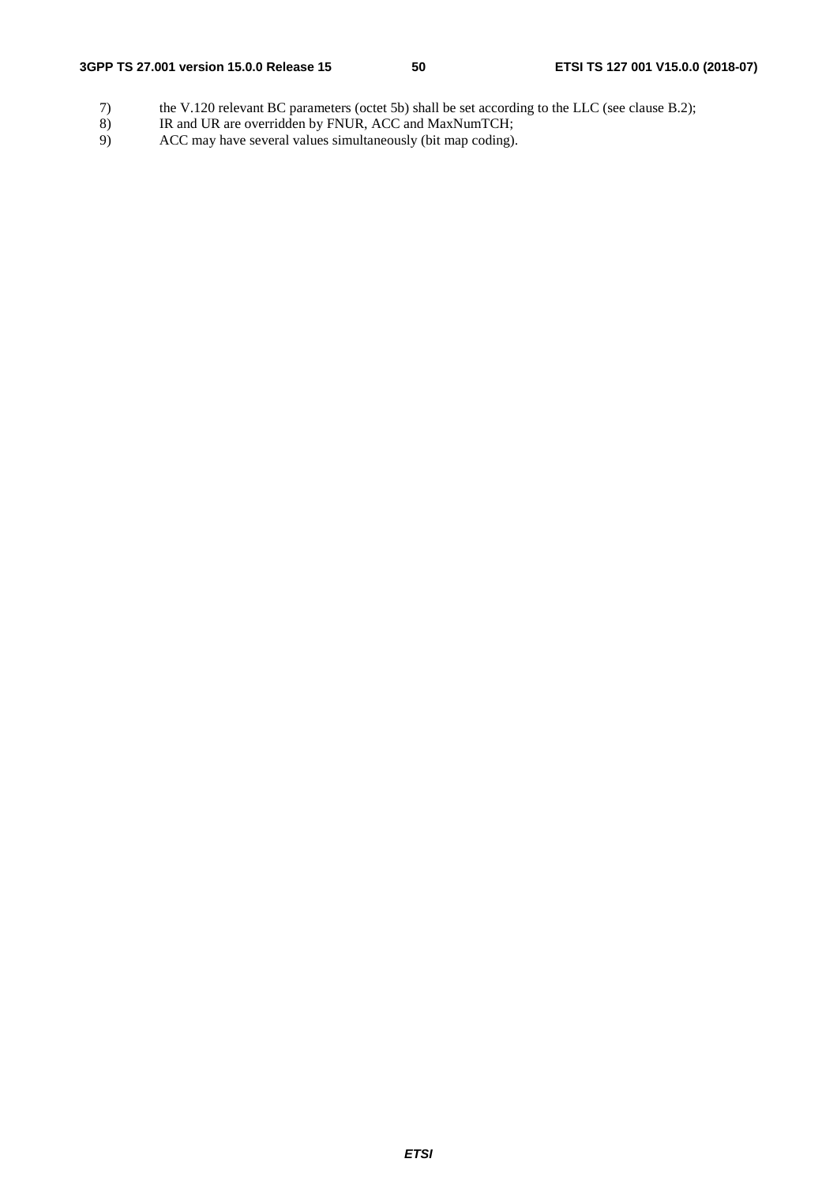7) the V.120 relevant BC parameters (octet 5b) shall be set according to the LLC (see clause B.2);
8) IR and UR are overridden by FNUR, ACC and MaxNumTCH;
9) ACC may have several values simultaneously (bit map coding).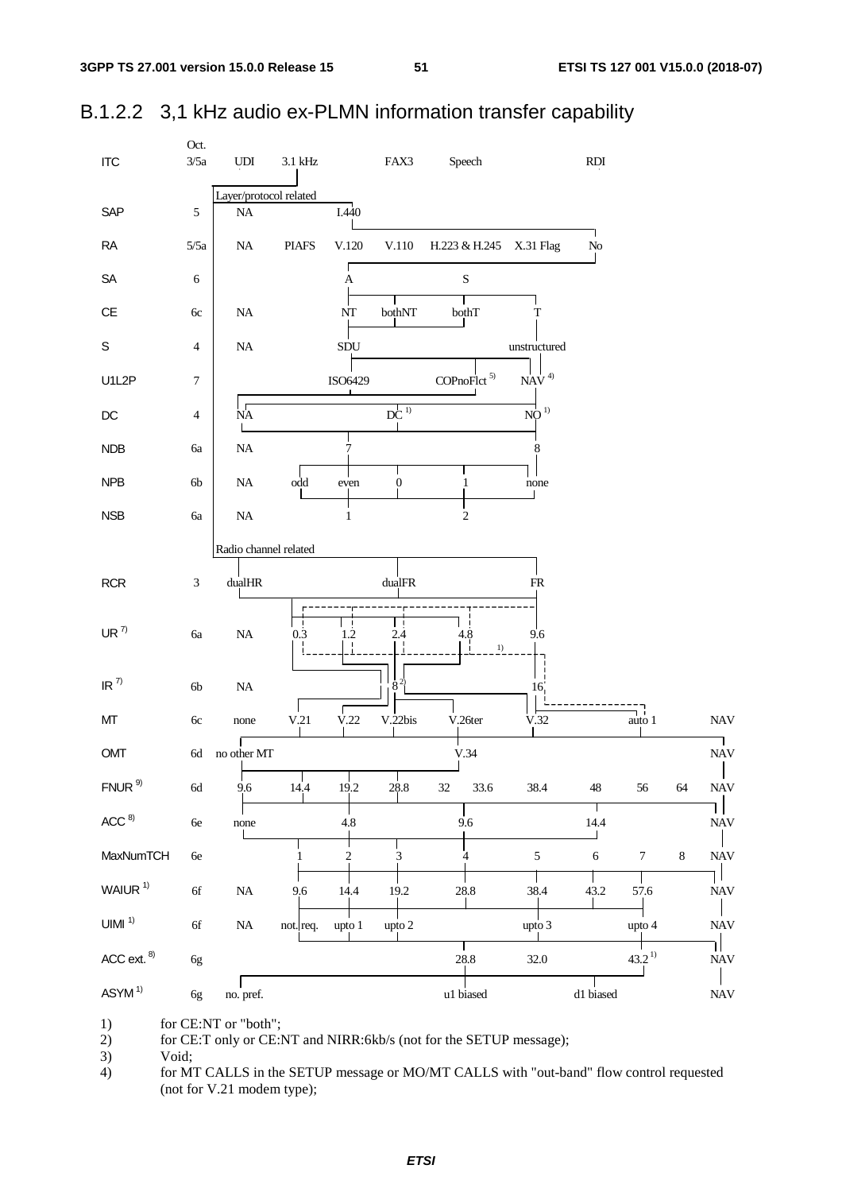### B.1.2.2 3,1 kHz audio ex-PLMN information transfer capability

| | Oct. | | | | | | | | | | | | |
|---|---|---|---|---|---|---|---|---|---|---|---|---|---|
| ITC | 3/5a | UDI | 3.1 kHz | | FAX3 | Speech | | RDI | | | | | |
| | | Layer/protocol related | | | | | | | | | | | |
| SAP | 5 | NA | | I.440 | | | | | | | | | |
| RA | 5/5a | NA | PIAFS | V.120 | V.110 | H.223 & H.245 | X.31 Flag | No | | | | | |
| SA | 6 | | | A | | S | | | | | | | |
| CE | 6c | NA | | NT | bothNT | bothT | T | | | | | | |
| S | 4 | NA | | SDU | | | unstructured | | | | | | |
| U1L2P | 7 | | | ISO6429 | | COPnoFlct [5] | NAV [4] | | | | | | |
| DC | 4 | NA | | | DC [1] | | NO [1] | | | | | | |
| NDB | 6a | NA | | 7 | | | 8 | | | | | | |
| NPB | 6b | NA | odd | even | 0 | 1 | none | | | | | | |
| NSB | 6a | NA | | 1 | | 2 | | | | | | | |
| | | Radio channel related | | | | | | | | | | | |
| RCR | 3 | dualHR | | | dualFR | | FR | | | | | | |
| UR [7] | 6a | NA | 0.3 | 1.2 | 2.4 | 4.8 | 9.6 | | | | | | |
| IR [7] | 6b | NA | | | 8 [2] | | 16 | | | | | | |
| MT | 6c | none | V.21 | V.22 | V.22bis | V.26ter | V.32 | | auto 1 | | NAV | | |
| OMT | 6d | no other MT | | | | V.34 | | | | | NAV | | |
| FNUR [9] | 6d | 9.6 | 14.4 | 19.2 | 28.8 | 32 | 33.6 | 38.4 | 48 | 56 | 64 | NAV | |
| ACC [8] | 6e | none | | 4.8 | | 9.6 | | 14.4 | | | NAV | | |
| MaxNumTCH | 6e | | 1 | 2 | 3 | 4 | 5 | 6 | 7 | 8 | NAV | | |
| WAIUR [1] | 6f | NA | 9.6 | 14.4 | 19.2 | 28.8 | 38.4 | 43.2 | 57.6 | | NAV | | |
| UIMI [1] | 6f | NA | not. req. | upto 1 | upto 2 | | upto 3 | | upto 4 | | NAV | | |
| ACC ext. [8] | 6g | | | | | 28.8 | 32.0 | | 43.2 [1] | | NAV | | |
| ASYM [1] | 6g | no. pref. | | | | u1 biased | | d1 biased | | | NAV | | |

1) for CE:NT or "both";

2) for CE:T only or CE:NT and NIRR:6kb/s (not for the SETUP message);

3) Void;

4) for MT CALLS in the SETUP message or MO/MT CALLS with "out-band" flow control requested (not for V.21 modem type);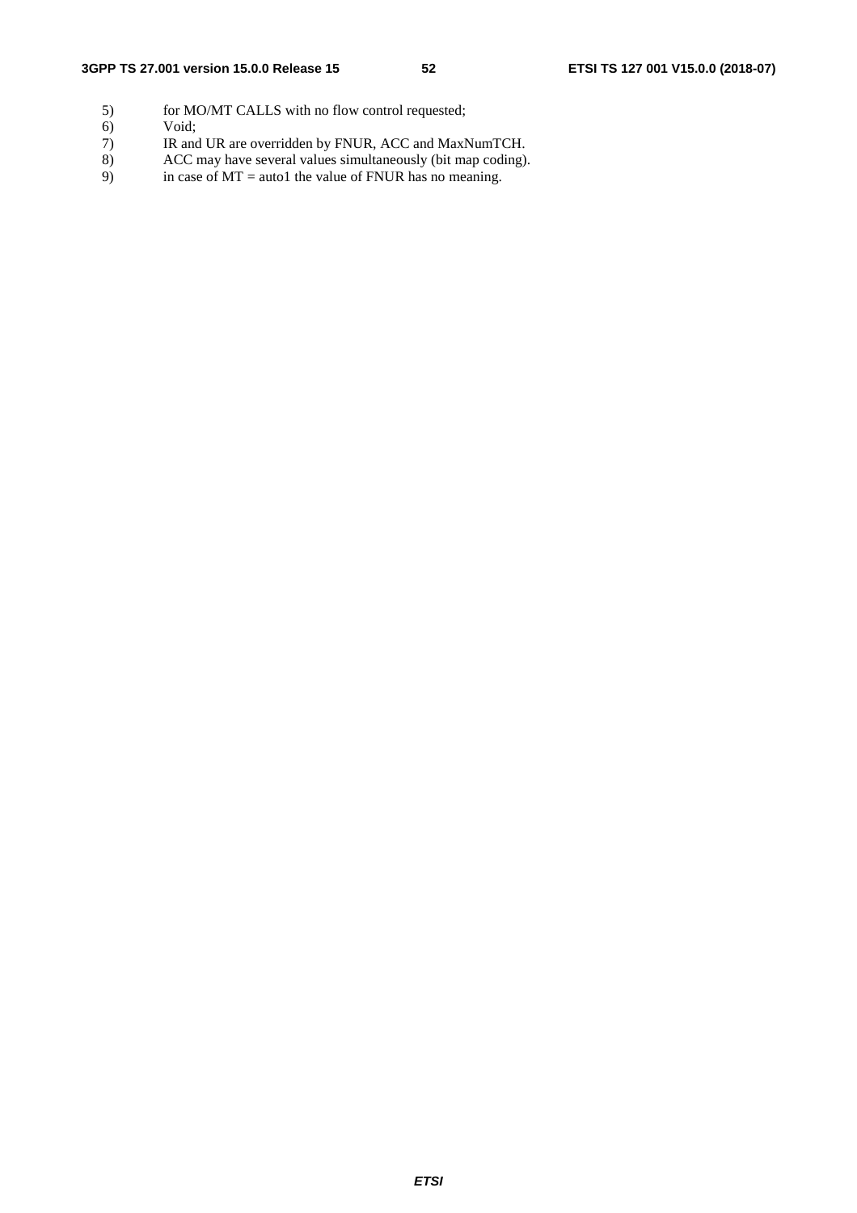5) for MO/MT CALLS with no flow control requested;

6) Void;

7) IR and UR are overridden by FNUR, ACC and MaxNumTCH.

8) ACC may have several values simultaneously (bit map coding).

9) in case of MT = auto1 the value of FNUR has no meaning.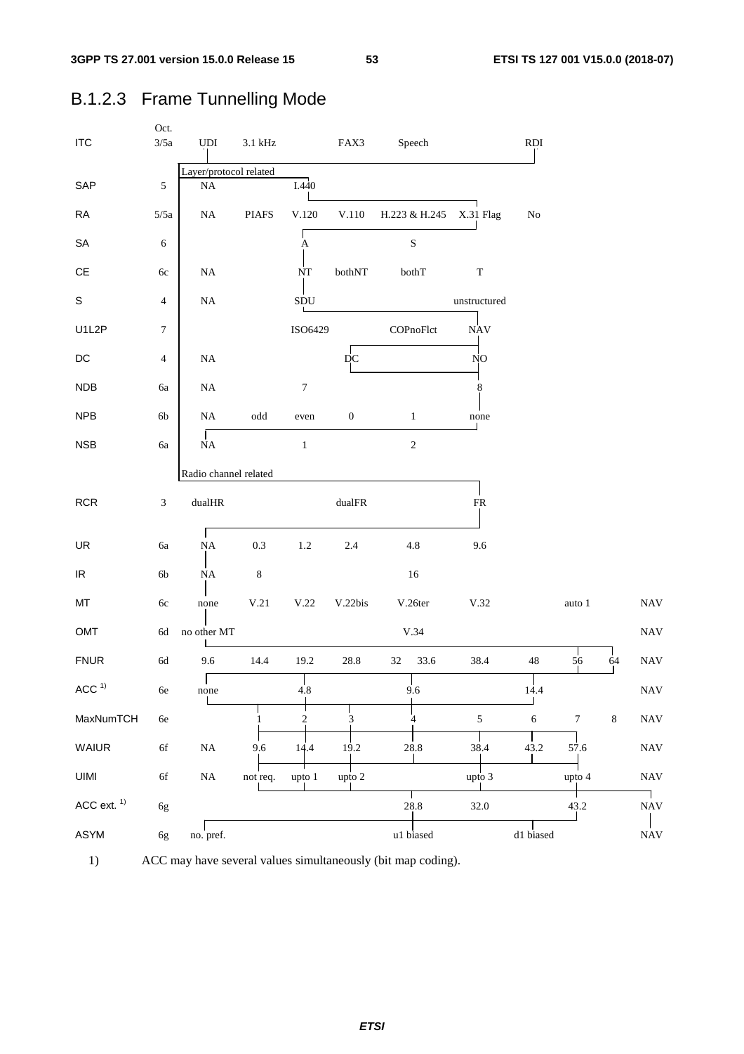### B.1.2.3 Frame Tunnelling Mode

| | Oct. | | | | | | | | | | | |
|---|---|---|---|---|---|---|---|---|---|---|---|---|
| ITC | 3/5a | UDI | 3.1 kHz | | FAX3 | Speech | | RDI | | | | |
| | | Layer/protocol related | | | | | | | | | | |
| SAP | 5 | NA | | I.440 | | | | | | | | |
| RA | 5/5a | NA | PIAFS | V.120 | V.110 | H.223 & H.245 | X.31 Flag | No | | | | |
| SA | 6 | | | A | | S | | | | | | |
| CE | 6c | NA | | NT | bothNT | bothT | T | | | | | |
| S | 4 | NA | | SDU | | | unstructured | | | | | |
| U1L2P | 7 | | | ISO6429 | | COPnoFlct | NAV | | | | | |
| DC | 4 | NA | | | DC | | NO | | | | | |
| NDB | 6a | NA | | 7 | | | 8 | | | | | |
| NPB | 6b | NA | odd | even | 0 | 1 | none | | | | | |
| NSB | 6a | NA | | 1 | | 2 | | | | | | |
| | | Radio channel related | | | | | | | | | | |
| RCR | 3 | dualHR | | | dualFR | | FR | | | | | |
| UR | 6a | NA | 0.3 | 1.2 | 2.4 | 4.8 | 9.6 | | | | | |
| IR | 6b | NA | 8 | | | 16 | | | | | | |
| MT | 6c | none | V.21 | V.22 | V.22bis | V.26ter | V.32 | | auto 1 | | NAV |
| OMT | 6d | no other MT | | | | V.34 | | | | | NAV |
| FNUR | 6d | 9.6 | 14.4 | 19.2 | 28.8 | 32 33.6 | 38.4 | 48 | 56 | 64 | NAV |
| ACC [1)] | 6e | none | | 4.8 | | 9.6 | | 14.4 | | | NAV |
| MaxNumTCH | 6e | | 1 | 2 | 3 | 4 | 5 | 6 | 7 | 8 | NAV |
| WAIUR | 6f | NA | 9.6 | 14.4 | 19.2 | 28.8 | 38.4 | 43.2 | 57.6 | | NAV |
| UIMI | 6f | NA | not req. | upto 1 | upto 2 | | upto 3 | | upto 4 | | NAV |
| ACC ext. [1)] | 6g | | | | | 28.8 | 32.0 | | 43.2 | | NAV |
| ASYM | 6g | no. pref. | | | | u1 biased | | d1 biased | | | NAV |

1) ACC may have several values simultaneously (bit map coding).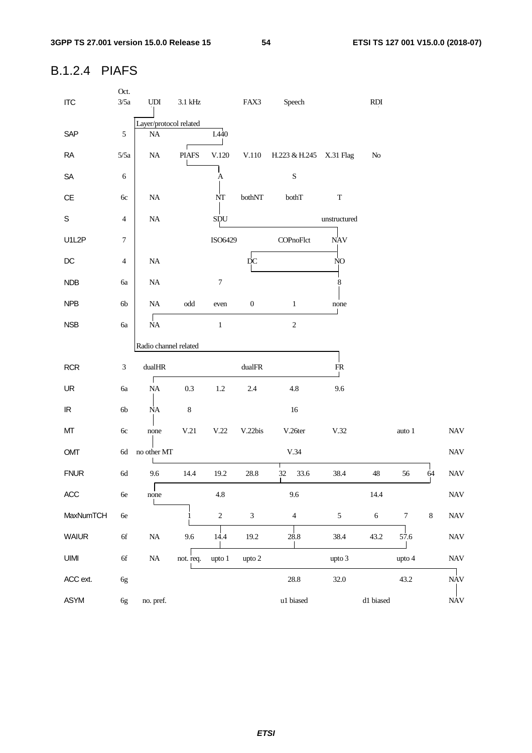## B.1.2.4 PIAFS

| | Oct. | | | | | | | | | | | |
|---|---|---|---|---|---|---|---|---|---|---|---|---|
| ITC | 3/5a | UDI | 3.1 kHz | | FAX3 | Speech | | RDI | | | | |
| | | Layer/protocol related | | | | | | | | | | |
| SAP | 5 | NA | | I.440 | | | | | | | | |
| RA | 5/5a | NA | PIAFS | V.120 | V.110 | H.223 & H.245 | X.31 Flag | No | | | | |
| SA | 6 | | | A | | S | | | | | | |
| CE | 6c | NA | | NT | bothNT | bothT | T | | | | | |
| S | 4 | NA | | SDU | | | unstructured | | | | | |
| U1L2P | 7 | | | ISO6429 | | COPnoFlct | NAV | | | | | |
| DC | 4 | NA | | | DC | | NO | | | | | |
| NDB | 6a | NA | | 7 | | | 8 | | | | | |
| NPB | 6b | NA | odd | even | 0 | 1 | none | | | | | |
| NSB | 6a | NA | | 1 | | 2 | | | | | | |
| | | Radio channel related | | | | | | | | | | |
| RCR | 3 | dualHR | | | dualFR | | FR | | | | | |
| UR | 6a | NA | 0.3 | 1.2 | 2.4 | 4.8 | 9.6 | | | | | |
| IR | 6b | NA | 8 | | | 16 | | | | | | |
| MT | 6c | none | V.21 | V.22 | V.22bis | V.26ter | V.32 | | auto 1 | | NAV | |
| OMT | 6d | no other MT | | | | V.34 | | | | | NAV | |
| FNUR | 6d | 9.6 | 14.4 | 19.2 | 28.8 | 32 33.6 | 38.4 | 48 | 56 | 64 | NAV | |
| ACC | 6e | none | | 4.8 | | 9.6 | | 14.4 | | | NAV | |
| MaxNumTCH | 6e | | 1 | 2 | 3 | 4 | 5 | 6 | 7 | 8 | NAV | |
| WAIUR | 6f | NA | 9.6 | 14.4 | 19.2 | 28.8 | 38.4 | 43.2 | 57.6 | | NAV | |
| UIMI | 6f | NA | not. req. | upto 1 | upto 2 | | upto 3 | | upto 4 | | NAV | |
| ACC ext. | 6g | | | | | 28.8 | 32.0 | | 43.2 | | NAV | |
| ASYM | 6g | no. pref. | | | | u1 biased | | d1 biased | | | NAV | |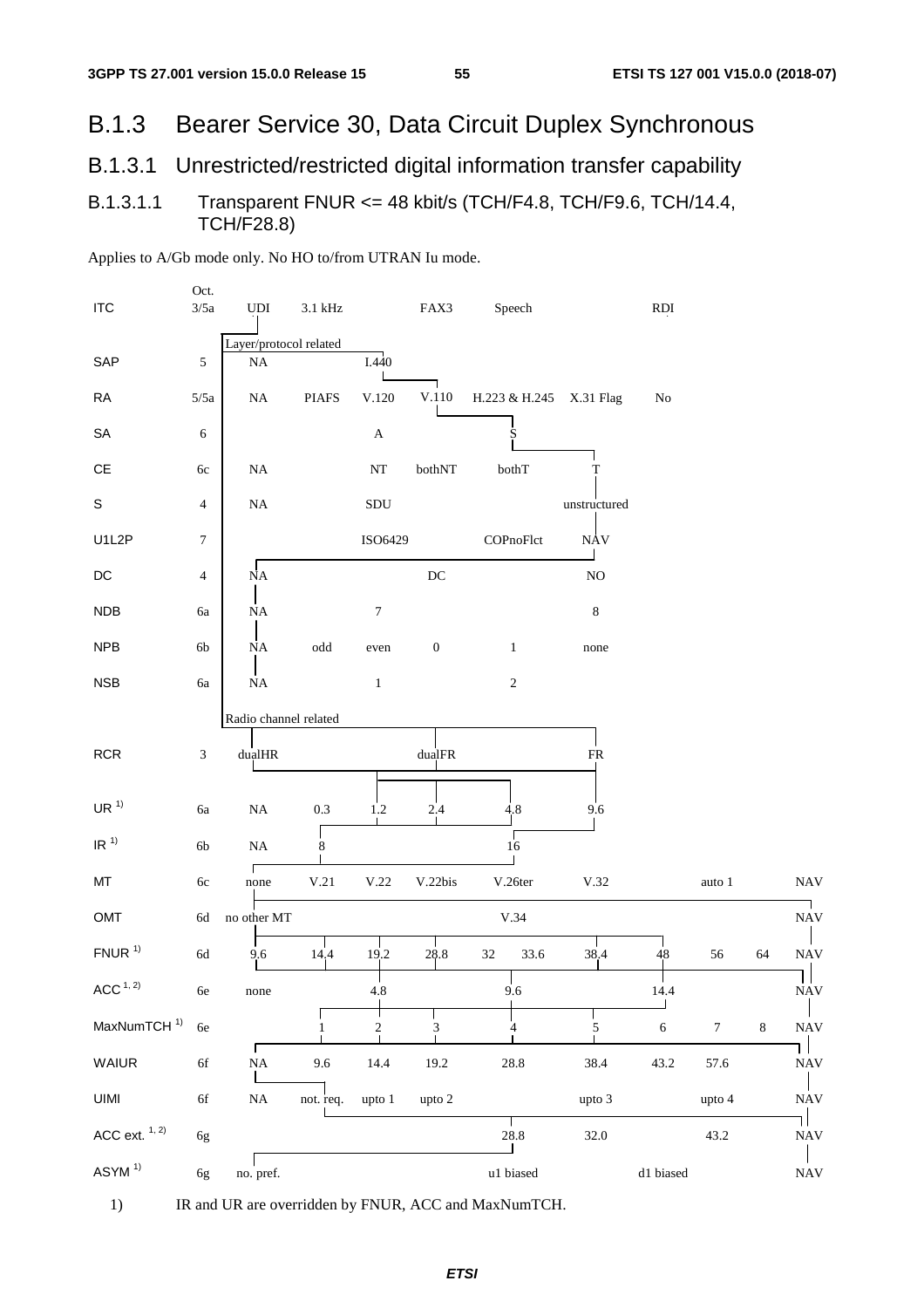## B.1.3 Bearer Service 30, Data Circuit Duplex Synchronous

### B.1.3.1 Unrestricted/restricted digital information transfer capability

#### B.1.3.1.1 Transparent FNUR <= 48 kbit/s (TCH/F4.8, TCH/F9.6, TCH/14.4, TCH/F28.8)

Applies to A/Gb mode only. No HO to/from UTRAN Iu mode.

| | Oct. | | | | | | | | | | | |
|---|---|---|---|---|---|---|---|---|---|---|---|---|
| ITC | 3/5a | UDI | 3.1 kHz | | FAX3 | Speech | | RDI | | | | |
| | | Layer/protocol related | | | | | | | | | | |
| SAP | 5 | NA | | I.440 | | | | | | | | |
| RA | 5/5a | NA | PIAFS | V.120 | V.110 | H.223 & H.245 | X.31 Flag | No | | | | |
| SA | 6 | | | A | | S | | | | | | |
| CE | 6c | NA | | NT | bothNT | bothT | T | | | | | |
| S | 4 | NA | | SDU | | | unstructured | | | | | |
| U1L2P | 7 | | | ISO6429 | | COPnoFlct | NAV | | | | | |
| DC | 4 | NA | | | DC | | NO | | | | | |
| NDB | 6a | NA | | 7 | | | 8 | | | | | |
| NPB | 6b | NA | odd | even | 0 | 1 | none | | | | | |
| NSB | 6a | NA | | 1 | | 2 | | | | | | |
| | | Radio channel related | | | | | | | | | | |
| RCR | 3 | dualHR | | | dualFR | | FR | | | | | |
| UR [1] | 6a | NA | 0.3 | 1.2 | 2.4 | 4.8 | 9.6 | | | | | |
| IR [1] | 6b | NA | 8 | | | 16 | | | | | | |
| MT | 6c | none | V.21 | V.22 | V.22bis | V.26ter | V.32 | | auto 1 | | NAV | |
| OMT | 6d | no other MT | | | | V.34 | | | | | NAV | |
| FNUR [1] | 6d | 9.6 | 14.4 | 19.2 | 28.8 | 32 | 33.6 | 38.4 | 48 | 56 | 64 | NAV |
| ACC [1, 2] | 6e | none | | 4.8 | | 9.6 | | 14.4 | | | NAV | |
| MaxNumTCH [1] | 6e | | 1 | 2 | 3 | 4 | 5 | 6 | 7 | 8 | NAV | |
| WAIUR | 6f | NA | 9.6 | 14.4 | 19.2 | 28.8 | 38.4 | 43.2 | 57.6 | | NAV | |
| UIMI | 6f | NA | not. req. | upto 1 | upto 2 | | upto 3 | | upto 4 | | NAV | |
| ACC ext. [1, 2] | 6g | | | | | 28.8 | 32.0 | | 43.2 | | NAV | |
| ASYM [1] | 6g | no. pref. | | | | u1 biased | | d1 biased | | | NAV | |

1) IR and UR are overridden by FNUR, ACC and MaxNumTCH.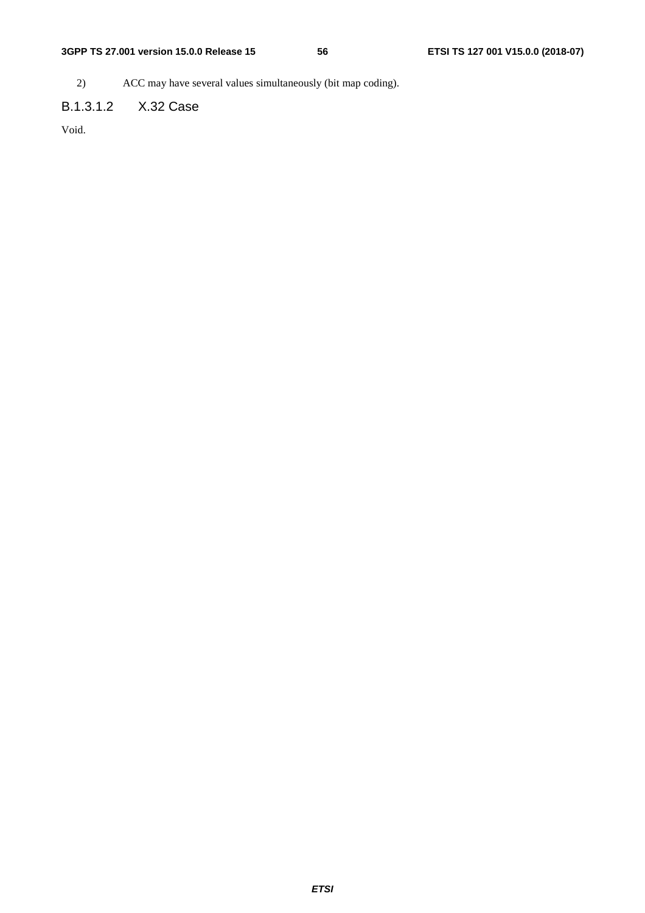2) ACC may have several values simultaneously (bit map coding).

#### B.1.3.1.2 X.32 Case

Void.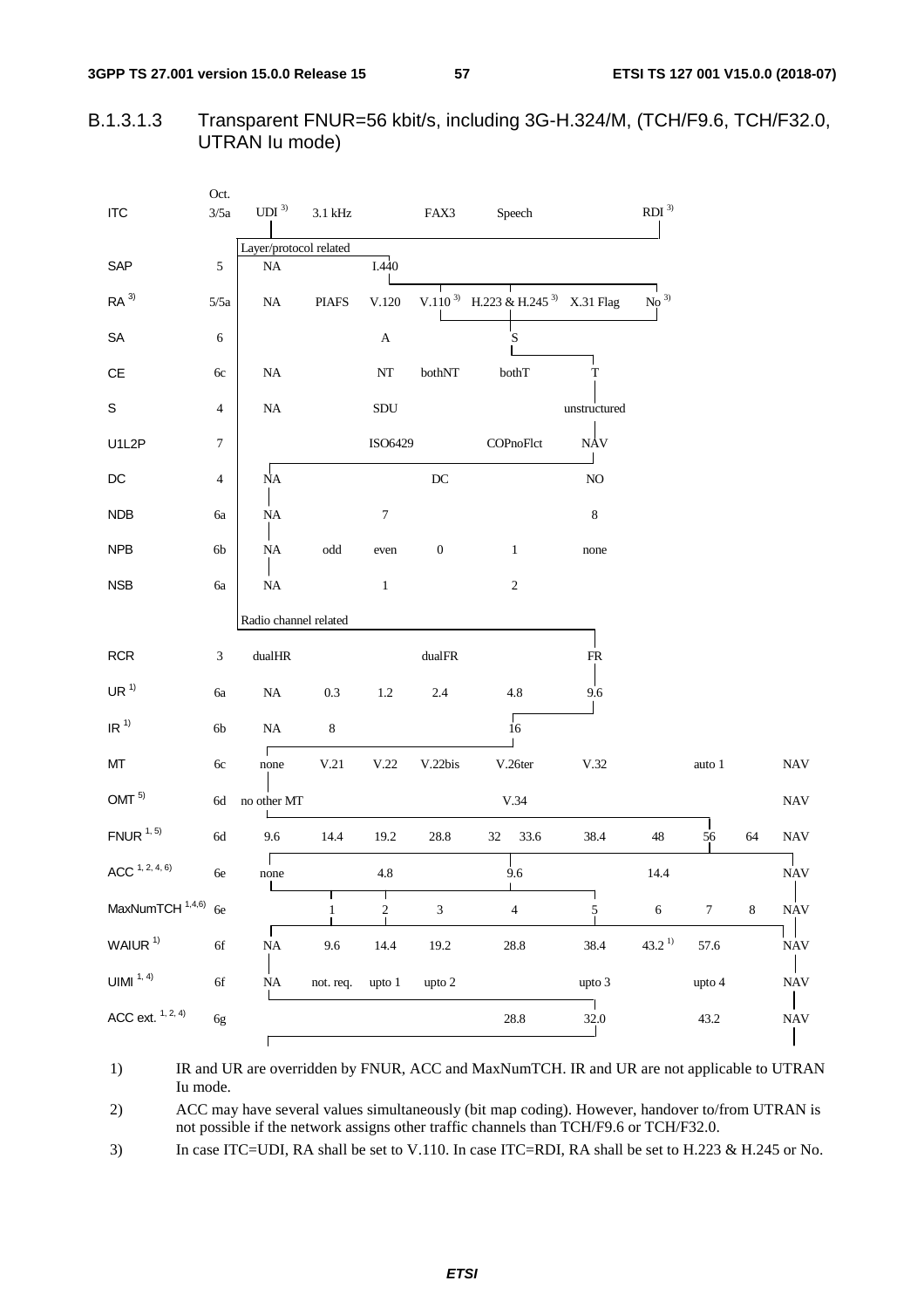### B.1.3.1.3 Transparent FNUR=56 kbit/s, including 3G-H.324/M, (TCH/F9.6, TCH/F32.0, UTRAN Iu mode)

| | Oct. | | | | | | | | | | | |
|---|---|---|---|---|---|---|---|---|---|---|---|---|
| ITC | 3/5a | UDI [3] | 3.1 kHz | | FAX3 | Speech | | RDI [3] | | | | |
| | | Layer/protocol related | | | | | | | | | | |
| SAP | 5 | NA | | I.440 | | | | | | | | |
| RA [3] | 5/5a | NA | PIAFS | V.120 | V.110 [3] | H.223 & H.245 [3] | X.31 Flag | No [3] | | | | |
| SA | 6 | | | A | | S | | | | | | |
| CE | 6c | NA | | NT | bothNT | bothT | T | | | | | |
| S | 4 | NA | | SDU | | | unstructured | | | | | |
| U1L2P | 7 | | | ISO6429 | | COPnoFlct | NAV | | | | | |
| DC | 4 | NA | | | DC | | NO | | | | | |
| NDB | 6a | NA | | 7 | | | 8 | | | | | |
| NPB | 6b | NA | odd | even | 0 | 1 | none | | | | | |
| NSB | 6a | NA | | 1 | | 2 | | | | | | |
| | | Radio channel related | | | | | | | | | | |
| RCR | 3 | dualHR | | | dualFR | | FR | | | | | |
| UR [1] | 6a | NA | 0.3 | 1.2 | 2.4 | 4.8 | 9.6 | | | | | |
| IR [1] | 6b | NA | 8 | | | 16 | | | | | | |
| MT | 6c | none | V.21 | V.22 | V.22bis | V.26ter | V.32 | | auto 1 | | NAV | |
| OMT [5] | 6d | no other MT | | | | V.34 | | | | | NAV | |
| FNUR [1, 5] | 6d | 9.6 | 14.4 | 19.2 | 28.8 | 32 33.6 | 38.4 | 48 | 56 | 64 | NAV | |
| ACC [1, 2, 4, 6] | 6e | none | | 4.8 | | 9.6 | | 14.4 | | | NAV | |
| MaxNumTCH [1,4,6] | 6e | | 1 | 2 | 3 | 4 | 5 | 6 | 7 | 8 | NAV | |
| WAIUR [1] | 6f | NA | 9.6 | 14.4 | 19.2 | 28.8 | 38.4 | 43.2 [1] | 57.6 | | NAV | |
| UIMI [1, 4] | 6f | NA | not. req. | upto 1 | upto 2 | | upto 3 | | upto 4 | | NAV | |
| ACC ext. [1, 2, 4] | 6g | | | | | 28.8 | 32.0 | | 43.2 | | NAV | |

1) IR and UR are overridden by FNUR, ACC and MaxNumTCH. IR and UR are not applicable to UTRAN Iu mode.

2) ACC may have several values simultaneously (bit map coding). However, handover to/from UTRAN is not possible if the network assigns other traffic channels than TCH/F9.6 or TCH/F32.0.

3) In case ITC=UDI, RA shall be set to V.110. In case ITC=RDI, RA shall be set to H.223 & H.245 or No.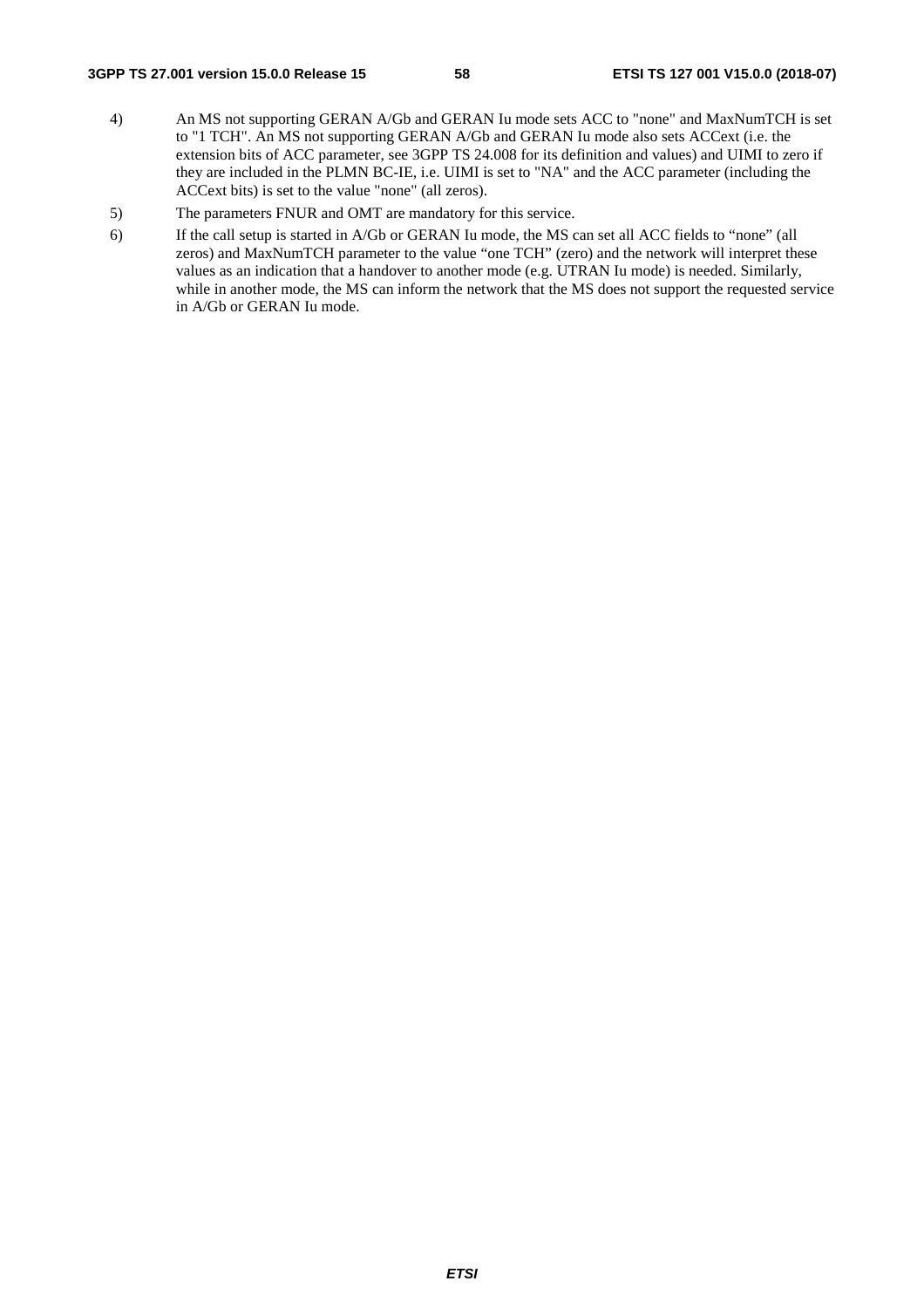4) An MS not supporting GERAN A/Gb and GERAN Iu mode sets ACC to "none" and MaxNumTCH is set to "1 TCH". An MS not supporting GERAN A/Gb and GERAN Iu mode also sets ACCext (i.e. the extension bits of ACC parameter, see 3GPP TS 24.008 for its definition and values) and UIMI to zero if they are included in the PLMN BC-IE, i.e. UIMI is set to "NA" and the ACC parameter (including the ACCext bits) is set to the value "none" (all zeros).

5) The parameters FNUR and OMT are mandatory for this service.

6) If the call setup is started in A/Gb or GERAN Iu mode, the MS can set all ACC fields to "none" (all zeros) and MaxNumTCH parameter to the value "one TCH" (zero) and the network will interpret these values as an indication that a handover to another mode (e.g. UTRAN Iu mode) is needed. Similarly, while in another mode, the MS can inform the network that the MS does not support the requested service in A/Gb or GERAN Iu mode.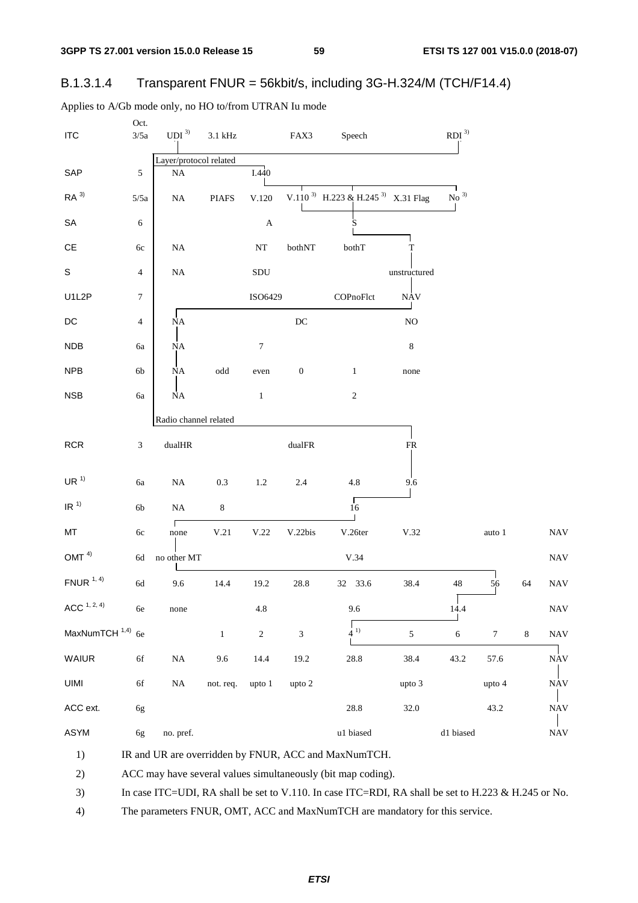### B.1.3.1.4 Transparent FNUR = 56kbit/s, including 3G-H.324/M (TCH/F14.4)

Applies to A/Gb mode only, no HO to/from UTRAN Iu mode

| | Oct. | | | | | | | | | | |
|---|---|---|---|---|---|---|---|---|---|---|---|
| ITC | 3/5a | UDI 3) | 3.1 kHz | | FAX3 | Speech | | RDI 3) | | | |
| | | Layer/protocol related | | | | | | | | | |
| SAP | 5 | NA | | I.440 | | | | | | | |
| RA 3) | 5/5a | NA | PIAFS | V.120 | V.110 3) | H.223 & H.245 3) | X.31 Flag | No 3) | | | |
| SA | 6 | | | A | | S | | | | | |
| CE | 6c | NA | | NT | bothNT | bothT | T | | | | |
| S | 4 | NA | | SDU | | | unstructured | | | | |
| U1L2P | 7 | | | ISO6429 | | COPnoFlct | NAV | | | | |
| DC | 4 | NA | | | DC | | NO | | | | |
| NDB | 6a | NA | | 7 | | | 8 | | | | |
| NPB | 6b | NA | odd | even | 0 | 1 | none | | | | |
| NSB | 6a | NA | | 1 | | 2 | | | | | |
| | | Radio channel related | | | | | | | | | |
| RCR | 3 | dualHR | | | dualFR | | FR | | | | |
| UR 1) | 6a | NA | 0.3 | 1.2 | 2.4 | 4.8 | 9.6 | | | | |
| IR 1) | 6b | NA | 8 | | | 16 | | | | | |
| MT | 6c | none | V.21 | V.22 | V.22bis | V.26ter | V.32 | | auto 1 | | NAV |
| OMT 4) | 6d | no other MT | | | | V.34 | | | | | NAV |
| FNUR 1, 4) | 6d | 9.6 | 14.4 | 19.2 | 28.8 | 32 33.6 | 38.4 | 48 | 56 | 64 | NAV |
| ACC 1, 2, 4) | 6e | none | | 4.8 | | 9.6 | | 14.4 | | | NAV |
| MaxNumTCH 1,4) | 6e | | 1 | 2 | 3 | 4 1) | 5 | 6 | 7 | 8 | NAV |
| WAIUR | 6f | NA | 9.6 | 14.4 | 19.2 | 28.8 | 38.4 | 43.2 | 57.6 | | NAV |
| UIMI | 6f | NA | not. req. | upto 1 | upto 2 | | upto 3 | | upto 4 | | NAV |
| ACC ext. | 6g | | | | | 28.8 | 32.0 | | 43.2 | | NAV |
| ASYM | 6g | no. pref. | | | | u1 biased | | d1 biased | | | NAV |

1) IR and UR are overridden by FNUR, ACC and MaxNumTCH.

2) ACC may have several values simultaneously (bit map coding).

3) In case ITC=UDI, RA shall be set to V.110. In case ITC=RDI, RA shall be set to H.223 & H.245 or No.

4) The parameters FNUR, OMT, ACC and MaxNumTCH are mandatory for this service.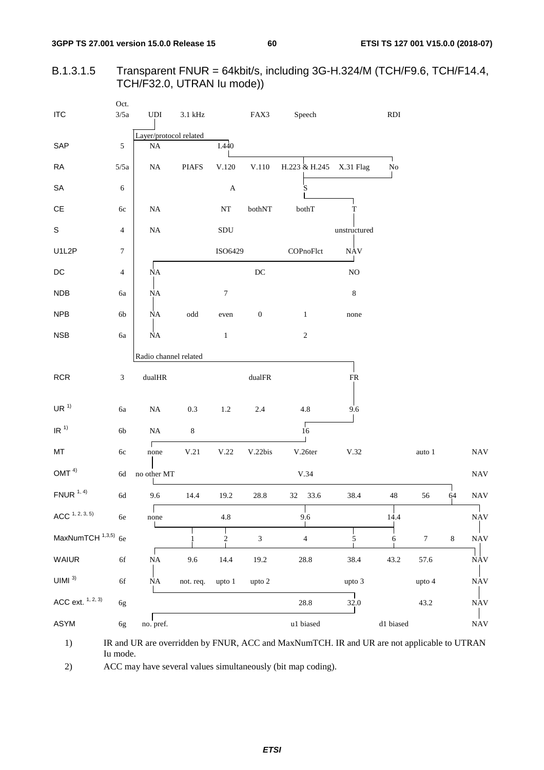### B.1.3.1.5 Transparent FNUR = 64kbit/s, including 3G-H.324/M (TCH/F9.6, TCH/F14.4, TCH/F32.0, UTRAN Iu mode))

| | Oct. | | | | | | | | | | |
|---|---|---|---|---|---|---|---|---|---|---|---|
| ITC | 3/5a | UDI | 3.1 kHz | | FAX3 | Speech | | RDI | | | |
| | | Layer/protocol related | | | | | | | | | |
| SAP | 5 | NA | | I.440 | | | | | | | |
| RA | 5/5a | NA | PIAFS | V.120 | V.110 | H.223 & H.245 | X.31 Flag | No | | | |
| SA | 6 | | | A | | S | | | | | |
| CE | 6c | NA | | NT | bothNT | bothT | T | | | | |
| S | 4 | NA | | SDU | | | unstructured | | | | |
| U1L2P | 7 | | | ISO6429 | | COPnoFlct | NAV | | | | |
| DC | 4 | NA | | | DC | | NO | | | | |
| NDB | 6a | NA | | 7 | | | 8 | | | | |
| NPB | 6b | NA | odd | even | 0 | 1 | none | | | | |
| NSB | 6a | NA | | 1 | | 2 | | | | | |
| | | Radio channel related | | | | | | | | | |
| RCR | 3 | dualHR | | | dualFR | | FR | | | | |
| UR [1)] | 6a | NA | 0.3 | 1.2 | 2.4 | 4.8 | 9.6 | | | | |
| IR [1)] | 6b | NA | 8 | | | 16 | | | | | |
| MT | 6c | none | V.21 | V.22 | V.22bis | V.26ter | V.32 | | auto 1 | | NAV |
| OMT [4)] | 6d | no other MT | | | | V.34 | | | | | NAV |
| FNUR [1, 4)] | 6d | 9.6 | 14.4 | 19.2 | 28.8 | 32 33.6 | 38.4 | 48 | 56 | 64 | NAV |
| ACC [1, 2, 3, 5)] | 6e | none | | 4.8 | | 9.6 | | 14.4 | | | NAV |
| MaxNumTCH [1,3,5)] | 6e | | 1 | 2 | 3 | 4 | 5 | 6 | 7 | 8 | NAV |
| WAIUR | 6f | NA | 9.6 | 14.4 | 19.2 | 28.8 | 38.4 | 43.2 | 57.6 | | NAV |
| UIMI [3)] | 6f | NA | not. req. | upto 1 | upto 2 | | upto 3 | | upto 4 | | NAV |
| ACC ext. [1, 2, 3)] | 6g | | | | | 28.8 | 32.0 | | 43.2 | | NAV |
| ASYM | 6g | no. pref. | | | | u1 biased | | d1 biased | | | NAV |

1) IR and UR are overridden by FNUR, ACC and MaxNumTCH. IR and UR are not applicable to UTRAN Iu mode.

2) ACC may have several values simultaneously (bit map coding).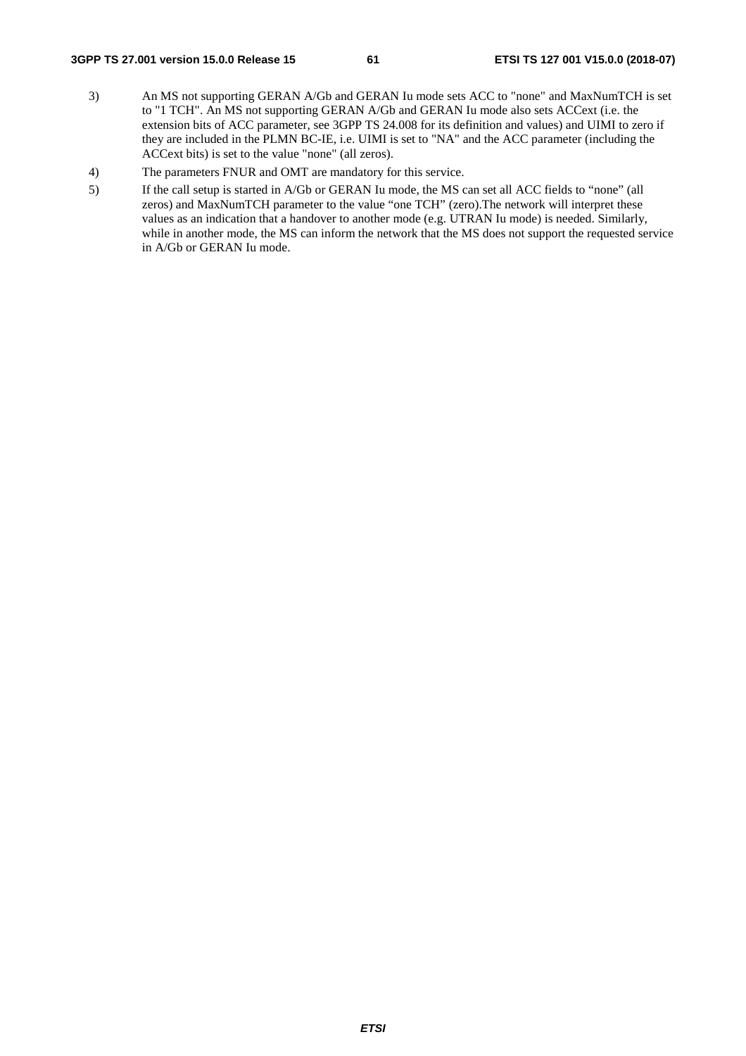3) An MS not supporting GERAN A/Gb and GERAN Iu mode sets ACC to "none" and MaxNumTCH is set to "1 TCH". An MS not supporting GERAN A/Gb and GERAN Iu mode also sets ACCext (i.e. the extension bits of ACC parameter, see 3GPP TS 24.008 for its definition and values) and UIMI to zero if they are included in the PLMN BC-IE, i.e. UIMI is set to "NA" and the ACC parameter (including the ACCext bits) is set to the value "none" (all zeros).

4) The parameters FNUR and OMT are mandatory for this service.

5) If the call setup is started in A/Gb or GERAN Iu mode, the MS can set all ACC fields to "none" (all zeros) and MaxNumTCH parameter to the value "one TCH" (zero).The network will interpret these values as an indication that a handover to another mode (e.g. UTRAN Iu mode) is needed. Similarly, while in another mode, the MS can inform the network that the MS does not support the requested service in A/Gb or GERAN Iu mode.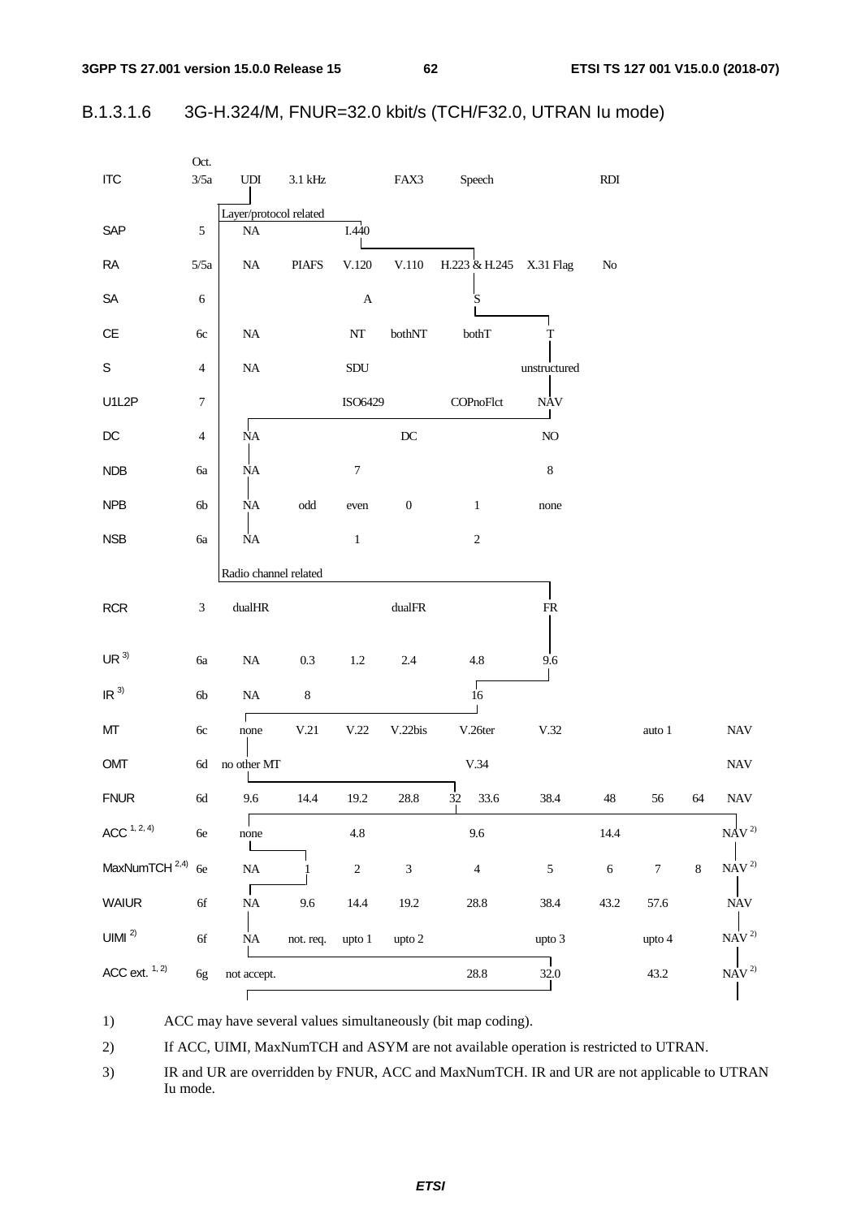#### B.1.3.1.6 3G-H.324/M, FNUR=32.0 kbit/s (TCH/F32.0, UTRAN Iu mode)

| | Oct. | | | | | | | | | | |
|---|---|---|---|---|---|---|---|---|---|---|---|
| ITC | 3/5a | UDI | 3.1 kHz | | FAX3 | Speech | | RDI | | | |
| | | Layer/protocol related | | | | | | | | | |
| SAP | 5 | NA | | I.440 | | | | | | | |
| RA | 5/5a | NA | PIAFS | V.120 | V.110 | H.223 & H.245 | X.31 Flag | No | | | |
| SA | 6 | | | A | | S | | | | | |
| CE | 6c | NA | | NT | bothNT | bothT | T | | | | |
| S | 4 | NA | | SDU | | | unstructured | | | | |
| U1L2P | 7 | | | ISO6429 | | COPnoFlct | NAV | | | | |
| DC | 4 | NA | | | DC | | NO | | | | |
| NDB | 6a | NA | | 7 | | | 8 | | | | |
| NPB | 6b | NA | odd | even | 0 | 1 | none | | | | |
| NSB | 6a | NA | | 1 | | 2 | | | | | |
| | | Radio channel related | | | | | | | | | |
| RCR | 3 | dualHR | | | dualFR | | FR | | | | |
| UR [3] | 6a | NA | 0.3 | 1.2 | 2.4 | 4.8 | 9.6 | | | | |
| IR [3] | 6b | NA | 8 | | | 16 | | | | | |
| MT | 6c | none | V.21 | V.22 | V.22bis | V.26ter | V.32 | | auto 1 | | NAV |
| OMT | 6d | no other MT | | | | V.34 | | | | | NAV |
| FNUR | 6d | 9.6 | 14.4 | 19.2 | 28.8 | 32 33.6 | 38.4 | 48 | 56 | 64 | NAV |
| ACC [1, 2, 4] | 6e | none | | 4.8 | | 9.6 | | 14.4 | | | NAV [2] |
| MaxNumTCH [2,4] | 6e | NA | 1 | 2 | 3 | 4 | 5 | 6 | 7 | 8 | NAV [2] |
| WAIUR | 6f | NA | 9.6 | 14.4 | 19.2 | 28.8 | 38.4 | 43.2 | 57.6 | | NAV |
| UIMI [2] | 6f | NA | not. req. | upto 1 | upto 2 | | upto 3 | | upto 4 | | NAV [2] |
| ACC ext. [1, 2] | 6g | not accept. | | | | 28.8 | 32.0 | | 43.2 | | NAV [2] |

1) ACC may have several values simultaneously (bit map coding).

2) If ACC, UIMI, MaxNumTCH and ASYM are not available operation is restricted to UTRAN.

3) IR and UR are overridden by FNUR, ACC and MaxNumTCH. IR and UR are not applicable to UTRAN Iu mode.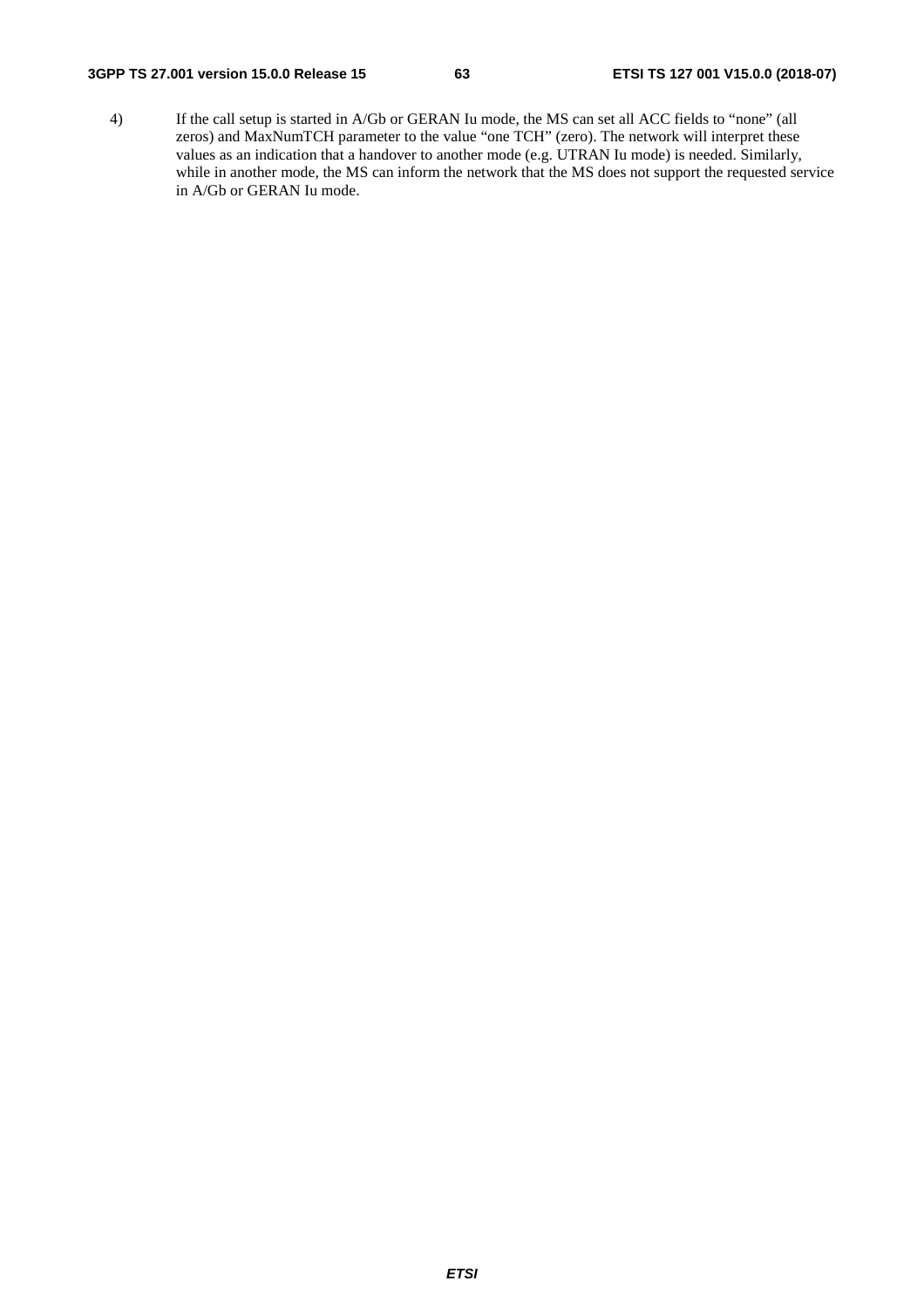4) If the call setup is started in A/Gb or GERAN Iu mode, the MS can set all ACC fields to “none” (all zeros) and MaxNumTCH parameter to the value “one TCH” (zero). The network will interpret these values as an indication that a handover to another mode (e.g. UTRAN Iu mode) is needed. Similarly, while in another mode, the MS can inform the network that the MS does not support the requested service in A/Gb or GERAN Iu mode.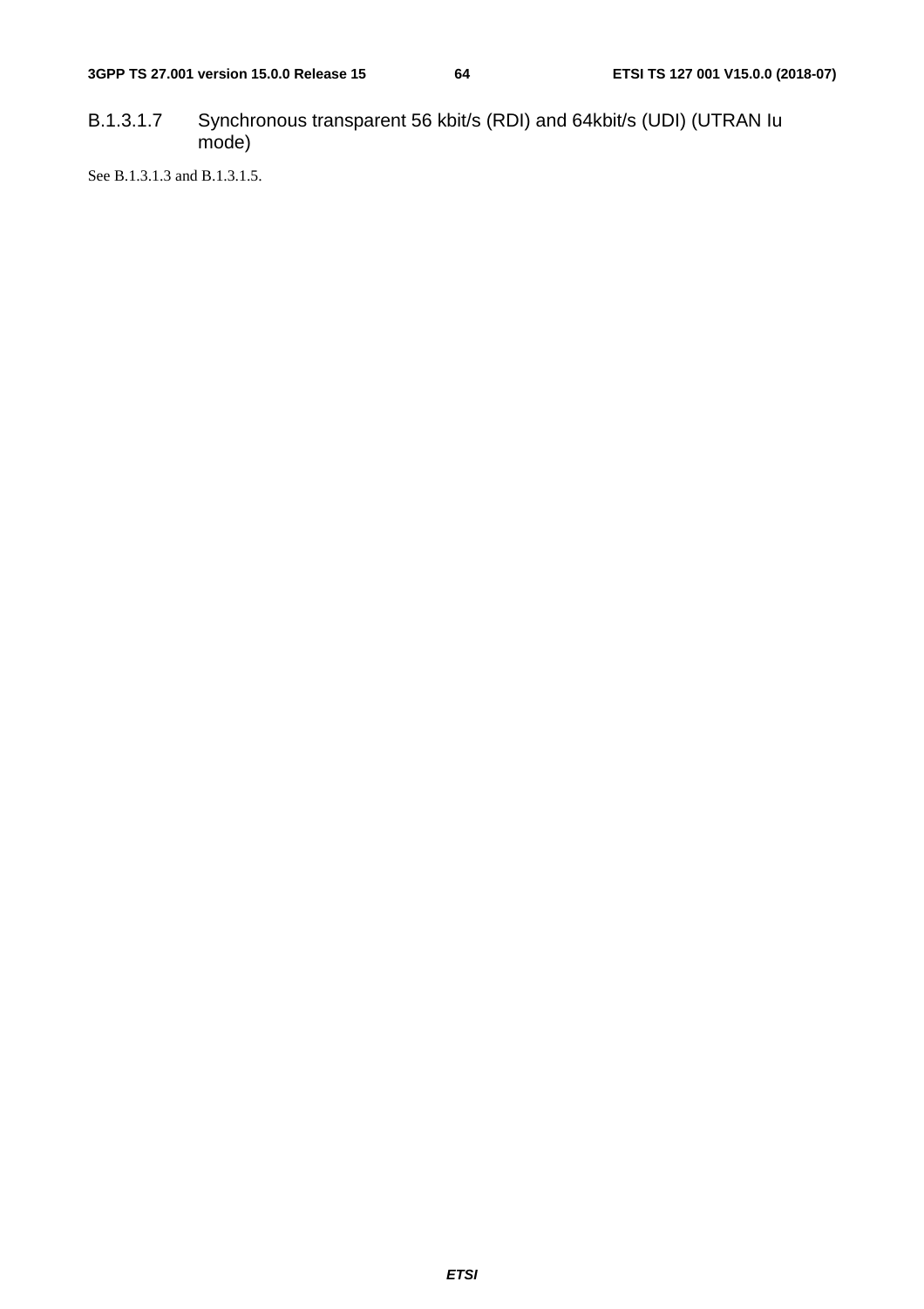##### B.1.3.1.7 Synchronous transparent 56 kbit/s (RDI) and 64kbit/s (UDI) (UTRAN Iu mode)

See B.1.3.1.3 and B.1.3.1.5.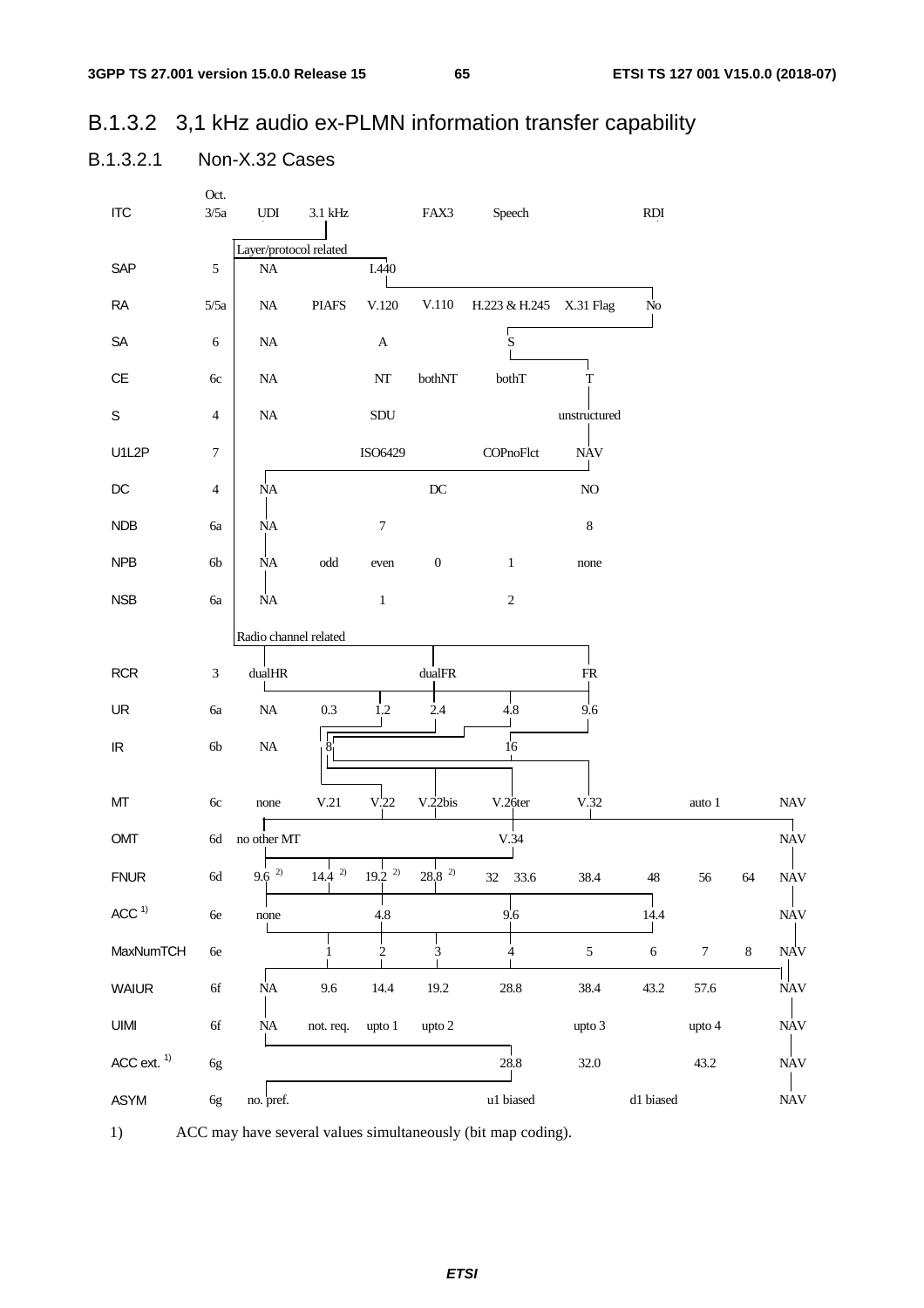## B.1.3.2 3,1 kHz audio ex-PLMN information transfer capability

### B.1.3.2.1 Non-X.32 Cases

| | Oct. | | | | | | | | | | | |
|---|---|---|---|---|---|---|---|---|---|---|---|---|
| ITC | 3/5a | UDI | 3.1 kHz | | FAX3 | Speech | | RDI | | | | |
| | | Layer/protocol related | | | | | | | | | | |
| SAP | 5 | NA | | I.440 | | | | | | | | |
| RA | 5/5a | NA | PIAFS | V.120 | V.110 | H.223 & H.245 | X.31 Flag | No | | | | |
| SA | 6 | NA | | A | | S | | | | | | |
| CE | 6c | NA | | NT | bothNT | bothT | T | | | | | |
| S | 4 | NA | | SDU | | | unstructured | | | | | |
| U1L2P | 7 | | | ISO6429 | | COPnoFlct | NAV | | | | | |
| DC | 4 | NA | | | DC | | NO | | | | | |
| NDB | 6a | NA | | 7 | | | 8 | | | | | |
| NPB | 6b | NA | odd | even | 0 | 1 | none | | | | | |
| NSB | 6a | NA | | 1 | | 2 | | | | | | |
| | | Radio channel related | | | | | | | | | | |
| RCR | 3 | dualHR | | | dualFR | | FR | | | | | |
| UR | 6a | NA | 0.3 | 1.2 | 2.4 | 4.8 | 9.6 | | | | | |
| IR | 6b | NA | 8 | | | 16 | | | | | | |
| MT | 6c | none | V.21 | V.22 | V.22bis | V.26ter | V.32 | | auto 1 | | NAV | |
| OMT | 6d | no other MT | | | | V.34 | | | | | NAV | |
| FNUR | 6d | 9.6 [2)] | 14.4 [2)] | 19.2 [2)] | 28.8 [2)] | 32 33.6 | 38.4 | 48 | 56 | 64 | NAV | |
| ACC [1)] | 6e | none | | 4.8 | | 9.6 | | 14.4 | | | NAV | |
| MaxNumTCH | 6e | | 1 | 2 | 3 | 4 | 5 | 6 | 7 | 8 | NAV | |
| WAIUR | 6f | NA | 9.6 | 14.4 | 19.2 | 28.8 | 38.4 | 43.2 | 57.6 | | NAV | |
| UIMI | 6f | NA | not. req. | upto 1 | upto 2 | | upto 3 | | upto 4 | | NAV | |
| ACC ext. [1)] | 6g | | | | | 28.8 | 32.0 | | 43.2 | | NAV | |
| ASYM | 6g | no. pref. | | | | u1 biased | | d1 biased | | | NAV | |

1) ACC may have several values simultaneously (bit map coding).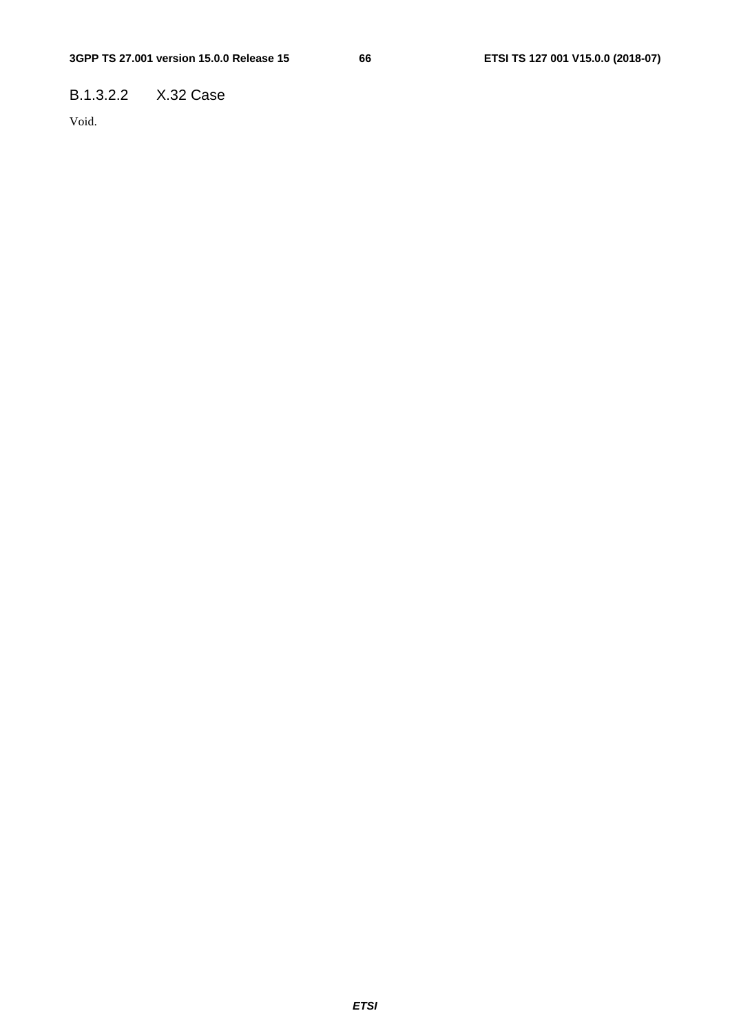##### B.1.3.2.2 X.32 Case

Void.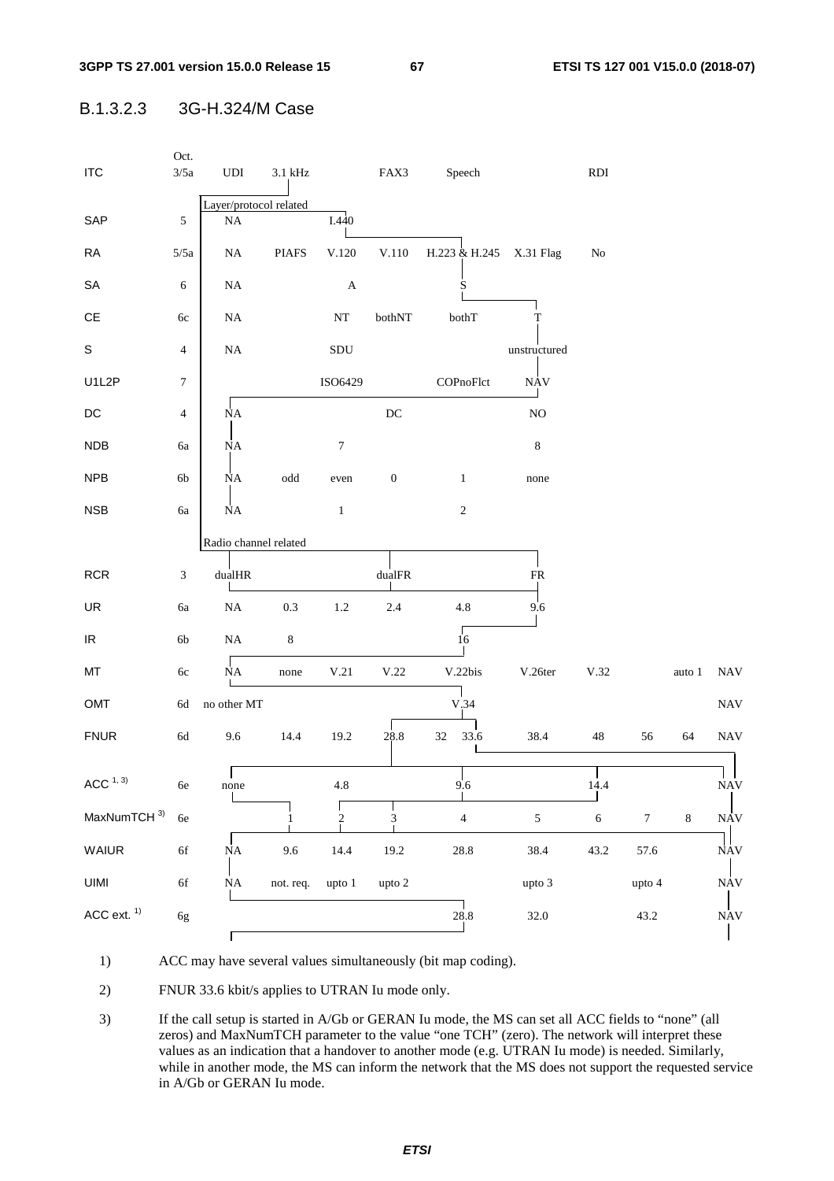#### B.1.3.2.3 3G-H.324/M Case

| | Oct. | | | | | | | | | | | |
|---|---|---|---|---|---|---|---|---|---|---|---|---|
| ITC | 3/5a | UDI | 3.1 kHz | | FAX3 | Speech | | RDI | | | | |
| | | Layer/protocol related | | | | | | | | | | |
| SAP | 5 | NA | | I.440 | | | | | | | | |
| RA | 5/5a | NA | PIAFS | V.120 | V.110 | H.223 & H.245 | X.31 Flag | No | | | | |
| SA | 6 | NA | | A | | S | | | | | | |
| CE | 6c | NA | | NT | bothNT | bothT | T | | | | | |
| S | 4 | NA | | SDU | | | unstructured | | | | | |
| U1L2P | 7 | | | ISO6429 | | COPnoFlct | NAV | | | | | |
| DC | 4 | NA | | | DC | | NO | | | | | |
| NDB | 6a | NA | | 7 | | | 8 | | | | | |
| NPB | 6b | NA | odd | even | 0 | 1 | none | | | | | |
| NSB | 6a | NA | | 1 | | 2 | | | | | | |
| | | Radio channel related | | | | | | | | | | |
| RCR | 3 | dualHR | | | dualFR | | FR | | | | | |
| UR | 6a | NA | 0.3 | 1.2 | 2.4 | 4.8 | 9.6 | | | | | |
| IR | 6b | NA | 8 | | | 16 | | | | | | |
| MT | 6c | NA | none | V.21 | V.22 | V.22bis | V.26ter | V.32 | | auto 1 | NAV | |
| OMT | 6d | no other MT | | | | V.34 | | | | | NAV | |
| FNUR | 6d | 9.6 | 14.4 | 19.2 | 28.8 | 32 33.6 | 38.4 | 48 | 56 | 64 | NAV | |
| ACC [1, 3] | 6e | none | | 4.8 | | 9.6 | | 14.4 | | | NAV | |
| MaxNumTCH [3] | 6e | | 1 | 2 | 3 | 4 | 5 | 6 | 7 | 8 | NAV | |
| WAIUR | 6f | NA | 9.6 | 14.4 | 19.2 | 28.8 | 38.4 | 43.2 | 57.6 | | NAV | |
| UIMI | 6f | NA | not. req. | upto 1 | upto 2 | | upto 3 | | upto 4 | | NAV | |
| ACC ext. [1] | 6g | | | | | 28.8 | 32.0 | | 43.2 | | NAV | |

1) ACC may have several values simultaneously (bit map coding).

2) FNUR 33.6 kbit/s applies to UTRAN Iu mode only.

3) If the call setup is started in A/Gb or GERAN Iu mode, the MS can set all ACC fields to "none" (all zeros) and MaxNumTCH parameter to the value "one TCH" (zero). The network will interpret these values as an indication that a handover to another mode (e.g. UTRAN Iu mode) is needed. Similarly, while in another mode, the MS can inform the network that the MS does not support the requested service in A/Gb or GERAN Iu mode.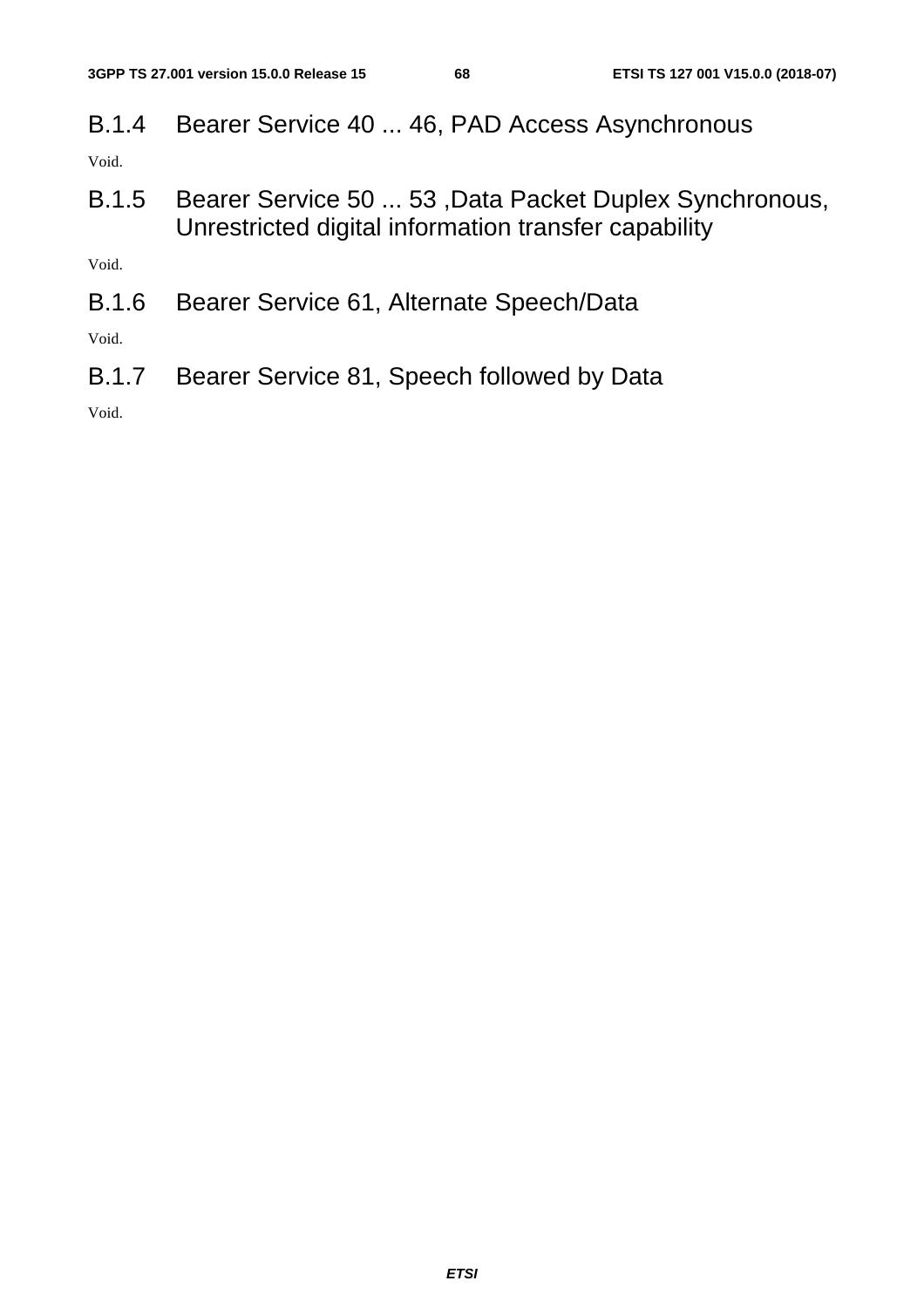### B.1.4 Bearer Service 40 ... 46, PAD Access Asynchronous

Void.

### B.1.5 Bearer Service 50 ... 53 ,Data Packet Duplex Synchronous, Unrestricted digital information transfer capability

Void.

### B.1.6 Bearer Service 61, Alternate Speech/Data

Void.

### B.1.7 Bearer Service 81, Speech followed by Data

Void.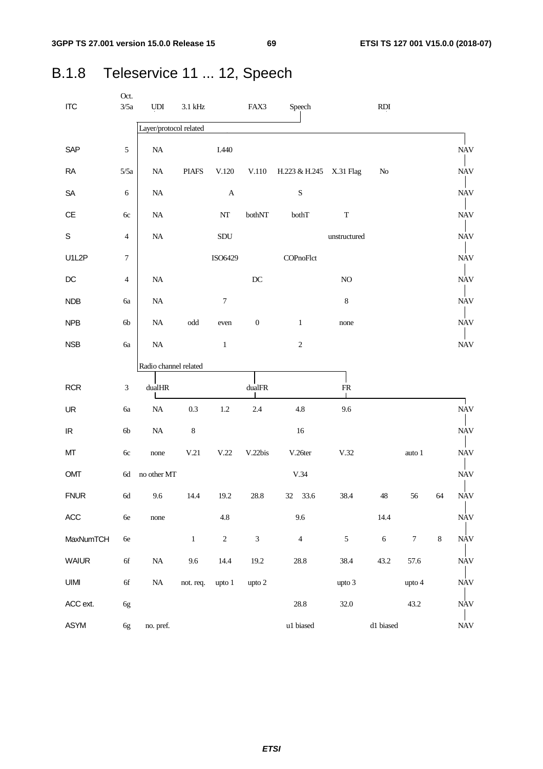## B.1.8 Teleservice 11 ... 12, Speech

| | Oct. | | | | | | | | | | |
|---|---|---|---|---|---|---|---|---|---|---|---|
| ITC | 3/5a | UDI | 3.1 kHz | | FAX3 | Speech | | RDI | | | |
| | | Layer/protocol related | | | | | | | | | |
| SAP | 5 | NA | | I.440 | | | | | | | NAV |
| RA | 5/5a | NA | PIAFS | V.120 | V.110 | H.223 & H.245 | X.31 Flag | No | | | NAV |
| SA | 6 | NA | | A | | S | | | | | NAV |
| CE | 6c | NA | | NT | bothNT | bothT | T | | | | NAV |
| S | 4 | NA | | SDU | | | unstructured | | | | NAV |
| U1L2P | 7 | | | ISO6429 | | COPnoFlct | | | | | NAV |
| DC | 4 | NA | | | DC | | NO | | | | NAV |
| NDB | 6a | NA | | 7 | | | 8 | | | | NAV |
| NPB | 6b | NA | odd | even | 0 | 1 | none | | | | NAV |
| NSB | 6a | NA | | 1 | | 2 | | | | | NAV |
| | | Radio channel related | | | | | | | | | |
| RCR | 3 | dualHR | | | dualFR | | FR | | | | |
| UR | 6a | NA | 0.3 | 1.2 | 2.4 | 4.8 | 9.6 | | | | NAV |
| IR | 6b | NA | 8 | | | 16 | | | | | NAV |
| MT | 6c | none | V.21 | V.22 | V.22bis | V.26ter | V.32 | | auto 1 | | NAV |
| OMT | 6d | no other MT | | | | V.34 | | | | | NAV |
| FNUR | 6d | 9.6 | 14.4 | 19.2 | 28.8 | 32 33.6 | 38.4 | 48 | 56 | 64 | NAV |
| ACC | 6e | none | | 4.8 | | 9.6 | | 14.4 | | | NAV |
| MaxNumTCH | 6e | | 1 | 2 | 3 | 4 | 5 | 6 | 7 | 8 | NAV |
| WAIUR | 6f | NA | 9.6 | 14.4 | 19.2 | 28.8 | 38.4 | 43.2 | 57.6 | | NAV |
| UIMI | 6f | NA | not. req. | upto 1 | upto 2 | | upto 3 | | upto 4 | | NAV |
| ACC ext. | 6g | | | | | 28.8 | 32.0 | | 43.2 | | NAV |
| ASYM | 6g | no. pref. | | | | u1 biased | | d1 biased | | | NAV |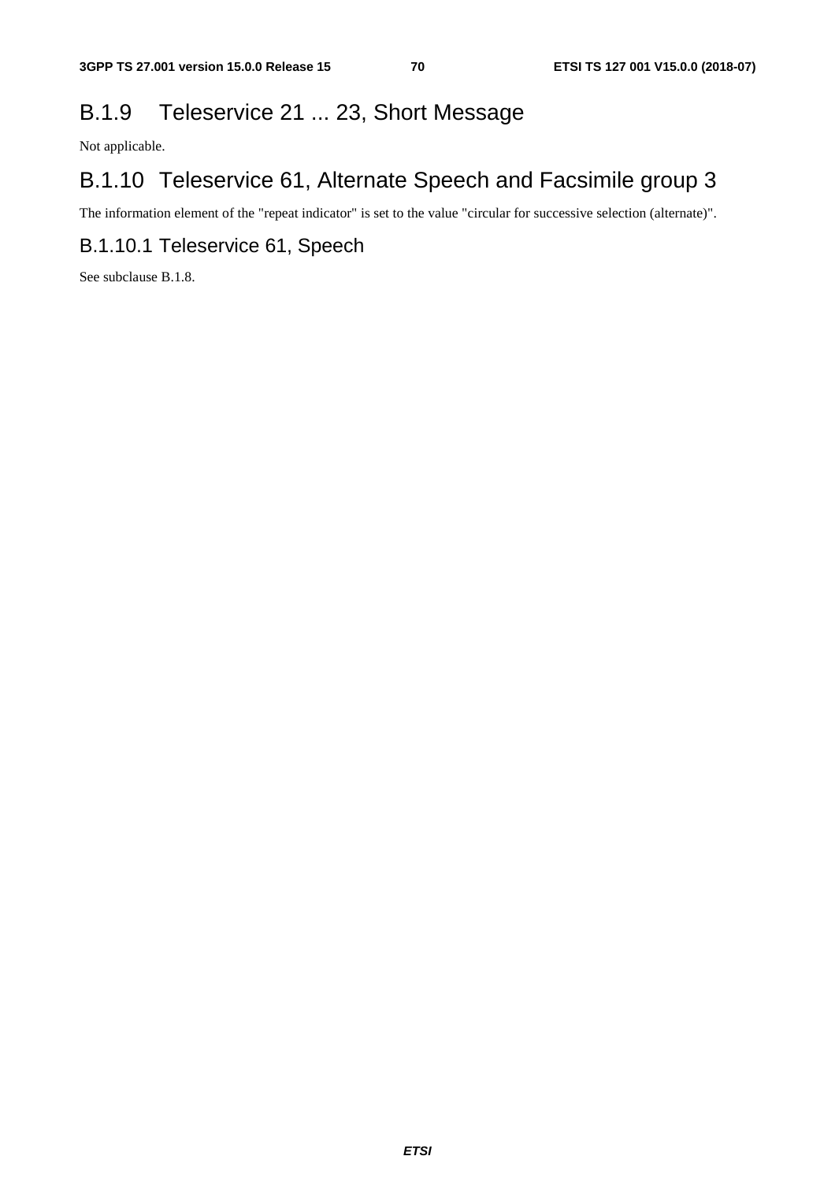## B.1.9 Teleservice 21 ... 23, Short Message

Not applicable.

## B.1.10 Teleservice 61, Alternate Speech and Facsimile group 3

The information element of the "repeat indicator" is set to the value "circular for successive selection (alternate)".

### B.1.10.1 Teleservice 61, Speech

See subclause B.1.8.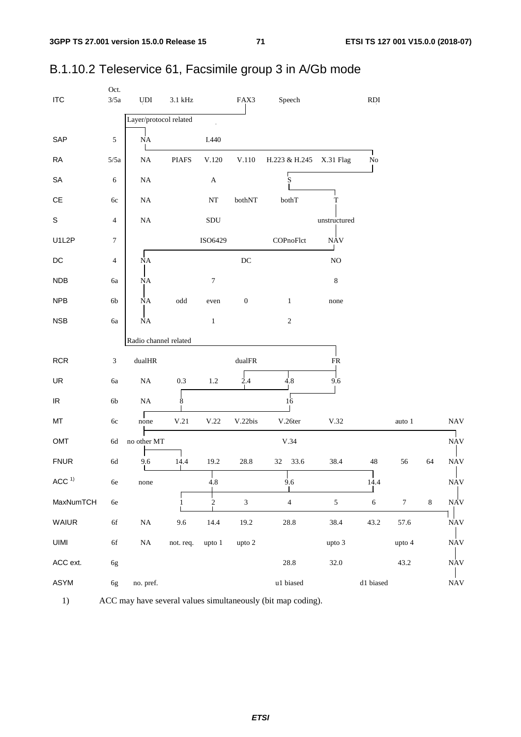## B.1.10.2 Teleservice 61, Facsimile group 3 in A/Gb mode

| | Oct. | | | | | | | | | | |
|---|---|---|---|---|---|---|---|---|---|---|---|
| ITC | 3/5a | UDI | 3.1 kHz | | FAX3 | Speech | | RDI | | | |
| | | Layer/protocol related | | | | | | | | | |
| SAP | 5 | NA | | I.440 | | | | | | | |
| RA | 5/5a | NA | PIAFS | V.120 | V.110 | H.223 & H.245 | X.31 Flag | No | | | |
| SA | 6 | NA | | A | | S | | | | | |
| CE | 6c | NA | | NT | bothNT | bothT | T | | | | |
| S | 4 | NA | | SDU | | | unstructured | | | | |
| U1L2P | 7 | | | ISO6429 | | COPnoFlct | NAV | | | | |
| DC | 4 | NA | | | DC | | NO | | | | |
| NDB | 6a | NA | | 7 | | | 8 | | | | |
| NPB | 6b | NA | odd | even | 0 | 1 | none | | | | |
| NSB | 6a | NA | | 1 | | 2 | | | | | |
| | | Radio channel related | | | | | | | | | |
| RCR | 3 | dualHR | | | dualFR | | FR | | | | |
| UR | 6a | NA | 0.3 | 1.2 | 2.4 | 4.8 | 9.6 | | | | |
| IR | 6b | NA | 8 | | | 16 | | | | | |
| MT | 6c | none | V.21 | V.22 | V.22bis | V.26ter | V.32 | | auto 1 | | NAV |
| OMT | 6d | no other MT | | | | V.34 | | | | | NAV |
| FNUR | 6d | 9.6 | 14.4 | 19.2 | 28.8 | 32 33.6 | 38.4 | 48 | 56 | 64 | NAV |
| ACC [1)] | 6e | none | | 4.8 | | 9.6 | | 14.4 | | | NAV |
| MaxNumTCH | 6e | | 1 | 2 | 3 | 4 | 5 | 6 | 7 | 8 | NAV |
| WAIUR | 6f | NA | 9.6 | 14.4 | 19.2 | 28.8 | 38.4 | 43.2 | 57.6 | | NAV |
| UIMI | 6f | NA | not. req. | upto 1 | upto 2 | | upto 3 | | upto 4 | | NAV |
| ACC ext. | 6g | | | | | 28.8 | 32.0 | | 43.2 | | NAV |
| ASYM | 6g | no. pref. | | | | u1 biased | | d1 biased | | | NAV |

1) ACC may have several values simultaneously (bit map coding).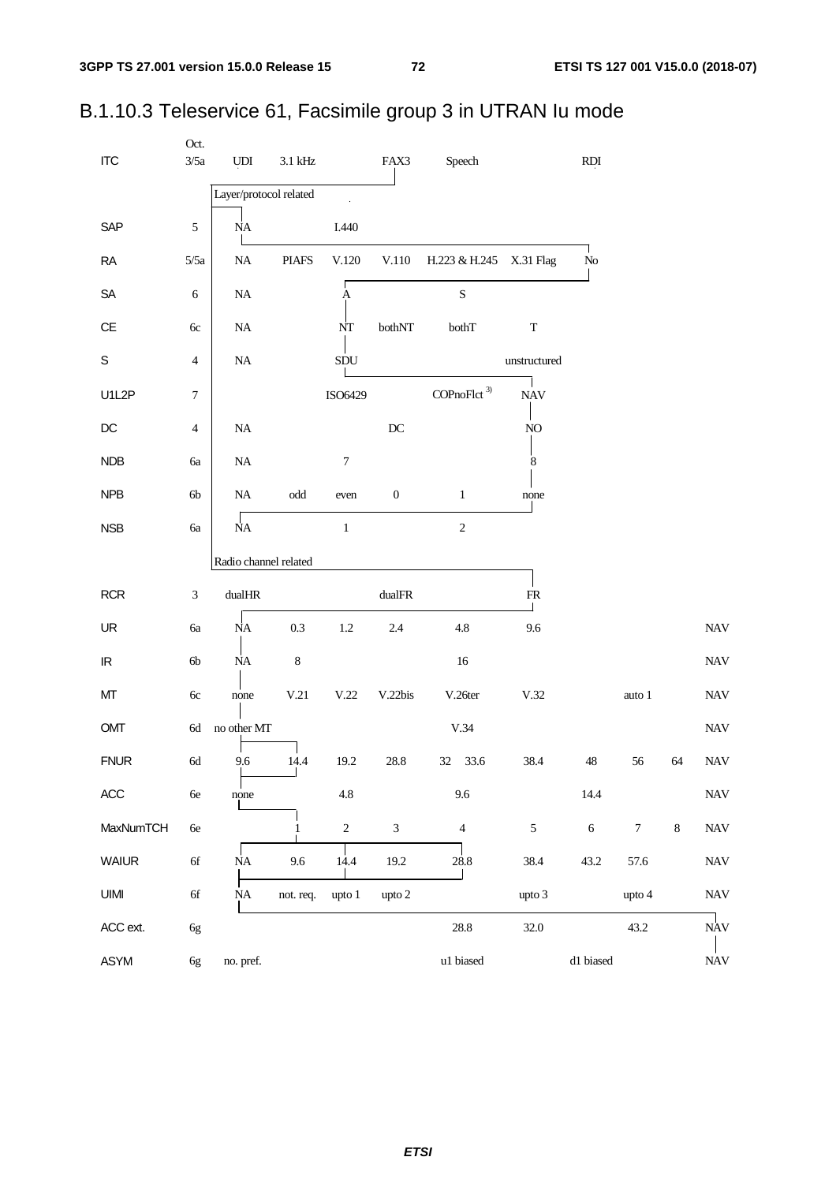## B.1.10.3 Teleservice 61, Facsimile group 3 in UTRAN Iu mode

| | Oct. | | | | | | | | | | |
|---|---|---|---|---|---|---|---|---|---|---|---|
| ITC | 3/5a | UDI | 3.1 kHz | | FAX3 | Speech | | RDI | | | |
| | | Layer/protocol related | | | | | | | | | |
| SAP | 5 | NA | | I.440 | | | | | | | |
| RA | 5/5a | NA | PIAFS | V.120 | V.110 | H.223 & H.245 | X.31 Flag | No | | | |
| SA | 6 | NA | | A | | S | | | | | |
| CE | 6c | NA | | NT | bothNT | bothT | T | | | | |
| S | 4 | NA | | SDU | | | unstructured | | | | |
| U1L2P | 7 | | | ISO6429 | | COPnoFlct [3)] | NAV | | | | |
| DC | 4 | NA | | | DC | | NO | | | | |
| NDB | 6a | NA | | 7 | | | 8 | | | | |
| NPB | 6b | NA | odd | even | 0 | 1 | none | | | | |
| NSB | 6a | NA | | 1 | | 2 | | | | | |
| | | Radio channel related | | | | | | | | | |
| RCR | 3 | dualHR | | | dualFR | | FR | | | | |
| UR | 6a | NA | 0.3 | 1.2 | 2.4 | 4.8 | 9.6 | | | | NAV |
| IR | 6b | NA | 8 | | | 16 | | | | | NAV |
| MT | 6c | none | V.21 | V.22 | V.22bis | V.26ter | V.32 | | auto 1 | | NAV |
| OMT | 6d | no other MT | | | | V.34 | | | | | NAV |
| FNUR | 6d | 9.6 | 14.4 | 19.2 | 28.8 | 32 33.6 | 38.4 | 48 | 56 | 64 | NAV |
| ACC | 6e | none | | 4.8 | | 9.6 | | 14.4 | | | NAV |
| MaxNumTCH | 6e | | 1 | 2 | 3 | 4 | 5 | 6 | 7 | 8 | NAV |
| WAIUR | 6f | NA | 9.6 | 14.4 | 19.2 | 28.8 | 38.4 | 43.2 | 57.6 | | NAV |
| UIMI | 6f | NA | not. req. | upto 1 | upto 2 | | upto 3 | | upto 4 | | NAV |
| ACC ext. | 6g | | | | | 28.8 | 32.0 | | 43.2 | | NAV |
| ASYM | 6g | no. pref. | | | | u1 biased | | d1 biased | | | NAV |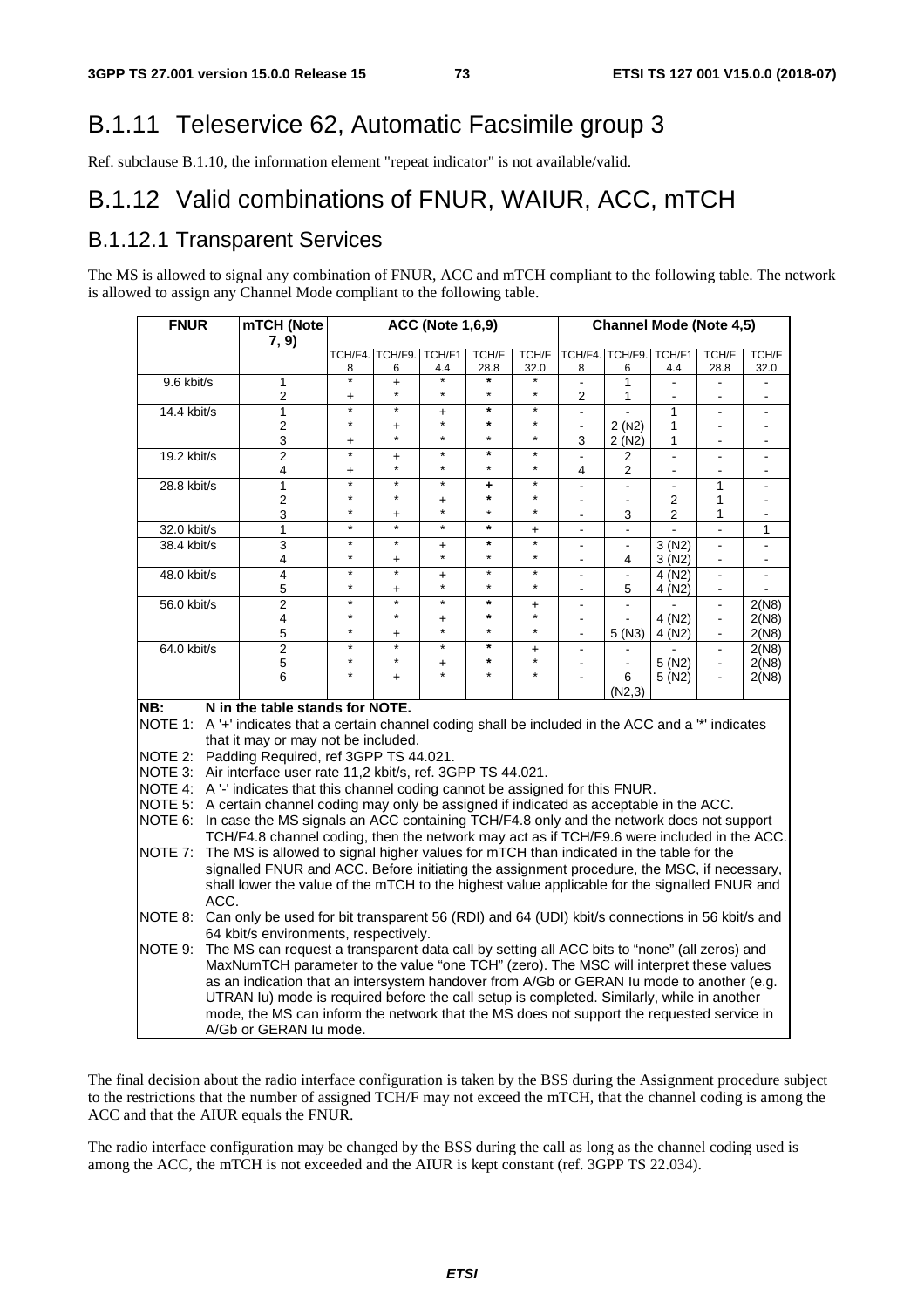## B.1.11 Teleservice 62, Automatic Facsimile group 3

Ref. subclause B.1.10, the information element "repeat indicator" is not available/valid.

## B.1.12 Valid combinations of FNUR, WAIUR, ACC, mTCH

### B.1.12.1 Transparent Services

The MS is allowed to signal any combination of FNUR, ACC and mTCH compliant to the following table. The network is allowed to assign any Channel Mode compliant to the following table.

| FNUR | mTCH (Note 7, 9) | ACC (Note 1,6,9) | | | | | Channel Mode (Note 4,5) | | | | |
|---|---|---|---|---|---|---|---|---|---|---|---|
| | | TCH/F4.8 | TCH/F9.6 | TCH/F14.4 | TCH/F28.8 | TCH/F32.0 | TCH/F4.8 | TCH/F9.6 | TCH/F14.4 | TCH/F28.8 | TCH/F32.0 |
| 9.6 kbit/s | 1 | * | + | * | * | * | - | 1 | - | - | - |
| | 2 | + | * | * | * | * | 2 | 1 | - | - | - |
| 14.4 kbit/s | 1 | * | * | + | * | * | - | - | 1 | - | - |
| | 2 | * | + | * | * | * | - | 2 (N2) | 1 | - | - |
| | 3 | + | * | * | * | * | 3 | 2 (N2) | 1 | - | - |
| 19.2 kbit/s | 2 | * | + | * | * | * | - | 2 | - | - | - |
| | 4 | + | * | * | * | * | 4 | 2 | - | - | - |
| 28.8 kbit/s | 1 | * | * | * | + | * | - | - | - | 1 | - |
| | 2 | * | * | + | * | * | - | - | 2 | 1 | - |
| | 3 | * | + | * | * | * | - | 3 | 2 | 1 | - |
| 32.0 kbit/s | 1 | * | * | * | * | + | - | - | - | - | 1 |
| 38.4 kbit/s | 3 | * | * | + | * | * | - | - | 3 (N2) | - | - |
| | 4 | * | + | * | * | * | - | 4 | 3 (N2) | - | - |
| 48.0 kbit/s | 4 | * | * | + | * | * | - | - | 4 (N2) | - | - |
| | 5 | * | + | * | * | * | - | 5 | 4 (N2) | - | - |
| 56.0 kbit/s | 2 | * | * | * | * | + | - | - | - | - | 2(N8) |
| | 4 | * | * | + | * | * | - | - | 4 (N2) | - | 2(N8) |
| | 5 | * | + | * | * | * | - | 5 (N3) | 4 (N2) | - | 2(N8) |
| 64.0 kbit/s | 2 | * | * | * | * | + | - | - | - | - | 2(N8) |
| | 5 | * | * | + | * | * | - | - | 5 (N2) | - | 2(N8) |
| | 6 | * | + | * | * | * | - | 6 (N2,3) | 5 (N2) | - | 2(N8) |

NB: N in the table stands for NOTE.

NOTE 1: A '+' indicates that a certain channel coding shall be included in the ACC and a '*' indicates that it may or may not be included.

NOTE 2: Padding Required, ref 3GPP TS 44.021.

NOTE 3: Air interface user rate 11,2 kbit/s, ref. 3GPP TS 44.021.

NOTE 4: A '-' indicates that this channel coding cannot be assigned for this FNUR.

NOTE 5: A certain channel coding may only be assigned if indicated as acceptable in the ACC.

NOTE 6: In case the MS signals an ACC containing TCH/F4.8 only and the network does not support TCH/F4.8 channel coding, then the network may act as if TCH/F9.6 were included in the ACC.

NOTE 7: The MS is allowed to signal higher values for mTCH than indicated in the table for the signalled FNUR and ACC. Before initiating the assignment procedure, the MSC, if necessary, shall lower the value of the mTCH to the highest value applicable for the signalled FNUR and ACC.

NOTE 8: Can only be used for bit transparent 56 (RDI) and 64 (UDI) kbit/s connections in 56 kbit/s and 64 kbit/s environments, respectively.

NOTE 9: The MS can request a transparent data call by setting all ACC bits to "none" (all zeros) and MaxNumTCH parameter to the value "one TCH" (zero). The MSC will interpret these values as an indication that an intersystem handover from A/Gb or GERAN Iu mode to another (e.g. UTRAN Iu) mode is required before the call setup is completed. Similarly, while in another mode, the MS can inform the network that the MS does not support the requested service in A/Gb or GERAN Iu mode.

The final decision about the radio interface configuration is taken by the BSS during the Assignment procedure subject to the restrictions that the number of assigned TCH/F may not exceed the mTCH, that the channel coding is among the ACC and that the AIUR equals the FNUR.

The radio interface configuration may be changed by the BSS during the call as long as the channel coding used is among the ACC, the mTCH is not exceeded and the AIUR is kept constant (ref. 3GPP TS 22.034).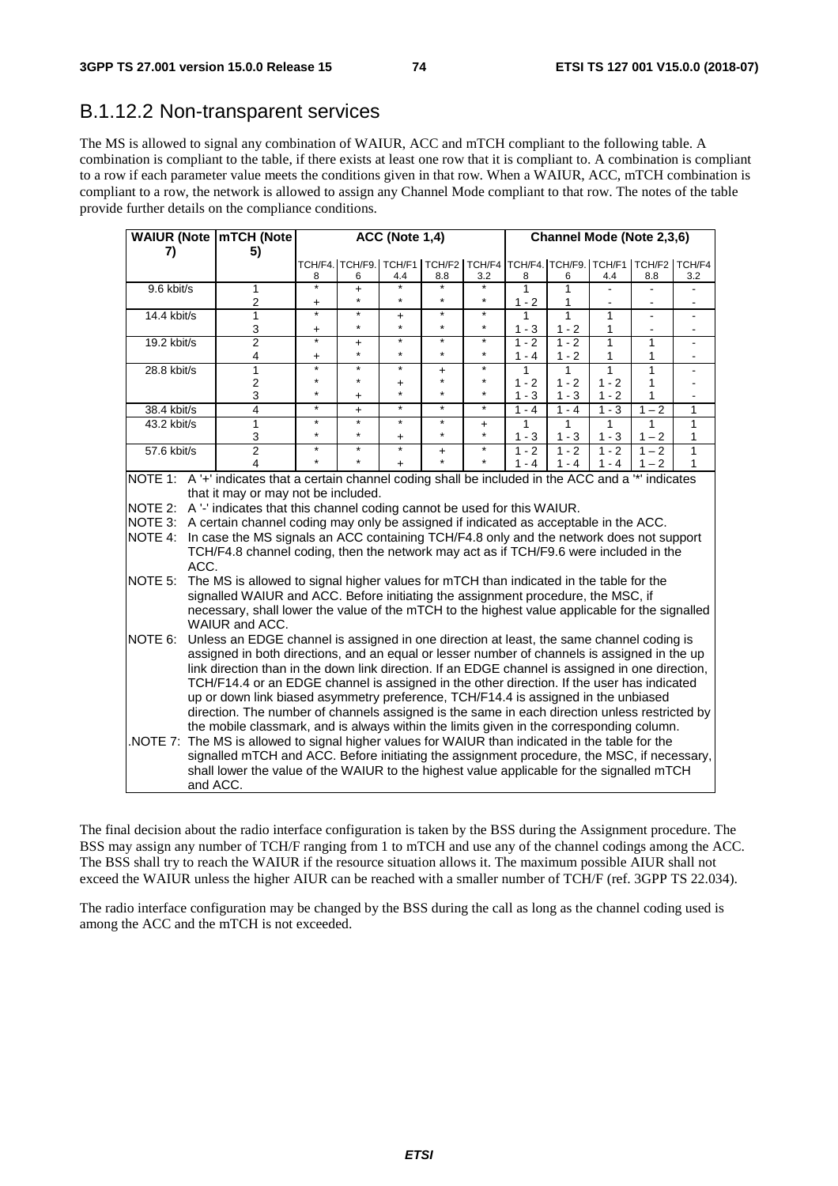## B.1.12.2 Non-transparent services

The MS is allowed to signal any combination of WAIUR, ACC and mTCH compliant to the following table. A combination is compliant to the table, if there exists at least one row that it is compliant to. A combination is compliant to a row if each parameter value meets the conditions given in that row. When a WAIUR, ACC, mTCH combination is compliant to a row, the network is allowed to assign any Channel Mode compliant to that row. The notes of the table provide further details on the compliance conditions.

| WAIUR (Note 7) | mTCH (Note 5) | ACC (Note 1,4) | | | | | Channel Mode (Note 2,3,6) | | | | |
|---|---|---|---|---|---|---|---|---|---|---|---|
| | | TCH/F4.8 | TCH/F9.6 | TCH/F14.4 | TCH/F28.8 | TCH/F43.2 | TCH/F4.8 | TCH/F9.6 | TCH/F14.4 | TCH/F28.8 | TCH/F43.2 |
| 9.6 kbit/s | 1 | * | + | * | * | * | 1 | 1 | - | - | - |
| | 2 | + | * | * | * | * | 1 - 2 | 1 | - | - | - |
| 14.4 kbit/s | 1 | * | * | + | * | * | 1 | 1 | 1 | - | - |
| | 3 | + | * | * | * | * | 1 - 3 | 1 - 2 | 1 | - | - |
| 19.2 kbit/s | 2 | * | + | * | * | * | 1 - 2 | 1 - 2 | 1 | 1 | - |
| | 4 | + | * | * | * | * | 1 - 4 | 1 - 2 | 1 | 1 | - |
| 28.8 kbit/s | 1 | * | * | * | + | * | 1 | 1 | 1 | 1 | - |
| | 2 | * | * | + | * | * | 1 - 2 | 1 - 2 | 1 - 2 | 1 | - |
| | 3 | * | + | * | * | * | 1 - 3 | 1 - 3 | 1 - 2 | 1 | - |
| 38.4 kbit/s | 4 | * | + | * | * | * | 1 - 4 | 1 - 4 | 1 - 3 | 1 – 2 | 1 |
| 43.2 kbit/s | 1 | * | * | * | * | + | 1 | 1 | 1 | 1 | 1 |
| | 3 | * | * | + | * | * | 1 - 3 | 1 - 3 | 1 - 3 | 1 – 2 | 1 |
| 57.6 kbit/s | 2 | * | * | * | + | * | 1 - 2 | 1 - 2 | 1 - 2 | 1 – 2 | 1 |
| | 4 | * | * | + | * | * | 1 - 4 | 1 - 4 | 1 - 4 | 1 – 2 | 1 |

NOTE 1: A '+' indicates that a certain channel coding shall be included in the ACC and a '*' indicates that it may or may not be included.

NOTE 2: A '-' indicates that this channel coding cannot be used for this WAIUR.

NOTE 3: A certain channel coding may only be assigned if indicated as acceptable in the ACC.

NOTE 4: In case the MS signals an ACC containing TCH/F4.8 only and the network does not support TCH/F4.8 channel coding, then the network may act as if TCH/F9.6 were included in the ACC.

NOTE 5: The MS is allowed to signal higher values for mTCH than indicated in the table for the signalled WAIUR and ACC. Before initiating the assignment procedure, the MSC, if necessary, shall lower the value of the mTCH to the highest value applicable for the signalled WAIUR and ACC.

NOTE 6: Unless an EDGE channel is assigned in one direction at least, the same channel coding is assigned in both directions, and an equal or lesser number of channels is assigned in the up link direction than in the down link direction. If an EDGE channel is assigned in one direction, TCH/F14.4 or an EDGE channel is assigned in the other direction. If the user has indicated up or down link biased asymmetry preference, TCH/F14.4 is assigned in the unbiased direction. The number of channels assigned is the same in each direction unless restricted by the mobile classmark, and is always within the limits given in the corresponding column.

.NOTE 7: The MS is allowed to signal higher values for WAIUR than indicated in the table for the signalled mTCH and ACC. Before initiating the assignment procedure, the MSC, if necessary, shall lower the value of the WAIUR to the highest value applicable for the signalled mTCH and ACC.

The final decision about the radio interface configuration is taken by the BSS during the Assignment procedure. The BSS may assign any number of TCH/F ranging from 1 to mTCH and use any of the channel codings among the ACC. The BSS shall try to reach the WAIUR if the resource situation allows it. The maximum possible AIUR shall not exceed the WAIUR unless the higher AIUR can be reached with a smaller number of TCH/F (ref. 3GPP TS 22.034).

The radio interface configuration may be changed by the BSS during the call as long as the channel coding used is among the ACC and the mTCH is not exceeded.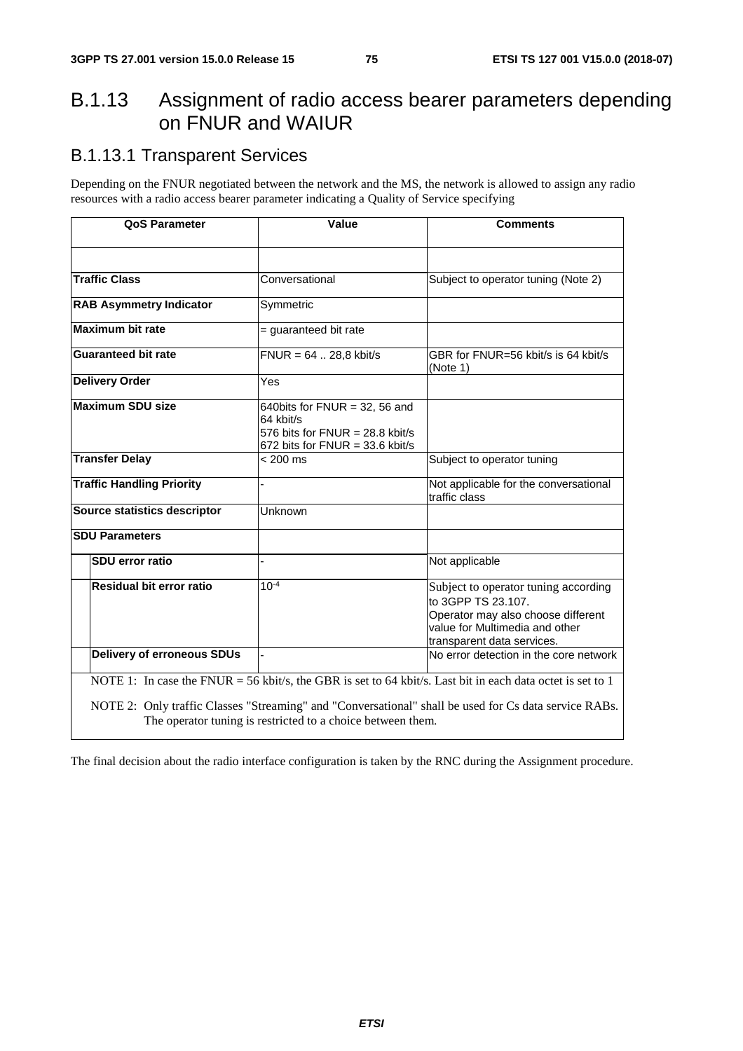## B.1.13 Assignment of radio access bearer parameters depending on FNUR and WAIUR

### B.1.13.1 Transparent Services

Depending on the FNUR negotiated between the network and the MS, the network is allowed to assign any radio resources with a radio access bearer parameter indicating a Quality of Service specifying

| QoS Parameter | Value | Comments |
|---|---|---|
| | | |
| **Traffic Class** | Conversational | Subject to operator tuning (Note 2) |
| **RAB Asymmetry Indicator** | Symmetric | |
| **Maximum bit rate** | = guaranteed bit rate | |
| **Guaranteed bit rate** | FNUR = 64 .. 28,8 kbit/s | GBR for FNUR=56 kbit/s is 64 kbit/s (Note 1) |
| **Delivery Order** | Yes | |
| **Maximum SDU size** | 640bits for FNUR = 32, 56 and 64 kbit/s<br>576 bits for FNUR = 28.8 kbit/s<br>672 bits for FNUR = 33.6 kbit/s | |
| **Transfer Delay** | < 200 ms | Subject to operator tuning |
| **Traffic Handling Priority** | - | Not applicable for the conversational traffic class |
| **Source statistics descriptor** | Unknown | |
| **SDU Parameters** | | |
| **SDU error ratio** | - | Not applicable |
| **Residual bit error ratio** | $10^{-4}$ | Subject to operator tuning according to 3GPP TS 23.107.<br>Operator may also choose different value for Multimedia and other transparent data services. |
| **Delivery of erroneous SDUs** | - | No error detection in the core network |

NOTE 1: In case the FNUR = 56 kbit/s, the GBR is set to 64 kbit/s. Last bit in each data octet is set to 1

NOTE 2: Only traffic Classes "Streaming" and "Conversational" shall be used for Cs data service RABs. The operator tuning is restricted to a choice between them.

The final decision about the radio interface configuration is taken by the RNC during the Assignment procedure.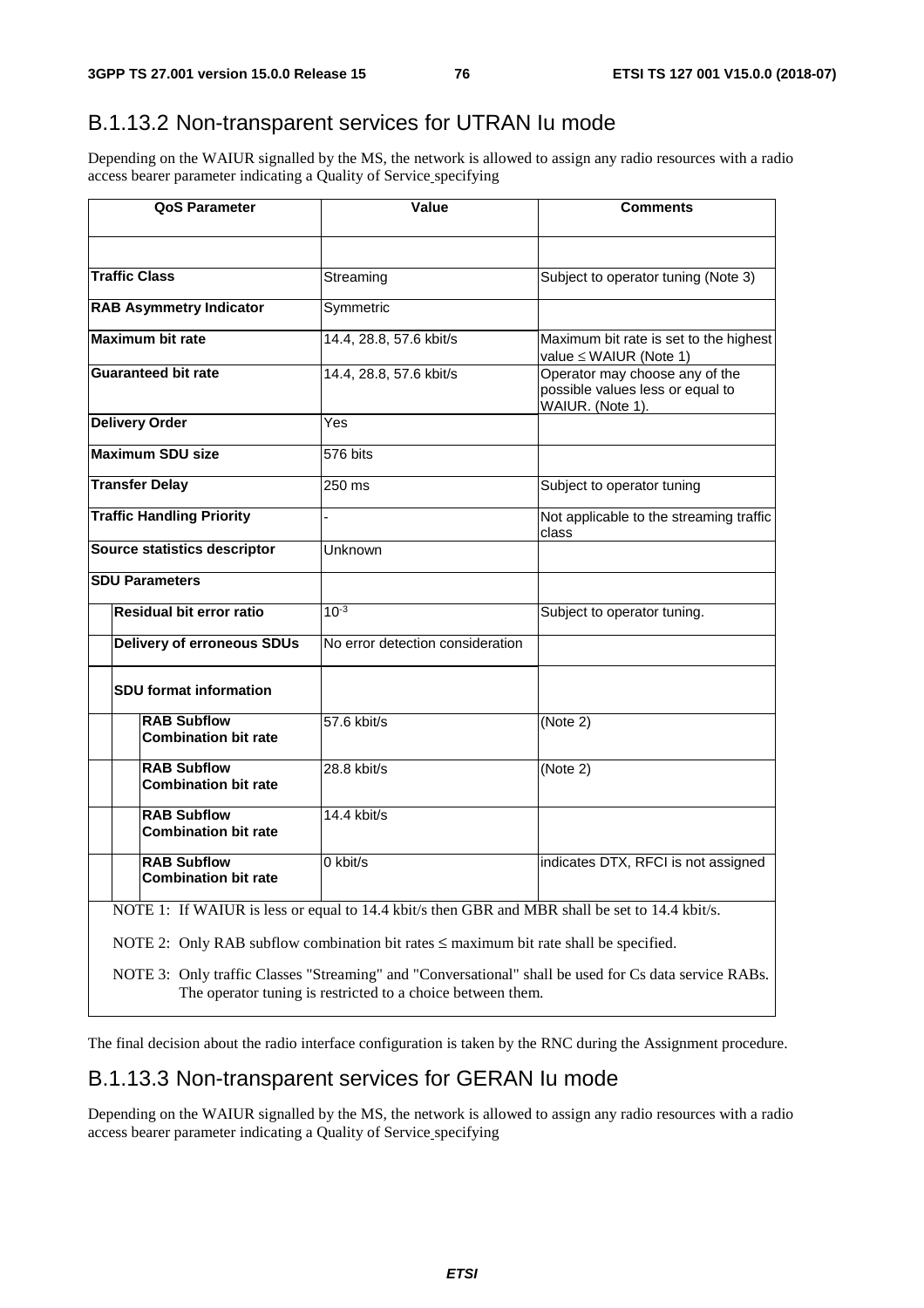## B.1.13.2 Non-transparent services for UTRAN Iu mode

Depending on the WAIUR signalled by the MS, the network is allowed to assign any radio resources with a radio access bearer parameter indicating a Quality of Service specifying

| QoS Parameter | | | Value | Comments |
|---|---|---|---|---|
| | | | | |
| **Traffic Class** | | | Streaming | Subject to operator tuning (Note 3) |
| **RAB Asymmetry Indicator** | | | Symmetric | |
| **Maximum bit rate** | | | 14.4, 28.8, 57.6 kbit/s | Maximum bit rate is set to the highest value ≤ WAIUR (Note 1) |
| **Guaranteed bit rate** | | | 14.4, 28.8, 57.6 kbit/s | Operator may choose any of the possible values less or equal to WAIUR. (Note 1). |
| **Delivery Order** | | | Yes | |
| **Maximum SDU size** | | | 576 bits | |
| **Transfer Delay** | | | 250 ms | Subject to operator tuning |
| **Traffic Handling Priority** | | | - | Not applicable to the streaming traffic class |
| **Source statistics descriptor** | | | Unknown | |
| **SDU Parameters** | | | | |
| | **Residual bit error ratio** | | $10^{-3}$ | Subject to operator tuning. |
| | **Delivery of erroneous SDUs** | | No error detection consideration | |
| | **SDU format information** | | | |
| | | **RAB Subflow Combination bit rate** | 57.6 kbit/s | (Note 2) |
| | | **RAB Subflow Combination bit rate** | 28.8 kbit/s | (Note 2) |
| | | **RAB Subflow Combination bit rate** | 14.4 kbit/s | |
| | | **RAB Subflow Combination bit rate** | 0 kbit/s | indicates DTX, RFCI is not assigned |

NOTE 1: If WAIUR is less or equal to 14.4 kbit/s then GBR and MBR shall be set to 14.4 kbit/s.

NOTE 2: Only RAB subflow combination bit rates ≤ maximum bit rate shall be specified.

NOTE 3: Only traffic Classes "Streaming" and "Conversational" shall be used for Cs data service RABs. The operator tuning is restricted to a choice between them.

The final decision about the radio interface configuration is taken by the RNC during the Assignment procedure.

## B.1.13.3 Non-transparent services for GERAN Iu mode

Depending on the WAIUR signalled by the MS, the network is allowed to assign any radio resources with a radio access bearer parameter indicating a Quality of Service specifying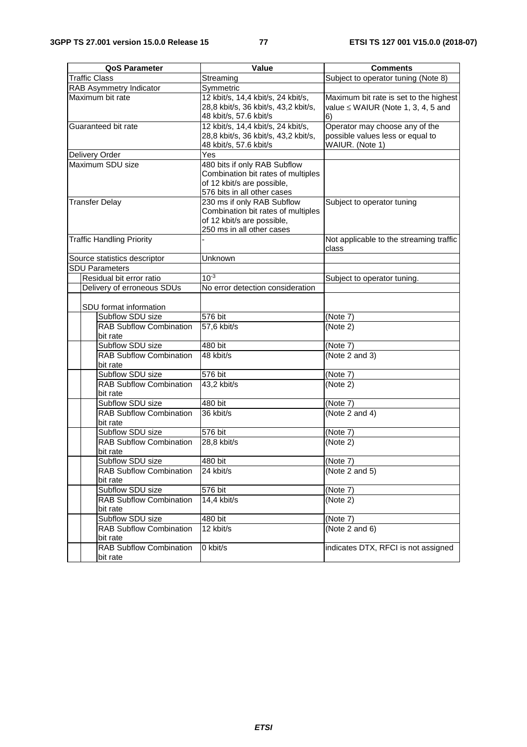| QoS Parameter | | | Value | Comments |
|---|---|---|---|---|
| Traffic Class | | | Streaming | Subject to operator tuning (Note 8) |
| RAB Asymmetry Indicator | | | Symmetric | |
| Maximum bit rate | | | 12 kbit/s, 14,4 kbit/s, 24 kbit/s, 28,8 kbit/s, 36 kbit/s, 43,2 kbit/s, 48 kbit/s, 57.6 kbit/s | Maximum bit rate is set to the highest value ≤ WAIUR (Note 1, 3, 4, 5 and 6) |
| Guaranteed bit rate | | | 12 kbit/s, 14,4 kbit/s, 24 kbit/s, 28,8 kbit/s, 36 kbit/s, 43,2 kbit/s, 48 kbit/s, 57.6 kbit/s | Operator may choose any of the possible values less or equal to WAIUR. (Note 1) |
| Delivery Order | | | Yes | |
| Maximum SDU size | | | 480 bits if only RAB Subflow Combination bit rates of multiples of 12 kbit/s are possible, 576 bits in all other cases | |
| Transfer Delay | | | 230 ms if only RAB Subflow Combination bit rates of multiples of 12 kbit/s are possible, 250 ms in all other cases | Subject to operator tuning |
| Traffic Handling Priority | | | - | Not applicable to the streaming traffic class |
| Source statistics descriptor | | | Unknown | |
| SDU Parameters | | | | |
| | Residual bit error ratio | | $10^{-3}$ | Subject to operator tuning. |
| | Delivery of erroneous SDUs | | No error detection consideration | |
| | SDU format information | | | |
| | | Subflow SDU size | 576 bit | (Note 7) |
| | | RAB Subflow Combination bit rate | 57,6 kbit/s | (Note 2) |
| | | Subflow SDU size | 480 bit | (Note 7) |
| | | RAB Subflow Combination bit rate | 48 kbit/s | (Note 2 and 3) |
| | | Subflow SDU size | 576 bit | (Note 7) |
| | | RAB Subflow Combination bit rate | 43,2 kbit/s | (Note 2) |
| | | Subflow SDU size | 480 bit | (Note 7) |
| | | RAB Subflow Combination bit rate | 36 kbit/s | (Note 2 and 4) |
| | | Subflow SDU size | 576 bit | (Note 7) |
| | | RAB Subflow Combination bit rate | 28,8 kbit/s | (Note 2) |
| | | Subflow SDU size | 480 bit | (Note 7) |
| | | RAB Subflow Combination bit rate | 24 kbit/s | (Note 2 and 5) |
| | | Subflow SDU size | 576 bit | (Note 7) |
| | | RAB Subflow Combination bit rate | 14,4 kbit/s | (Note 2) |
| | | Subflow SDU size | 480 bit | (Note 7) |
| | | RAB Subflow Combination bit rate | 12 kbit/s | (Note 2 and 6) |
| | | RAB Subflow Combination bit rate | 0 kbit/s | indicates DTX, RFCI is not assigned |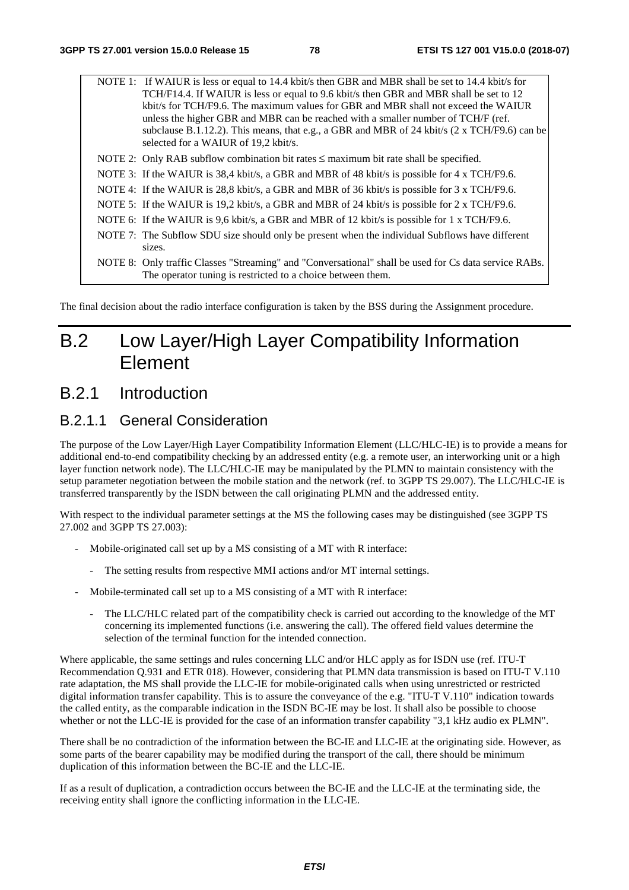NOTE 1: If WAIUR is less or equal to 14.4 kbit/s then GBR and MBR shall be set to 14.4 kbit/s for TCH/F14.4. If WAIUR is less or equal to 9.6 kbit/s then GBR and MBR shall be set to 12 kbit/s for TCH/F9.6. The maximum values for GBR and MBR shall not exceed the WAIUR unless the higher GBR and MBR can be reached with a smaller number of TCH/F (ref. subclause B.1.12.2). This means, that e.g., a GBR and MBR of 24 kbit/s (2 x TCH/F9.6) can be selected for a WAIUR of 19,2 kbit/s.

NOTE 2: Only RAB subflow combination bit rates ≤ maximum bit rate shall be specified.

NOTE 3: If the WAIUR is 38,4 kbit/s, a GBR and MBR of 48 kbit/s is possible for 4 x TCH/F9.6.

NOTE 4: If the WAIUR is 28,8 kbit/s, a GBR and MBR of 36 kbit/s is possible for 3 x TCH/F9.6.

NOTE 5: If the WAIUR is 19,2 kbit/s, a GBR and MBR of 24 kbit/s is possible for 2 x TCH/F9.6.

NOTE 6: If the WAIUR is 9,6 kbit/s, a GBR and MBR of 12 kbit/s is possible for 1 x TCH/F9.6.

NOTE 7: The Subflow SDU size should only be present when the individual Subflows have different sizes.

NOTE 8: Only traffic Classes "Streaming" and "Conversational" shall be used for Cs data service RABs. The operator tuning is restricted to a choice between them.

The final decision about the radio interface configuration is taken by the BSS during the Assignment procedure.

# B.2 Low Layer/High Layer Compatibility Information Element

## B.2.1 Introduction

### B.2.1.1 General Consideration

The purpose of the Low Layer/High Layer Compatibility Information Element (LLC/HLC-IE) is to provide a means for additional end-to-end compatibility checking by an addressed entity (e.g. a remote user, an interworking unit or a high layer function network node). The LLC/HLC-IE may be manipulated by the PLMN to maintain consistency with the setup parameter negotiation between the mobile station and the network (ref. to 3GPP TS 29.007). The LLC/HLC-IE is transferred transparently by the ISDN between the call originating PLMN and the addressed entity.

With respect to the individual parameter settings at the MS the following cases may be distinguished (see 3GPP TS 27.002 and 3GPP TS 27.003):

- Mobile-originated call set up by a MS consisting of a MT with R interface:
  - The setting results from respective MMI actions and/or MT internal settings.
- Mobile-terminated call set up to a MS consisting of a MT with R interface:
  - The LLC/HLC related part of the compatibility check is carried out according to the knowledge of the MT concerning its implemented functions (i.e. answering the call). The offered field values determine the selection of the terminal function for the intended connection.

Where applicable, the same settings and rules concerning LLC and/or HLC apply as for ISDN use (ref. ITU-T Recommendation Q.931 and ETR 018). However, considering that PLMN data transmission is based on ITU-T V.110 rate adaptation, the MS shall provide the LLC-IE for mobile-originated calls when using unrestricted or restricted digital information transfer capability. This is to assure the conveyance of the e.g. "ITU-T V.110" indication towards the called entity, as the comparable indication in the ISDN BC-IE may be lost. It shall also be possible to choose whether or not the LLC-IE is provided for the case of an information transfer capability "3,1 kHz audio ex PLMN".

There shall be no contradiction of the information between the BC-IE and LLC-IE at the originating side. However, as some parts of the bearer capability may be modified during the transport of the call, there should be minimum duplication of this information between the BC-IE and the LLC-IE.

If as a result of duplication, a contradiction occurs between the BC-IE and the LLC-IE at the terminating side, the receiving entity shall ignore the conflicting information in the LLC-IE.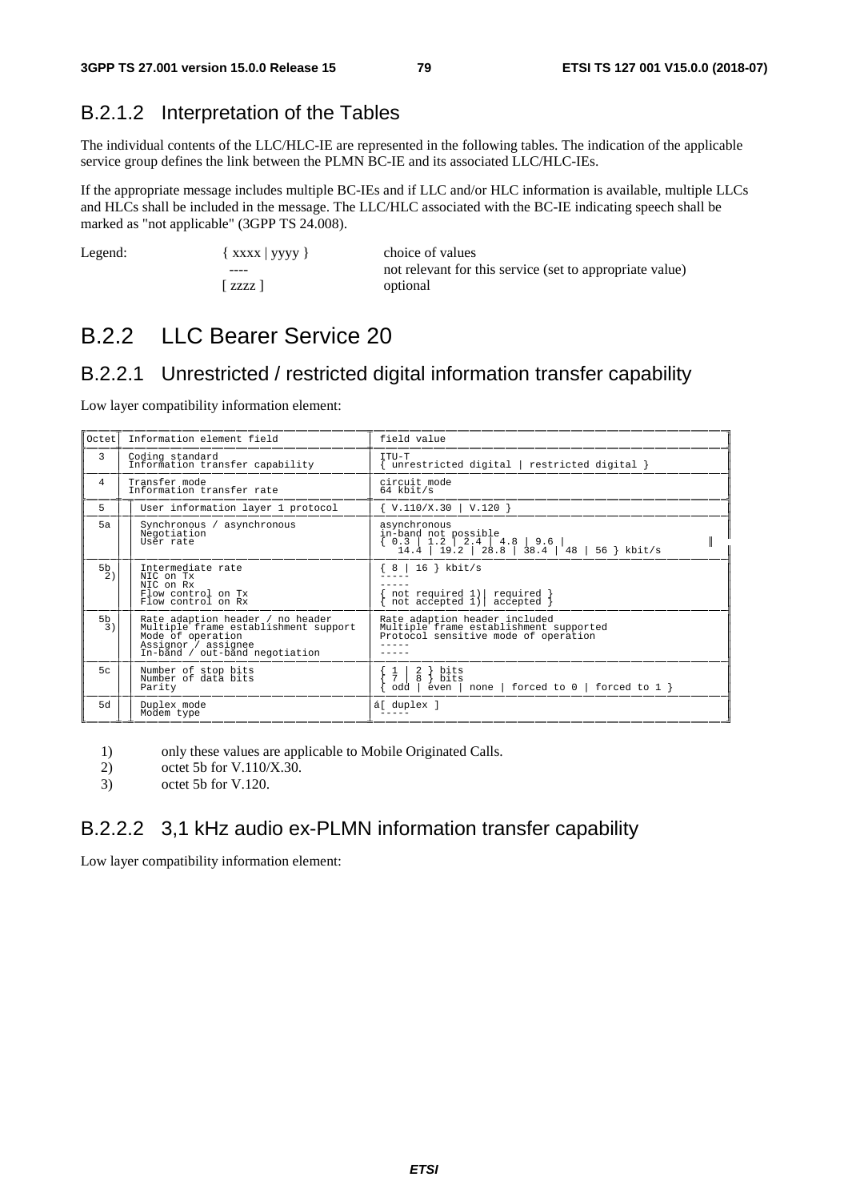### B.2.1.2 Interpretation of the Tables

The individual contents of the LLC/HLC-IE are represented in the following tables. The indication of the applicable service group defines the link between the PLMN BC-IE and its associated LLC/HLC-IEs.

If the appropriate message includes multiple BC-IEs and if LLC and/or HLC information is available, multiple LLCs and HLCs shall be included in the message. The LLC/HLC associated with the BC-IE indicating speech shall be marked as "not applicable" (3GPP TS 24.008).

Legend:

| | |
|---|---|
| { xxxx \| yyyy } | choice of values |
| ---- | not relevant for this service (set to appropriate value) |
| [ zzzz ] | optional |

## B.2.2 LLC Bearer Service 20

### B.2.2.1 Unrestricted / restricted digital information transfer capability

Low layer compatibility information element:

| Octet | Information element field | field value |
|---|---|---|
| 3 | Coding standard<br>Information transfer capability | ITU-T<br>{ unrestricted digital \| restricted digital } |
| 4 | Transfer mode<br>Information transfer rate | circuit mode<br>64 kbit/s |
| 5 | User information layer 1 protocol | { V.110/X.30 \| V.120 } |
| 5a | Synchronous / asynchronous<br>Negotiation<br>User rate | asynchronous<br>in-band not possible<br>{ 0.3 \| 1.2 \| 2.4 \| 4.8 \| 9.6 \| 14.4 \| 19.2 \| 28.8 \| 38.4 \| 48 \| 56 } kbit/s |
| 5b 2) | Intermediate rate<br>NIC on Tx<br>NIC on Rx<br>Flow control on Tx<br>Flow control on Rx | { 8 \| 16 } kbit/s<br>-----<br>-----<br>{ not required 1)\| required }<br>{ not accepted 1)\| accepted } |
| 5b 3) | Rate adaption header / no header<br>Multiple frame establishment support<br>Mode of operation<br>Assignor / assignee<br>In-band / out-band negotiation | Rate adaption header included<br>Multiple frame establishment supported<br>Protocol sensitive mode of operation<br>-----<br>----- |
| 5c | Number of stop bits<br>Number of data bits<br>Parity | { 1 \| 2 } bits<br>{ 7 \| 8 } bits<br>{ odd \| even \| none \| forced to 0 \| forced to 1 } |
| 5d | Duplex mode<br>Modem type | á[ duplex ]<br>----- |

1) only these values are applicable to Mobile Originated Calls.

2) octet 5b for V.110/X.30.

3) octet 5b for V.120.

### B.2.2.2 3,1 kHz audio ex-PLMN information transfer capability

Low layer compatibility information element: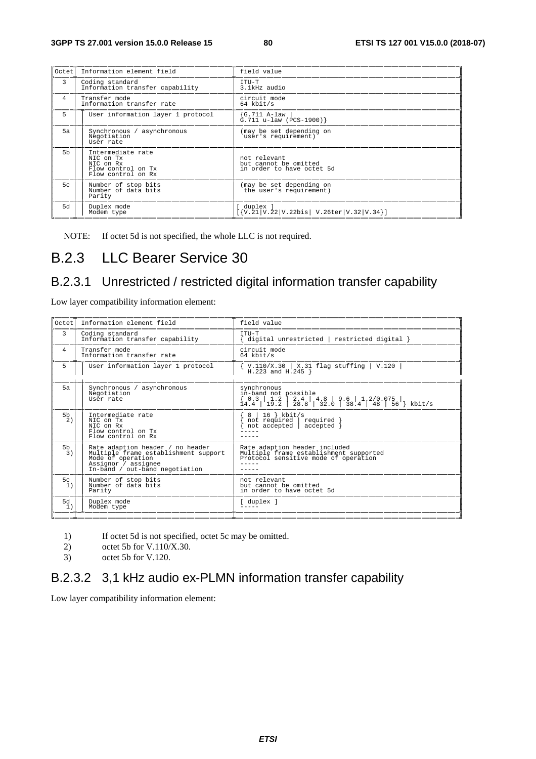| Octet | Information element field | field value |
|---|---|---|
| 3 | Coding standard<br>Information transfer capability | ITU-T<br>3.1kHz audio |
| 4 | Transfer mode<br>Information transfer rate | circuit mode<br>64 kbit/s |
| 5 | User information layer 1 protocol | {G.711 A-law \|<br>G.711 u-law (PCS-1900)} |
| 5a | Synchronous / asynchronous<br>Negotiation<br>User rate | (may be set depending on<br>user's requirement) |
| 5b | Intermediate rate<br>NIC on Tx<br>NIC on Rx<br>Flow control on Tx<br>Flow control on Rx | not relevant<br>but cannot be omitted<br>in order to have octet 5d |
| 5c | Number of stop bits<br>Number of data bits<br>Parity | (may be set depending on<br>the user's requirement) |
| 5d | Duplex mode<br>Modem type | [ duplex ]<br>[{V.21\|V.22\|V.22bis\| V.26ter\|V.32\|V.34}] |

NOTE: If octet 5d is not specified, the whole LLC is not required.

## B.2.3 LLC Bearer Service 30

### B.2.3.1 Unrestricted / restricted digital information transfer capability

Low layer compatibility information element:

| Octet | Information element field | field value |
|---|---|---|
| 3 | Coding standard<br>Information transfer capability | ITU-T<br>{ digital unrestricted \| restricted digital } |
| 4 | Transfer mode<br>Information transfer rate | circuit mode<br>64 kbit/s |
| 5 | User information layer 1 protocol | { V.110/X.30 \| X.31 flag stuffing \| V.120 \|<br>H.223 and H.245 } |
| 5a | Synchronous / asynchronous<br>Negotiation<br>User rate | synchronous<br>in-band not possible<br>{ 0.3 \| 1.2 \| 2.4 \| 4.8 \| 9.6 \| 1.2/0.075 \|<br>14.4 \| 19.2 \| 28.8 \| 32.0 \| 38.4 \| 48 \| 56 } kbit/s |
| 5b 2) | Intermediate rate<br>NIC on Tx<br>NIC on Rx<br>Flow control on Tx<br>Flow control on Rx | { 8 \| 16 } kbit/s<br>{ not required \| required }<br>{ not accepted \| accepted }<br>-----<br>----- |
| 5b 3) | Rate adaption header / no header<br>Multiple frame establishment support<br>Mode of operation<br>Assignor / assignee<br>In-band / out-band negotiation | Rate adaption header included<br>Multiple frame establishment supported<br>Protocol sensitive mode of operation<br>-----<br>----- |
| 5c 1) | Number of stop bits<br>Number of data bits<br>Parity | not relevant<br>but cannot be omitted<br>in order to have octet 5d |
| 5d 1) | Duplex mode<br>Modem type | [ duplex ]<br>----- |

1) If octet 5d is not specified, octet 5c may be omitted.

2) octet 5b for V.110/X.30.

3) octet 5b for V.120.

### B.2.3.2 3,1 kHz audio ex-PLMN information transfer capability

Low layer compatibility information element: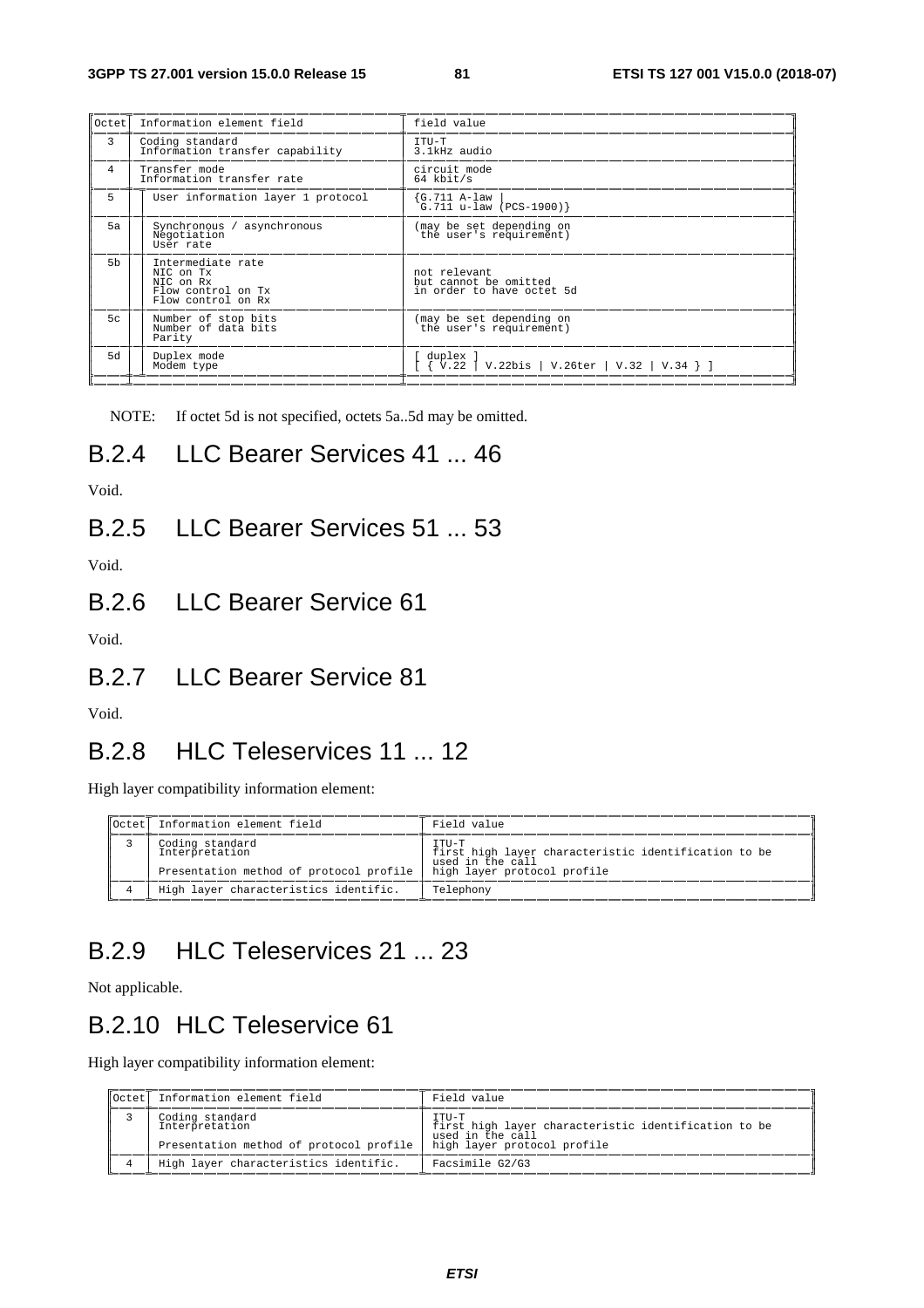| Octet | Information element field | field value |
|---|---|---|
| 3 | Coding standard<br>Information transfer capability | ITU-T<br>3.1kHz audio |
| 4 | Transfer mode<br>Information transfer rate | circuit mode<br>64 kbit/s |
| 5 | User information layer 1 protocol | {G.711 A-law \|<br>G.711 u-law (PCS-1900)} |
| 5a | Synchronous / asynchronous<br>Negotiation<br>User rate | (may be set depending on<br>the user's requirement) |
| 5b | Intermediate rate<br>NIC on Tx<br>NIC on Rx<br>Flow control on Tx<br>Flow control on Rx | not relevant<br>but cannot be omitted<br>in order to have octet 5d |
| 5c | Number of stop bits<br>Number of data bits<br>Parity | (may be set depending on<br>the user's requirement) |
| 5d | Duplex mode<br>Modem type | [ duplex ]<br>[ { V.22 \| V.22bis \| V.26ter \| V.32 \| V.34 } ] |

NOTE: If octet 5d is not specified, octets 5a..5d may be omitted.

## B.2.4 LLC Bearer Services 41 ... 46

Void.

## B.2.5 LLC Bearer Services 51 ... 53

Void.

## B.2.6 LLC Bearer Service 61

Void.

## B.2.7 LLC Bearer Service 81

Void.

## B.2.8 HLC Teleservices 11 ... 12

High layer compatibility information element:

| Octet | Information element field | Field value |
|---|---|---|
| 3 | Coding standard<br>Interpretation<br><br>Presentation method of protocol profile | ITU-T<br>first high layer characteristic identification to be used in the call<br>high layer protocol profile |
| 4 | High layer characteristics identific. | Telephony |

## B.2.9 HLC Teleservices 21 ... 23

Not applicable.

## B.2.10 HLC Teleservice 61

High layer compatibility information element:

| Octet | Information element field | Field value |
|---|---|---|
| 3 | Coding standard<br>Interpretation<br><br>Presentation method of protocol profile | ITU-T<br>first high layer characteristic identification to be used in the call<br>high layer protocol profile |
| 4 | High layer characteristics identific. | Facsimile G2/G3 |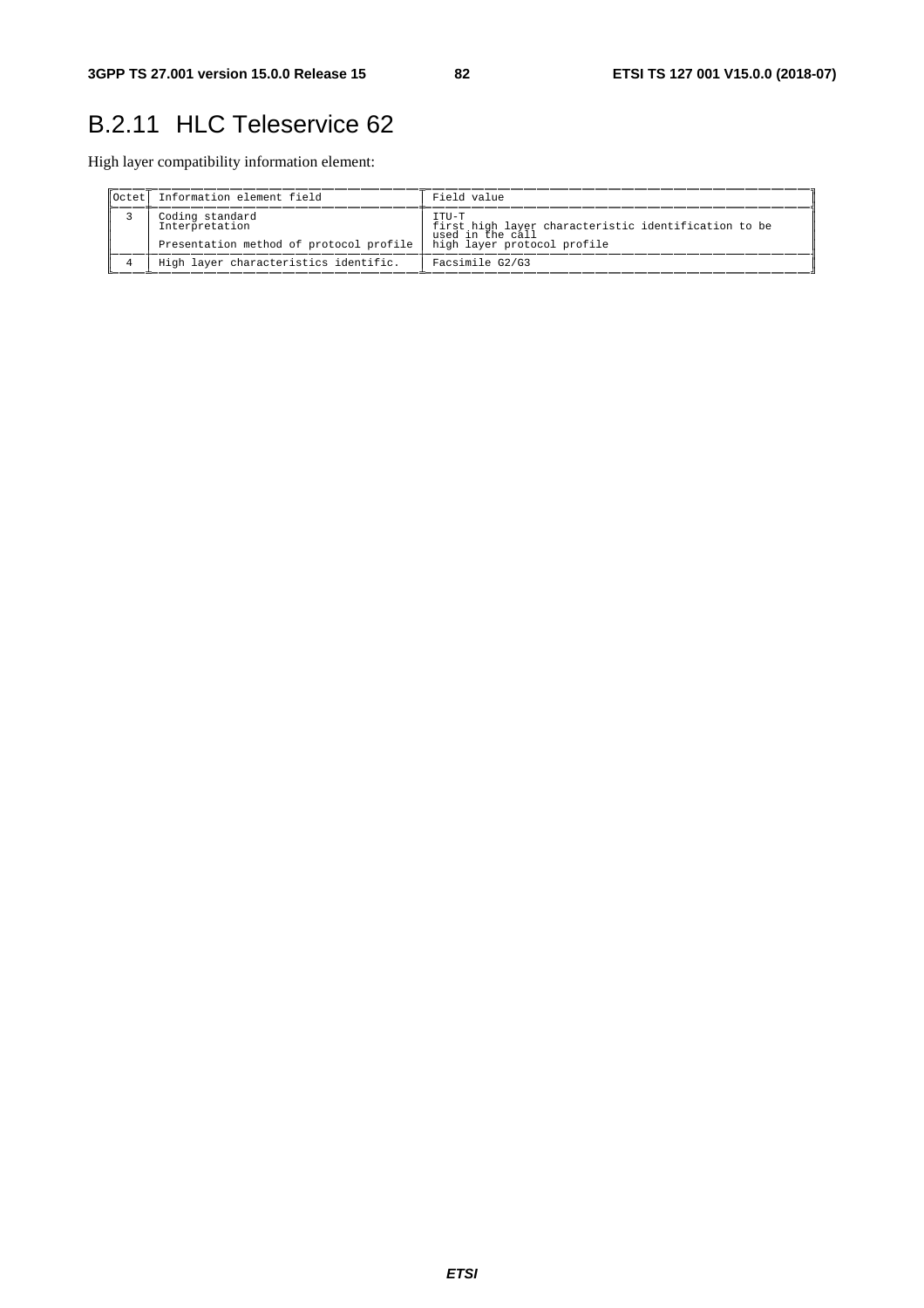## B.2.11 HLC Teleservice 62

High layer compatibility information element:

| Octet | Information element field | Field value |
|---|---|---|
| 3 | Coding standard<br>Interpretation<br><br>Presentation method of protocol profile | ITU-T<br>first high layer characteristic identification to be used in the call<br>high layer protocol profile |
| 4 | High layer characteristics identific. | Facsimile G2/G3 |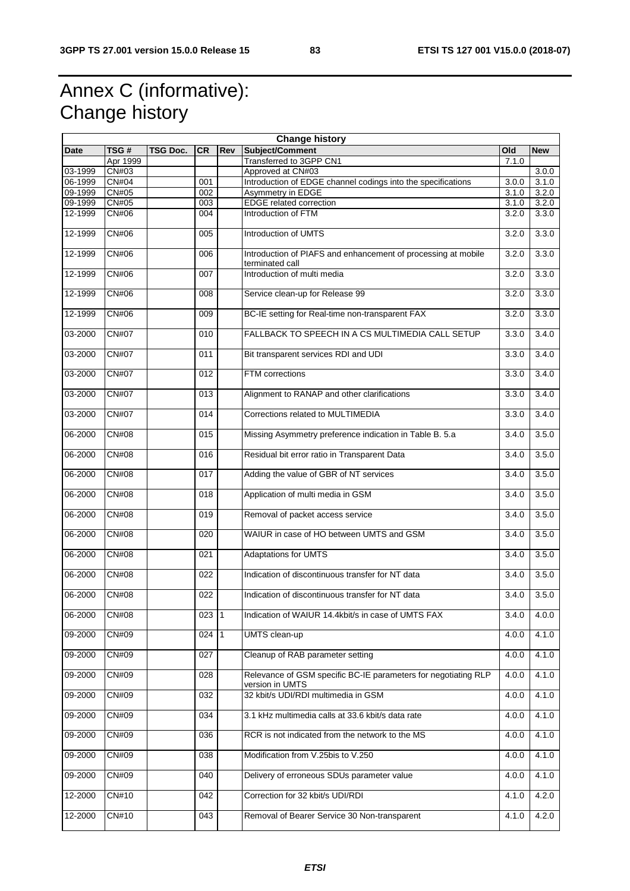# Annex C (informative): Change history

| Change history | | | | | | | |
|---|---|---|---|---|---|---|---|
| **Date** | **TSG #** | **TSG Doc.** | **CR** | **Rev** | **Subject/Comment** | **Old** | **New** |
| | Apr 1999 | | | | Transferred to 3GPP CN1 | 7.1.0 | |
| 03-1999 | CN#03 | | | | Approved at CN#03 | | 3.0.0 |
| 06-1999 | CN#04 | | 001 | | Introduction of EDGE channel codings into the specifications | 3.0.0 | 3.1.0 |
| 09-1999 | CN#05 | | 002 | | Asymmetry in EDGE | 3.1.0 | 3.2.0 |
| 09-1999 | CN#05 | | 003 | | EDGE related correction | 3.1.0 | 3.2.0 |
| 12-1999 | CN#06 | | 004 | | Introduction of FTM | 3.2.0 | 3.3.0 |
| 12-1999 | CN#06 | | 005 | | Introduction of UMTS | 3.2.0 | 3.3.0 |
| 12-1999 | CN#06 | | 006 | | Introduction of PIAFS and enhancement of processing at mobile terminated call | 3.2.0 | 3.3.0 |
| 12-1999 | CN#06 | | 007 | | Introduction of multi media | 3.2.0 | 3.3.0 |
| 12-1999 | CN#06 | | 008 | | Service clean-up for Release 99 | 3.2.0 | 3.3.0 |
| 12-1999 | CN#06 | | 009 | | BC-IE setting for Real-time non-transparent FAX | 3.2.0 | 3.3.0 |
| 03-2000 | CN#07 | | 010 | | FALLBACK TO SPEECH IN A CS MULTIMEDIA CALL SETUP | 3.3.0 | 3.4.0 |
| 03-2000 | CN#07 | | 011 | | Bit transparent services RDI and UDI | 3.3.0 | 3.4.0 |
| 03-2000 | CN#07 | | 012 | | FTM corrections | 3.3.0 | 3.4.0 |
| 03-2000 | CN#07 | | 013 | | Alignment to RANAP and other clarifications | 3.3.0 | 3.4.0 |
| 03-2000 | CN#07 | | 014 | | Corrections related to MULTIMEDIA | 3.3.0 | 3.4.0 |
| 06-2000 | CN#08 | | 015 | | Missing Asymmetry preference indication in Table B. 5.a | 3.4.0 | 3.5.0 |
| 06-2000 | CN#08 | | 016 | | Residual bit error ratio in Transparent Data | 3.4.0 | 3.5.0 |
| 06-2000 | CN#08 | | 017 | | Adding the value of GBR of NT services | 3.4.0 | 3.5.0 |
| 06-2000 | CN#08 | | 018 | | Application of multi media in GSM | 3.4.0 | 3.5.0 |
| 06-2000 | CN#08 | | 019 | | Removal of packet access service | 3.4.0 | 3.5.0 |
| 06-2000 | CN#08 | | 020 | | WAIUR in case of HO between UMTS and GSM | 3.4.0 | 3.5.0 |
| 06-2000 | CN#08 | | 021 | | Adaptations for UMTS | 3.4.0 | 3.5.0 |
| 06-2000 | CN#08 | | 022 | | Indication of discontinuous transfer for NT data | 3.4.0 | 3.5.0 |
| 06-2000 | CN#08 | | 022 | | Indication of discontinuous transfer for NT data | 3.4.0 | 3.5.0 |
| 06-2000 | CN#08 | | 023 | 1 | Indication of WAIUR 14.4kbit/s in case of UMTS FAX | 3.4.0 | 4.0.0 |
| 09-2000 | CN#09 | | 024 | 1 | UMTS clean-up | 4.0.0 | 4.1.0 |
| 09-2000 | CN#09 | | 027 | | Cleanup of RAB parameter setting | 4.0.0 | 4.1.0 |
| 09-2000 | CN#09 | | 028 | | Relevance of GSM specific BC-IE parameters for negotiating RLP version in UMTS | 4.0.0 | 4.1.0 |
| 09-2000 | CN#09 | | 032 | | 32 kbit/s UDI/RDI multimedia in GSM | 4.0.0 | 4.1.0 |
| 09-2000 | CN#09 | | 034 | | 3.1 kHz multimedia calls at 33.6 kbit/s data rate | 4.0.0 | 4.1.0 |
| 09-2000 | CN#09 | | 036 | | RCR is not indicated from the network to the MS | 4.0.0 | 4.1.0 |
| 09-2000 | CN#09 | | 038 | | Modification from V.25bis to V.250 | 4.0.0 | 4.1.0 |
| 09-2000 | CN#09 | | 040 | | Delivery of erroneous SDUs parameter value | 4.0.0 | 4.1.0 |
| 12-2000 | CN#10 | | 042 | | Correction for 32 kbit/s UDI/RDI | 4.1.0 | 4.2.0 |
| 12-2000 | CN#10 | | 043 | | Removal of Bearer Service 30 Non-transparent | 4.1.0 | 4.2.0 |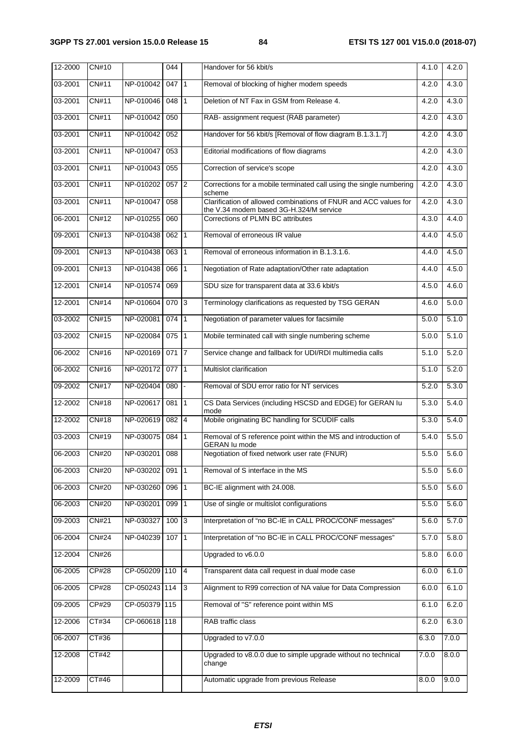| 12-2000 | CN#10 |  | 044 |  | Handover for 56 kbit/s | 4.1.0 | 4.2.0 |
|---|---|---|---|---|---|---|---|
| 03-2001 | CN#11 | NP-010042 | 047 | 1 | Removal of blocking of higher modem speeds | 4.2.0 | 4.3.0 |
| 03-2001 | CN#11 | NP-010046 | 048 | 1 | Deletion of NT Fax in GSM from Release 4. | 4.2.0 | 4.3.0 |
| 03-2001 | CN#11 | NP-010042 | 050 |  | RAB- assignment request (RAB parameter) | 4.2.0 | 4.3.0 |
| 03-2001 | CN#11 | NP-010042 | 052 |  | Handover for 56 kbit/s [Removal of flow diagram B.1.3.1.7] | 4.2.0 | 4.3.0 |
| 03-2001 | CN#11 | NP-010047 | 053 |  | Editorial modifications of flow diagrams | 4.2.0 | 4.3.0 |
| 03-2001 | CN#11 | NP-010043 | 055 |  | Correction of service's scope | 4.2.0 | 4.3.0 |
| 03-2001 | CN#11 | NP-010202 | 057 | 2 | Corrections for a mobile terminated call using the single numbering scheme | 4.2.0 | 4.3.0 |
| 03-2001 | CN#11 | NP-010047 | 058 |  | Clarification of allowed combinations of FNUR and ACC values for the V.34 modem based 3G-H.324/M service | 4.2.0 | 4.3.0 |
| 06-2001 | CN#12 | NP-010255 | 060 |  | Corrections of PLMN BC attributes | 4.3.0 | 4.4.0 |
| 09-2001 | CN#13 | NP-010438 | 062 | 1 | Removal of erroneous IR value | 4.4.0 | 4.5.0 |
| 09-2001 | CN#13 | NP-010438 | 063 | 1 | Removal of erroneous information in B.1.3.1.6. | 4.4.0 | 4.5.0 |
| 09-2001 | CN#13 | NP-010438 | 066 | 1 | Negotiation of Rate adaptation/Other rate adaptation | 4.4.0 | 4.5.0 |
| 12-2001 | CN#14 | NP-010574 | 069 |  | SDU size for transparent data at 33.6 kbit/s | 4.5.0 | 4.6.0 |
| 12-2001 | CN#14 | NP-010604 | 070 | 3 | Terminology clarifications as requested by TSG GERAN | 4.6.0 | 5.0.0 |
| 03-2002 | CN#15 | NP-020081 | 074 | 1 | Negotiation of parameter values for facsimile | 5.0.0 | 5.1.0 |
| 03-2002 | CN#15 | NP-020084 | 075 | 1 | Mobile terminated call with single numbering scheme | 5.0.0 | 5.1.0 |
| 06-2002 | CN#16 | NP-020169 | 071 | 7 | Service change and fallback for UDI/RDI multimedia calls | 5.1.0 | 5.2.0 |
| 06-2002 | CN#16 | NP-020172 | 077 | 1 | Multislot clarification | 5.1.0 | 5.2.0 |
| 09-2002 | CN#17 | NP-020404 | 080 | - | Removal of SDU error ratio for NT services | 5.2.0 | 5.3.0 |
| 12-2002 | CN#18 | NP-020617 | 081 | 1 | CS Data Services (including HSCSD and EDGE) for GERAN Iu mode | 5.3.0 | 5.4.0 |
| 12-2002 | CN#18 | NP-020619 | 082 | 4 | Mobile originating BC handling for SCUDIF calls | 5.3.0 | 5.4.0 |
| 03-2003 | CN#19 | NP-030075 | 084 | 1 | Removal of S reference point within the MS and introduction of GERAN Iu mode | 5.4.0 | 5.5.0 |
| 06-2003 | CN#20 | NP-030201 | 088 |  | Negotiation of fixed network user rate (FNUR) | 5.5.0 | 5.6.0 |
| 06-2003 | CN#20 | NP-030202 | 091 | 1 | Removal of S interface in the MS | 5.5.0 | 5.6.0 |
| 06-2003 | CN#20 | NP-030260 | 096 | 1 | BC-IE alignment with 24.008. | 5.5.0 | 5.6.0 |
| 06-2003 | CN#20 | NP-030201 | 099 | 1 | Use of single or multislot configurations | 5.5.0 | 5.6.0 |
| 09-2003 | CN#21 | NP-030327 | 100 | 3 | Interpretation of "no BC-IE in CALL PROC/CONF messages" | 5.6.0 | 5.7.0 |
| 06-2004 | CN#24 | NP-040239 | 107 | 1 | Interpretation of "no BC-IE in CALL PROC/CONF messages" | 5.7.0 | 5.8.0 |
| 12-2004 | CN#26 |  |  |  | Upgraded to v6.0.0 | 5.8.0 | 6.0.0 |
| 06-2005 | CP#28 | CP-050209 | 110 | 4 | Transparent data call request in dual mode case | 6.0.0 | 6.1.0 |
| 06-2005 | CP#28 | CP-050243 | 114 | 3 | Alignment to R99 correction of NA value for Data Compression | 6.0.0 | 6.1.0 |
| 09-2005 | CP#29 | CP-050379 | 115 |  | Removal of "S" reference point within MS | 6.1.0 | 6.2.0 |
| 12-2006 | CT#34 | CP-060618 | 118 |  | RAB traffic class | 6.2.0 | 6.3.0 |
| 06-2007 | CT#36 |  |  |  | Upgraded to v7.0.0 | 6.3.0 | 7.0.0 |
| 12-2008 | CT#42 |  |  |  | Upgraded to v8.0.0 due to simple upgrade without no technical change | 7.0.0 | 8.0.0 |
| 12-2009 | CT#46 |  |  |  | Automatic upgrade from previous Release | 8.0.0 | 9.0.0 |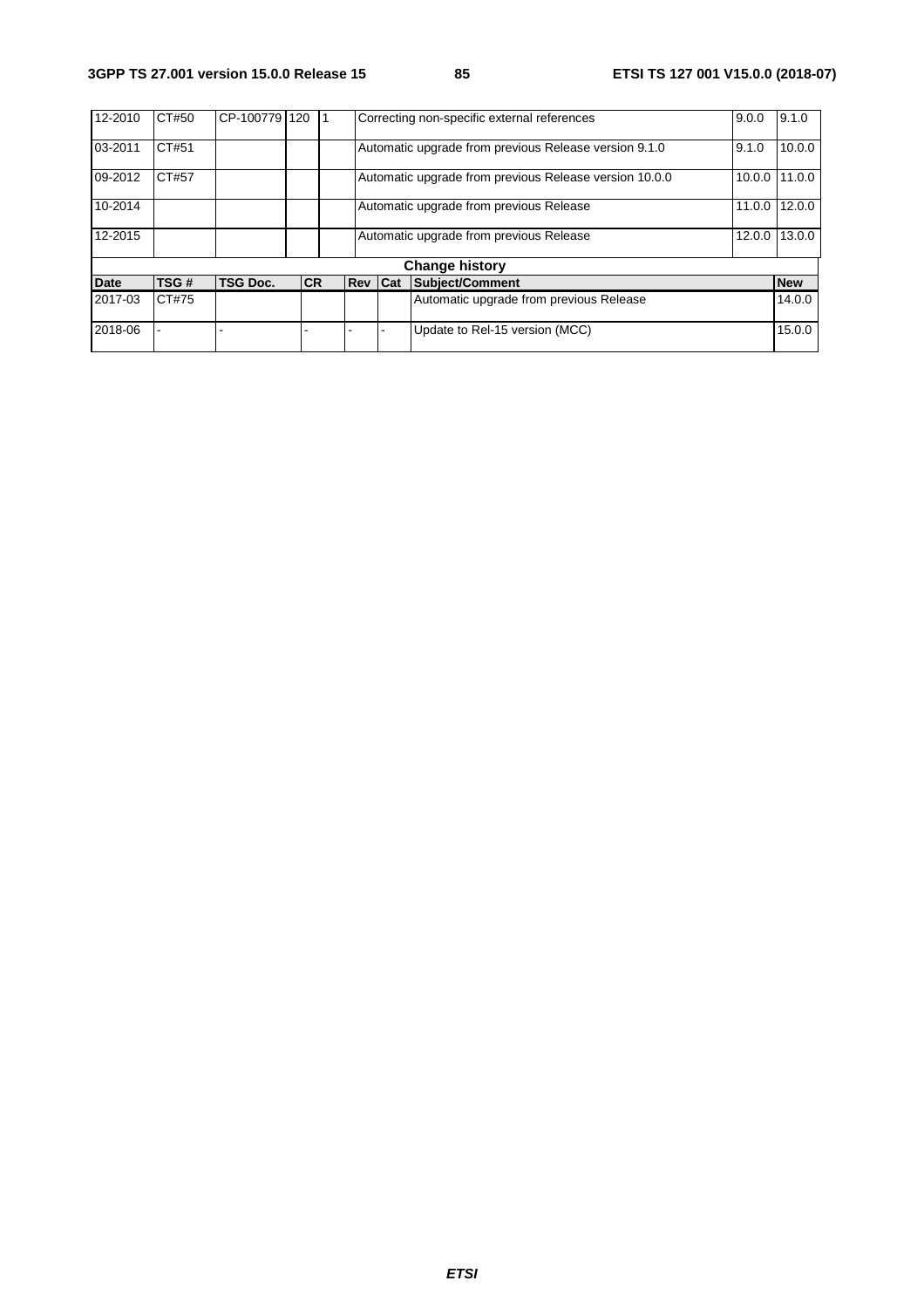| 12-2010 | CT#50 | CP-100779 | 120 | 1 | Correcting non-specific external references | 9.0.0 | 9.1.0 |
|---|---|---|---|---|---|---|---|
| 03-2011 | CT#51 | | | | Automatic upgrade from previous Release version 9.1.0 | 9.1.0 | 10.0.0 |
| 09-2012 | CT#57 | | | | Automatic upgrade from previous Release version 10.0.0 | 10.0.0 | 11.0.0 |
| 10-2014 | | | | | Automatic upgrade from previous Release | 11.0.0 | 12.0.0 |
| 12-2015 | | | | | Automatic upgrade from previous Release | 12.0.0 | 13.0.0 |

| Change history | | | | | | | |
|---|---|---|---|---|---|---|---|
| **Date** | **TSG #** | **TSG Doc.** | **CR** | **Rev** | **Cat** | **Subject/Comment** | **New** |
| 2017-03 | CT#75 | | | | | Automatic upgrade from previous Release | 14.0.0 |
| 2018-06 | - | - | - | - | - | Update to Rel-15 version (MCC) | 15.0.0 |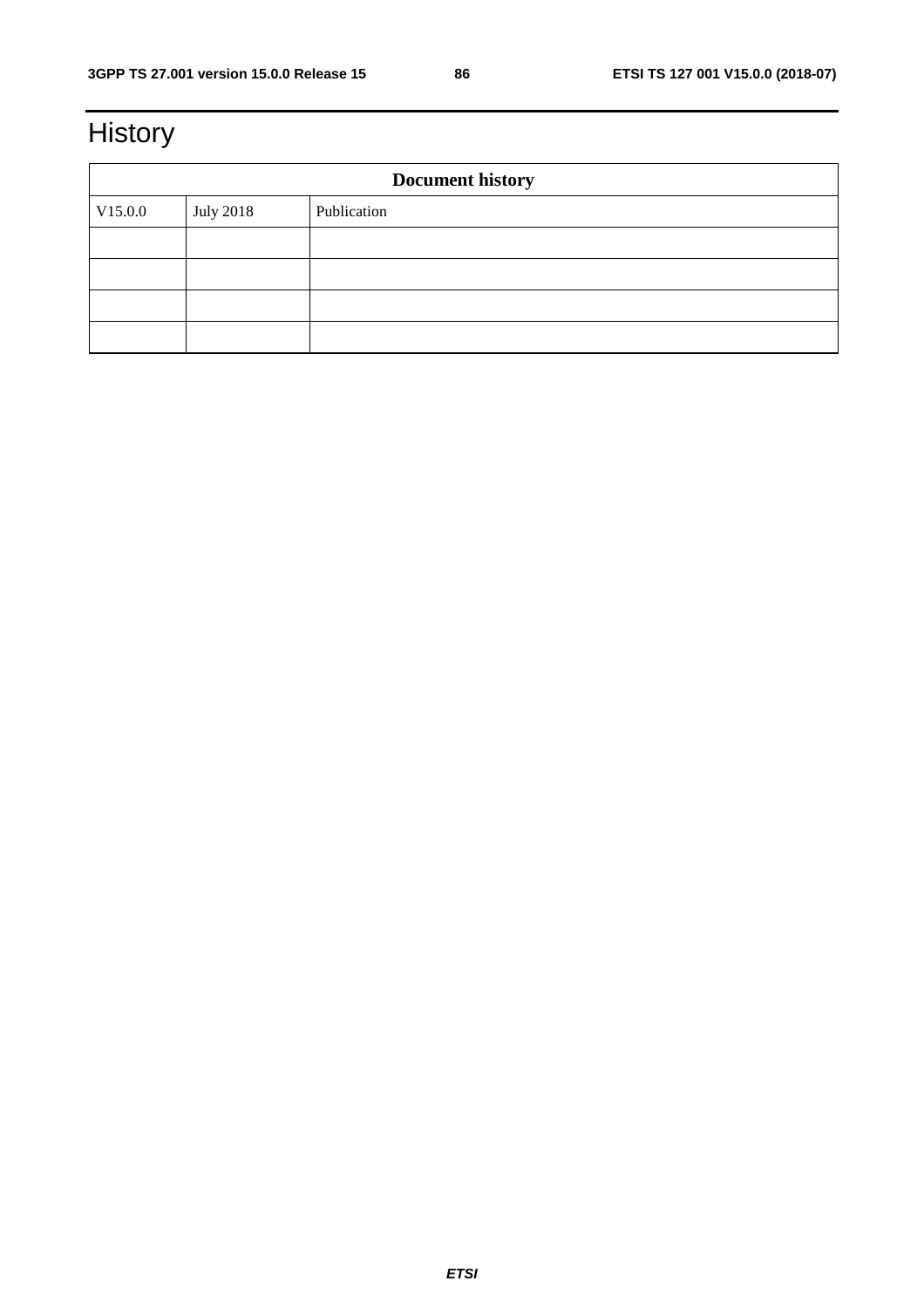# History

| Document history | | |
|---|---|---|
| V15.0.0 | July 2018 | Publication |
| | | |
| | | |
| | | |
| | | |